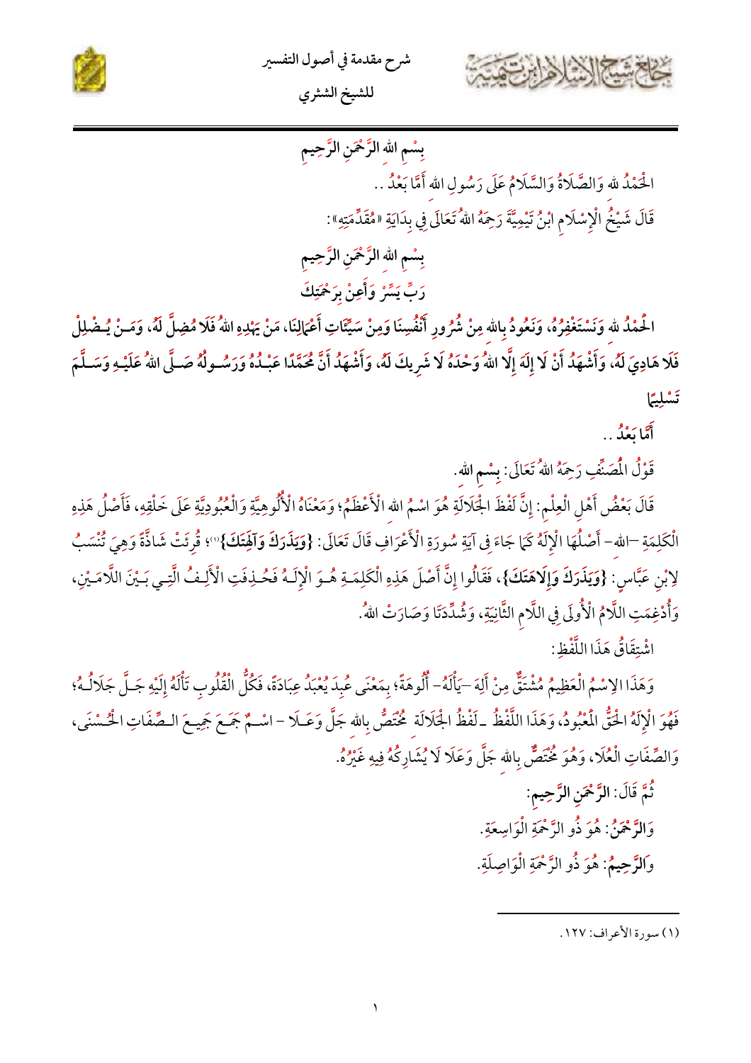بِسْمِ اللهِ الرَّحْمَنِ الرَّحِيمِ

الْحَمْدُ للهِ وَالصَّلَاةُ وَالسَّلَامُ عَلَى رَسُولِ اللهِ أَمَّا بَعْدُ ..

قَالَ شَيْخُ الْإِسْلَامِ ابْنُ تَيْمِيَّةَ رَحِمَهُ اللهُ تَعَالَى فِي بِدَايَةِ «مُقَدِّمَتِهِ»:

بِسْمِ اللهِ الرَّحْمَنِ الرَّحِيمِ

رَبِّ يَسِّرْ وَأَعِنْ بِرَحْمَتِكَ

**الْحَمْدُ للهِ وَنَسْتَغْفِرُهُ، وَنَعُوذُ بِاللهِ مِنْ شُرُورِ أَنْفُسِنَا وَمِنْ سَيِّئَاتِ أَعْمَالِنَا، مَنْ يَهْدِهِ اللهُ فَلَا مُضِلَّ لَهُ، وَمَنْ يُضْلِلْ فَلَا هَادِيَ لَهُ، وَأَشْهَدُ أَنْ لَا إِلَهَ إِلَّا اللهُ وَحْدَهُ لَا شَرِيكَ لَهُ، وَأَشْهَدُ أَنَّ مُحَمَّدًا عَبْدُهُ وَرَسُولُهُ صَلَّى اللهُ عَلَيْهِ وَسَلَّمَ تَسْلِيمًا**

**أَمَّا بَعْدُ ..**

قَوْلُ الْمُصَنِّفِ رَحِمَهُ اللهُ تَعَالَى: **بِسْمِ اللهِ**.

قَالَ بَعْضُ أَهْلِ الْعِلْمِ: إِنَّ لَفْظَ الْجَلَالَةِ هُوَ اسْمُ اللهِ الْأَعْظَمُ؛ وَمَعْنَاهُ الْأُلُوهِيَّةِ وَالْعُبُودِيَّةِ عَلَى خَلْقِهِ، فَأَصْلُ هَذِهِ الْكَلِمَةِ –الله– أَصْلُهَا الْإِلَهُ كَمَا جَاءَ فِي آيَةِ سُورَةِ الْأَعْرَافِ قَالَ تَعَالَى: **{وَيَذَرَكَ وَآلِهَتَكَ}**[1]؛ قُرِئَتْ شَاذَّةً وَهِيَ تُنْسَبُ لِابْنِ عَبَّاسٍ: **{وَيَذَرَكَ وَإِلَاهَتَكَ}**، فَقَالُوا إِنَّ أَصْلَ هَذِهِ الْكَلِمَةِ هُوَ الْإِلَهُ فَحُذِفَتِ الْأَلِفُ الَّتِي بَيْنَ اللَّامَيْنِ، وَأُدْغِمَتِ اللَّامُ الْأُولَى فِي اللَّامِ الثَّانِيَةِ، وَشُدِّدَتَا وَصَارَتْ اللهُ.

اشْتِقَاقُ هَذَا اللَّفْظِ:

وَهَذَا الِاسْمُ الْعَظِيمُ مُشْتَقٌّ مِنْ أَلِهَ –يَأْلَهُ– أُلُوهَةً؛ بِمَعْنَى عُبِدَ يُعْبَدُ عِبَادَةً، فَكُلُّ الْقُلُوبِ تَأْلَهُ إِلَيْهِ جَلَّ جَلَالُهُ؛ فَهُوَ الْإِلَهُ الْحَقُّ الْمَعْبُودُ، وَهَذَا اللَّفْظُ ـ لَفْظُ الْجَلَالَةِ مُخْتَصٌّ بِاللهِ جَلَّ وَعَلَا – اسْمٌ جَمَعَ جَمِيعَ الصِّفَاتِ الْحُسْنَى، وَالصِّفَاتِ الْعُلَا، وَهُوَ مُخْتَصٌّ بِاللهِ جَلَّ وَعَلَا لَا يُشَارِكُهُ فِيهِ غَيْرُهُ.

ثُمَّ قَالَ: **الرَّحْمَنِ الرَّحِيمِ**:

وَ**الرَّحْمَنُ**: هُوَ ذُو الرَّحْمَةِ الْوَاسِعَةِ.

وَ**الرَّحِيمُ**: هُوَ ذُو الرَّحْمَةِ الْوَاصِلَةِ.

---

(١) سورة الأعراف: ١٢٧.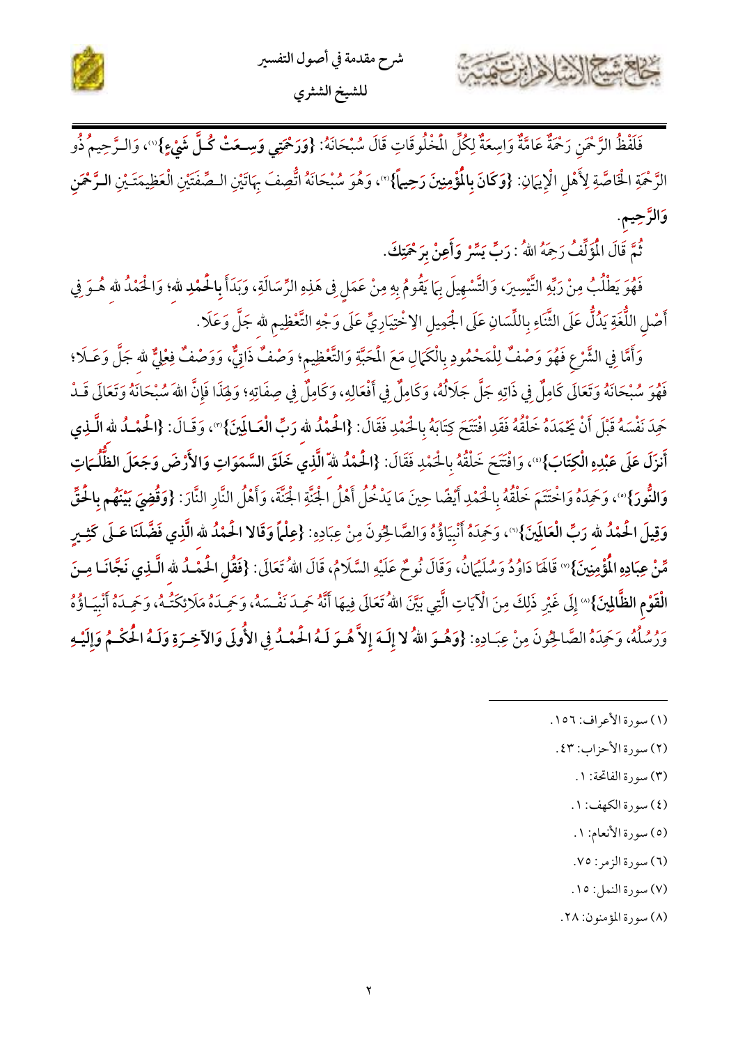فَلَفْظُ الرَّحْمَنِ رَحْمَةٌ عَامَّةٌ وَاسِعَةٌ لِكُلِّ الْمَخْلُوقَاتِ قَالَ سُبْحَانَهُ: **{وَرَحْمَتِي وَسِعَتْ كُلَّ شَيْءٍ}**(١)، وَالرَّحِيمُ ذُو الرَّحْمَةِ الْخَاصَّةِ لِأَهْلِ الْإِيمَانِ: **{وَكَانَ بِالْمُؤْمِنِينَ رَحِيماً}**(٢)، وَهُوَ سُبْحَانَهُ اتُّصِفَ بِهَاتَيْنِ الصِّفَتَيْنِ الْعَظِيمَتَيْنِ **الرَّحْمَنِ وَالرَّحِيمِ**.

ثُمَّ قَالَ الْمُؤَلِّفُ رَحِمَهُ اللهُ : **رَبِّ يَسِّرْ وَأَعِنْ بِرَحْمَتِكَ.**

فَهُوَ يَطْلُبُ مِنْ رَبِّهِ التَّيْسِيرَ، وَالتَّسْهِيلَ بِمَا يَقُومُ بِهِ مِنْ عَمَلٍ فِي هَذِهِ الرِّسَالَةِ، وَبَدَأَ **بِالْحَمْدِ لله**؛ وَالْحَمْدُ لله هُوَ فِي أَصْلِ اللُّغَةِ يَدُلُّ عَلَى الثَّنَاءِ بِاللِّسَانِ عَلَى الْجَمِيلِ الِاخْتِيَارِيِّ عَلَى وَجْهِ التَّعْظِيمِ لله جَلَّ وَعَلَا.

وَأَمَّا فِي الشَّرْعِ فَهُوَ وَصْفٌ لِلْمَحْمُودِ بِالْكَمَالِ مَعَ الْمَحَبَّةِ وَالتَّعْظِيمِ؛ وَصْفٌ ذَاتِيٌّ، وَوَصْفٌ فِعْلِيٌّ لله جَلَّ وَعَلَا؛ فَهُوَ سُبْحَانَهُ وَتَعَالَى كَامِلٌ فِي ذَاتِهِ جَلَّ جَلَالُهُ، وَكَامِلٌ فِي أَفْعَالِهِ، وَكَامِلٌ فِي صِفَاتِهِ؛ وَلِهَذَا فَإِنَّ اللهَ سُبْحَانَهُ وَتَعَالَى قَدْ حَمِدَ نَفْسَهُ قَبْلَ أَنْ يَحْمَدَهُ خَلْقُهُ فَقَدِ افْتَتَحَ كِتَابَهُ بِالْحَمْدِ فَقَالَ: **{الْحَمْدُ للهِ رَبِّ الْعَالَمِينَ}**(٣)، وَقَالَ: **{الْحَمْدُ للهِ الَّذِي أَنزَلَ عَلَى عَبْدِهِ الْكِتَابَ}**(٤)، وَافْتَتَحَ خَلْقَهُ بِالْحَمْدِ فَقَالَ: **{الْحَمْدُ للهِ الَّذِي خَلَقَ السَّمَوَاتِ وَالأَرْضَ وَجَعَلَ الظُّلُمَاتِ وَالنُّورَ}**(٥)، وَحَمِدَهُ وَاخْتَتَمَ خَلْقَهُ بِالْحَمْدِ أَيْضًا حِينَ مَا يَدْخُلُ أَهْلُ الْجَنَّةِ الْجَنَّةَ، وَأَهْلُ النَّارِ النَّارَ: **{وَقُضِيَ بَيْنَهُم بِالْحَقِّ وَقِيلَ الْحَمْدُ للهِ رَبِّ الْعَالَمِينَ}**(٦)، وَحَمِدَهُ أَنْبِيَاؤُهُ وَالصَّالِحُونَ مِنْ عِبَادِهِ: **{عِلْماً وَقَالا الْحَمْدُ للهِ الَّذِي فَضَّلَنَا عَلَى كَثِيرٍ مِّنْ عِبَادِهِ الْمُؤْمِنِينَ}**(٧) قَالَهَا دَاوُدُ وَسُلَيْمَانُ، وَقَالَ نُوحٌ عَلَيْهِ السَّلَامُ، قَالَ اللهُ تَعَالَى: **{فَقُلِ الْحَمْدُ للهِ الَّذِي نَجَّانَا مِنَ الْقَوْمِ الظَّالِمِينَ}**(٨) إِلَى غَيْرِ ذَلِكَ مِنَ الْآيَاتِ الَّتِي بَيَّنَ اللهُ تَعَالَى فِيهَا أَنَّهُ حَمِدَ نَفْسَهُ، وَحَمِدَهُ مَلَائِكَتُهُ، وَحَمِدَهُ أَنْبِيَاؤُهُ وَرُسُلُهُ، وَحَمِدَهُ الصَّالِحُونَ مِنْ عِبَادِهِ: **{وَهُوَ اللهُ لا إِلَهَ إِلاَّ هُوَ لَهُ الْحَمْدُ فِي الأُولَى وَالآخِرَةِ وَلَهُ الْحُكْمُ وَإِلَيْهِ**

---

(١) سورة الأعراف: ١٥٦.

(٢) سورة الأحزاب: ٤٣.

(٣) سورة الفاتحة: ١.

(٤) سورة الكهف: ١.

(٥) سورة الأنعام: ١.

(٦) سورة الزمر: ٧٥.

(٧) سورة النمل: ١٥.

(٨) سورة المؤمنون: ٢٨.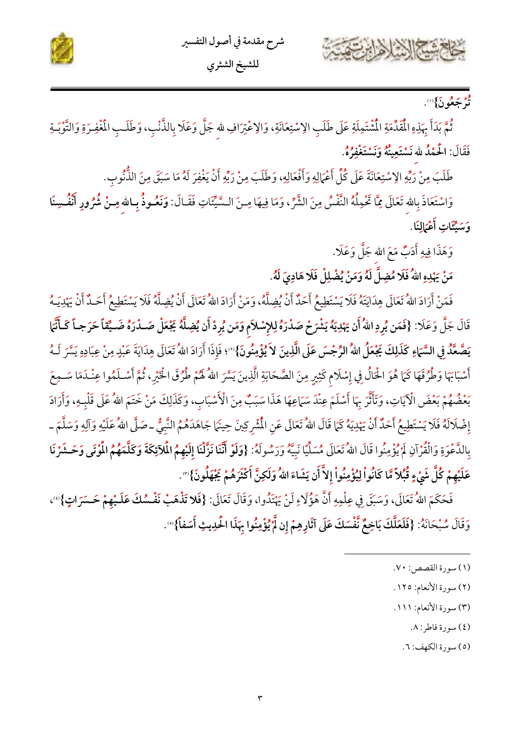تُرْجَعُونَ}(١).

ثُمَّ بَدَأَ بِهَذِهِ الْمُقَدِّمَةِ الْمُشْتَمِلَةِ عَلَى طَلَبِ الاِسْتِعَانَةِ، وَالاِعْتِرَافِ لله جَلَّ وَعَلَا بِالذَّنْبِ، وَطَلَبِ الْمَغْفِرَةِ وَالتَّوْبَةِ فَقَالَ: **الْحَمْدُ لله نَسْتَعِينُهُ وَنَسْتَغْفِرُهُ.**

طَلَبَ مِنْ رَبِّهِ الاِسْتِعَانَةَ عَلَى كُلِّ أَعْمَالِهِ وَأَفْعَالِهِ، وَطَلَبَ مِنْ رَبِّهِ أَنْ يَغْفِرَ لَهُ مَا سَبَقَ مِنَ الذُّنُوبِ.

وَاسْتَعَاذَ بِالله تَعَالَى مِمَّا تَحْمِلُهُ النَّفْسُ مِنَ الشَّرِّ، وَمَا فِيهَا مِنَ السَّيِّئَاتِ فَقَالَ: **وَنَعُوذُ بِالله مِنْ شُرُورِ أَنْفُسِنَا وَسَيِّئَاتِ أَعْمَالِنَا.**

وَهَذَا فِيهِ أَدَبٌ مَعَ الله جَلَّ وَعَلَا.

**مَنْ يَهْدِهِ اللهُ فَلَا مُضِلَّ لَهُ وَمَنْ يُضْلِلْ فَلَا هَادِيَ لَهُ.**

فَمَنْ أَرَادَ اللهُ تَعَالَى هِدَايَتَهُ فَلَا يَسْتَطِيعُ أَحَدٌ أَنْ يُضِلَّهُ، وَمَنْ أَرَادَ اللهُ تَعَالَى أَنْ يُضِلَّهُ فَلَا يَسْتَطِيعُ أَحَدٌ أَنْ يَهْدِيَهُ قَالَ جَلَّ وَعَلَا: **{فَمَن يُرِدِ اللهُ أَن يَهْدِيَهُ يَشْرَحْ صَدْرَهُ لِلإِسْلاَمِ وَمَن يُرِدْ أَن يُضِلَّهُ يَجْعَلْ صَدْرَهُ ضَيِّقاً حَرَجاً كَأَنَّمَا يَصَّعَّدُ فِي السَّمَاءِ كَذَلِكَ يَجْعَلُ اللهُ الرِّجْسَ عَلَى الَّذِينَ لاَ يُؤْمِنُونَ}**(٢)؛ فَإِذَا أَرَادَ اللهُ تَعَالَى هِدَايَةَ عَبْدٍ مِنْ عِبَادِهِ يَسَّرَ لَهُ أَسْبَابَهَا وَطُرُقَهَا كَمَا هُوَ الْحَالُ فِي إِسْلَامِ كَثِيرٍ مِنَ الصَّحَابَةِ الَّذِينَ يَسَّرَ اللهُ لَهُمْ طُرُقَ الْخَيْرِ، ثُمَّ أَسْلَمُوا عِنْدَمَا سَمِعَ بَعْضُهُمْ بَعْضَ الْآيَاتِ، وَتَأَثَّرَ بِهَا أَسْلَمَ عِنْدَ سَمَاعِهَا هَذَا سَبَبٌ مِنَ الْأَسْبَابِ، وَكَذَلِكَ مَنْ خَتَمَ اللهُ عَلَى قَلْبِهِ، وَأَرَادَ إِضْلَالَهُ فَلَا يَسْتَطِيعُ أَحَدٌ أَنْ يَهْدِيَهُ كَمَا قَالَ اللهُ تَعَالَى عَنِ الْمُشْرِكِينَ حِينَمَا جَاهَدَهُمُ النَّبِيُّ ـ صَلَّى اللهُ عَلَيْهِ وَآلِهِ وَسَلَّمَ ـ بِالدَّعْوَةِ وَالْقُرْآنِ لَمْ يُؤْمِنُوا قَالَ اللهُ تَعَالَى مُسَلِّيًا نَبِيَّهُ وَرَسُولَهُ: **{وَلَوْ أَنَّنَا نَزَّلْنَا إِلَيْهِمُ الْمَلآئِكَةَ وَكَلَّمَهُمُ الْمَوْتَى وَحَشَرْنَا عَلَيْهِمْ كُلَّ شَيْءٍ قُبُلاً مَّا كَانُواْ لِيُؤْمِنُواْ إِلاَّ أَن يَشَاءَ اللهُ وَلَكِنَّ أَكْثَرَهُمْ يَجْهَلُونَ}**(٣).

فَحَكَمَ اللهُ تَعَالَى، وَسَبَقَ فِي عِلْمِهِ أَنَّ هَؤُلَاءِ لَنْ يَهْتَدُوا، وَقَالَ تَعَالَى: **{فَلَا تَذْهَبْ نَفْسُكَ عَلَيْهِمْ حَسَرَاتٍ}**(٤)، وَقَالَ سُبْحَانَهُ: **{فَلَعَلَّكَ بَاخِعٌ نَّفْسَكَ عَلَى آثَارِهِمْ إِن لَّمْ يُؤْمِنُوا بِهَذَا الْحَدِيثِ أَسَفاً}**(٥).

---

(١) سورة القصص: ٧٠.

(٢) سورة الأنعام: ١٢٥.

(٣) سورة الأنعام: ١١١.

(٤) سورة فاطر: ٨.

(٥) سورة الكهف: ٦.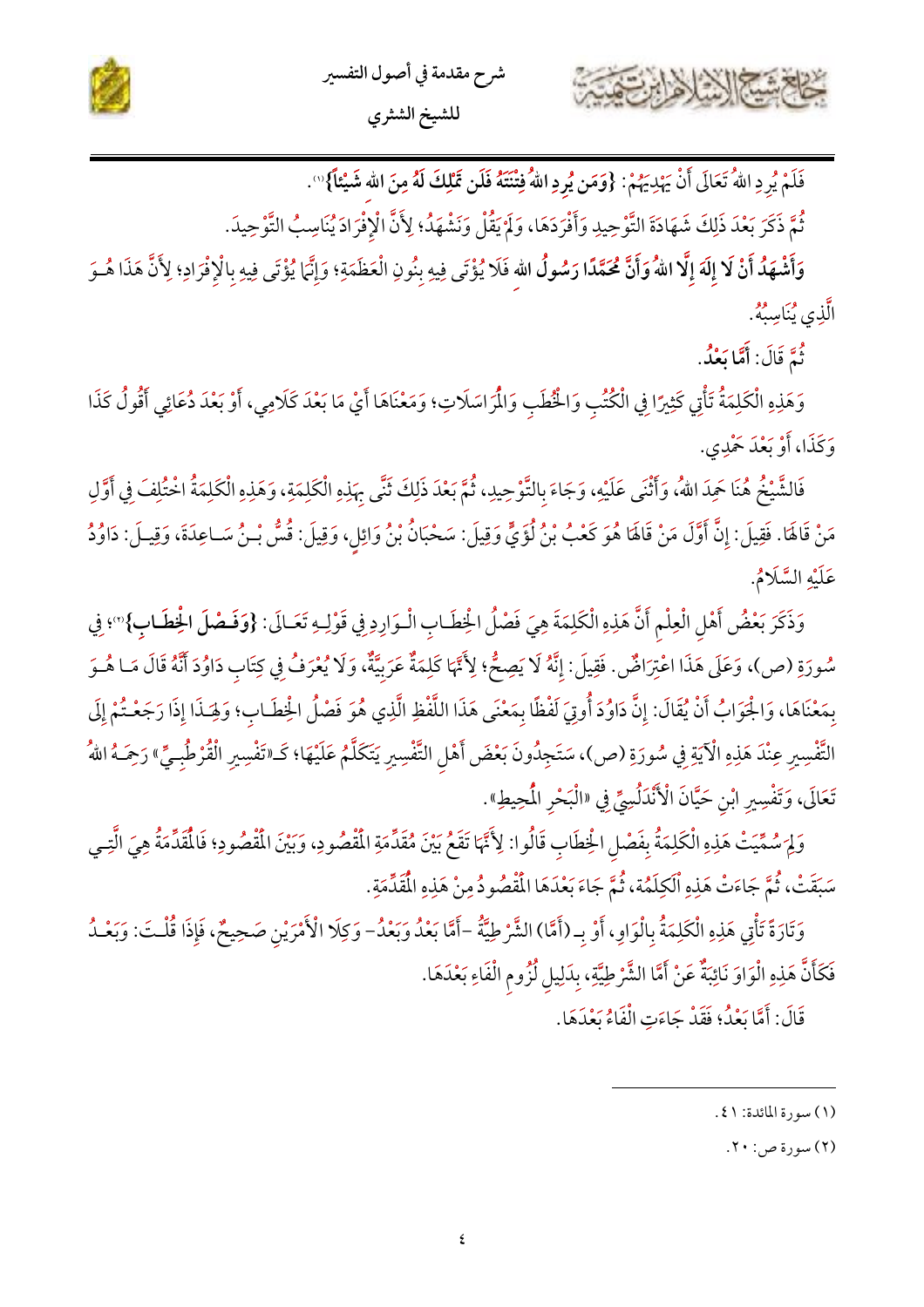فَلَمْ يُرِدِ اللهُ تَعَالَى أَنْ يَهْدِيَهُمْ: **{وَمَن يُرِدِ اللهُ فِتْنَتَهُ فَلَن تَمْلِكَ لَهُ مِنَ اللهِ شَيْئًا}**(١).

ثُمَّ ذَكَرَ بَعْدَ ذَلِكَ شَهَادَةَ التَّوْحِيدِ وَأَفْرَدَهَا، وَلَمْ يَقُلْ وَنَشْهَدُ؛ لِأَنَّ الْإِفْرَادَ يُنَاسِبُ التَّوْحِيدَ.

**وَأَشْهَدُ أَنْ لَا إِلَهَ إِلَّا اللهُ وَأَنَّ مُحَمَّدًا رَسُولُ اللهِ** فَلَا يُؤْتَى فِيهِ بِنُونِ الْعَظَمَةِ؛ وَإِنَّمَا يُؤْتَى فِيهِ بِالْإِفْرَادِ؛ لِأَنَّ هَذَا هُوَ الَّذِي يُنَاسِبُهُ.

ثُمَّ قَالَ: **أَمَّا بَعْدُ.**

وَهَذِهِ الْكَلِمَةُ تَأْتِي كَثِيرًا فِي الْكُتُبِ وَالْخُطَبِ وَالْمُرَاسَلَاتِ؛ وَمَعْنَاهَا أَيْ مَا بَعْدَ كَلَامِي، أَوْ بَعْدَ دُعَائِي أَقُولُ كَذَا وَكَذَا، أَوْ بَعْدَ حَمْدِي.

فَالشَّيْخُ هُنَا حَمِدَ اللهَ، وَأَثْنَى عَلَيْهِ، وَجَاءَ بِالتَّوْحِيدِ، ثُمَّ بَعْدَ ذَلِكَ ثَنَّى بِهَذِهِ الْكَلِمَةِ، وَهَذِهِ الْكَلِمَةُ اخْتُلِفَ فِي أَوَّلِ مَنْ قَالَهَا. فَقِيلَ: إِنَّ أَوَّلَ مَنْ قَالَهَا هُوَ كَعْبُ بْنُ لُؤَيٍّ وَقِيلَ: سَحْبَانُ بْنُ وَائِلٍ، وَقِيلَ: قُسُّ بْنُ سَاعِدَةَ، وَقِيلَ: دَاوُدُ عَلَيْهِ السَّلَامُ.

وَذَكَرَ بَعْضُ أَهْلِ الْعِلْمِ أَنَّ هَذِهِ الْكَلِمَةَ هِيَ فَصْلُ الْخِطَابِ الْوَارِدِ فِي قَوْلِهِ تَعَالَى: **{وَفَصْلَ الْخِطَابِ}**(٢)؛ فِي سُورَةِ (ص)، وَعَلَى هَذَا اعْتِرَاضٌ. فَقِيلَ: إِنَّهُ لَا يَصِحُّ؛ لِأَنَّهَا كَلِمَةٌ عَرَبِيَّةٌ، وَلَا يُعْرَفُ فِي كِتَابِ دَاوُدَ أَنَّهُ قَالَ مَا هُوَ بِمَعْنَاهَا، وَالْجَوَابُ أَنْ يُقَالَ: إِنَّ دَاوُدَ أُوتِيَ لَفْظًا بِمَعْنَى هَذَا اللَّفْظِ الَّذِي هُوَ فَصْلُ الْخِطَابِ؛ وَلِهَذَا إِذَا رَجَعْتُمْ إِلَى التَّفْسِيرِ عِنْدَ هَذِهِ الْآيَةِ فِي سُورَةِ (ص)، سَتَجِدُونَ بَعْضَ أَهْلِ التَّفْسِيرِ يَتَكَلَّمُ عَلَيْهَا؛ كَـ«تَفْسِيرِ الْقُرْطُبِيِّ» رَحِمَهُ اللهُ تَعَالَى، وَتَفْسِيرِ ابْنِ حَيَّانَ الْأَنْدَلُسِيِّ فِي «الْبَحْرِ الْمُحِيطِ».

وَلِمَ سُمِّيَتْ هَذِهِ الْكَلِمَةُ بِفَصْلِ الْخِطَابِ قَالُوا: لِأَنَّهَا تَقَعُ بَيْنَ مُقَدِّمَةِ الْمَقْصُودِ، وَبَيْنَ الْمَقْصُودِ؛ فَالْمُقَدِّمَةُ هِيَ الَّتِي سَبَقَتْ، ثُمَّ جَاءَتْ هَذِهِ الْكَلِمَةُ، ثُمَّ جَاءَ بَعْدَهَا الْمَقْصُودُ مِنْ هَذِهِ الْمُقَدِّمَةِ.

وَتَارَةً تَأْتِي هَذِهِ الْكَلِمَةُ بِالْوَاوِ، أَوْ بِـ(أَمَّا) الشَّرْطِيَّةِ -أَمَّا بَعْدُ وَبَعْدُ- وَكِلَا الْأَمْرَيْنِ صَحِيحٌ، فَإِذَا قُلْتَ: وَبَعْدُ فَكَأَنَّ هَذِهِ الْوَاوَ نَائِبَةٌ عَنْ أَمَّا الشَّرْطِيَّةِ، بِدَلِيلِ لُزُومِ الْفَاءِ بَعْدَهَا.

قَالَ: أَمَّا بَعْدُ؛ فَقَدْ جَاءَتِ الْفَاءُ بَعْدَهَا.

---

(١) سورة المائدة: ٤١.

(٢) سورة ص: ٢٠.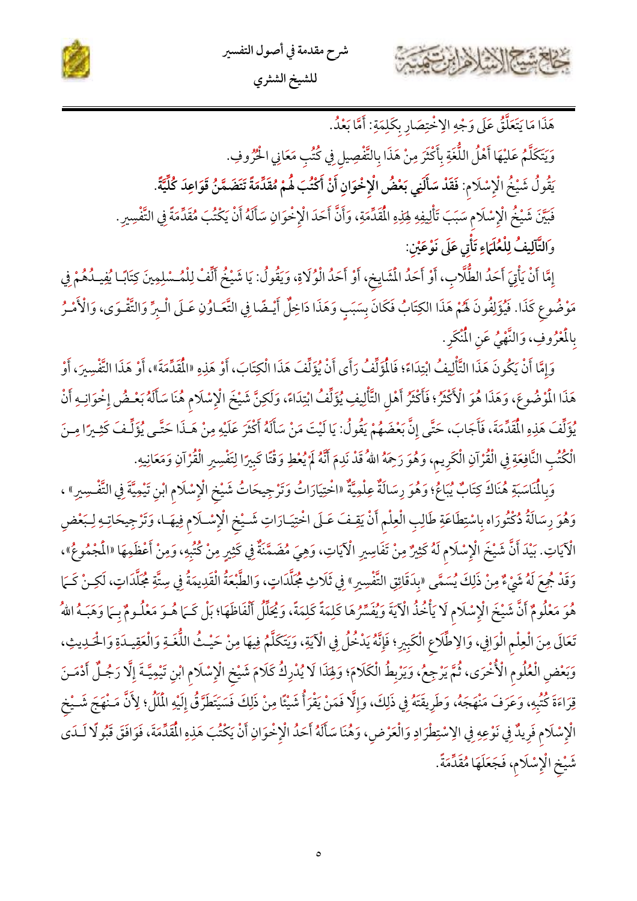هَذَا مَا يَتَعَلَّقُ عَلَى وَجْهِ الِاخْتِصَارِ بِكَلِمَةِ: أَمَّا بَعْدُ.

وَيَتَكَلَّمُ عَلَيْهَا أَهْلُ اللُّغَةِ بِأَكْثَرَ مِنْ هَذَا بِالتَّفْصِيلِ فِي كُتُبِ مَعَانِي الْحُرُوفِ.

يَقُولُ شَيْخُ الْإِسْلَامِ: **فَقَدْ سَأَلَنِي بَعْضُ الْإِخْوَانِ أَنْ أَكْتُبَ لَهُمْ مُقَدِّمَةً تَتَضَمَّنُ قَوَاعِدَ كُلِّيَّةً.**

فَبَيَّنَ شَيْخُ الْإِسْلَامِ سَبَبَ تَأْلِيفِهِ لِهَذِهِ الْمُقَدِّمَةِ، وَأَنَّ أَحَدَ الْإِخْوَانِ سَأَلَهُ أَنْ يَكْتُبَ مُقَدِّمَةً فِي التَّفْسِيرِ.

**وَالتَّآلِيفُ لِلْعُلَمَاءِ تَأْتِي عَلَى نَوْعَيْنِ:**

إِمَّا أَنْ يَأْتِيَ أَحَدُ الطُّلَّابِ، أَوْ أَحَدُ الْمَشَايِخِ، أَوْ أَحَدُ الْوُلَاةِ، وَيَقُولُ: يَا شَيْخُ أَلِّفْ لِلْمُسْلِمِينَ كِتَابًا يُفِيدُهُمْ فِي مَوْضُوعِ كَذَا. فَيُؤَلِّفُونَ لَهُمْ هَذَا الكِتَابَ فَكَانَ بِسَبَبٍ وَهَذَا دَاخِلٌ أَيْضًا فِي التَّعَاوُنِ عَلَى الْبِرِّ وَالتَّقْوَى، وَالْأَمْرُ بِالْمَعْرُوفِ، وَالنَّهْيُ عَنِ الْمُنْكَرِ.

وَإِمَّا أَنْ يَكُونَ هَذَا التَّأْلِيفُ ابْتِدَاءً؛ فَالْمُؤَلِّفُ رَأَى أَنْ يُؤَلِّفَ هَذَا الْكِتَابَ، أَوْ هَذِهِ «الْمُقَدِّمَةَ»، أَوْ هَذَا التَّفْسِيرَ، أَوْ هَذَا الْمَوْضُوعَ، وَهَذَا هُوَ الْأَكْثَرُ؛ فَأَكْثَرُ أَهْلِ التَّأْلِيفِ يُؤَلِّفُ ابْتِدَاءً، وَلَكِنَّ شَيْخَ الْإِسْلَامِ هُنَا سَأَلَهُ بَعْضُ إِخْوَانِهِ أَنْ يُؤَلِّفَ هَذِهِ الْمُقَدِّمَةَ، فَأَجَابَ، حَتَّى إِنَّ بَعْضَهُمْ يَقُولُ: يَا لَيْتَ مَنْ سَأَلَهُ أَكْثَرَ عَلَيْهِ مِنْ هَذَا حَتَّى يُؤَلِّفَ كَثِيرًا مِنَ الْكُتُبِ النَّافِعَةِ فِي الْقُرْآنِ الْكَرِيمِ، وَهُوَ رَحِمَهُ اللهُ قَدْ نَدِمَ أَنَّهُ لَمْ يُعْطِ وَقْتًا كَبِيرًا لِتَفْسِيرِ الْقُرْآنِ وَمَعَانِيهِ.

وَبِالْمُنَاسَبَةِ هُنَاكَ كِتَابٌ يُبَاعُ؛ وَهُوَ رِسَالَةٌ عِلْمِيَّةٌ «اخْتِيَارَاتُ وَتَرْجِيحَاتُ شَيْخِ الْإِسْلَامِ ابْنِ تَيْمِيَّةَ فِي التَّفْسِيرِ»، وَهُوَ رِسَالَةُ دُكْتُورَاه بِاسْتِطَاعَةِ طَالِبِ الْعِلْمِ أَنْ يَقِفَ عَلَى اخْتِيَارَاتِ شَيْخِ الْإِسْلَامِ فِيهَا، وَتَرْجِيحَاتِهِ لِبَعْضِ الْآيَاتِ. بَيْدَ أَنَّ شَيْخَ الْإِسْلَامِ لَهُ كَثِيرٌ مِنْ تَفَاسِيرِ الْآيَاتِ، وَهِيَ مُضَمَّنَةٌ فِي كَثِيرٍ مِنْ كُتُبِهِ، وَمِنْ أَعْظَمِهَا «الْمَجْمُوعُ»، وَقَدْ جُمِعَ لَهُ شَيْءٌ مِنْ ذَلِكَ يُسَمَّى «بِدَقَائِقِ التَّفْسِيرِ» فِي ثَلَاثِ مُجَلَّدَاتٍ، وَالطَّبْعَةُ الْقَدِيمَةُ فِي سِتَّةِ مُجَلَّدَاتٍ، لَكِنْ كَمَا هُوَ مَعْلُومٌ أَنَّ شَيْخَ الْإِسْلَامِ لَا يَأْخُذُ الْآيَةَ وَيُفَسِّرُهَا كَلِمَةً كَلِمَةً، وَيُحَلِّلُ أَلْفَاظَهَا؛ بَلْ كَمَا هُوَ مَعْلُومٌ بِمَا وَهَبَهُ اللهُ تَعَالَى مِنَ الْعِلْمِ الْوَافِي، وَالِاطِّلَاعِ الْكَبِيرِ؛ فَإِنَّهُ يَدْخُلُ فِي الْآيَةِ، وَيَتَكَلَّمُ فِيهَا مِنْ حَيْثُ اللُّغَةِ وَالْعَقِيدَةِ وَالْحَدِيثِ، وَبَعْضِ الْعُلُومِ الْأُخْرَى، ثُمَّ يَرْجِعُ، وَيَرْبِطُ الْكَلَامَ؛ وَلِهَذَا لَا يُدْرِكُ كَلَامَ شَيْخِ الْإِسْلَامِ ابْنِ تَيْمِيَّةَ إِلَّا رَجُلٌ أَدْمَنَ قِرَاءَةَ كُتُبِهِ، وَعَرَفَ مَنْهَجَهُ، وَطَرِيقَتَهُ فِي ذَلِكَ، وَإِلَّا فَمَنْ يَقْرَأُ شَيْئًا مِنْ ذَلِكَ فَسَيَتَطَرَّقُ إِلَيْهِ الْمَلَلُ؛ لِأَنَّ مَنْهَجَ شَيْخِ الْإِسْلَامِ فَرِيدٌ فِي نَوْعِهِ فِي الِاسْتِطْرَادِ وَالْعَرْضِ، وَهُنَا سَأَلَهُ أَحَدُ الْإِخْوَانِ أَنْ يَكْتُبَ هَذِهِ الْمُقَدِّمَةَ، فَوَافَقَ قَبُولًا لَدَى شَيْخِ الْإِسْلَامِ، فَجَعَلَهَا مُقَدِّمَةً.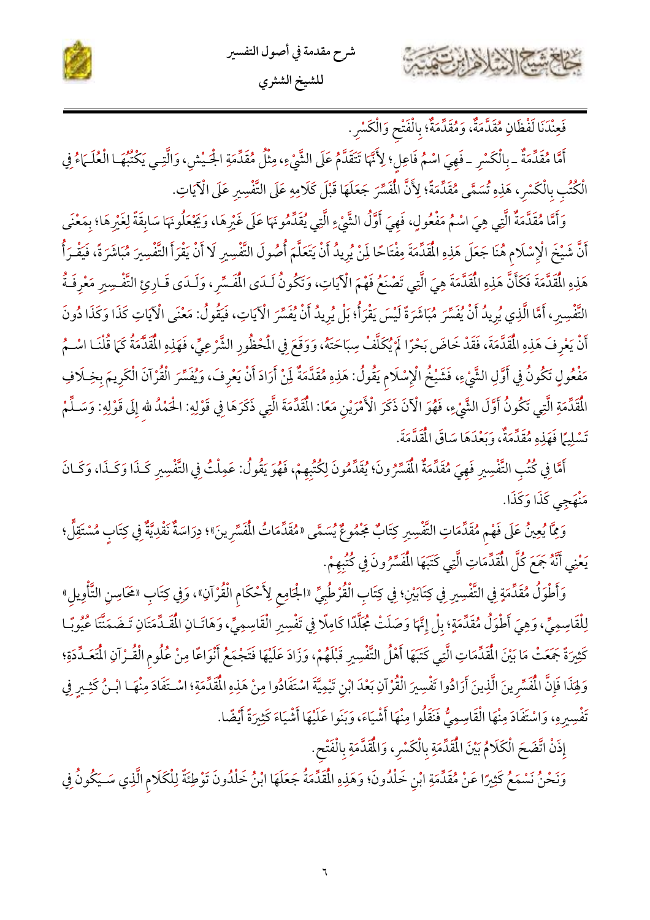فَعِنْدَنَا لَفْظَانِ مُقَدَّمَةٌ، وَمُقَدِّمَةٌ؛ بِالْفَتْحِ وَالْكَسْرِ.

أَمَّا مُقَدِّمَةٌ ـ بِالْكَسْرِ ـ فَهِيَ اسْمُ فَاعِلٍ؛ لِأَنَّهَا تَتَقَدَّمُ عَلَى الشَّيْءِ، مِثْلُ مُقَدِّمَةِ الْجَيْشِ، وَالَّتِي يَكْتُبُهَا الْعُلَمَاءُ فِي الْكُتُبِ بِالْكَسْرِ، هَذِهِ تُسَمَّى مُقَدِّمَةً؛ لِأَنَّ الْمُفَسِّرَ جَعَلَهَا قَبْلَ كَلَامِهِ عَلَى التَّفْسِيرِ عَلَى الْآيَاتِ.

وَأَمَّا مُقَدَّمَةٌ الَّتِي هِيَ اسْمُ مَفْعُولٍ، فَهِيَ أَوَّلُ الشَّيْءِ الَّتِي يُقَدِّمُونَهَا عَلَى غَيْرِهَا، وَيَجْعَلُونَهَا سَابِقَةً لِغَيْرِهَا؛ بِمَعْنَى أَنَّ شَيْخَ الْإِسْلَامِ هُنَا جَعَلَ هَذِهِ الْمُقَدِّمَةَ مِفْتَاحًا لِمَنْ يُرِيدُ أَنْ يَتَعَلَّمَ أُصُولَ التَّفْسِيرِ لَا أَنْ يَقْرَأَ التَّفْسِيرَ مُبَاشَرَةً، فَيَقْرَأُ هَذِهِ الْمُقَدَّمَةَ فَكَأَنَّ هَذِهِ الْمُقَدَّمَةَ هِيَ الَّتِي تَصْنَعُ فَهْمَ الْآيَاتِ، وَتَكُونُ لَدَى الْمُفَسِّرِ، وَلَدَى قَارِئِ التَّفْسِيرِ مَعْرِفَةُ التَّفْسِيرِ، أَمَّا الَّذِي يُرِيدُ أَنْ يُفَسِّرَ مُبَاشَرَةً لَيْسَ يَقْرَأُ؛ بَلْ يُرِيدُ أَنْ يُفَسِّرَ الْآيَاتِ، فَيَقُولُ: مَعْنَى الْآيَاتِ كَذَا وَكَذَا دُونَ أَنْ يَعْرِفَ هَذِهِ الْمُقَدَّمَةَ، فَقَدْ خَاضَ بَحْرًا لَمْ يُكَلَّفْ سِبَاحَتَهُ، وَوَقَعَ فِي الْمَحْظُورِ الشَّرْعِيِّ، فَهَذِهِ الْمُقَدَّمَةُ كَمَا قُلْنَا اسْمُ مَفْعُولٍ تَكُونُ فِي أَوَّلِ الشَّيْءِ، فَشَيْخُ الْإِسْلَامِ يَقُولُ: هَذِهِ مُقَدَّمَةٌ لِمَنْ أَرَادَ أَنْ يَعْرِفَ، وَيُفَسِّرَ الْقُرْآنَ الْكَرِيمَ بِخِلَافِ الْمُقَدِّمَةِ الَّتِي تَكُونُ أَوَّلَ الشَّيْءِ، فَهُوَ الْآنَ ذَكَرَ الْأَمْرَيْنِ مَعًا: الْمُقَدِّمَةُ الَّتِي ذَكَرَهَا فِي قَوْلِهِ: الْحَمْدُ للهِ إِلَى قَوْلِهِ: وَسَلِّمْ تَسْلِيمًا فَهَذِهِ مُقَدِّمَةٌ، وَبَعْدَهَا سَاقَ الْمُقَدَّمَةَ.

أَمَّا فِي كُتُبِ التَّفْسِيرِ فَهِيَ مُقَدِّمَةُ الْمُفَسِّرُونَ؛ يُقَدِّمُونَ لِكُتُبِهِمْ، فَهُوَ يَقُولُ: عَمِلْتُ فِي التَّفْسِيرِ كَذَا وَكَذَا، وَكَانَ مَنْهَجِي كَذَا وَكَذَا.

وَمِمَّا يُعِينُ عَلَى فَهْمِ مُقَدِّمَاتِ التَّفْسِيرِ كِتَابٌ مَجْمُوعٌ يُسَمَّى «مُقَدِّمَاتُ الْمُفَسِّرِينَ»؛ دِرَاسَةٌ نَقْدِيَّةٌ فِي كِتَابٍ مُسْتَقِلٍّ؛ يَعْنِي أَنَّهُ جَمَعَ كُلَّ الْمُقَدِّمَاتِ الَّتِي كَتَبَهَا الْمُفَسِّرُونَ فِي كُتُبِهِمْ.

وَأَطْوَلُ مُقَدِّمَةٍ فِي التَّفْسِيرِ فِي كِتَابَيْنِ؛ فِي كِتَابِ الْقُرْطُبِيِّ «الْجَامِع لِأَحْكَامِ الْقُرْآنِ»، وَفِي كِتَابِ «مَحَاسِنِ التَّأْوِيلِ» لِلْقَاسِمِيِّ، وَهِيَ أَطْوَلُ مُقَدِّمَةٍ؛ بَلْ إِنَّهَا وَصَلَتْ مُجَلَّدًا كَامِلًا فِي تَفْسِيرِ الْقَاسِمِيِّ، وَهَاتَانِ الْمُقَدِّمَتَانِ تَضَمَّنَتَا عُيُوبًا كَثِيرَةً جَمَعَتْ مَا بَيْنَ الْمُقَدِّمَاتِ الَّتِي كَتَبَهَا أَهْلُ التَّفْسِيرِ قَبْلَهُمْ، وَزَادَ عَلَيْهَا فَتَجْمَعُ أَنْوَاعًا مِنْ عُلُومِ الْقُرْآنِ الْمُتَعَدِّدَةِ؛ وَلِهَذَا فَإِنَّ الْمُفَسِّرِينَ الَّذِينَ أَرَادُوا تَفْسِيرَ الْقُرْآنِ بَعْدَ ابْنِ تَيْمِيَّةَ اسْتَفَادُوا مِنْ هَذِهِ الْمُقَدِّمَةِ؛ اسْتَفَادَ مِنْهَا ابْنُ كَثِيرٍ فِي تَفْسِيرِهِ، وَاسْتَفَادَ مِنْهَا الْقَاسِمِيُّ فَنَقَلُوا مِنْهَا أَشْيَاءَ، وَبَنَوا عَلَيْهَا أَشْيَاءَ كَثِيرَةً أَيْضًا.

إِذَنْ اتَّضَحَ الْكَلَامُ بَيْنَ الْمُقَدِّمَةِ بِالْكَسْرِ، وَالْمُقَدَّمَةِ بِالْفَتْحِ.

وَنَحْنُ نَسْمَعُ كَثِيرًا عَنْ مُقَدِّمَةِ ابْنِ خَلْدُونَ؛ وَهَذِهِ الْمُقَدِّمَةُ جَعَلَهَا ابْنُ خَلْدُونَ تَوْطِئَةً لِلْكَلَامِ الَّذِي سَيَكُونُ فِي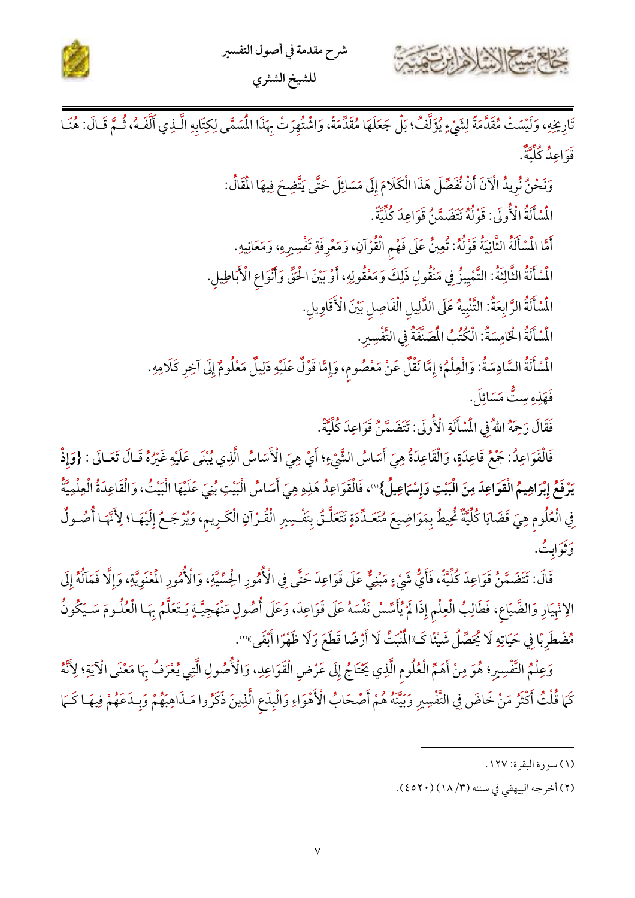تَارِيخِهِ، وَلَيْسَتْ مُقَدِّمَةً لِشَيْءٍ يُؤَلِّفُ؛ بَلْ جَعَلَهَا مُقَدِّمَةً، وَاشْتُهِرَتْ بِهَذَا الْمُسَمَّى لِكِتَابِهِ الَّذِي أَلَّفَهُ، ثُمَّ قَالَ: هُنَا قَوَاعِدُ كُلِّيَّةٌ.

وَنَحْنُ نُرِيدُ الْآنَ أَنْ نُفَصِّلَ هَذَا الْكَلَامَ إِلَى مَسَائِلَ حَتَّى يَتَّضِحَ فِيهَا الْمَقَالُ:

الْمَسْأَلَةُ الْأُولَى: قَوْلُهُ تَتَضَمَّنُ قَوَاعِدَ كُلِّيَّةً.

أَمَّا الْمَسْأَلَةُ الثَّانِيَةُ قَوْلُهُ: تُعِينُ عَلَى فَهْمِ الْقُرْآنِ، وَمَعْرِفَةِ تَفْسِيرِهِ، وَمَعَانِيهِ.

الْمَسْأَلَةُ الثَّالِثَةُ: التَّمْيِيزُ فِي مَنْقُولِ ذَلِكَ وَمَعْقُولِهِ، أَوْ بَيْنَ الْحَقِّ وَأَنْوَاعِ الْأَبَاطِيلِ.

الْمَسْأَلَةُ الرَّابِعَةُ: التَّنْبِيهُ عَلَى الدَّلِيلِ الْفَاصِلِ بَيْنَ الْأَقَاوِيلِ.

الْمَسْأَلَةُ الْخَامِسَةُ: الْكُتُبُ الْمُصَنَّفَةُ فِي التَّفْسِيرِ.

الْمَسْأَلَةُ السَّادِسَةُ: وَالْعِلْمُ؛ إِمَّا نَقْلٌ عَنْ مَعْصُومٍ، وَإِمَّا قَوْلٌ عَلَيْهِ دَلِيلٌ مَعْلُومٌ إِلَى آخِرِ كَلَامِهِ.

فَهَذِهِ سِتُّ مَسَائِلَ.

فَقَالَ رَحِمَهُ اللهُ فِي الْمَسْأَلَةِ الْأُولَى: تَتَضَمَّنُ قَوَاعِدَ كُلِّيَّةً.

فَالْقَوَاعِدُ: جَمْعُ قَاعِدَةٍ، وَالْقَاعِدَةُ هِيَ أَسَاسُ الشَّيْءِ؛ أَيْ هِيَ الْأَسَاسُ الَّذِي يُبْنَى عَلَيْهِ غَيْرُهُ قَالَ تَعَالَى: **{وَإِذْ يَرْفَعُ إِبْرَاهِيمُ الْقَوَاعِدَ مِنَ الْبَيْتِ وَإِسْمَاعِيلُ}**[1]، فَالْقَوَاعِدُ هَذِهِ هِيَ أَسَاسُ الْبَيْتِ بُنِيَ عَلَيْهَا الْبَيْتُ، وَالْقَاعِدَةُ الْعِلْمِيَّةُ فِي الْعُلُومِ هِيَ قَضَايَا كُلِّيَّةٌ تُحِيطُ بِمَوَاضِيعَ مُتَعَدِّدَةٍ تَتَعَلَّقُ بِتَفْسِيرِ الْقُرْآنِ الْكَرِيمِ، وَيُرْجَعُ إِلَيْهَا؛ لِأَنَّهَا أُصُولٌ وَثَوَابِتُ.

قَالَ: تَتَضَمَّنُ قَوَاعِدَ كُلِّيَّةً، فَأَيُّ شَيْءٍ مَبْنِيٌّ عَلَى قَوَاعِدَ حَتَّى فِي الْأُمُورِ الْحِسِّيَّةِ، وَالْأُمُورِ الْمَعْنَوِيَّةِ، وَإِلَّا فَمَآلُهُ إِلَى الِانْهِيَارِ وَالضَّيَاعِ، فَطَالِبُ الْعِلْمِ إِذَا لَمْ يُؤَسِّسْ نَفْسَهُ عَلَى قَوَاعِدَ، وَعَلَى أُصُولٍ مَنْهَجِيَّةٍ يَتَعَلَّمُ بِهَا الْعُلُومَ سَيَكُونُ مُضْطَرِبًا فِي حَيَاتِهِ لَا يُحَصِّلُ شَيْئًا كَـ«الْمُنْبَتِّ لَا أَرْضًا قَطَعَ وَلَا ظَهْرًا أَبْقَى»[2].

وَعِلْمُ التَّفْسِيرِ؛ هُوَ مِنْ أَهَمِّ الْعُلُومِ الَّذِي يَحْتَاجُ إِلَى عَرْضِ الْقَوَاعِدِ، وَالْأُصُولِ الَّتِي يُعْرَفُ بِهَا مَعْنَى الْآيَةِ؛ لِأَنَّهُ كَمَا قُلْتُ أَكْثَرُ مَنْ خَاضَ فِي التَّفْسِيرِ وَبَيَّنَهُ هُمْ أَصْحَابُ الْأَهْوَاءِ وَالْبِدَعِ الَّذِينَ ذَكَرُوا مَذَاهِبَهُمْ وَبِدَعَهُمْ فِيهَا كَمَا

---

(١) سورة البقرة: ١٢٧.

(٢) أخرجه البيهقي في سننه (٣/ ١٨) (٤٥٢٠).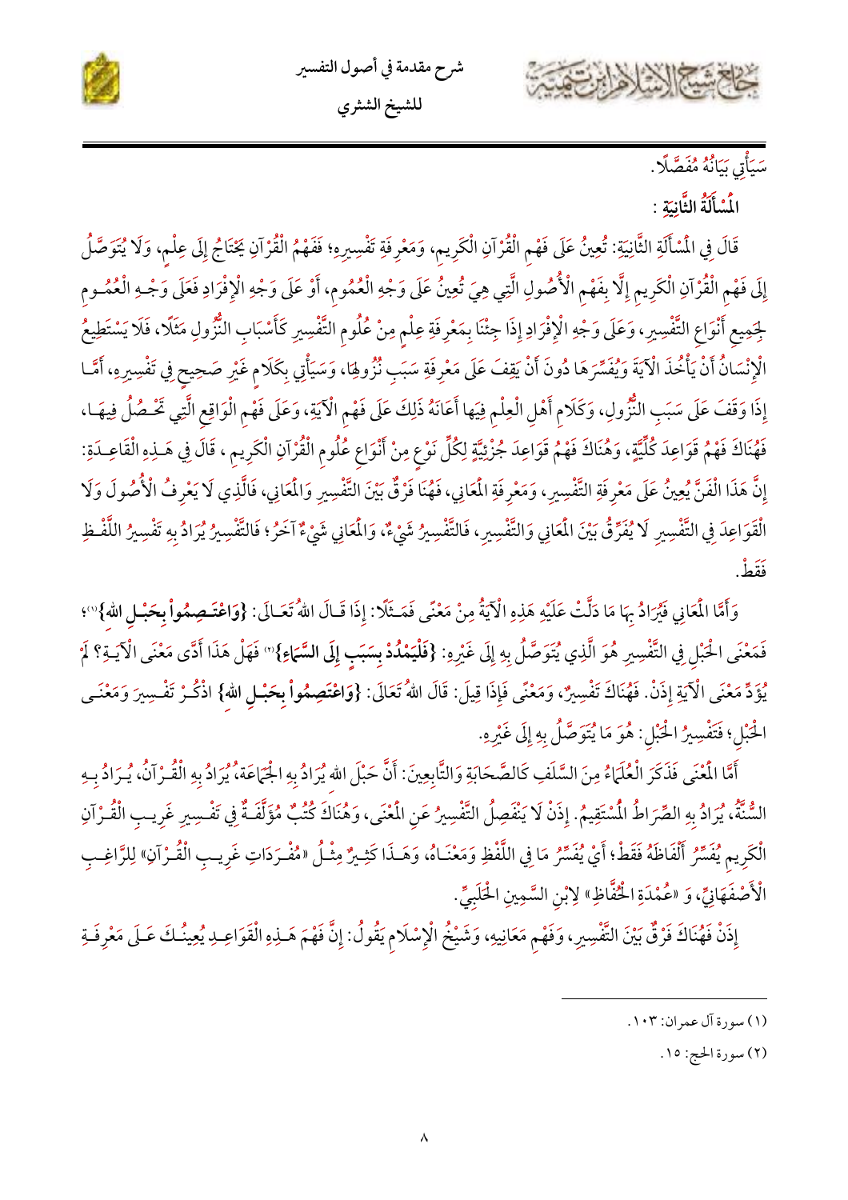سَيَأْتِي بَيَانُهُ مُفَصَّلًا.

**الْمَسْأَلَةُ الثَّانِيَةِ :**

قَالَ فِي الْمَسْأَلَةِ الثَّانِيَةِ: تُعِينُ عَلَى فَهْمِ الْقُرْآنِ الْكَرِيمِ، وَمَعْرِفَةِ تَفْسِيرِهِ؛ فَفَهْمُ الْقُرْآنِ يَحْتَاجُ إِلَى عِلْمٍ، وَلَا يُتَوَصَّلُ إِلَى فَهْمِ الْقُرْآنِ الْكَرِيمِ إِلَّا بِفَهْمِ الْأُصُولِ الَّتِي هِيَ تُعِينُ عَلَى وَجْهِ الْعُمُومِ، أَوْ عَلَى وَجْهِ الْإِفْرَادِ فَعَلَى وَجْهِ الْعُمُومِ لِجَمِيعِ أَنْوَاعِ التَّفْسِيرِ، وَعَلَى وَجْهِ الْإِفْرَادِ إِذَا جِئْنَا بِمَعْرِفَةِ عِلْمٍ مِنْ عُلُومِ التَّفْسِيرِ كَأَسْبَابِ النُّزُولِ مَثَلًا، فَلَا يَسْتَطِيعُ الْإِنْسَانُ أَنْ يَأْخُذَ الْآيَةَ وَيُفَسِّرَهَا دُونَ أَنْ يَقِفَ عَلَى مَعْرِفَةِ سَبَبِ نُزُولِهَا، وَسَيَأْتِي بِكَلَامٍ غَيْرِ صَحِيحٍ فِي تَفْسِيرِهِ، أَمَّا إِذَا وَقَفَ عَلَى سَبَبِ النُّزُولِ، وَكَلَامِ أَهْلِ الْعِلْمِ فِيهَا أَعَانَهُ ذَلِكَ عَلَى فَهْمِ الْآيَةِ، وَعَلَى فَهْمِ الْوَاقِعِ الَّتِي تَحْصُلُ فِيهَا، فَهُنَاكَ فَهْمُ قَوَاعِدَ كُلِّيَّةٍ، وَهُنَاكَ فَهْمُ قَوَاعِدَ جُزْئِيَّةٍ لِكُلِّ نَوْعٍ مِنْ أَنْوَاعِ عُلُومِ الْقُرْآنِ الْكَرِيمِ ، قَالَ فِي هَـذِهِ الْقَاعِـدَةِ: إِنَّ هَذَا الْفَنَّ يُعِينُ عَلَى مَعْرِفَةِ التَّفْسِيرِ، وَمَعْرِفَةِ الْمَعَانِي، فَهُنَا فَرْقٌ بَيْنَ التَّفْسِيرِ وَالْمَعَانِي، فَالَّذِي لَا يَعْرِفُ الْأُصُولَ وَلَا الْقَوَاعِدَ فِي التَّفْسِيرِ لَا يُفَرِّقُ بَيْنَ الْمَعَانِي وَالتَّفْسِيرِ، فَالتَّفْسِيرُ شَيْءٌ، وَالْمَعَانِي شَيْءٌ آخَرُ؛ فَالتَّفْسِيرُ يُرَادُ بِهِ تَفْسِيرُ اللَّفْظِ فَقَطْ.

وَأَمَّا الْمَعَانِي فَيُرَادُ بِهَا مَا دَلَّتْ عَلَيْهِ هَذِهِ الْآيَةُ مِنْ مَعْنًى فَمَثَلًا: إِذَا قَالَ اللهُ تَعَالَى: **{وَاعْتَصِمُواْ بِحَبْلِ اللهِ}**(١)؛ فَمَعْنَى الْحَبْلِ فِي التَّفْسِيرِ هُوَ الَّذِي يُتَوَصَّلُ بِهِ إِلَى غَيْرِهِ: **{فَلْيَمْدُدْ بِسَبَبٍ إِلَى السَّمَاءِ}**(٢) فَهَلْ هَذَا أَدَّى مَعْنَى الْآيَةِ؟ لَمْ يُؤَدِّ مَعْنَى الْآيَةِ إِذَنْ. فَهُنَاكَ تَفْسِيرٌ، وَمَعْنًى فَإِذَا قِيلَ: قَالَ اللهُ تَعَالَى: **{وَاعْتَصِمُواْ بِحَبْلِ اللهِ}** اذْكُرْ تَفْسِيرَ وَمَعْنَى الْحَبْلِ؛ فَتَفْسِيرُ الْحَبْلِ: هُوَ مَا يُتَوَصَّلُ بِهِ إِلَى غَيْرِهِ.

أَمَّا الْمَعْنَى فَذَكَرَ الْعُلَمَاءُ مِنَ السَّلَفِ كَالصَّحَابَةِ وَالتَّابِعِينَ: أَنَّ حَبْلَ اللهِ يُرَادُ بِهِ الْجَمَاعَةُ، يُرَادُ بِهِ الْقُرْآنُ، يُرَادُ بِهِ السُّنَّةُ، يُرَادُ بِهِ الصِّرَاطُ الْمُسْتَقِيمُ. إِذَنْ لَا يَنْفَصِلُ التَّفْسِيرُ عَنِ الْمَعْنَى، وَهُنَاكَ كُتُبٌ مُؤَلَّفَةٌ فِي تَفْسِيرِ غَرِيبِ الْقُرْآنِ الْكَرِيمِ يُفَسِّرُ أَلْفَاظَهُ فَقَطْ؛ أَيْ يُفَسِّرُ مَا فِي اللَّفْظِ وَمَعْنَاهُ، وَهَـذَا كَثِيرٌ مِثْلُ «مُفْرَدَاتِ غَرِيبِ الْقُرْآنِ» لِلرَّاغِبِ الْأَصْفَهَانِيِّ، وَ «عُمْدَةِ الْحُفَّاظِ» لِابْنِ السَّمِينِ الْحَلَبِيِّ.

إِذَنْ فَهُنَاكَ فَرْقٌ بَيْنَ التَّفْسِيرِ، وَفَهْمِ مَعَانِيهِ، وَشَيْخُ الْإِسْلَامِ يَقُولُ: إِنَّ فَهْمَ هَـذِهِ الْقَوَاعِدِ يُعِينُكَ عَلَى مَعْرِفَةِ

---

(١) سورة آل عمران: ١٠٣.

(٢) سورة الحج: ١٥.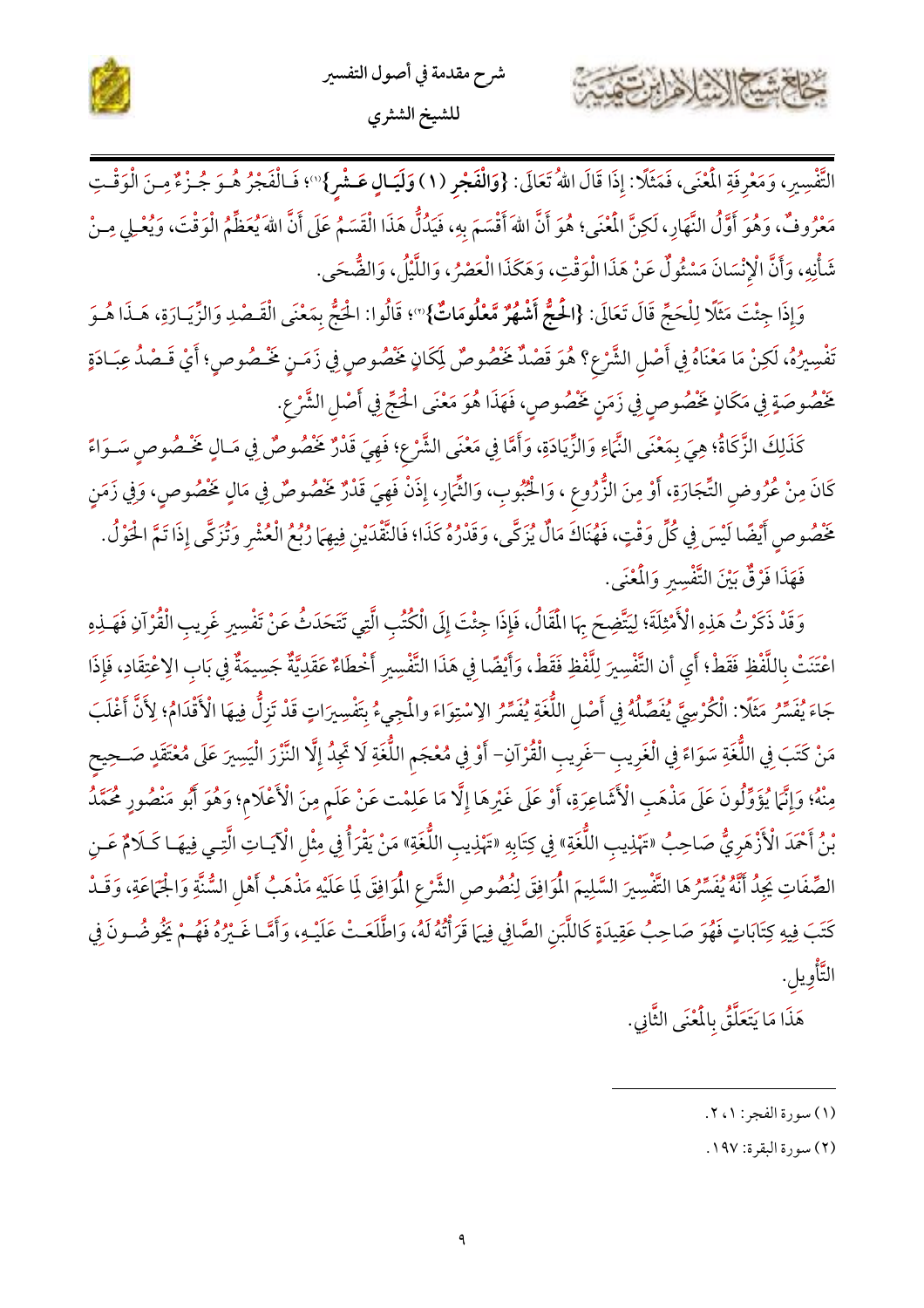التَّفْسِيرِ، وَمَعْرِفَةِ الْمَعْنَى، فَمَثَلًا: إِذَا قَالَ اللهُ تَعَالَى: {وَالْفَجْرِ (١) وَلَيَالٍ عَشْرٍ}[1]؛ فَالْفَجْرُ هُوَ جُزْءٌ مِنَ الْوَقْتِ مَعْرُوفٌ، وَهُوَ أَوَّلُ النَّهَارِ، لَكِنَّ الْمَعْنَى؛ هُوَ أَنَّ اللهَ أَقْسَمَ بِهِ، فَيَدُلُّ هَذَا الْقَسَمُ عَلَى أَنَّ اللهَ يُعَظِّمُ الْوَقْتَ، وَيُعْلِي مِنْ شَأْنِهِ، وَأَنَّ الْإِنْسَانَ مَسْئُولٌ عَنْ هَذَا الْوَقْتِ، وَهَكَذَا الْعَصْرُ، وَاللَّيْلُ، وَالضُّحَى.

وَإِذَا جِئْتَ مَثَلًا لِلْحَجِّ قَالَ تَعَالَى: {الْحَجُّ أَشْهُرٌ مَّعْلُومَاتٌ}[2]؛ قَالُوا: الْحَجُّ بِمَعْنَى الْقَصْدِ وَالزِّيَارَةِ، هَذَا هُوَ تَفْسِيرُهُ، لَكِنْ مَا مَعْنَاهُ فِي أَصْلِ الشَّرْعِ؟ هُوَ قَصْدٌ مَخْصُوصٌ لِمَكَانٍ مَخْصُوصٍ فِي زَمَنٍ مَخْصُوصٍ؛ أَيْ قَصْدُ عِبَادَةٍ مَخْصُوصَةٍ فِي مَكَانٍ مَخْصُوصٍ فِي زَمَنٍ مَخْصُوصٍ، فَهَذَا هُوَ مَعْنَى الْحَجِّ فِي أَصْلِ الشَّرْعِ.

كَذَلِكَ الزَّكَاةُ؛ هِيَ بِمَعْنَى النَّمَاءِ وَالزِّيَادَةِ، وَأَمَّا فِي مَعْنَى الشَّرْعِ؛ فَهِيَ قَدْرٌ مَخْصُوصٌ فِي مَالٍ مَخْصُوصٍ سَوَاءً كَانَ مِنْ عُرُوضِ التِّجَارَةِ، أَوْ مِنَ الزُّرُوعِ ، وَالْحُبُوبِ، وَالثِّمَارِ، إِذَنْ فَهِيَ قَدْرٌ مَخْصُوصٌ فِي مَالٍ مَخْصُوصٍ، وَفِي زَمَنٍ مَخْصُوصٍ أَيْضًا لَيْسَ فِي كُلِّ وَقْتٍ، فَهُنَاكَ مَالٌ يُزَكَّى، وَقَدْرُهُ كَذَا؛ فَالنَّقْدَيْنِ فِيهِمَا رُبُعُ الْعُشْرِ وَتُزَكَّى إِذَا تَمَّ الْحَوْلُ.

فَهَذَا فَرْقٌ بَيْنَ التَّفْسِيرِ وَالْمَعْنَى.

وَقَدْ ذَكَرْتُ هَذِهِ الْأَمْثِلَةَ؛ لِيَتَّضِحَ بِهَا الْمَقَالُ، فَإِذَا جِئْتَ إِلَى الْكُتُبِ الَّتِي تَتَحَدَثُ عَنْ تَفْسِيرِ غَرِيبِ الْقُرْآنِ فَهَذِهِ اعْتَنَتْ بِاللَّفْظِ فَقَطْ؛ أَي أن التَّفْسِيرَ لِلَّفْظِ فَقَطْ، وَأَيْضًا فِي هَذَا التَّفْسِيرِ أَخْطَاءٌ عَقَدِيَّةٌ جَسِيمَةٌ فِي بَابِ الِاعْتِقَادِ، فَإِذَا جَاءَ يُفَسِّرُ مَثَلًا: الْكُرْسِيَّ يُفَصِّلُهُ فِي أَصْلِ اللُّغَةِ يُفَسِّرُ الِاسْتِوَاءَ وَالْمَجِيءُ بِتَفْسِيرَاتٍ قَدْ تَزِلُّ فِيهَا الْأَقْدَامُ؛ لِأَنَّ أَغْلَبَ مَنْ كَتَبَ فِي اللُّغَةِ سَوَاءً فِي الْغَرِيبِ -غَرِيبِ الْقُرْآنِ- أَوْ فِي مُعْجَمِ اللُّغَةِ لَا تَجِدُ إِلَّا النَّزْرَ الْيَسِيرَ عَلَى مُعْتَقَدٍ صَحِيحٍ مِنْهُ؛ وَإِنَّمَا يُؤَوِّلُونَ عَلَى مَذْهَبِ الْأَشَاعِرَةِ، أَوْ عَلَى غَيْرِهَا إِلَّا مَا عَلِمْت عَنْ عَلَمٍ مِنَ الْأَعْلَامِ؛ وَهُوَ أَبُو مَنْصُورٍ مُحَمَّدُ بْنُ أَحْمَدَ الْأَزْهَرِيُّ صَاحِبُ «تَهْذِيبِ اللُّغَةِ» فِي كِتَابِهِ «تَهْذِيبِ اللُّغَةِ» مَنْ يَقْرَأُ فِي مِثْلِ الْآيَاتِ الَّتِي فِيهَا كَلَامٌ عَنِ الصِّفَاتِ يَجِدُ أَنَّهُ يُفَسِّرُهَا التَّفْسِيرَ السَّلِيمَ الْمُوَافِقَ لِنُصُوصِ الشَّرْعِ الْمُوَافِقَ لِمَا عَلَيْهِ مَذْهَبُ أَهْلِ السُّنَّةِ وَالْجَمَاعَةِ، وَقَدْ كَتَبَ فِيهِ كِتَابَاتٍ فَهُوَ صَاحِبُ عَقِيدَةٍ كَاللَّبَنِ الصَّافِي فِيمَا قَرَأْتُهُ لَهُ، وَاطَّلَعَتْ عَلَيْهِ، وَأَمَّا غَيْرُهُ فَهُمْ يَخُوضُونَ فِي التَّأْوِيلِ.

هَذَا مَا يَتَعَلَّقُ بِالْمَعْنَى الثَّانِي.

---

(١) سورة الفجر: ١، ٢.

(٢) سورة البقرة: ١٩٧.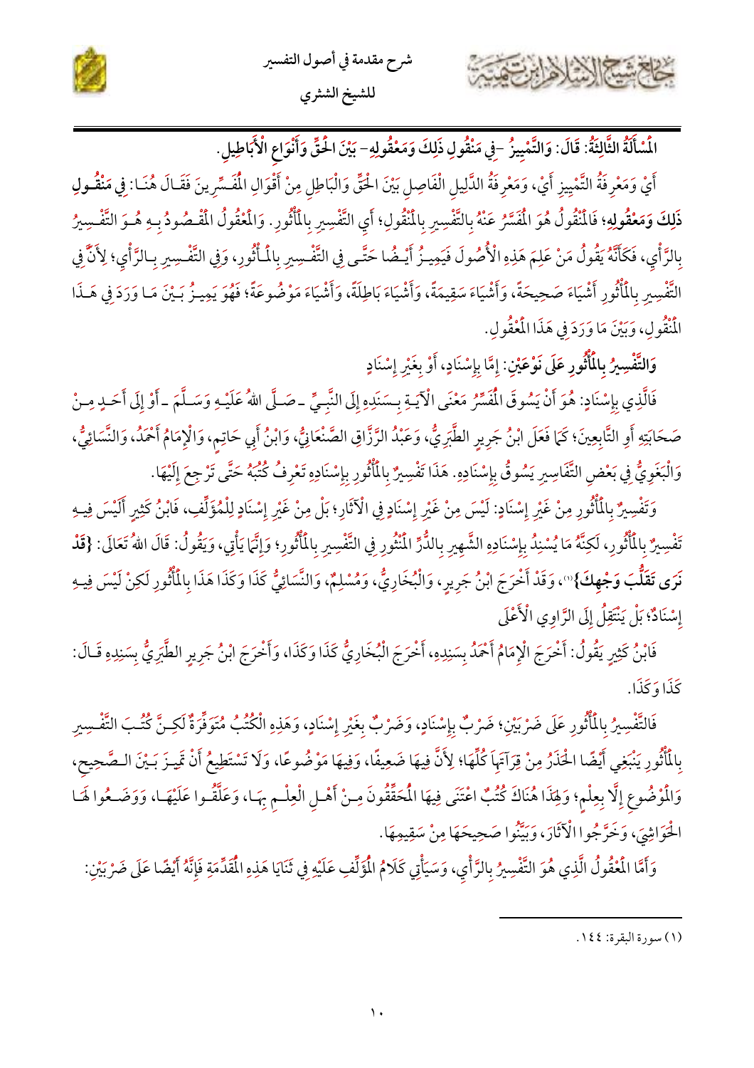**الْمَسْأَلَةُ الثَّالِثَةُ: قَالَ: وَالتَّمْيِيزُ -فِي مَنْقُولِ ذَلِكَ وَمَعْقُولِهِ- بَيْنَ الْحَقِّ وَأَنْوَاعِ الْأَبَاطِيلِ.**

أَيْ وَمَعْرِفَةُ التَّمْيِيزِ أَيْ، وَمَعْرِفَةُ الدَّلِيلِ الْفَاصِلِ بَيْنَ الْحَقِّ وَالْبَاطِلِ مِنْ أَقْوَالِ الْمُفَسِّرِينَ فَقَالَ هُنَا: **فِي مَنْقُولِ ذَلِكَ وَمَعْقُولِهِ**؛ فَالْمَنْقُولُ هُوَ الْمُفَسَّرُ عَنْهُ بِالتَّفْسِيرِ بِالْمَنْقُولِ؛ أَيِ التَّفْسِيرِ بِالْمَأْثُورِ. وَالْمَعْقُولُ الْمَقْصُودُ بِهِ هُوَ التَّفْسِيرُ بِالرَّأْيِ، فَكَأَنَّهُ يَقُولُ مَنْ عَلِمَ هَذِهِ الْأُصُولَ فَيَمِيزُ أَيْضًا حَتَّى فِي التَّفْسِيرِ بِالْمَأْثُورِ، وَفِي التَّفْسِيرِ بِالرَّأْيِ؛ لِأَنَّ فِي التَّفْسِيرِ بِالْمَأْثُورِ أَشْيَاءَ صَحِيحَةً، وَأَشْيَاءَ سَقِيمَةً، وَأَشْيَاءَ بَاطِلَةً، وَأَشْيَاءَ مَوْضُوعَةً؛ فَهُوَ يَمِيزُ بَيْنَ مَا وَرَدَ فِي هَذَا الْمَنْقُولِ، وَبَيْنَ مَا وَرَدَ فِي هَذَا الْمَعْقُولِ.

**وَالتَّفْسِيرُ بِالْمَأْثُورِ عَلَى نَوْعَيْنِ**: إِمَّا بِإِسْنَادٍ، أَوْ بِغَيْرِ إِسْنَادٍ

فَالَّذِي بِإِسْنَادٍ: هُوَ أَنْ يَسُوقَ الْمُفَسِّرُ مَعْنَى الْآيَةِ بِسَنَدِهِ إِلَى النَّبِيِّ ـ صَلَّى اللهُ عَلَيْهِ وَسَلَّمَ ـ أَوْ إِلَى أَحَدٍ مِنْ صَحَابَتِهِ أَوِ التَّابِعِينَ؛ كَمَا فَعَلَ ابْنُ جَرِيرٍ الطَّبَرِيُّ، وَعَبْدُ الرَّزَّاقِ الصَّنْعَانِيُّ، وَابْنُ أَبِي حَاتِمٍ، وَالْإِمَامُ أَحْمَدُ، وَالنَّسَائِيُّ، وَالْبَغَوِيُّ فِي بَعْضِ التَّفَاسِيرِ يَسُوقُ بِإِسْنَادِهِ. هَذَا تَفْسِيرٌ بِالْمَأْثُورِ بِإِسْنَادِهِ تَعْرِفُ كُتُبَهُ حَتَّى تَرْجِعَ إِلَيْهَا.

وَتَفْسِيرٌ بِالْمَأْثُورِ مِنْ غَيْرِ إِسْنَادٍ: لَيْسَ مِنْ غَيْرِ إِسْنَادٍ فِي الْآثَارِ؛ بَلْ مِنْ غَيْرِ إِسْنَادٍ لِلْمُؤَلِّفِ، فَابْنُ كَثِيرٍ أَلَيْسَ فِيهِ تَفْسِيرٌ بِالْمَأْثُورِ، لَكِنَّهُ مَا يُسْنِدُ بِإِسْنَادِهِ الشَّهِيرِ بِالدُّرِّ الْمَنْثُورِ فِي التَّفْسِيرِ بِالْمَأْثُورِ؛ وَإِنَّمَا يَأْتِي، وَيَقُولُ: قَالَ اللهُ تَعَالَى: **{قَدْ نَرَى تَقَلُّبَ وَجْهِكَ}**(1)، وَقَدْ أَخْرَجَ ابْنُ جَرِيرٍ، وَالْبُخَارِيُّ، وَمُسْلِمٌ، وَالنَّسَائِيُّ كَذَا وَكَذَا هَذَا بِالْمَأْثُورِ لَكِنْ لَيْسَ فِيهِ إِسْنَادٌ؛ بَلْ يَنْتَقِلُ إِلَى الرَّاوِي الْأَعْلَى

فَابْنُ كَثِيرٍ يَقُولُ: أَخْرَجَ الْإِمَامُ أَحْمَدُ بِسَنَدِهِ، أَخْرَجَ الْبُخَارِيُّ كَذَا وَكَذَا، وَأَخْرَجَ ابْنُ جَرِيرٍ الطَّبَرِيُّ بِسَنَدِهِ قَالَ: كَذَا وَكَذَا.

فَالتَّفْسِيرُ بِالْمَأْثُورِ عَلَى ضَرْبَيْنِ؛ ضَرْبٌ بِإِسْنَادٍ، وَضَرْبٌ بِغَيْرِ إِسْنَادٍ، وَهَذِهِ الْكُتُبُ مُتَوَفِّرَةٌ لَكِنَّ كُتُبَ التَّفْسِيرِ بِالْمَأْثُورِ يَنْبَغِي أَيْضًا الْحَذَرُ مِنْ قِرَاءَتِهَا كُلِّهَا؛ لِأَنَّ فِيهَا ضَعِيفًا، وَفِيهَا مَوْضُوعًا، وَلَا تَسْتَطِيعُ أَنْ تَمِيزَ بَيْنَ الصَّحِيحِ، وَالْمَوْضُوعِ إِلَّا بِعِلْمٍ؛ وَلِهَذَا هُنَاكَ كُتُبٌ اعْتَنَى فِيهَا الْمُحَقِّقُونَ مِنْ أَهْلِ الْعِلْمِ بِهَا، وَعَلَّقُوا عَلَيْهَا، وَوَضَعُوا لَهَا الْحَوَاشِيَ، وَخَرَّجُوا الْآثَارَ، وَبَيَّنُوا صَحِيحَهَا مِنْ سَقِيمِهَا.

وَأَمَّا الْمَعْقُولُ الَّذِي هُوَ التَّفْسِيرُ بِالرَّأْيِ، وَسَيَأْتِي كَلَامُ الْمُؤَلِّفِ عَلَيْهِ فِي ثَنَايَا هَذِهِ الْمُقَدِّمَةِ فَإِنَّهُ أَيْضًا عَلَى ضَرْبَيْنِ:

---

(1) سورة البقرة: ١٤٤.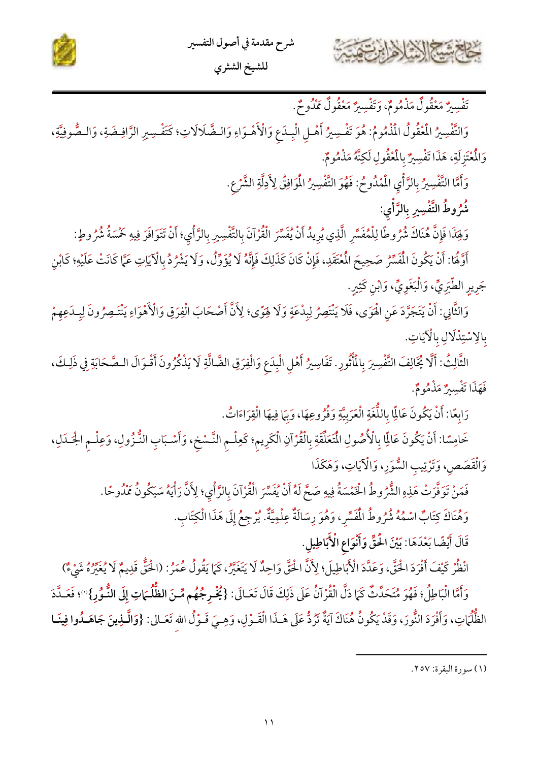تَفْسِيرٌ مَعْقُولٌ مَذْمُومٌ، وَتَفْسِيرٌ مَعْقُولٌ مَمْدُوحٌ.

وَالتَّفْسِيرُ الْمَعْقُولُ الْمَذْمُومُ: هُوَ تَفْسِيرُ أَهْلِ الْبِدَعِ وَالْأَهْوَاءِ وَالضَّلَالَاتِ؛ كَتَفْسِيرِ الرَّافِضَةِ، وَالصُّوفِيَّةِ، وَالْمُعْتَزِلَةِ، هَذَا تَفْسِيرٌ بِالْمَعْقُولِ لَكِنَّهُ مَذْمُومٌ.

وَأَمَّا التَّفْسِيرُ بِالرَّأْيِ الْمَمْدُوحُ: فَهُوَ التَّفْسِيرُ الْمُوَافِقُ لِأَدِلَّةِ الشَّرْعِ.

**شُرُوطُ التَّفْسِيرِ بِالرَّأْيِ:**

وَلِهَذَا فَإِنَّ هُنَاكَ شُرُوطًا لِلْمُفَسِّرِ الَّذِي يُرِيدُ أَنْ يُفَسِّرَ الْقُرْآنَ بِالتَّفْسِيرِ بِالرَّأْيِ؛ أَنْ تَتَوَافَرَ فِيهِ خَمْسَةُ شُرُوطٍ:

أَوَّلُهَا: أَنْ يَكُونَ الْمُفَسِّرُ صَحِيحَ الْمُعْتَقَدِ، فَإِنْ كَانَ كَذَلِكَ فَإِنَّهُ لَا يُؤَوِّلُ، وَلَا يَشْرُدُ بِالْآيَاتِ عَمَّا كَانَتْ عَلَيْهِ؛ كَابْنِ جَرِيرٍ الطَّبَرِيِّ، وَالْبَغَوِيِّ، وَابْنِ كَثِيرٍ.

وَالثَّانِي: أَنْ يَتَجَرَّدَ عَنِ الْهَوَى، فَلَا يَنْتَصِرُ لِبِدْعَةٍ وَلَا هَوًى؛ لِأَنَّ أَصْحَابَ الْفِرَقِ وَالْأَهْوَاءِ يَنْتَصِرُونَ لِبِدَعِهِمْ بِالِاسْتِدْلَالِ بِالْآيَاتِ.

الثَّالِثُ: أَلَّا يُخَالِفَ التَّفْسِيرَ بِالْمَأْثُورِ. تَفَاسِيرُ أَهْلِ الْبِدَعِ وَالْفِرَقِ الضَّالَّةِ لَا يَذْكُرُونَ أَقْوَالَ الصَّحَابَةِ فِي ذَلِكَ، فَهَذَا تَفْسِيرٌ مَذْمُومٌ.

رَابِعًا: أَنْ يَكُونَ عَالِمًا بِاللُّغَةِ الْعَرَبِيَّةِ وَفُرُوعِهَا، وَبِمَا فِيهَا الْقِرَاءَاتُ.

خَامِسًا: أَنْ يَكُونَ عَالِمًا بِالْأُصُولِ الْمُتَعَلِّقَةِ بِالْقُرْآنِ الْكَرِيمِ؛ كَعِلْمِ النَّسْخِ، وَأَسْبَابِ النُّزُولِ، وَعِلْمِ الْجَدَلِ، وَالْقَصَصِ، وَتَرْتِيبِ السُّوَرِ، وَالْآيَاتِ، وَهَكَذَا

فَمَنْ تَوَفَّرَتْ هَذِهِ الشُّرُوطُ الْخَمْسَةُ فِيهِ صَحَّ لَهُ أَنْ يُفَسِّرَ الْقُرْآنَ بِالرَّأْيِ؛ لِأَنَّ رَأْيَهُ سَيَكُونُ مَمْدُوحًا.

وَهُنَاكَ كِتَابٌ اسْمُهُ شُرُوطُ الْمُفَسِّرِ، وَهُوَ رِسَالَةٌ عِلْمِيَّةٌ. يُرْجِعُ إِلَى هَذَا الْكِتَابِ.

قَالَ أَيْضًا بَعْدَهَا: **بَيْنَ الْحَقِّ وَأَنْوَاعِ الْأَبَاطِيلِ.**

انْظُرْ كَيْفَ أَفْرَدَ الْحَقَّ، وَعَدَّدَ الْأَبَاطِيلَ؛ لِأَنَّ الْحَقَّ وَاحِدٌ لَا يَتَغَيَّرُ، كَمَا يَقُولُ عُمَرُ: (الْحَقُّ قَدِيمٌ لَا يُغَيِّرُهُ شَيْءٌ) وَأَمَّا الْبَاطِلُ؛ فَهُوَ مُتَحَدِّدٌ كَمَا دَلَّ الْقُرْآنُ عَلَى ذَلِكَ قَالَ تَعَالَى: **{يُخْرِجُهُم مِّنَ الظُّلُمَاتِ إِلَى النُّورِ}**[1]؛ فَعَدَّدَ الظُّلُمَاتِ، وَأَفْرَدَ النُّورَ، وَقَدْ يَكُونُ هُنَاكَ آيَةٌ تَرُدُّ عَلَى هَذَا الْقَوْلِ، وَهِيَ قَوْلُ اللهِ تَعَالَى: **{وَالَّذِينَ جَاهَدُوا فِينَا**

---

(١) سورة البقرة: ٢٥٧.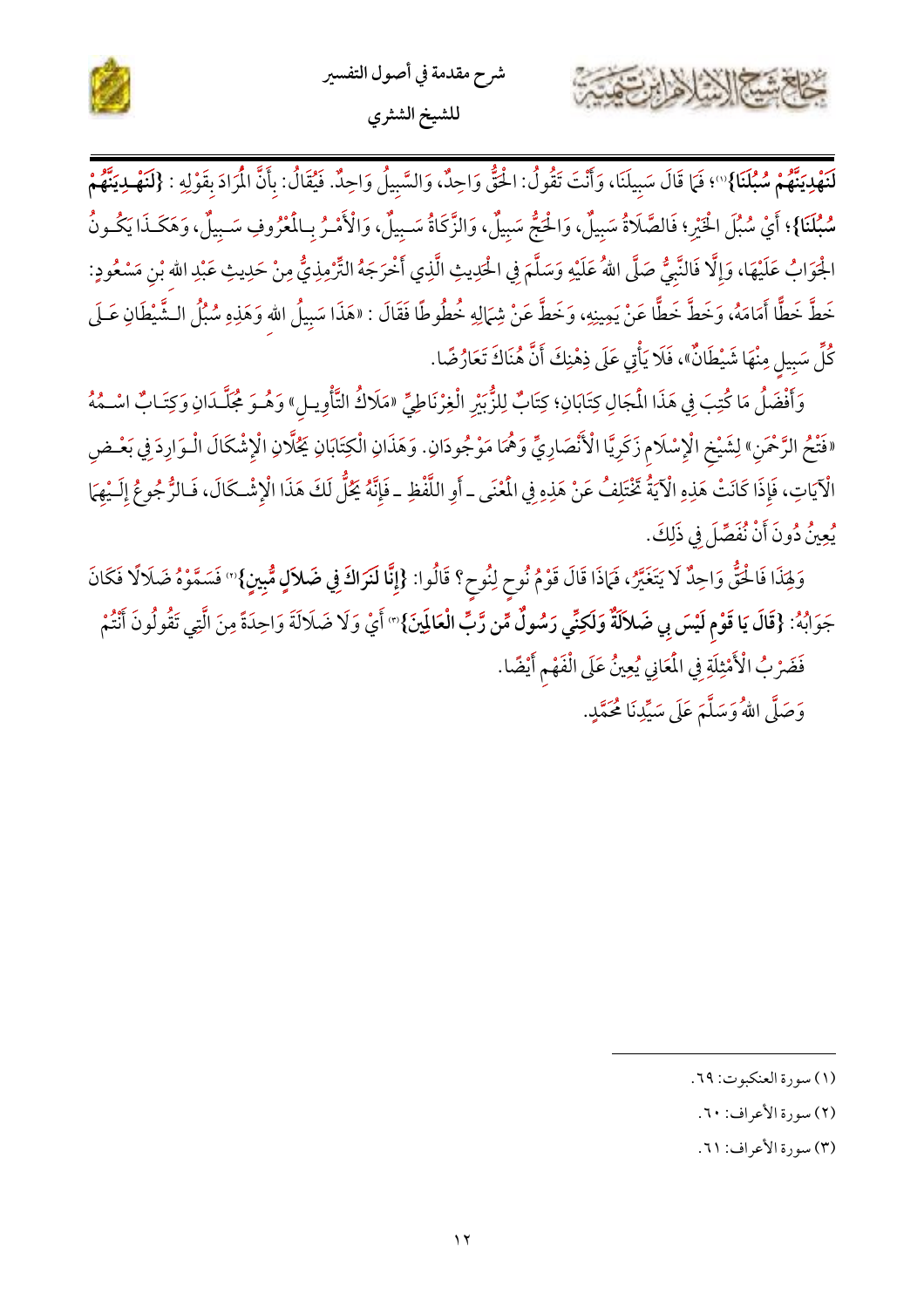**لَنَهْدِيَنَّهُمْ سُبُلَنَا}**[1]؛ فَمَا قَالَ سَبِيلَنَا، وَأَنْتَ تَقُولُ: الْحَقُّ وَاحِدٌ، وَالسَّبِيلُ وَاحِدٌ. فَيُقَالُ: بِأَنَّ الْمُرَادَ بِقَوْلِهِ: **{لَنَهْدِيَنَّهُمْ سُبُلَنَا}**؛ أَيْ سُبُلَ الْخَيْرِ؛ فَالصَّلَاةُ سَبِيلٌ، وَالْحَجُّ سَبِيلٌ، وَالزَّكَاةُ سَبِيلٌ، وَالْأَمْرُ بِالْمَعْرُوفِ سَبِيلٌ، وَهَكَذَا يَكُونُ الْجَوَابُ عَلَيْهَا، وَإِلَّا فَالنَّبِيُّ صَلَّى اللهُ عَلَيْهِ وَسَلَّمَ فِي الْحَدِيثِ الَّذِي أَخْرَجَهُ التِّرْمِذِيُّ مِنْ حَدِيثِ عَبْدِ اللهِ بْنِ مَسْعُودٍ: خَطَّ خَطًّا أَمَامَهُ، وَخَطَّ خَطًّا عَنْ يَمِينِهِ، وَخَطَّ عَنْ شِمَالِهِ خُطُوطًا فَقَالَ: «هَذَا سَبِيلُ اللهِ وَهَذِهِ سُبُلُ الشَّيْطَانِ عَلَى كُلِّ سَبِيلٍ مِنْهَا شَيْطَانٌ»، فَلَا يَأْتِي عَلَى ذِهْنِكَ أَنَّ هُنَاكَ تَعَارُضًا.

وَأَفْضَلُ مَا كُتِبَ فِي هَذَا الْمَجَالِ كِتَابَانِ؛ كِتَابٌ لِلزُّبَيْرِ الْغِرْنَاطِيِّ «مَلَاكُ التَّأْوِيلِ» وَهُوَ مُجَلَّدَانِ وَكِتَابٌ اسْمُهُ «فَتْحُ الرَّحْمَنِ» لِشَيْخِ الْإِسْلَامِ زَكَرِيَّا الْأَنْصَارِيِّ وَهُمَا مَوْجُودَانِ. وَهَذَانِ الْكِتَابَانِ يَحُلَّانِ الْإِشْكَالَ الْوَارِدَ فِي بَعْضِ الْآيَاتِ، فَإِذَا كَانَتْ هَذِهِ الْآيَةُ تَخْتَلِفُ عَنْ هَذِهِ فِي الْمَعْنَى ـ أَوِ اللَّفْظِ ـ فَإِنَّهُ يَحُلُّ لَكَ هَذَا الْإِشْكَالَ، فَالرُّجُوعُ إِلَيْهِمَا يُعِينُ دُونَ أَنْ نُفَصِّلَ فِي ذَلِكَ.

وَلِهَذَا فَالْحَقُّ وَاحِدٌ لَا يَتَغَيَّرُ، فَمَاذَا قَالَ قَوْمُ نُوحٍ لِنُوحٍ؟ قَالُوا: **{إِنَّا لَنَرَاكَ فِي ضَلَالٍ مُّبِينٍ}**[2] فَسَمَّوْهُ ضَلَالًا فَكَانَ جَوَابُهُ: **{قَالَ يَا قَوْمِ لَيْسَ بِي ضَلَالَةٌ وَلَكِنِّي رَسُولٌ مِّن رَّبِّ الْعَالَمِينَ}**[3] أَيْ وَلَا ضَلَالَةَ وَاحِدَةً مِنَ الَّتِي تَقُولُونَ أَنْتُمْ فَضَرْبُ الْأَمْثِلَةِ فِي الْمَعَانِي يُعِينُ عَلَى الْفَهْمِ أَيْضًا.

وَصَلَّى اللهُ وَسَلَّمَ عَلَى سَيِّدِنَا مُحَمَّدٍ.

---

(١) سورة العنكبوت: ٦٩.

(٢) سورة الأعراف: ٦٠.

(٣) سورة الأعراف: ٦١.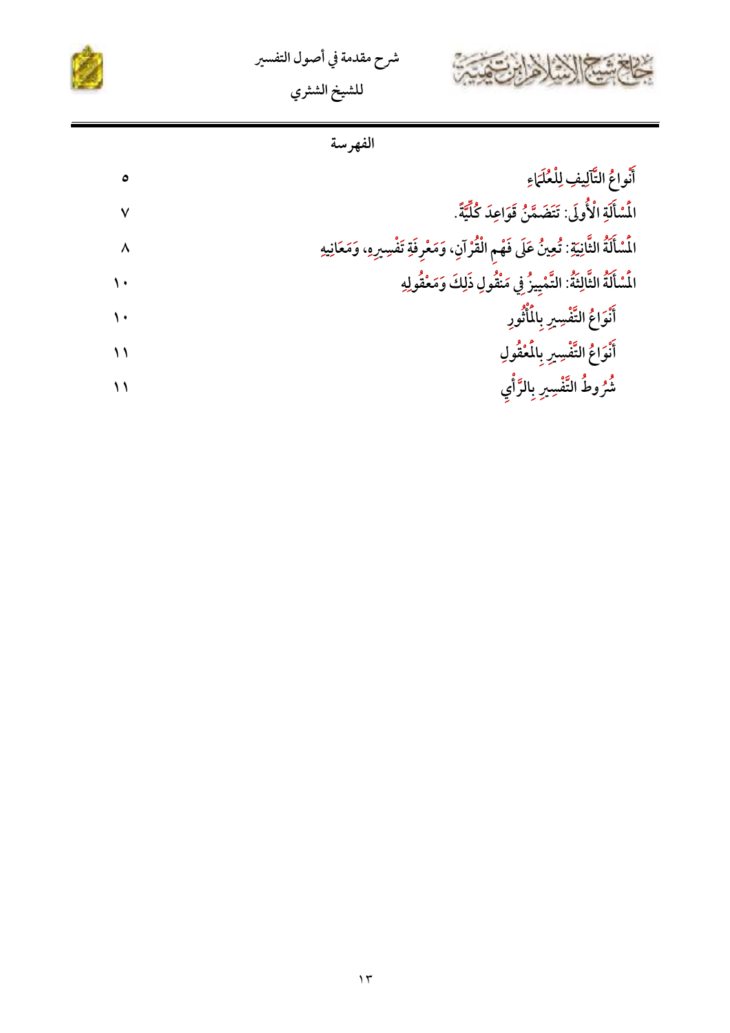## الفهرسة

| | |
|---|---|
| أَنْواعُ التَّآلِيفِ لِلْعُلَمَاءِ | ٥ |
| الْمَسْأَلَةِ الأُولَى: تَتَضَمَّنُ قَوَاعِدَ كُلِّيَّةً. | ٧ |
| الْمَسْأَلَةُ الثَّانِيَةِ: تُعِينُ عَلَى فَهْمِ الْقُرْآنِ، وَمَعْرِفَةِ تَفْسِيرِهِ، وَمَعَانِيهِ | ٨ |
| الْمَسْأَلَةُ الثَّالِثَةُ: التَّمْيِيزُ فِي مَنْقُولِ ذَلِكَ وَمَعْقُولِهِ | ١٠ |
| أَنْوَاعُ التَّفْسِيرِ بِالْمَأْثُورِ | ١٠ |
| أَنْوَاعُ التَّفْسِيرِ بِالْمَعْقُولِ | ١١ |
| شُرُوطُ التَّفْسِيرِ بِالرَّأْيِ | ١١ |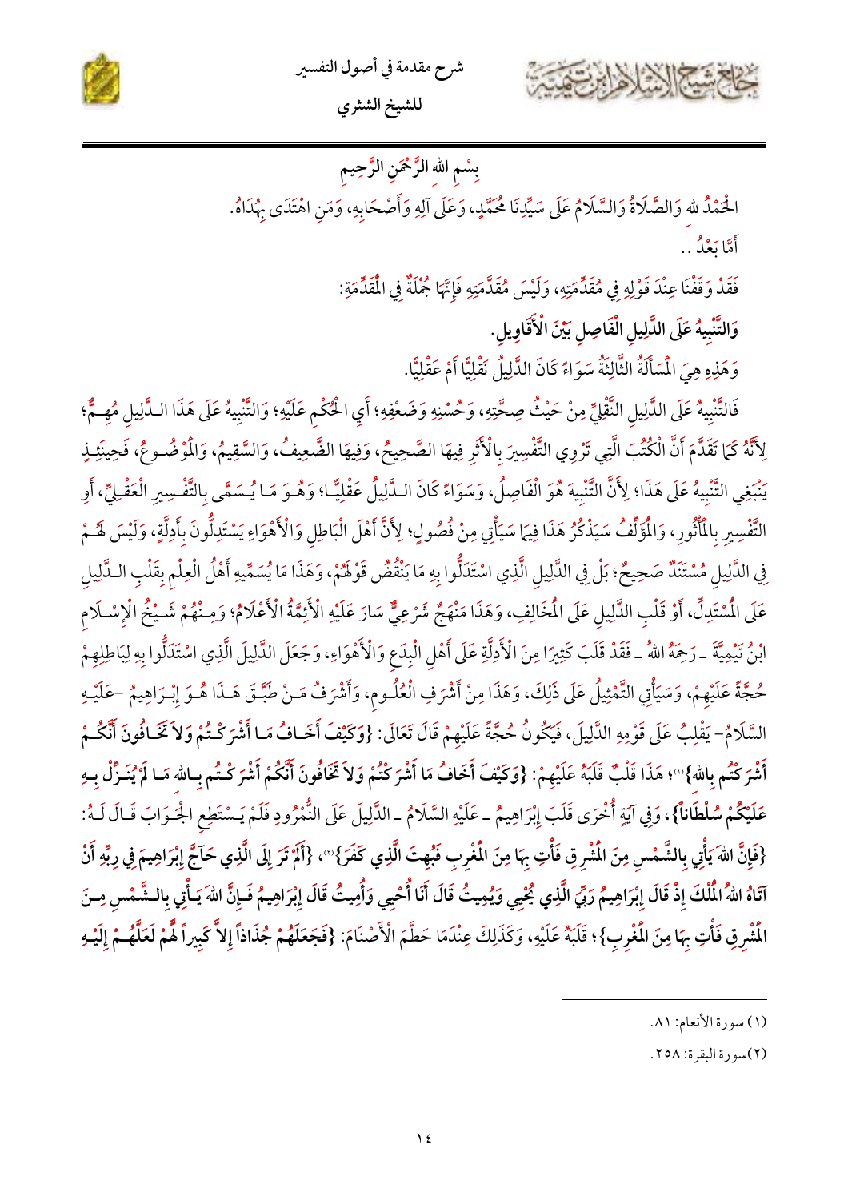بِسْمِ اللهِ الرَّحْمَنِ الرَّحِيمِ

الْحَمْدُ لله وَالصَّلَاةُ وَالسَّلَامُ عَلَى سَيِّدِنَا مُحَمَّدٍ، وَعَلَى آلِهِ وَأَصْحَابِهِ، وَمَنِ اهْتَدَى بِهُدَاهُ.

أَمَّا بَعْدُ..

فَقَدْ وَقَفْنَا عِنْدَ قَوْلِهِ فِي مُقَدِّمَتِهِ، وَلَيْسَ مُقَدِّمَتِهِ فَإِنَّهَا جُمْلَةٌ فِي الْمُقَدِّمَةِ:

**وَالتَّنْبِيهُ عَلَى الدَّلِيلِ الْفَاصِلِ بَيْنَ الْأَقَاوِيلِ.**

وَهَذِهِ هِيَ الْمَسْأَلَةُ الثَّالِثَةُ سَوَاءً كَانَ الدَّلِيلُ نَقْلِيًّا أَمْ عَقْلِيًّا.

فَالتَّنْبِيهُ عَلَى الدَّلِيلِ النَّقْلِيِّ مِنْ حَيْثُ صِحَّتِهِ، وَحُسْنِهِ وَضَعْفِهِ؛ أَيِ الْحُكْمِ عَلَيْهِ؛ وَالتَّنْبِيهُ عَلَى هَذَا الدَّلِيلِ مُهِمٌّ؛ لِأَنَّهُ كَمَا تَقَدَّمَ أَنَّ الْكُتُبَ الَّتِي تَرْوِي التَّفْسِيرَ بِالْأَثَرِ فِيهَا الصَّحِيحُ، وَفِيهَا الضَّعِيفُ، وَالسَّقِيمُ، وَالْمَوْضُوعُ، فَحِينَئِذٍ يَنْبَغِي التَّنْبِيهُ عَلَى هَذَا؛ لِأَنَّ التَّنْبِيهَ هُوَ الْفَاصِلُ، وَسَوَاءً كَانَ الدَّلِيلُ عَقْلِيًّا؛ وَهُوَ مَا يُسَمَّى بِالتَّفْسِيرِ الْعَقْلِيِّ، أَوِ التَّفْسِيرِ بِالْمَأْثُورِ، وَالْمُؤَلِّفُ سَيَذْكُرُ هَذَا فِيمَا سَيَأْتِي مِنْ فُصُولٍ؛ لِأَنَّ أَهْلَ الْبَاطِلِ وَالْأَهْوَاءِ يَسْتَدِلُّونَ بِأَدِلَّةٍ، وَلَيْسَ لَهُمْ فِي الدَّلِيلِ مُسْتَنَدٌ صَحِيحٌ؛ بَلْ فِي الدَّلِيلِ الَّذِي اسْتَدَلُّوا بِهِ مَا يَنْقُضُ قَوْلَهُمْ، وَهَذَا مَا يُسَمِّيهِ أَهْلُ الْعِلْمِ بِقَلْبِ الدَّلِيلِ عَلَى الْمُسْتَدِلِّ، أَوْ قَلْبِ الدَّلِيلِ عَلَى الْمُخَالِفِ، وَهَذَا مَنْهَجٌ شَرْعِيٌّ سَارَ عَلَيْهِ الْأَئِمَّةُ الْأَعْلَامُ؛ وَمِنْهُمْ شَيْخُ الْإِسْلَامِ ابْنُ تَيْمِيَّةَ ـ رَحِمَهُ اللهُ ـ فَقَدْ قَلَبَ كَثِيرًا مِنَ الْأَدِلَّةِ عَلَى أَهْلِ الْبِدَعِ وَالْأَهْوَاءِ، وَجَعَلَ الدَّلِيلَ الَّذِي اسْتَدَلُّوا بِهِ لِبَاطِلِهِمْ حُجَّةً عَلَيْهِمْ، وَسَيَأْتِي التَّمْثِيلُ عَلَى ذَلِكَ، وَهَذَا مِنْ أَشْرَفِ الْعُلُومِ، وَأَشْرَفُ مَنْ طَبَّقَ هَذَا هُوَ إِبْرَاهِيمُ -عَلَيْهِ السَّلَامُ- يَقْلِبُ عَلَى قَوْمِهِ الدَّلِيلَ، فَيَكُونُ حُجَّةً عَلَيْهِمْ قَالَ تَعَالَى: **{وَكَيْفَ أَخَافُ مَا أَشْرَكْتُمْ وَلاَ تَخَافُونَ أَنَّكُمْ أَشْرَكْتُم بِالله}**[1]؛ هَذَا قَلْبٌ قَلَبَهُ عَلَيْهِمْ: **{وَكَيْفَ أَخَافُ مَا أَشْرَكْتُمْ وَلاَ تَخَافُونَ أَنَّكُمْ أَشْرَكْتُم بِالله مَا لَمْ يُنَزِّلْ بِهِ عَلَيْكُمْ سُلْطَاناً}**، وَفِي آيَةٍ أُخْرَى قَلَبَ إِبْرَاهِيمُ ـ عَلَيْهِ السَّلَامُ ـ الدَّلِيلَ عَلَى النُّمْرُودِ فَلَمْ يَسْتَطِعِ الْجَوَابَ قَالَ لَهُ: **{فَإِنَّ اللهَ يَأْتِي بِالشَّمْسِ مِنَ الْمَشْرِقِ فَأْتِ بِهَا مِنَ الْمَغْرِبِ فَبُهِتَ الَّذِي كَفَرَ}**[2]، **{أَلَمْ تَرَ إِلَى الَّذِي حَآجَّ إِبْرَاهِيمَ فِي رِبِّهِ أَنْ آتَاهُ اللهُ الْمُلْكَ إِذْ قَالَ إِبْرَاهِيمُ رَبِّيَ الَّذِي يُحْيِي وَيُمِيتُ قَالَ أَنَا أُحْيِي وَأُمِيتُ قَالَ إِبْرَاهِيمُ فَإِنَّ اللهَ يَأْتِي بِالشَّمْسِ مِنَ الْمَشْرِقِ فَأْتِ بِهَا مِنَ الْمَغْرِبِ}**؛ قَلَبَهُ عَلَيْهِ، وَكَذَلِكَ عِنْدَمَا حَطَّمَ الْأَصْنَامَ: **{فَجَعَلَهُمْ جُذَاذاً إِلاَّ كَبِيراً لَّهُمْ لَعَلَّهُمْ إِلَيْهِ**

---

(١) سورة الأنعام: ٨١.

(٢) سورة البقرة: ٢٥٨.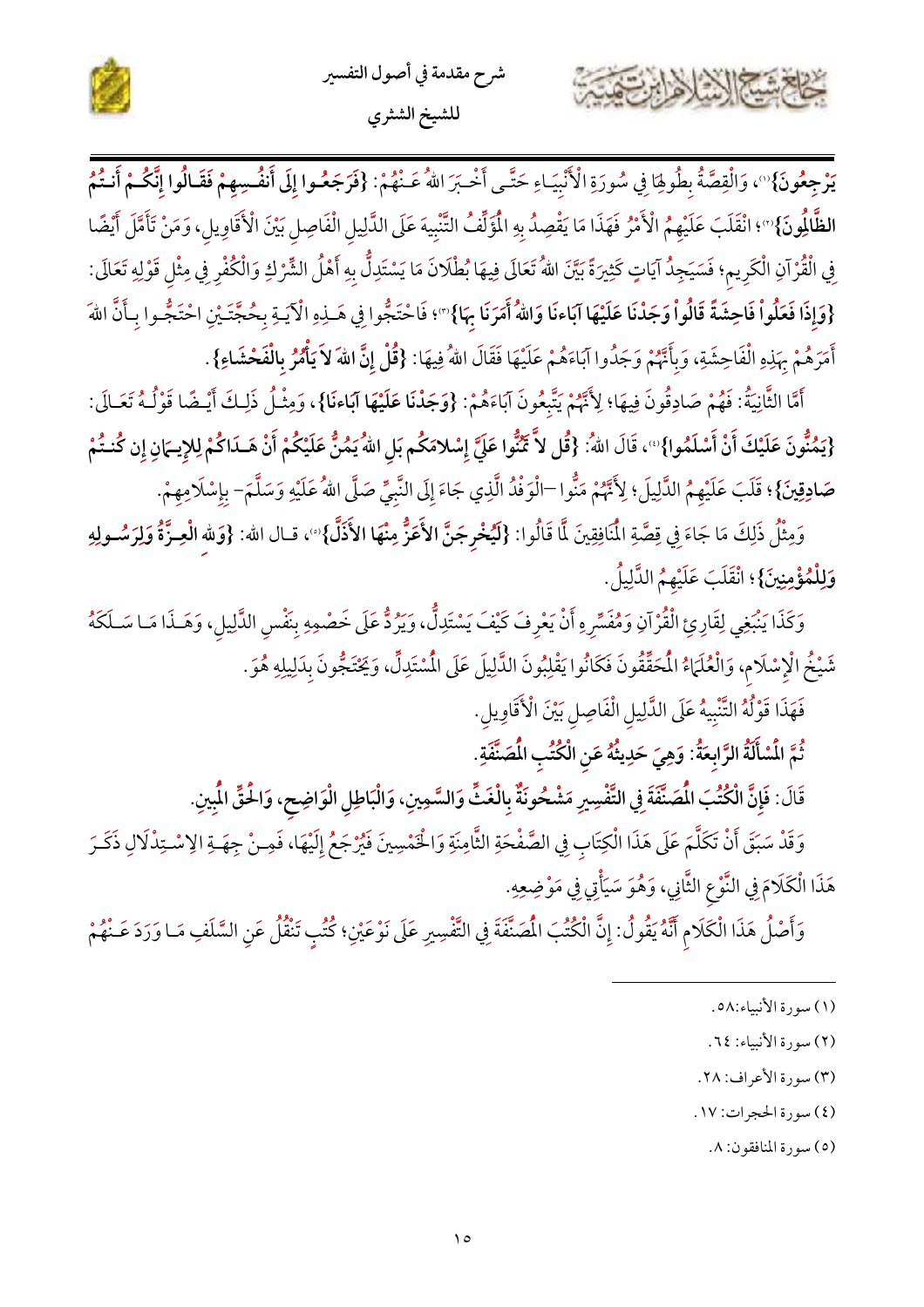يَرْجِعُونَ}(١)، وَالْقِصَّةُ بِطُولِهَا فِي سُورَةِ الْأَنْبِيَاءِ حَتَّى أَخْبَرَ اللهُ عَنْهُمْ: **{فَرَجَعُوا إِلَى أَنفُسِهِمْ فَقَالُوا إِنَّكُمْ أَنتُمُ الظَّالِمُونَ}**(٢)؛ انْقَلَبَ عَلَيْهِمُ الْأَمْرُ فَهَذَا مَا يَقْصِدُ بِهِ الْمُؤَلِّفُ التَّنْبِيهَ عَلَى الدَّلِيلِ الْفَاصِلِ بَيْنَ الْأَقَاوِيلِ، وَمَنْ تَأَمَّلَ أَيْضًا فِي الْقُرْآنِ الْكَرِيمِ؛ فَسَيَجِدُ آيَاتٍ كَثِيرَةً بَيَّنَ اللهُ تَعَالَى فِيهَا بُطْلَانَ مَا يَسْتَدِلُّ بِهِ أَهْلُ الشِّرْكِ وَالْكُفْرِ فِي مِثْلِ قَوْلِهِ تَعَالَى: **{وَإِذَا فَعَلُواْ فَاحِشَةً قَالُواْ وَجَدْنَا عَلَيْهَا آبَاءنَا وَاللهُ أَمَرَنَا بِهَا}**(٣)؛ فَاحْتَجُّوا فِي هَذِهِ الْآيَةِ بِحُجَّتَيْنِ احْتَجُّوا بِأَنَّ اللهَ أَمَرَهُمْ بِهَذِهِ الْفَاحِشَةِ، وَبِأَنَّهُمْ وَجَدُوا آبَاءَهُمْ عَلَيْهَا فَقَالَ اللهُ فِيهَا: **{قُلْ إِنَّ اللهَ لاَ يَأْمُرُ بِالْفَحْشَاءِ}**.

أَمَّا الثَّانِيَةُ: فَهُمْ صَادِقُونَ فِيهَا؛ لِأَنَّهُمْ يَتَّبِعُونَ آبَاءَهُمْ: **{وَجَدْنَا عَلَيْهَا آبَاءنَا}**، وَمِثْلُ ذَلِكَ أَيْضًا قَوْلُهُ تَعَالَى: **{يَمُنُّونَ عَلَيْكَ أَنْ أَسْلَمُوا}**(٤)، قَالَ اللهُ: **{قُل لاَّ تَمُنُّوا عَلَيَّ إِسْلامَكُم بَلِ اللهُ يَمُنُّ عَلَيْكُمْ أَنْ هَدَاكُمْ لِلإِيمَانِ إِن كُنتُمْ صَادِقِينَ}**؛ قَلَبَ عَلَيْهِمُ الدَّلِيلَ؛ لِأَنَّهُمْ مَنُّوا –الْوَفْدُ الَّذِي جَاءَ إِلَى النَّبِيِّ صَلَّى اللهُ عَلَيْهِ وَسَلَّمَ- بِإِسْلَامِهِمْ.

وَمِثْلُ ذَلِكَ مَا جَاءَ فِي قِصَّةِ الْمُنَافِقِينَ لَمَّا قَالُوا: **{لَيُخْرِجَنَّ الأَعَزُّ مِنْهَا الأَذَلَّ}**(٥)، قال الله: **{وَلله الْعِزَّةُ وَلِرَسُولِهِ وَلِلْمُؤْمِنِينَ}**؛ انْقَلَبَ عَلَيْهِمُ الدَّلِيلُ.

وَكَذَا يَنْبَغِي لِقَارِئِ الْقُرْآنِ وَمُفَسِّرِهِ أَنْ يَعْرِفَ كَيْفَ يَسْتَدِلُّ، وَيَرُدُّ عَلَى خَصْمِهِ بِنَفْسِ الدَّلِيلِ، وَهَذَا مَا سَلَكَهُ شَيْخُ الْإِسْلَامِ، وَالْعُلَمَاءُ الْمُحَقِّقُونَ فَكَانُوا يَقْلِبُونَ الدَّلِيلَ عَلَى الْمُسْتَدِلِّ، وَيَحْتَجُّونَ بِدَلِيلِهِ هُوَ.

فَهَذَا قَوْلُهُ التَّنْبِيهُ عَلَى الدَّلِيلِ الْفَاصِلِ بَيْنَ الْأَقَاوِيلِ.

**ثُمَّ الْمَسْأَلَةُ الرَّابِعَةُ: وَهِيَ حَدِيثُهُ عَنِ الْكُتُبِ الْمُصَنَّفَةِ.**

**قَالَ: فَإِنَّ الْكُتُبَ الْمُصَنَّفَةَ فِي التَّفْسِيرِ مَشْحُونَةٌ بِالْغَثِّ وَالسَّمِينِ، وَالْبَاطِلِ الْوَاضِحِ، وَالْحَقِّ الْمُبِينِ.**

وَقَدْ سَبَقَ أَنْ تَكَلَّمَ عَلَى هَذَا الْكِتَابِ فِي الصَّفْحَةِ الثَّامِنَةِ وَالْخَمْسِينَ فَيُرْجَعُ إِلَيْهَا، فَمِنْ جِهَةِ الِاسْتِدْلَالِ ذَكَرَ هَذَا الْكَلَامَ فِي النَّوْعِ الثَّانِي، وَهُوَ سَيَأْتِي فِي مَوْضِعِهِ.

وَأَصْلُ هَذَا الْكَلَامِ أَنَّهُ يَقُولُ: إِنَّ الْكُتُبَ الْمُصَنَّفَةَ فِي التَّفْسِيرِ عَلَى نَوْعَيْنِ؛ كُتُبٍ تَنْقُلُ عَنِ السَّلَفِ مَا وَرَدَ عَنْهُمْ

---

(١) سورة الأنبياء: ٥٨.

(٢) سورة الأنبياء: ٦٤.

(٣) سورة الأعراف: ٢٨.

(٤) سورة الحجرات: ١٧.

(٥) سورة المنافقون: ٨.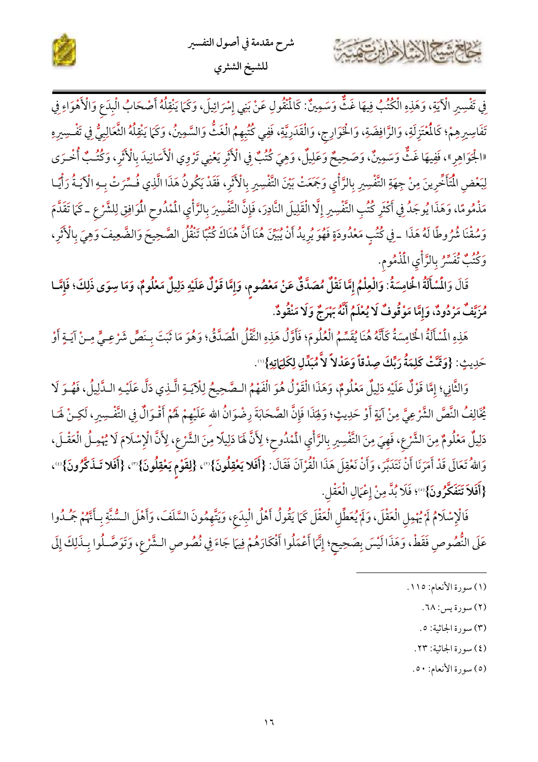فِي تَفْسِيرِ الْآيَةِ، وَهَذِهِ الْكُتُبُ فِيهَا غَثٌّ وَسَمِينٌ: كَالْمَنْقُولِ عَنْ بَنِي إِسْرَائِيلَ، وَكَمَا يَنْقُلُهُ أَصْحَابُ الْبِدَعِ وَالْأَهْوَاءِ فِي تَفَاسِيرِهِمْ؛ كَالْمُعْتَزِلَةِ، وَالرَّافِضَةِ، وَالْخَوَارِجِ، وَالْقَدَرِيَّةِ، فَفِي كُتُبِهِمُ الْغَثُّ وَالسَّمِينُ، وَكَمَا يَنْقُلُهُ الثَّعَالِبِيُّ فِي تَفْسِيرِهِ «الْجَوَاهِرِ»، فَفِيهَا غَثٌّ وَسَمِينٌ، وَصَحِيحٌ وَعَلِيلٌ، وَهِيَ كُتُبٌ فِي الْأَثَرِ يَعْنِي تَرْوِي الْأَسَانِيدَ بِالْأَثَرِ، وَكُتُبٌ أُخْرَى لِبَعْضِ الْمُتَأَخِّرِينَ مِنْ جِهَةِ التَّفْسِيرِ بِالرَّأْيِ وَجَمَعَتْ بَيْنَ التَّفْسِيرِ بِالْأَثَرِ، فَقَدْ يَكُونُ هَذَا الَّذِي فُسِّرَتْ بِهِ الْآيَةُ رَأْيًا مَذْمُومًا، وَهَذَا يُوجَدُ فِي أَكْثَرِ كُتُبِ التَّفْسِيرِ إِلَّا الْقَلِيلَ النَّادِرَ، فَإِنَّ التَّفْسِيرَ بِالرَّأْيِ الْمَمْدُوحِ الْمُوَافِقِ لِلشَّرْعِ -كَمَا تَقَدَّمَ وَسُقْنَا شُرُوطًا لَهُ هَذَا- فِي كُتُبٍ مَعْدُودَةٍ فَهُوَ يُرِيدُ أَنْ يُبَيِّنَ هُنَا أَنَّ هُنَاكَ كُتُبًا تَنْقُلُ الصَّحِيحَ وَالضَّعِيفَ وَهِيَ بِالْأَثَرِ، وَكُتُبٌ تُفَسِّرُ بِالرَّأْيِ الْمَذْمُومِ.

**قَالَ وَالْمَسْأَلَةُ الْخَامِسَةُ: وَالْعِلْمُ إِمَّا نَقْلٌ مُصَدَّقٌ عَنْ مَعْصُومٍ، وَإِمَّا قَوْلٌ عَلَيْهِ دَلِيلٌ مَعْلُومٌ، وَمَا سِوَى ذَلِكَ؛ فَإِمَّا مُزَيَّفٌ مَرْدُودٌ، وَإِمَّا مَوْقُوفٌ لَا يُعْلَمُ أَنَّهُ بَهْرَجٌ وَلَا مَنْقُودٌ.**

هَذِهِ الْمَسْأَلَةُ الْخَامِسَةُ كَأَنَّهُ هُنَا يُقَسِّمُ الْعُلُومَ؛ فَأَوَّلُ هَذِهِ النَّقْلُ الْمُصَدَّقُ؛ وَهُوَ مَا ثَبَتَ بِنَصٍّ شَرْعِيٍّ مِنْ آيَةٍ أَوْ حَدِيثٍ: **{وَتَمَّتْ كَلِمَةُ رَبِّكَ صِدْقاً وَعَدْلاً لاَّ مُبَدِّلِ لِكَلِمَاتِهِ}**[1].

وَالثَّانِي؛ إِمَّا قَوْلٌ عَلَيْهِ دَلِيلٌ مَعْلُومٌ، وَهَذَا الْقَوْلُ هُوَ الْفَهْمُ الصَّحِيحُ لِلْآيَةِ الَّذِي دَلَّ عَلَيْهِ الدَّلِيلُ، فَهُوَ لَا يُخَالِفُ النَّصَّ الشَّرْعِيَّ مِنْ آيَةٍ أَوْ حَدِيثٍ؛ وَلِهَذَا فَإِنَّ الصَّحَابَةَ رِضْوَانُ اللهِ عَلَيْهِمْ لَهُمْ أَقْوَالٌ فِي التَّفْسِيرِ، لَكِنْ لَهَا دَلِيلٌ مَعْلُومٌ مِنَ الشَّرْعِ، فَهِيَ مِنَ التَّفْسِيرِ بِالرَّأْيِ الْمَمْدُوحِ؛ لِأَنَّ لَهَا دَلِيلًا مِنَ الشَّرْعِ، لِأَنَّ الْإِسْلَامَ لَا يُهْمِلُ الْعَقْلَ، وَاللهُ تَعَالَى قَدْ أَمَرَنَا أَنْ نَتَدَبَّرَ، وَأَنْ نَعْقِلَ هَذَا الْقُرْآنَ فَقَالَ: **{أَفَلا يَعْقِلُونَ}**[2]، **{لِقَوْمٍ يَعْقِلُونَ}**[3]، **{أَفَلا تَذَكَّرُونَ}**[4]، **{أَفَلا تَتَفَكَّرُونَ}**[5]؛ فَلَا بُدَّ مِنْ إِعْمَالِ الْعَقْلِ.

فَالْإِسْلَامُ لَمْ يُهْمِلِ الْعَقْلَ، وَلَمْ يُعَطِّلِ الْعَقْلَ كَمَا يَقُولُ أَهْلُ الْبِدَعِ، وَيَتَّهِمُونَ السَّلَفَ، وَأَهْلَ السُّنَّةِ بِأَنَّهُمْ جَمَدُوا عَلَى النُّصُوصِ فَقَطْ، وَهَذَا لَيْسَ بِصَحِيحٍ؛ إِنَّمَا أَعْمَلُوا أَفْكَارَهُمْ فِيمَا جَاءَ فِي نُصُوصِ الشَّرْعِ، وَتَوَصَّلُوا بِذَلِكَ إِلَى

---

(١) سورة الأنعام: ١١٥.

(٢) سورة يس: ٦٨.

(٣) سورة الجاثية: ٥.

(٤) سورة الجاثية: ٢٣.

(٥) سورة الأنعام: ٥٠.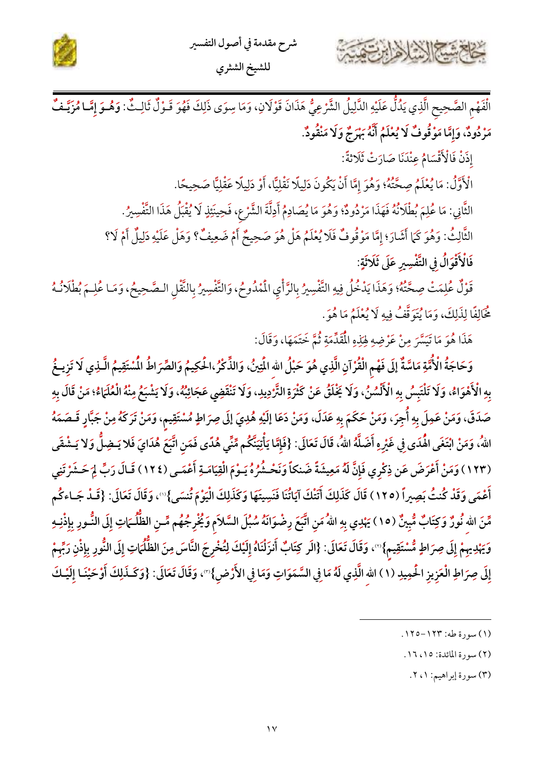الْفَهْمِ الصَّحِيحِ الَّذِي يَدُلُّ عَلَيْهِ الدَّلِيلُ الشَّرْعِيُّ هَذَانَ قَوْلَانِ، وَمَا سِوَى ذَلِكَ فَهُوَ قَـوْلٌ ثَالِـثٌ: وَهُـوَ إِمَّـا مُزَيَّـفٌ مَرْدُودٌ، وَإِمَّا مَوْقُوفٌ لَا يُعْلَمُ أَنَّهُ بَهْرَجٌ وَلَا مَنْقُودٌ.

إِذَنْ فَالْأَقْسَامُ عِنْدَنَا صَارَتْ ثَلَاثَةً:

الْأَوَّلُ: مَا يُعْلَمُ صِحَّتُهُ؛ وَهُوَ إِمَّا أَنْ يَكُونَ دَلِيلًا نَقْلِيًّا، أَوْ دَلِيلًا عَقْلِيًّا صَحِيحًا.

الثَّانِي: مَا عُلِمَ بُطْلَانُهُ فَهَذَا مَرْدُودٌ؛ وَهُوَ مَا يُصَادِمُ أَدِلَّةَ الشَّرْعِ، فَحِينَئِذٍ لَا يُقْبَلُ هَذَا التَّفْسِيرُ.

الثَّالِثُ: وَهُوَ كَمَا أَشَارَ؛ إِمَّا مَوْقُوفٌ فَلَا يُعْلَمُ هَلْ هُوَ صَحِيحٌ أَمْ ضَعِيفٌ؟ وَهَلْ عَلَيْهِ دَلِيلٌ أَمْ لَا؟

**فَالْأَقْوَالُ فِي التَّفْسِيرِ عَلَى ثَلَاثَةٍ:**

قَوْلٌ عُلِمَتْ صِحَّتُهُ؛ وَهَذَا يَدْخُلُ فِيهِ التَّفْسِيرُ بِالرَّأْيِ الْمَمْدُوحِ، وَالتَّفْسِيرُ بِالنَّقْلِ الصَّحِيحِ، وَمَا عُلِمَ بُطْلَانُهُ مُخَالِفًا لِذَلِكَ، وَمَا يُتَوَقَّفُ فِيهِ لَا يُعْلَمُ مَا هُوَ.

هَذَا هُوَ مَا تَيَسَّرَ مِنْ عَرْضِهِ لِهَذِهِ الْمُقَدِّمَةِ ثُمَّ خَتَمَهَا، وَقَالَ:

**وَحَاجَةُ الْأُمَّةِ مَاسَّةٌ إِلَى فَهْمِ الْقُرْآنِ الَّذِي هُوَ حَبْلُ اللهِ الْمَتِينُ، وَالذِّكْرُ الْحَكِيمُ وَالصِّرَاطُ الْمُسْتَقِيمُ الَّذِي لَا تَزِيغُ بِهِ الْأَهْوَاءُ، وَلَا تَلْتَبِسُ بِهِ الْأَلْسُنُ، وَلَا يَخْلَقُ عَنْ كَثْرَةِ التَّرْدِيدِ، وَلَا تَنْقَضِي عَجَائِبُهُ، وَلَا يَشْبَعُ مِنْهُ الْعُلَمَاءُ؛ مَنْ قَالَ بِهِ صَدَقَ، وَمَنْ عَمِلَ بِهِ أُجِرَ، وَمَنْ حَكَمَ بِهِ عَدَلَ، وَمَنْ دَعَا إِلَيْهِ هُدِيَ إِلَى صِرَاطٍ مُسْتَقِيمٍ، وَمَنْ تَرَكَهُ مِنْ جَبَّارٍ قَصَمَهُ اللهُ، وَمَنِ ابْتَغَى الْهُدَى فِي غَيْرِهِ أَضَلَّهُ اللهُ، قَالَ تَعَالَى: {فَإِمَّا يَأْتِيَنَّكُم مِّنِّي هُدًى فَمَنِ اتَّبَعَ هُدَايَ فَلا يَضِلُّ وَلا يَشْقَى (١٢٣) وَمَنْ أَعْرَضَ عَن ذِكْرِي فَإِنَّ لَهُ مَعِيشَةً ضَنكاً وَنَحْشُرُهُ يَوْمَ الْقِيَامَةِ أَعْمَى (١٢٤) قَالَ رَبِّ لِمَ حَشَرْتَنِي أَعْمَى وَقَدْ كُنتُ بَصِيراً (١٢٥) قَالَ كَذَلِكَ أَتَتْكَ آيَاتُنَا فَنَسِيتَهَا وَكَذَلِكَ الْيَوْمَ تُنسَى}[(١)]، وَقَالَ تَعَالَى: {قَدْ جَاءَكُم مِّنَ اللهِ نُورٌ وَكِتَابٌ مُّبِينٌ (١٥) يَهْدِي بِهِ اللهُ مَنِ اتَّبَعَ رِضْوَانَهُ سُبُلَ السَّلامِ وَيُخْرِجُهُم مِّنِ الظُّلُمَاتِ إِلَى النُّورِ بِإِذْنِهِ وَيَهْدِيهِمْ إِلَى صِرَاطٍ مُّسْتَقِيمٍ}[(٢)]، وَقَالَ تَعَالَى: {الَر كِتَابٌ أَنزَلْنَاهُ إِلَيْكَ لِتُخْرِجَ النَّاسَ مِنَ الظُّلُمَاتِ إِلَى النُّورِ بِإِذْنِ رَبِّهِمْ إِلَى صِرَاطِ الْعَزِيزِ الْحَمِيدِ (١) اللهِ الَّذِي لَهُ مَا فِي السَّمَوَاتِ وَمَا فِي الأَرْضِ}[(٣)]، وَقَالَ تَعَالَى: {وَكَذَلِكَ أَوْحَيْنَا إِلَيْكَ**

---

(١) سورة طه: ١٢٣-١٢٥.

(٢) سورة المائدة: ١٥، ١٦.

(٣) سورة إبراهيم: ١، ٢.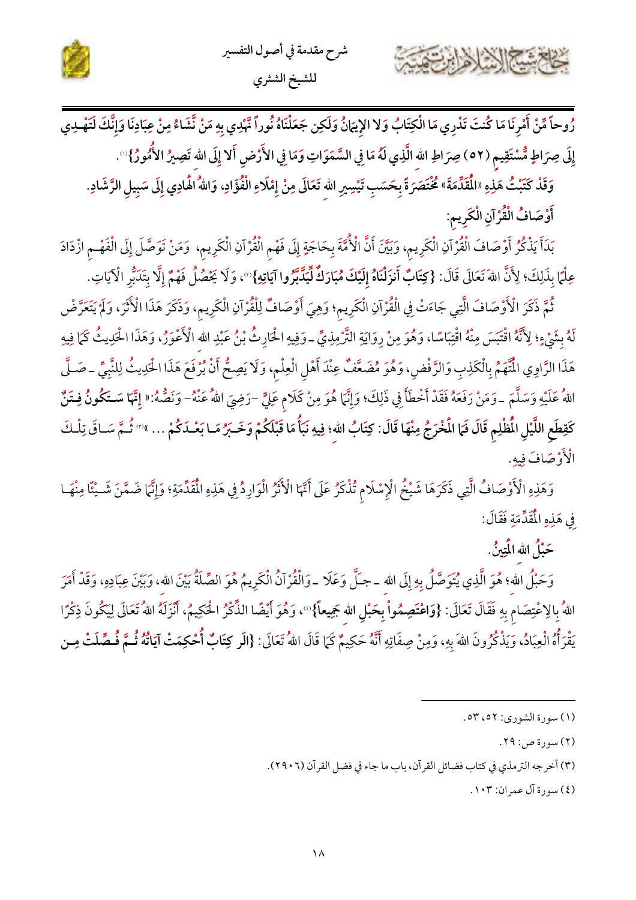رُوحاً مِّنْ أَمْرِنَا مَا كُنتَ تَدْرِي مَا الْكِتَابُ وَلا الإِيمَانُ وَلَكِن جَعَلْنَاهُ نُوراً نَّهْدِي بِهِ مَنْ نَّشَاءُ مِنْ عِبَادِنَا وَإِنَّكَ لَتَهْدِي إِلَى صِرَاطٍ مُّسْتَقِيمٍ (٥٢) صِرَاطِ اللهِ الَّذِي لَهُ مَا فِي السَّمَوَاتِ وَمَا فِي الأَرْضِ أَلا إِلَى اللهِ تَصِيرُ الأُمُورُ}(١).

وَقَدْ كَتَبْتُ هَذِهِ «الْمُقَدِّمَةَ» مُخْتَصَرَةً بِحَسَبِ تَيْسِيرِ الله تَعَالَى مِنْ إِمْلَاءِ الْفُؤَادِ، وَاللهُ الْهَادِي إِلَى سَبِيلِ الرَّشَادِ.

## أَوْصَافُ الْقُرْآنِ الْكَرِيمِ:

بَدَأَ يَذْكُرُ أَوْصَافَ الْقُرْآنِ الْكَرِيمِ، وَبَيَّنَ أَنَّ الْأُمَّةَ بِحَاجَةٍ إِلَى فَهْمِ الْقُرْآنِ الْكَرِيمِ، وَمَنْ تَوَصَّلَ إِلَى الْفَهْمِ ازْدَادَ عِلْمًا بِذَلِكَ؛ لِأَنَّ اللهَ تَعَالَى قَالَ: {كِتَابٌ أَنزَلْنَاهُ إِلَيْكَ مُبَارَكٌ لِّيَدَّبَّرُوا آيَاتِهِ}(٢)، وَلَا يَحْصُلُ فَهْمٌ إِلَّا بِتَدَبُّرِ الْآيَاتِ.

ثُمَّ ذَكَرَ الْأَوْصَافَ الَّتِي جَاءَتْ فِي الْقُرْآنِ الْكَرِيمِ؛ وَهِيَ أَوْصَافٌ لِلْقُرْآنِ الْكَرِيمِ، وَذَكَرَ هَذَا الْأَثَرَ، وَلَمْ يَتَعَرَّضْ لَهُ بِشَيْءٍ؛ لِأَنَّهُ اقْتَبَسَ مِنْهُ اقْتِبَاسًا، وَهُوَ مِنْ رِوَايَةِ التِّرْمِذِيِّ ـ وَفِيهِ الْحَارِثُ بْنُ عَبْدِ الله الْأَعْوَرُ، وَهَذَا الْحَدِيثُ كَمَا فِيهِ هَذَا الرَّاوِي الْمُتَّهَمِ بِالْكَذِبِ وَالرَّفْضِ، وَهُوَ مُضَعَّفٌ عِنْدَ أَهْلِ الْعِلْمِ، وَلَا يَصِحُّ أَنْ يُرْفَعَ هَذَا الْحَدِيثُ لِلنَّبِيِّ ـ صَلَّى اللهُ عَلَيْهِ وَسَلَّمَ ـ وَمَنْ رَفَعَهُ فَقَدْ أَخْطَأَ فِي ذَلِكَ؛ وَإِنَّمَا هُوَ مِنْ كَلَامِ عَلِيٍّ -رَضِيَ اللهُ عَنْهُ- وَنَصُّهُ: «**إِنَّهَا سَتَكُونُ فِتَنٌ كَقِطَعِ اللَّيْلِ الْمُظْلِمِ قَالَ فَمَا الْمَخْرَجُ مِنْهَا قَالَ: كِتَابُ اللهِ؛ فِيهِ نَبَأُ مَا قَبْلَكُمْ وَخَبَرُ مَا بَعْدَكُمْ** ...»(٣) ثُمَّ سَاقَ تِلْكَ الْأَوْصَافَ فِيهِ.

وَهَذِهِ الْأَوْصَافُ الَّتِي ذَكَرَهَا شَيْخُ الْإِسْلَامِ تُذْكَرُ عَلَى أَنَّهَا الْأَثَرُ الْوَارِدُ فِي هَذِهِ الْمُقَدِّمَةِ؛ وَإِنَّمَا ضَمَّنَ شَيْئًا مِنْهَا فِي هَذِهِ الْمُقَدِّمَةِ فَقَالَ:

### حَبْلُ الله الْمَتِينُ.

وَحَبْلُ اللهِ؛ هُوَ الَّذِي يُتَوَصَّلُ بِهِ إِلَى اللهِ ـ جَلَّ وَعَلَا ـ وَالْقُرْآنُ الْكَرِيمُ هُوَ الصِّلَةُ بَيْنَ اللهِ، وَبَيْنَ عِبَادِهِ، وَقَدْ أَمَرَ اللهُ بِالِاعْتِصَامِ بِهِ فَقَالَ تَعَالَى: {**وَاعْتَصِمُواْ بِحَبْلِ اللهِ جَمِيعاً**}(٤)، وَهُوَ أَيْضًا الذِّكْرُ الْحَكِيمُ، أَنْزَلَهُ اللهُ تَعَالَى لِيَكُونَ ذِكْرًا يَقْرَأُهُ الْعِبَادُ، وَيَذْكُرُونَ اللهَ بِهِ، وَمِنْ صِفَاتِهِ أَنَّهُ حَكِيمٌ كَمَا قَالَ اللهُ تَعَالَى: {**الَر كِتَابٌ أُحْكِمَتْ آيَاتُهُ ثُمَّ فُصِّلَتْ مِن**

---

(١) سورة الشورى: ٥٢، ٥٣.

(٢) سورة ص: ٢٩.

(٣) أخرجه الترمذي في كتاب فضائل القرآن، باب ما جاء في فضل القرآن (٢٩٠٦).

(٤) سورة آل عمران: ١٠٣.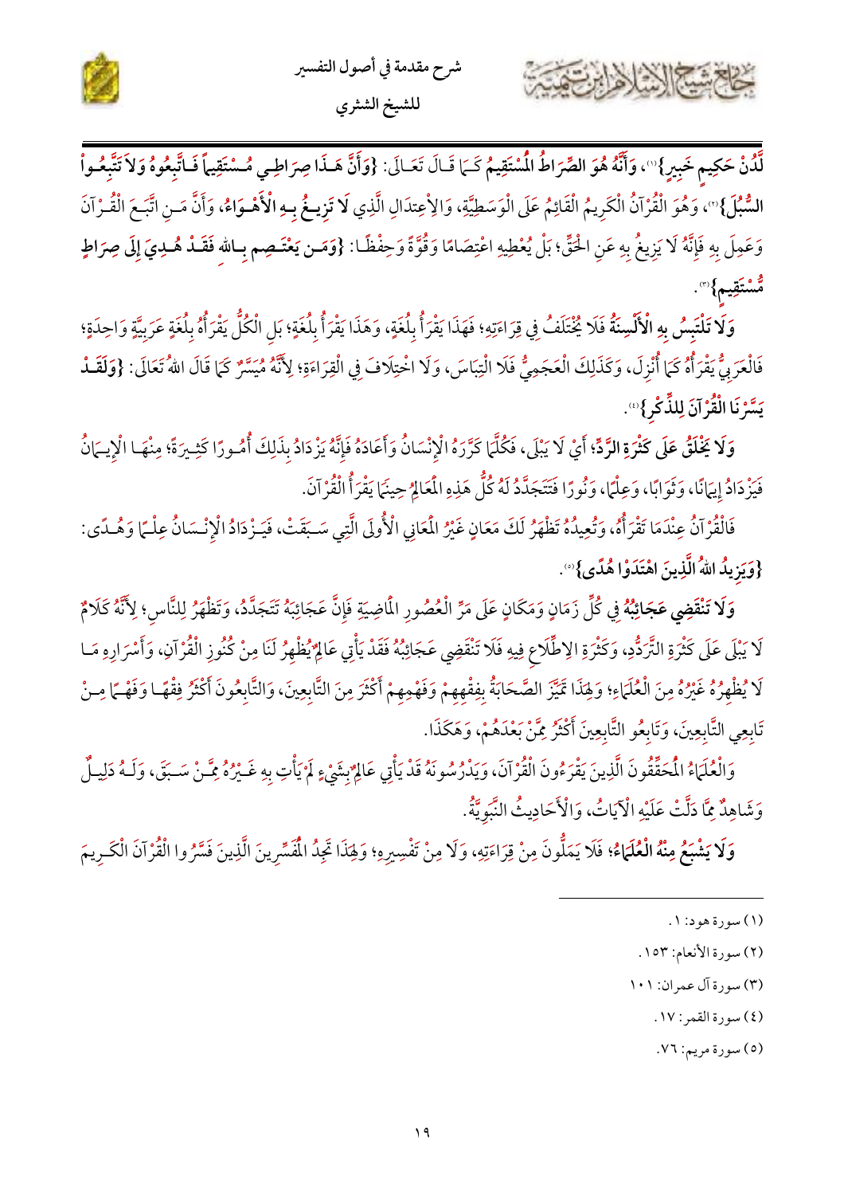لَّدُنْ حَكِيمٍ خَبِيرٍ}[1]، وَأَنَّهُ هُوَ الصِّرَاطُ الْمُسْتَقِيمُ كَمَا قَالَ تَعَالَى: **{وَأَنَّ هَـذَا صِرَاطِي مُسْتَقِيماً فَاتَّبِعُوهُ وَلاَ تَتَّبِعُواْ السُّبُلَ}**[2]، وَهُوَ الْقُرْآنُ الْكَرِيمُ الْقَائِمُ عَلَى الْوَسَطِيَّةِ، وَالِاعْتِدَالِ الَّذِي **لَا تَزِيغُ بِهِ الْأَهْوَاءُ**، وَأَنَّ مَنِ اتَّبَعَ الْقُرْآنَ وَعَمِلَ بِهِ فَإِنَّهُ لَا يَزِيغُ بِهِ عَنِ الْحَقِّ؛ بَلْ يُعْطِيهِ اعْتِصَامًا وَقُوَّةً وَحِفْظًا: **{وَمَن يَعْتَصِم بِالله فَقَدْ هُدِيَ إِلَى صِرَاطٍ مُّسْتَقِيمٍ}**[3].

**وَلَا تَلْتَبِسُ بِهِ الْأَلْسِنَةُ** فَلَا يُخْتَلَفُ فِي قِرَاءَتِهِ؛ فَهَذَا يَقْرَأُ بِلُغَةٍ، وَهَذَا يَقْرَأُ بِلُغَةٍ؛ بَلِ الْكُلُّ يَقْرَأُهُ بِلُغَةٍ عَرَبِيَّةٍ وَاحِدَةٍ؛ فَالْعَرَبِيُّ يَقْرَأُهُ كَمَا أُنْزِلَ، وَكَذَلِكَ الْعَجَمِيُّ فَلَا الْتِبَاسَ، وَلَا اخْتِلَافَ فِي الْقِرَاءَةِ؛ لِأَنَّهُ مُيَسَّرٌ كَمَا قَالَ اللهُ تَعَالَى: **{وَلَقَدْ يَسَّرْنَا الْقُرْآنَ لِلذِّكْرِ}**[4].

**وَلَا يَخْلَقُ عَلَى كَثْرَةِ الرَّدِّ**؛ أَيْ لَا يَبْلَى، فَكُلَّمَا كَرَّرَهُ الْإِنْسَانُ وَأَعَادَهُ فَإِنَّهُ يَزْدَادُ بِذَلِكَ أُمُورًا كَثِيرَةً؛ مِنْهَا الْإِيمَانُ فَيَزْدَادُ إِيمَانًا، وَثَوَابًا، وَعِلْمًا، وَنُورًا فَتَتَجَدَّدُ لَهُ كُلُّ هَذِهِ الْمَعَالِمِ حِينَمَا يَقْرَأُ الْقُرْآنَ.

فَالْقُرْآنُ عِنْدَمَا تَقْرَأُهُ، وَتُعِيدُهُ تَظْهَرُ لَكَ مَعَانٍ غَيْرُ الْمَعَانِي الْأُولَى الَّتِي سَبَقَتْ، فَيَزْدَادُ الْإِنْسَانُ عِلْمًا وَهُدًى: **{وَيَزِيدُ اللهُ الَّذِينَ اهْتَدَوْا هُدًى}**[5].

**وَلَا تَنْقَضِي عَجَائِبُهُ** فِي كُلِّ زَمَانٍ وَمَكَانٍ عَلَى مَرِّ الْعُصُورِ الْمَاضِيَةِ فَإِنَّ عَجَائِبَهُ تَتَجَدَّدُ، وَتَظْهَرُ لِلنَّاسِ؛ لِأَنَّهُ كَلَامٌ لَا يَبْلَى عَلَى كَثْرَةِ التَّرَدُّدِ، وَكَثْرَةِ الِاطِّلَاعِ فِيهِ فَلَا تَنْقَضِي عَجَائِبُهُ فَقَدْ يَأْتِي عَالِمٌ يُظْهِرُ لَنَا مِنْ كُنُوزِ الْقُرْآنِ، وَأَسْرَارِهِ مَا لَا يُظْهِرُهُ غَيْرُهُ مِنَ الْعُلَمَاءِ؛ وَلِهَذَا تَمَيَّزَ الصَّحَابَةُ بِفِقْهِهِمْ وَفَهْمِهِمْ أَكْثَرَ مِنَ التَّابِعِينَ، وَالتَّابِعُونَ أَكْثَرُ فِقْهًا وَفَهْمًا مِنْ تَابِعِي التَّابِعِينَ، وَتَابِعُو التَّابِعِينَ أَكْثَرُ مِمَّنْ بَعْدَهُمْ، وَهَكَذَا.

وَالْعُلَمَاءُ الْمُحَقِّقُونَ الَّذِينَ يَقْرَءُونَ الْقُرْآنَ، وَيَدْرُسُونَهُ قَدْ يَأْتِي عَالِمٌ بِشَيْءٍ لَمْ يَأْتِ بِهِ غَيْرُهُ مِمَّنْ سَبَقَ، وَلَهُ دَلِيلٌ وَشَاهِدٌ مِمَّا دَلَّتْ عَلَيْهِ الْآيَاتُ، وَالْأَحَادِيثُ النَّبَوِيَّةُ.

**وَلَا يَشْبَعُ مِنْهُ الْعُلَمَاءُ**؛ فَلَا يَمَلُّونَ مِنْ قِرَاءَتِهِ، وَلَا مِنْ تَفْسِيرِهِ؛ وَلِهَذَا تَجِدُ الْمُفَسِّرِينَ الَّذِينَ فَسَّرُوا الْقُرْآنَ الْكَرِيمَ

---

(١) سورة هود: ١.

(٢) سورة الأنعام: ١٥٣.

(٣) سورة آل عمران: ١٠١

(٤) سورة القمر: ١٧.

(٥) سورة مريم: ٧٦.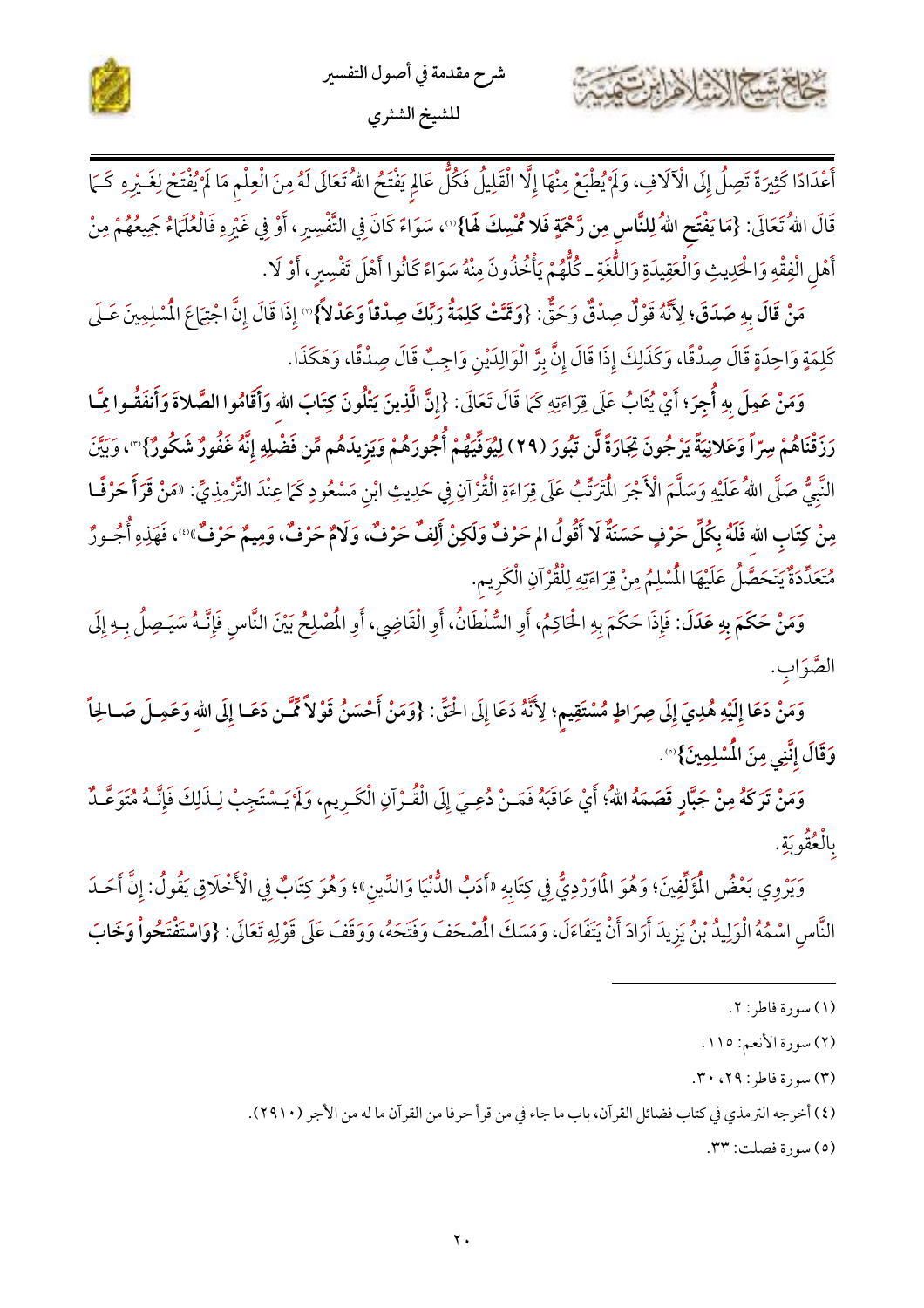أَعْدَادًا كَثِيرَةً تَصِلُ إِلَى الْآلَافِ، وَلَمْ يُطْبَعْ مِنْهَا إِلَّا الْقَلِيلُ فَكُلُّ عَالِمٍ يَفْتَحُ اللهُ تَعَالَى لَهُ مِنَ الْعِلْمِ مَا لَمْ يُفْتَحْ لِغَيْرِهِ كَمَا قَالَ اللهُ تَعَالَى: **{مَا يَفْتَحِ اللهُ لِلنَّاسِ مِن رَّحْمَةٍ فَلا مُمْسِكَ لَهَا}**(١)، سَوَاءً كَانَ فِي التَّفْسِيرِ، أَوْ فِي غَيْرِهِ فَالْعُلَمَاءُ جَمِيعُهُمْ مِنْ أَهْلِ الْفِقْهِ وَالْحَدِيثِ وَالْعَقِيدَةِ وَاللُّغَةِ ـ كُلُّهُمْ يَأْخُذُونَ مِنْهُ سَوَاءً كَانُوا أَهْلَ تَفْسِيرٍ، أَوْ لَا.

**مَنْ قَالَ بِهِ صَدَقَ**؛ لِأَنَّهُ قَوْلٌ صِدْقٌ وَحَقٌّ: **{وَتَمَّتْ كَلِمَةُ رَبِّكَ صِدْقاً وَعَدْلاً}**(٢) إِذَا قَالَ إِنَّ اجْتِمَاعَ الْمُسْلِمِينَ عَلَى كَلِمَةٍ وَاحِدَةٍ قَالَ صِدْقًا، وَكَذَلِكَ إِذَا قَالَ إِنَّ بِرَّ الْوَالِدَيْنِ وَاجِبٌ قَالَ صِدْقًا، وَهَكَذَا.

**وَمَنْ عَمِلَ بِهِ أُجِرَ**؛ أَيْ يُثَابُ عَلَى قِرَاءَتِهِ كَمَا قَالَ تَعَالَى: **{إِنَّ الَّذِينَ يَتْلُونَ كِتَابَ اللهِ وَأَقَامُوا الصَّلاةَ وَأَنفَقُوا مِمَّا رَزَقْنَاهُمْ سِرّاً وَعَلانِيَةً يَرْجُونَ تِجَارَةً لَّن تَبُورَ (٢٩) لِيُوَفِّيَهُمْ أُجُورَهُمْ وَيَزِيدَهُم مِّن فَضْلِهِ إِنَّهُ غَفُورٌ شَكُورٌ}**(٣)، وَبَيَّنَ النَّبِيُّ صَلَّى اللهُ عَلَيْهِ وَسَلَّمَ الْأَجْرَ الْمُتَرَتِّبَ عَلَى قِرَاءَةِ الْقُرْآنِ فِي حَدِيثِ ابْنِ مَسْعُودٍ كَمَا عِنْدَ التِّرْمِذِيِّ: **«مَنْ قَرَأَ حَرْفًا مِنْ كِتَابِ اللهِ فَلَهُ بِكُلِّ حَرْفٍ حَسَنَةٌ لَا أَقُولُ الم حَرْفٌ وَلَكِنْ أَلِفٌ حَرْفٌ، وَلَامٌ حَرْفٌ، وَمِيمٌ حَرْفٌ»**(٤)، فَهَذِهِ أُجُورٌ مُتَعَدِّدَةٌ يَتَحَصَّلُ عَلَيْهَا الْمُسْلِمُ مِنْ قِرَاءَتِهِ لِلْقُرْآنِ الْكَرِيمِ.

**وَمَنْ حَكَمَ بِهِ عَدَلَ**: فَإِذَا حَكَمَ بِهِ الْحَاكِمُ، أَوِ السُّلْطَانُ، أَوِ الْقَاضِي، أَوِ الْمُصْلِحُ بَيْنَ النَّاسِ فَإِنَّهُ سَيَصِلُ بِهِ إِلَى الصَّوَابِ.

**وَمَنْ دَعَا إِلَيْهِ هُدِيَ إِلَى صِرَاطٍ مُسْتَقِيمٍ**؛ لِأَنَّهُ دَعَا إِلَى الْحَقِّ: **{وَمَنْ أَحْسَنُ قَوْلاً مِّمَّن دَعَا إِلَى اللهِ وَعَمِلَ صَالِحاً وَقَالَ إِنَّنِي مِنَ الْمُسْلِمِينَ}**(٥).

**وَمَنْ تَرَكَهُ مِنْ جَبَّارٍ قَصَمَهُ اللهُ**؛ أَيْ عَاقِبَةُ فَمَنْ دُعِيَ إِلَى الْقُرْآنِ الْكَرِيمِ، وَلَمْ يَسْتَجِبْ لِذَلِكَ فَإِنَّهُ مُتَوَعَّدٌ بِالْعُقُوبَةِ.

وَيَرْوِي بَعْضُ الْمُؤَلِّفِينَ؛ وَهُوَ الْمَاوَرْدِيُّ فِي كِتَابِهِ «أَدَبُ الدُّنْيَا وَالدِّينِ»؛ وَهُوَ كِتَابٌ فِي الْأَخْلَاقِ يَقُولُ: إِنَّ أَحَدَ النَّاسِ اسْمُهُ الْوَلِيدُ بْنُ يَزِيدَ أَرَادَ أَنْ يَتَفَاءَلَ، وَمَسَكَ الْمُصْحَفَ وَفَتَحَهُ، وَوَقَفَ عَلَى قَوْلِهِ تَعَالَى: **{وَاسْتَفْتَحُواْ وَخَابَ**

---

(١) سورة فاطر: ٢.

(٢) سورة الأنعم: ١١٥.

(٣) سورة فاطر: ٢٩، ٣٠.

(٤) أخرجه الترمذي في كتاب فضائل القرآن، باب ما جاء في من قرأ حرفا من القرآن ما له من الأجر (٢٩١٠).

(٥) سورة فصلت: ٣٣.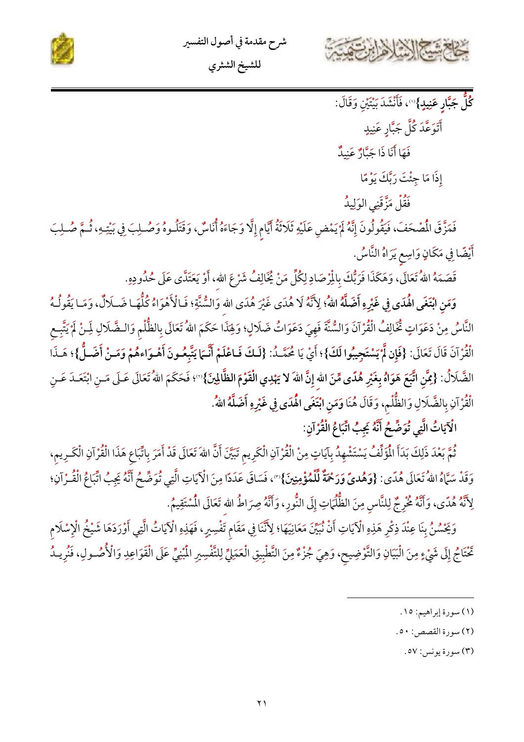**كُلُّ جَبَّارٍ عَنِيدٍ}**(١)، فَأَنْشَدَ بَيْتَيْنِ وَقَالَ:

أَتَوَعَّدُ كُلَّ جَبَّارٍ عَنِيدٍ

فَهَا أَنَا ذَا جَبَّارٌ عَنِيدٌ

إِذَا مَا جِئْتَ رَبَّكَ يَوْمًا

فَقُلْ مَزَّقَنِي الوَلِيدُ

فَمَزَّقَ الْمُصْحَفَ، فَيَقُولُونَ إِنَّهُ لَمْ يَمْضِ عَلَيْهِ ثَلَاثَةُ أَيَّامٍ إِلَّا وَجَاءَهُ أُنَاسٌ، وَقَتَلُوهُ وَصُلِبَ فِي بَيْتِهِ، ثُمَّ صُلِبَ أَيْضًا فِي مَكَانٍ وَاسِعٍ يَرَاهُ النَّاسُ.

قَصَمَهُ اللهُ تَعَالَى، وَهَكَذَا فَرَبُّكَ بِالْمِرْصَادِ لِكُلِّ مَنْ يُخَالِفُ شَرْعَ اللهِ، أَوْ يَتَعَدَّى عَلَى حُدُودِهِ.

**وَمَنِ ابْتَغَى الْهُدَى فِي غَيْرِهِ أَضَلَّهُ اللهُ**؛ لِأَنَّهُ لَا هُدَى غَيْرَ هُدَى اللهِ وَالسُّنَّةِ؛ فَالْأَهْوَاءُ كُلُّهَا ضَلَالٌ، وَمَا يَقُولُهُ النَّاسُ مِنْ دَعَوَاتٍ تُخَالِفُ الْقُرْآنَ وَالسُّنَّةَ فَهِيَ دَعَوَاتُ ضَلَالٍ؛ وَلِهَذَا حَكَمَ اللهُ تَعَالَى بِالظُّلْمِ وَالضَّلَالِ لِمَنْ لَمْ يَتَّبِعِ الْقُرْآنَ قَالَ تَعَالَى: **{فَإِن لَّمْ يَسْتَجِيبُوا لَكَ}**؛ أَيْ يَا مُحَمَّدُ: **{لَكَ فَاعْلَمْ أَنَّمَا يَتَّبِعُونَ أَهْوَاءهُمْ وَمَنْ أَضَلُّ}**؛ هَذَا الضَّلَالُ: **{مِمَّنِ اتَّبَعَ هَوَاهُ بِغَيْرِ هُدًى مِّنَ اللهِ إِنَّ اللهَ لا يَهْدِي الْقَوْمَ الظَّالِمِينَ}**(٢)؛ فَحَكَمَ اللهُ تَعَالَى عَلَى مَنِ ابْتَعَدَ عَنِ الْقُرْآنِ بِالضَّلَالِ وَالظُّلْمِ، وَقَالَ هُنَا **وَمَنِ ابْتَغَى الْهُدَى فِي غَيْرِهِ أَضَلَّهُ اللهُ**.

## الْآيَاتُ الَّتِي تُوَضِّحُ أَنَّهُ يَجِبُ اتِّبَاعُ الْقُرْآنِ:

ثُمَّ بَعْدَ ذَلِكَ بَدَأَ الْمُؤَلِّفُ يَسْتَشْهِدُ بِآيَاتٍ مِنْ الْقُرْآنِ الْكَرِيمِ تَبَيَّنَ أَنَّ اللهَ تَعَالَى قَدْ أَمَرَ بِاتِّبَاعِ هَذَا الْقُرْآنِ الْكَرِيمِ، وَقَدْ سَمَّاهُ اللهُ تَعَالَى هُدًى: **{وَهُدًى وَرَحْمَةٌ لِّلْمُؤْمِنِينَ}**(٣)، فَسَاقَ عَدَدًا مِنَ الْآيَاتِ الَّتِي تُوَضِّحُ أَنَّهُ يَجِبُ اتِّبَاعُ الْقُرْآنِ؛ لِأَنَّهُ هُدًى، وَأَنَّهُ مُخْرِجٌ لِلنَّاسِ مِنَ الظُّلُمَاتِ إِلَى النُّورِ، وَأَنَّهُ صِرَاطُ اللهِ تَعَالَى الْمُسْتَقِيمُ.

وَيَحْسُنُ بِنَا عِنْدَ ذِكْرِ هَذِهِ الْآيَاتِ أَنْ نُبَيِّنَ مَعَانِيَهَا؛ لِأَنَّنَا فِي مَقَامِ تَفْسِيرٍ، فَهَذِهِ الْآيَاتُ الَّتِي أَوْرَدَهَا شَيْخُ الْإِسْلَامِ تَحْتَاجُ إِلَى شَيْءٍ مِنَ الْبَيَانِ وَالتَّوْضِيحِ، وَهِيَ جُزْءٌ مِنَ التَّطْبِيقِ الْعَمَلِيِّ لِلتَّفْسِيرِ الْمَبْنِيِّ عَلَى الْقَوَاعِدِ وَالْأُصُولِ، فَنُرِيدُ

---

(١) سورة إبراهيم: ١٥.

(٢) سورة القصص: ٥٠.

(٣) سورة يونس: ٥٧.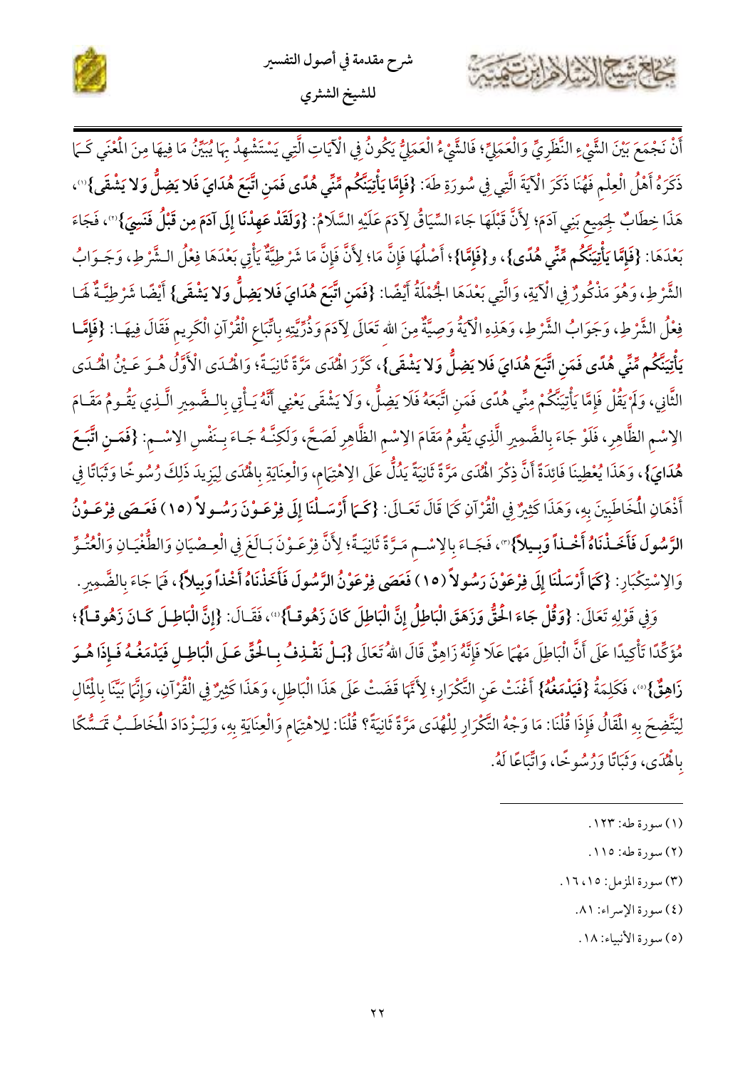أَنْ نَجْمَعَ بَيْنَ الشَّيْءِ النَّظَرِيِّ وَالْعَمَلِيِّ؛ فَالشَّيْءُ الْعَمَلِيُّ يَكُونُ فِي الْآيَاتِ الَّتِي يَسْتَشْهِدُ بِهَا يُبَيِّنُ مَا فِيهَا مِنَ الْمَعْنَى كَمَا ذَكَرَهُ أَهْلُ الْعِلْمِ فَهُنَا ذَكَرَ الْآيَةَ الَّتِي فِي سُورَةِ طَهَ: **{فَإِمَّا يَأْتِيَنَّكُم مِّنِّي هُدًى فَمَنِ اتَّبَعَ هُدَايَ فَلا يَضِلُّ وَلا يَشْقَى}**(١)، هَذَا خِطَابٌ لِجَمِيعِ بَنِي آدَمَ؛ لِأَنَّ قَبْلَهَا جَاءَ السِّيَاقُ لِآدَمَ عَلَيْهِ السَّلَامُ: **{وَلَقَدْ عَهِدْنَا إِلَى آدَمَ مِن قَبْلُ فَنَسِيَ}**(٢)، فَجَاءَ بَعْدَهَا: **{فَإِمَّا يَأْتِيَنَّكُم مِّنِّي هُدًى}**، و**{فَإِمَّا}**؛ أَصْلُهَا فَإِنَّ مَا؛ لِأَنَّ فَإِنَّ مَا شَرْطِيَّةٌ يَأْتِي بَعْدَهَا فِعْلُ الشَّرْطِ، وَجَوَابُ الشَّرْطِ، وَهُوَ مَذْكُورٌ فِي الْآيَةِ، وَالَّتِي بَعْدَهَا الْجُمْلَةُ أَيْضًا: **{فَمَنِ اتَّبَعَ هُدَايَ فَلا يَضِلُّ وَلا يَشْقَى}** أَيْضًا شَرْطِيَّةٌ لَهَا فِعْلُ الشَّرْطِ، وَجَوَابُ الشَّرْطِ، وَهَذِهِ الْآيَةُ وَصِيَّةٌ مِنَ اللهِ تَعَالَى لِآدَمَ وَذُرِّيَّتِهِ بِاتِّبَاعِ الْقُرْآنِ الْكَرِيمِ فَقَالَ فِيهَا: **{فَإِمَّا يَأْتِيَنَّكُم مِّنِّي هُدًى فَمَنِ اتَّبَعَ هُدَايَ فَلا يَضِلُّ وَلا يَشْقَى}**، كَرَّرَ الْهُدَى مَرَّةً ثَانِيَةً؛ وَالْهُدَى الْأَوَّلُ هُوَ عَيْنُ الْهُدَى الثَّانِي، وَلَمْ يَقُلْ فَإِمَّا يَأْتِيَنَّكُمْ مِنِّي هُدًى فَمَنِ اتَّبَعَهُ فَلَا يَضِلُّ، وَلَا يَشْقَى يَعْنِي أَنَّهُ يَأْتِي بِالضَّمِيرِ الَّذِي يَقُومُ مَقَامَ الِاسْمِ الظَّاهِرِ، فَلَوْ جَاءَ بِالضَّمِيرِ الَّذِي يَقُومُ مَقَامَ الِاسْمِ الظَّاهِرِ لَصَحَّ، وَلَكِنَّهُ جَاءَ بِنَفْسِ الِاسْمِ: **{فَمَنِ اتَّبَعَ هُدَايَ}**، وَهَذَا يُعْطِينَا فَائِدَةً أَنَّ ذِكْرَ الْهُدَى مَرَّةً ثَانِيَةً يَدُلُّ عَلَى الِاهْتِمَامِ، وَالْعِنَايَةِ بِالْهُدَى لِيَزِيدَ ذَلِكَ رُسُوخًا وَثَبَاتًا فِي أَذْهَانِ الْمُخَاطَبِينَ بِهِ، وَهَذَا كَثِيرٌ فِي الْقُرْآنِ كَمَا قَالَ تَعَالَى: **{كَمَا أَرْسَلْنَا إِلَى فِرْعَوْنَ رَسُولاً (١٥) فَعَصَى فِرْعَوْنُ الرَّسُولَ فَأَخَذْنَاهُ أَخْذاً وَبِيلاً}**(٣)، فَجَاءَ بِالِاسْمِ مَرَّةً ثَانِيَةً؛ لِأَنَّ فِرْعَوْنَ بَالَغَ فِي الْعِصْيَانِ وَالطُّغْيَانِ وَالْعُتُوِّ وَالِاسْتِكْبَارِ: **{كَمَا أَرْسَلْنَا إِلَى فِرْعَوْنَ رَسُولاً (١٥) فَعَصَى فِرْعَوْنُ الرَّسُولَ فَأَخَذْنَاهُ أَخْذاً وَبِيلاً}**، فَمَا جَاءَ بِالضَّمِيرِ.

وَفِي قَوْلِهِ تَعَالَى: **{وَقُلْ جَاءَ الْحَقُّ وَزَهَقَ الْبَاطِلُ إِنَّ الْبَاطِلَ كَانَ زَهُوقاً}**(٤)، فَقَالَ: **{إِنَّ الْبَاطِلَ كَانَ زَهُوقاً}**؛ مُؤَكِّدًا تَأْكِيدًا عَلَى أَنَّ الْبَاطِلَ مَهْمَا عَلَا فَإِنَّهُ زَاهِقٌ قَالَ اللهُ تَعَالَى **{بَلْ نَقْذِفُ بِالْحَقِّ عَلَى الْبَاطِلِ فَيَدْمَغُهُ فَإِذَا هُوَ زَاهِقٌ}**(٥)، فَكَلِمَةُ **{فَيَدْمَغُهُ}** أَغْنَتْ عَنِ التَّكْرَارِ؛ لِأَنَّهَا قَضَتْ عَلَى هَذَا الْبَاطِلِ، وَهَذَا كَثِيرٌ فِي الْقُرْآنِ، وَإِنَّمَا بَيَّنَّا بِالْمِثَالِ لِيَتَّضِحَ بِهِ الْمَقَالُ فَإِذَا قُلْنَا: مَا وَجْهُ التَّكْرَارِ لِلْهُدَى مَرَّةً ثَانِيَةً؟ قُلْنَا: لِلِاهْتِمَامِ وَالْعِنَايَةِ بِهِ، وَلِيَزْدَادَ الْمُخَاطَبُ تَمَسُّكًا بِالْهُدَى، وَثَبَاتًا وَرُسُوخًا، وَاتِّبَاعًا لَهُ.

---

(١) سورة طه: ١٢٣.

(٢) سورة طه: ١١٥.

(٣) سورة المزمل: ١٥، ١٦.

(٤) سورة الإسراء: ٨١.

(٥) سورة الأنبياء: ١٨.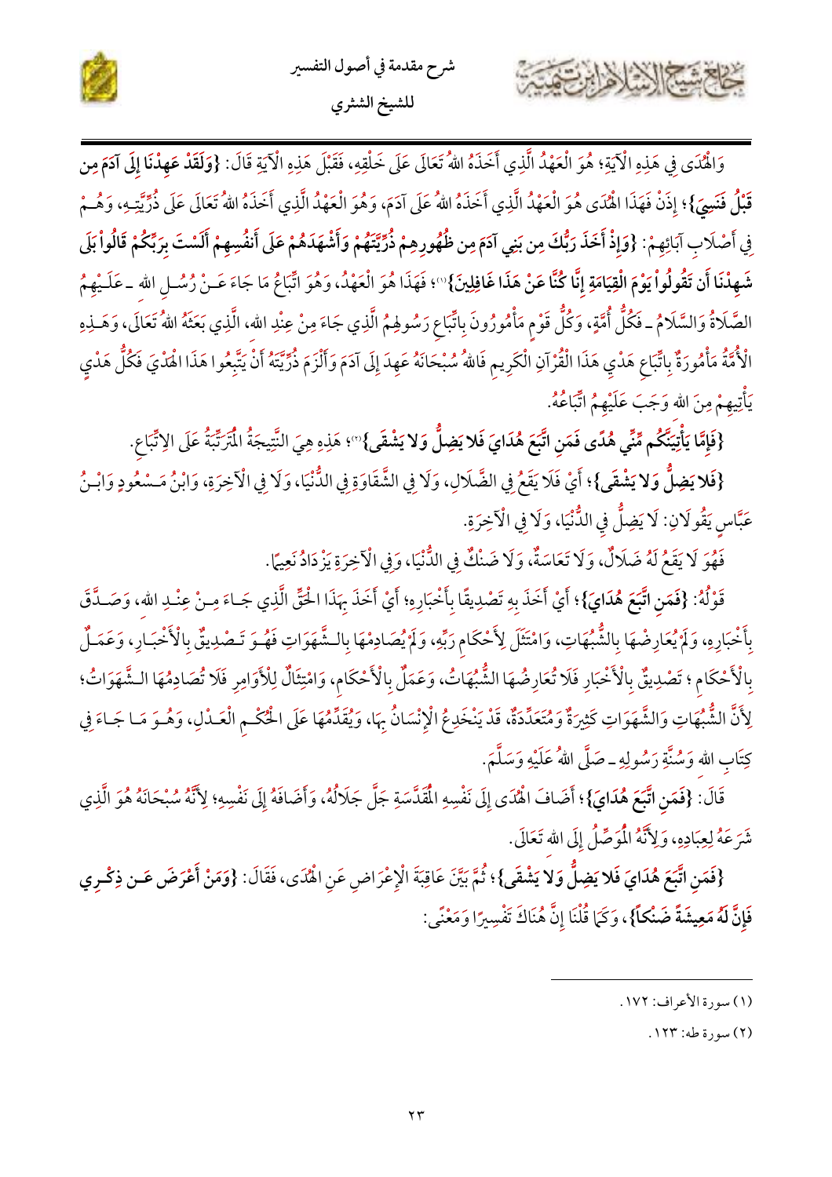وَالْهُدَى فِي هَذِهِ الْآيَةِ؛ هُوَ الْعَهْدُ الَّذِي أَخَذَهُ اللهُ تَعَالَى عَلَى خَلْقِهِ، فَقَبْلَ هَذِهِ الْآيَةِ قَالَ: **{وَلَقَدْ عَهِدْنَا إِلَى آدَمَ مِن قَبْلُ فَنَسِيَ}**؛ إِذَنْ فَهَذَا الْهُدَى هُوَ الْعَهْدُ الَّذِي أَخَذَهُ اللهُ عَلَى آدَمَ، وَهُوَ الْعَهْدُ الَّذِي أَخَذَهُ اللهُ تَعَالَى عَلَى ذُرِّيَّتِهِ، وَهُمْ فِي أَصْلَابِ آبَائِهِمْ: **{وَإِذْ أَخَذَ رَبُّكَ مِن بَنِي آدَمَ مِن ظُهُورِهِمْ ذُرِّيَّتَهُمْ وَأَشْهَدَهُمْ عَلَى أَنفُسِهِمْ أَلَسْتَ بِرَبِّكُمْ قَالُواْ بَلَى شَهِدْنَا أَن تَقُولُواْ يَوْمَ الْقِيَامَةِ إِنَّا كُنَّا عَنْ هَذَا غَافِلِينَ}**[1]؛ فَهَذَا هُوَ الْعَهْدُ، وَهُوَ اتِّبَاعُ مَا جَاءَ عَنْ رُسُلِ الله ـ عَلَيْهِمُ الصَّلَاةُ وَالسَّلَامُ ـ فَكُلُّ أُمَّةٍ، وَكُلُّ قَوْمٍ مَأْمُورُونَ بِاتِّبَاعِ رَسُولِهِمُ الَّذِي جَاءَ مِنْ عِنْدِ الله، الَّذِي بَعَثَهُ اللهُ تَعَالَى، وَهَذِهِ الْأُمَّةُ مَأْمُورَةٌ بِاتِّبَاعِ هَدْيِ هَذَا الْقُرْآنِ الْكَرِيمِ فَاللهُ سُبْحَانَهُ عَهِدَ إِلَى آدَمَ وَأَلْزَمَ ذُرِّيَّتَهُ أَنْ يَتَّبِعُوا هَذَا الْهَدْيَ فَكُلُّ هَدْيٍ يَأْتِيهِمْ مِنَ الله وَجَبَ عَلَيْهِمُ اتِّبَاعُهُ.

**{فَإِمَّا يَأْتِيَنَّكُم مِّنِّي هُدًى فَمَنِ اتَّبَعَ هُدَايَ فَلا يَضِلُّ وَلا يَشْقَى}**[2]؛ هَذِهِ هِيَ النَّتِيجَةُ الْمُتَرَتِّبَةُ عَلَى الاتِّبَاعِ.

**{فَلا يَضِلُّ وَلا يَشْقَى}**؛ أَيْ فَلَا يَقَعُ فِي الضَّلَالِ، وَلَا فِي الشَّقَاوَةِ فِي الدُّنْيَا، وَلَا فِي الْآخِرَةِ، وَابْنُ مَسْعُودٍ وَابْنُ عَبَّاسٍ يَقُولَانِ: لَا يَضِلُّ فِي الدُّنْيَا، وَلَا فِي الْآخِرَةِ.

فَهُوَ لَا يَقَعُ لَهُ ضَلَالٌ، وَلَا تَعَاسَةٌ، وَلَا ضَنْكٌ فِي الدُّنْيَا، وَفِي الْآخِرَةِ يَزْدَادُ نَعِيمًا.

قَوْلُهُ: **{فَمَنِ اتَّبَعَ هُدَايَ}**؛ أَيْ أَخَذَ بِهِ تَصْدِيقًا بِأَخْبَارِهِ؛ أَيْ أَخَذَ بِهَذَا الْحَقِّ الَّذِي جَاءَ مِنْ عِنْدِ الله، وَصَدَّقَ بِأَخْبَارِهِ، وَلَمْ يُعَارِضْهَا بِالشُّبُهَاتِ، وَامْتَثَلَ لِأَحْكَامِ رَبِّهِ، وَلَمْ يُصَادِمْهَا بِالشَّهَوَاتِ فَهُوَ تَصْدِيقٌ بِالْأَخْبَارِ، وَعَمَلٌ بِالْأَحْكَامِ ؛ تَصْدِيقٌ بِالْأَخْبَارِ فَلَا تُعَارِضُهَا الشُّبُهَاتُ، وَعَمَلٌ بِالْأَحْكَامِ، وَامْتِثَالٌ لِلْأَوَامِرِ فَلَا تُصَادِمُهَا الشَّهَوَاتُ؛ لِأَنَّ الشُّبُهَاتِ وَالشَّهَوَاتِ كَثِيرَةٌ وَمُتَعَدِّدَةٌ، قَدْ يَنْخَدِعُ الْإِنْسَانُ بِهَا، وَيُقَدِّمُهَا عَلَى الْحُكْمِ الْعَدْلِ، وَهُوَ مَا جَاءَ فِي كِتَابِ الله وَسُنَّةِ رَسُولِهِ ـ صَلَّى اللهُ عَلَيْهِ وَسَلَّمَ.

قَالَ: **{فَمَنِ اتَّبَعَ هُدَايَ}**؛ أَضَافَ الْهُدَى إِلَى نَفْسِهِ الْمُقَدَّسَةِ جَلَّ جَلَالُهُ، وَأَضَافَهُ إِلَى نَفْسِهِ؛ لِأَنَّهُ سُبْحَانَهُ هُوَ الَّذِي شَرَعَهُ لِعِبَادِهِ، وَلِأَنَّهُ الْمُوَصِّلُ إِلَى الله تَعَالَى.

**{فَمَنِ اتَّبَعَ هُدَايَ فَلا يَضِلُّ وَلا يَشْقَى}**؛ ثُمَّ بَيَّنَ عَاقِبَةَ الْإِعْرَاضِ عَنِ الْهُدَى، فَقَالَ: **{وَمَنْ أَعْرَضَ عَن ذِكْرِي فَإِنَّ لَهُ مَعِيشَةً ضَنكاً}**، وَكَمَا قُلْنَا إِنَّ هُنَاكَ تَفْسِيرًا وَمَعْنًى:

---

(١) سورة الأعراف: ١٧٢.

(٢) سورة طه: ١٢٣.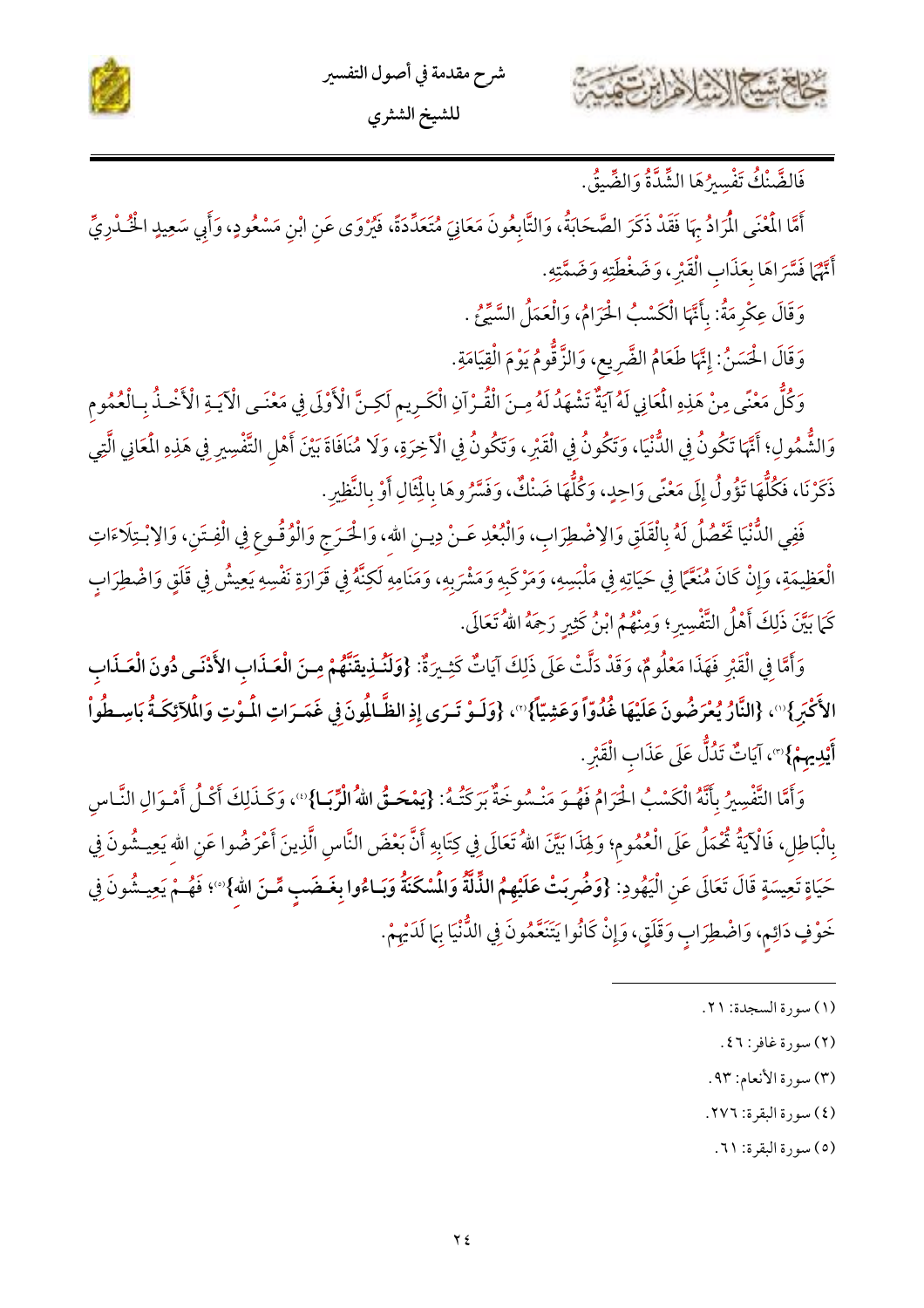فَالضَّنْكُ تَفْسِيرُهَا الشِّدَّةُ وَالضِّيقُ.

أَمَّا الْمَعْنَى الْمُرَادُ بِهَا فَقَدْ ذَكَرَ الصَّحَابَةُ، وَالتَّابِعُونَ مَعَانِيَ مُتَعَدِّدَةً، فَيُرْوَى عَنِ ابْنِ مَسْعُودٍ، وَأَبِي سَعِيدٍ الْخُدْرِيِّ أَنَّهُمَا فَسَّرَاهَا بِعَذَابِ الْقَبْرِ، وَضَغْطَتِهِ وَضَمَّتِهِ.

وَقَالَ عِكْرِمَةُ: بِأَنَّهَا الْكَسْبُ الْحَرَامُ، وَالْعَمَلُ السَّيِّئُ.

وَقَالَ الْحَسَنُ: إِنَّهَا طَعَامُ الضَّرِيعِ، وَالزَّقُّومُ يَوْمَ الْقِيَامَةِ.

وَكُلُّ مَعْنًى مِنْ هَذِهِ الْمَعَانِي لَهُ آيَةٌ تَشْهَدُ لَهُ مِنَ الْقُرْآنِ الْكَرِيمِ لَكِنَّ الْأَوْلَى فِي مَعْنَى الْآيَةِ الْأَخْذُ بِالْعُمُومِ وَالشُّمُولِ؛ أَنَّهَا تَكُونُ فِي الدُّنْيَا، وَتَكُونُ فِي الْقَبْرِ، وَتَكُونُ فِي الْآخِرَةِ، وَلَا مُنَافَاةَ بَيْنَ أَهْلِ التَّفْسِيرِ فِي هَذِهِ الْمَعَانِي الَّتِي ذَكَرْنَا، فَكُلُّهَا تَؤُولُ إِلَى مَعْنًى وَاحِدٍ، وَكُلُّهَا ضَنْكٌ، وَفَسَّرُوهَا بِالْمِثَالِ أَوْ بِالنَّظِيرِ.

فَفِي الدُّنْيَا تَحْصُلُ لَهُ بِالْقَلَقِ وَالِاضْطِرَابِ، وَالْبُعْدِ عَنْ دِينِ اللهِ، وَالْحَرَجِ وَالْوُقُوعِ فِي الْفِتَنِ، وَالِابْتِلَاءَاتِ الْعَظِيمَةِ، وَإِنْ كَانَ مُنَعَّمًا فِي حَيَاتِهِ فِي مَلْبَسِهِ، وَمَرْكَبِهِ وَمَشْرَبِهِ، وَمَنَامِهِ لَكِنَّهُ فِي قَرَارَةِ نَفْسِهِ يَعِيشُ فِي قَلَقٍ وَاضْطِرَابٍ كَمَا بَيَّنَ ذَلِكَ أَهْلُ التَّفْسِيرِ؛ وَمِنْهُمُ ابْنُ كَثِيرٍ رَحِمَهُ اللهُ تَعَالَى.

وَأَمَّا فِي الْقَبْرِ فَهَذَا مَعْلُومٌ، وَقَدْ دَلَّتْ عَلَى ذَلِكَ آيَاتٌ كَثِيرَةٌ: **{وَلَنُذِيقَنَّهُمْ مِنَ الْعَذَابِ الْأَدْنَى دُونَ الْعَذَابِ الْأَكْبَرِ}**(١)، **{النَّارُ يُعْرَضُونَ عَلَيْهَا غُدُوًّا وَعَشِيًّا}**(٢)، **{وَلَوْ تَرَى إِذِ الظَّالِمُونَ فِي غَمَرَاتِ الْمَوْتِ وَالْمَلَائِكَةُ بَاسِطُوا أَيْدِيهِمْ}**(٣)، آيَاتٌ تَدُلُّ عَلَى عَذَابِ الْقَبْرِ.

وَأَمَّا التَّفْسِيرُ بِأَنَّهُ الْكَسْبُ الْحَرَامُ فَهُوَ مَنْسُوخَةٌ بَرَكَتُهُ: **{يَمْحَقُ اللهُ الرِّبَا}**(٤)، وَكَذَلِكَ أَكْلُ أَمْوَالِ النَّاسِ بِالْبَاطِلِ، فَالْآيَةُ تُحْمَلُ عَلَى الْعُمُومِ؛ وَلِهَذَا بَيَّنَ اللهُ تَعَالَى فِي كِتَابِهِ أَنَّ بَعْضَ النَّاسِ الَّذِينَ أَعْرَضُوا عَنِ اللهِ يَعِيشُونَ فِي حَيَاةٍ تَعِيسَةٍ قَالَ تَعَالَى عَنِ الْيَهُودِ: **{وَضُرِبَتْ عَلَيْهِمُ الذِّلَّةُ وَالْمَسْكَنَةُ وَبَاءُوا بِغَضَبٍ مِنَ اللهِ}**(٥)؛ فَهُمْ يَعِيشُونَ فِي خَوْفٍ دَائِمٍ، وَاضْطِرَابٍ وَقَلَقٍ، وَإِنْ كَانُوا يَتَنَعَّمُونَ فِي الدُّنْيَا بِمَا لَدَيْهِمْ.

---

(١) سورة السجدة: ٢١.

(٢) سورة غافر: ٤٦.

(٣) سورة الأنعام: ٩٣.

(٤) سورة البقرة: ٢٧٦.

(٥) سورة البقرة: ٦١.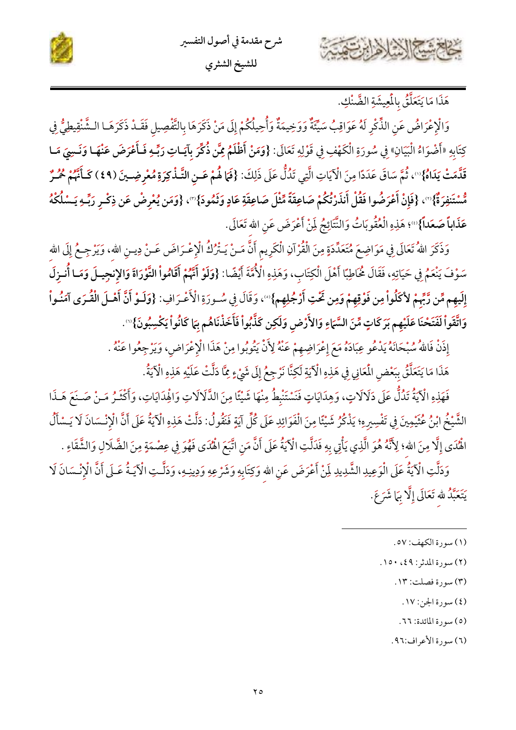هَذَا مَا يَتَعَلَّقُ بِالْمَعِيشَةِ الضَّنْكِ.

وَالْإِعْرَاضُ عَنِ الذِّكْرِ لَهُ عَوَاقِبُ سَيِّئَةٌ وَوَخِيمَةٌ وَأُحِيلُكُمْ إِلَى مَنْ ذَكَرَهَا بِالتَّفْصِيلِ فَقَدْ ذَكَرَهَا الشَّنْقِيطِيُّ فِي كِتَابِهِ «أَضْوَاءُ الْبَيَانِ» فِي سُورَةِ الْكَهْفِ فِي قَوْلِهِ تَعَالَى: **{وَمَنْ أَظْلَمُ مِمَّن ذُكِّرَ بِآيَاتِ رَبِّهِ فَأَعْرَضَ عَنْهَا وَنَسِيَ مَا قَدَّمَتْ يَدَاهُ}**(١)، ثُمَّ سَاقَ عَدَدًا مِنَ الْآيَاتِ الَّتِي تَدُلُّ عَلَى ذَلِكَ: **{فَمَا لَهُمْ عَنِ التَّذْكِرَةِ مُعْرِضِينَ (٤٩) كَأَنَّهُمْ حُمُرٌ مُّسْتَنفِرَةٌ}**(٢)، **{فَإِنْ أَعْرَضُوا فَقُلْ أَنذَرْتُكُمْ صَاعِقَةً مِّثْلَ صَاعِقَةِ عَادٍ وَثَمُودَ}**(٣)، **{وَمَن يُعْرِضْ عَن ذِكْرِ رَبِّهِ يَسْلُكْهُ عَذَاباً صَعَداً}**(٤)؛ هَذِهِ الْعُقُوبَاتُ وَالنَّتَائِجُ لِمَنْ أَعْرَضَ عَنِ الله تَعَالَى.

وَذَكَرَ اللهُ تَعَالَى فِي مَوَاضِعَ مُتَعَدِّدَةٍ مِنَ الْقُرْآنِ الْكَرِيمِ أَنَّ مَنْ يَتْرُكُ الْإِعْرَاضَ عَنْ دِينِ الله، وَيَرْجِعُ إِلَى الله سَوْفَ يَنْعَمُ فِي حَيَاتِهِ، فَقَالَ مُخَاطِبًا أَهْلَ الْكِتَابِ، وَهَذِهِ الْأُمَّةَ أَيْضًا: **{وَلَوْ أَنَّهُمْ أَقَامُواْ التَّوْرَاةَ وَالإِنجِيلَ وَمَا أُنزِلَ إِلَيهِم مِّن رَّبِّهِمْ لأكَلُواْ مِن فَوْقِهِمْ وَمِن تَحْتِ أَرْجُلِهِم}**(٥)، وَقَالَ فِي سُورَةِ الْأَعْرَافِ: **{وَلَوْ أَنَّ أَهْلَ الْقُرَى آمَنُواْ وَاتَّقَواْ لَفَتَحْنَا عَلَيْهِم بَرَكَاتٍ مِّنَ السَّمَاءِ وَالأَرْضِ وَلَكِن كَذَّبُواْ فَأَخَذْنَاهُم بِمَا كَانُواْ يَكْسِبُونَ}**(٦).

إِذَنْ فَاللهُ سُبْحَانَهُ يَدْعُو عِبَادَهُ مَعَ إِعْرَاضِهِمْ عَنْهُ لِأَنْ يَتُوبُوا مِنْ هَذَا الْإِعْرَاضِ، وَيَرْجِعُوا عَنْهُ.

هَذَا مَا يَتَعَلَّقُ بِبَعْضِ الْمَعَانِي فِي هَذِهِ الْآيَةِ لَكِنَّا نَرْجِعُ إِلَى شَيْءٍ مِمَّا دَلَّتْ عَلَيْهِ هَذِهِ الْآيَةُ.

فَهَذِهِ الْآيَةُ تَدُلُّ عَلَى دَلَالَاتٍ، وَهِدَايَاتٍ فَنَسْتَنْبِطُ مِنْهَا شَيْئًا مِنَ الدَّلَالَاتِ وَالْهِدَايَاتِ، وَأَكْثَرُ مَنْ صَنَعَ هَذَا الشَّيْخُ ابْنُ عُثَيْمِينَ فِي تَفْسِيرِهِ؛ يَذْكُرُ شَيْئًا مِنَ الْفَوَائِدِ عَلَى كُلِّ آيَةٍ فَنَقُولُ: دَلَّتْ هَذِهِ الْآيَةُ عَلَى أَنَّ الْإِنْسَانَ لَا يَسْأَلُ الْهُدَى إِلَّا مِنَ الله؛ لِأَنَّهُ هُوَ الَّذِي يَأْتِي بِهِ فَدَلَّتِ الْآيَةُ عَلَى أَنَّ مَنِ اتَّبَعَ الْهُدَى فَهُوَ فِي عِصْمَةٍ مِنَ الضَّلَالِ وَالشَّقَاءِ.

وَدَلَّتِ الْآيَةُ عَلَى الْوَعِيدِ الشَّدِيدِ لِمَنْ أَعْرَضَ عَنِ الله وَكِتَابِهِ وَشَرْعِهِ وَدِينِهِ، وَدَلَّتِ الْآيَةُ عَلَى أَنَّ الْإِنْسَانَ لَا يَتَعَبَّدُ لله تَعَالَى إِلَّا بِمَا شَرَعَ.

---

(١) سورة الكهف: ٥٧.

(٢) سورة المدثر: ٤٩، ٥٠.

(٣) سورة فصلت: ١٣.

(٤) سورة الجن: ١٧.

(٥) سورة المائدة: ٦٦.

(٦) سورة الأعراف: ٩٦.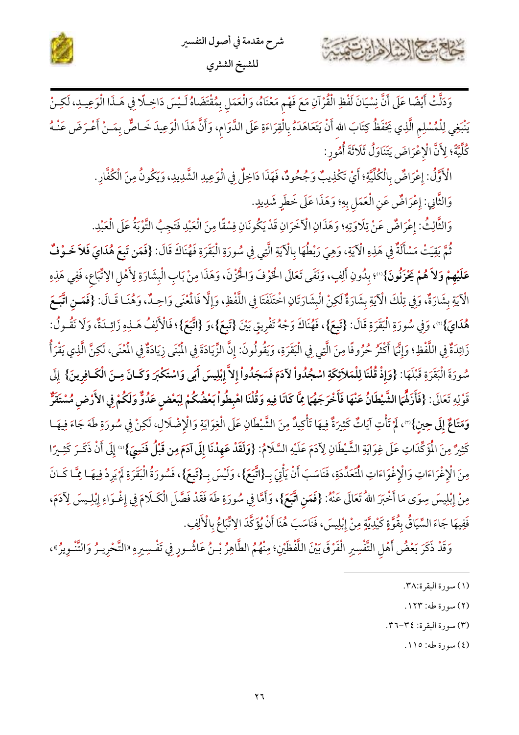وَدَلَّتْ أَيْضًا عَلَى أَنَّ نِسْيَانَ لَفْظِ الْقُرْآنِ مَعَ فَهْمِ مَعْنَاهُ، وَالْعَمَلِ بِمُقْتَضَاهُ لَيْسَ دَاخِلًا فِي هَذَا الْوَعِيدِ، لَكِنْ يَنْبَغِي لِلْمُسْلِمِ الَّذِي يَحْفَظُ كِتَابَ اللهِ أَنْ يَتَعَاهَدَهُ بِالْقِرَاءَةِ عَلَى الدَّوَامِ، وَأَنَّ هَذَا الْوَعِيدَ خَاصٌّ بِمَنْ أَعْرَضَ عَنْهُ كُلِّيَّةً؛ لِأَنَّ الْإِعْرَاضَ يَتَنَاوَلُ ثَلَاثَةَ أُمُورٍ:

الْأَوَّلُ: إِعْرَاضٌ بِالْكُلِّيَّةِ؛ أَيْ تَكْذِيبٌ وَجُحُودٌ، فَهَذَا دَاخِلٌ فِي الْوَعِيدِ الشَّدِيدِ، وَيَكُونُ مِنَ الْكُفَّارِ.

وَالثَّانِي: إِعْرَاضٌ عَنِ الْعَمَلِ بِهِ؛ وَهَذَا عَلَى خَطَرٍ شَدِيدٍ.

وَالثَّالِثُ: إِعْرَاضٌ عَنْ تِلَاوَتِهِ؛ وَهَذَانِ الْآخَرَانِ قَدْ يَكُونَانِ فِسْقًا مِنَ الْعَبْدِ فَتَجِبُ التَّوْبَةُ عَلَى الْعَبْدِ.

ثُمَّ بَقِيَتْ مَسْأَلَةٌ فِي هَذِهِ الْآيَةِ، وَهِيَ رَبْطُهَا بِالْآيَةِ الَّتِي فِي سُورَةِ الْبَقَرَةِ فَهُنَاكَ قَالَ: **{فَمَن تَبِعَ هُدَايَ فَلاَ خَوْفٌ عَلَيْهِمْ وَلاَ هُمْ يَحْزَنُونَ}**[1]؛ بِدُونِ أَلِفٍ، وَنَفَى تَعَالَى الْخَوْفَ وَالْحُزْنَ، وَهَذَا مِنْ بَابِ الْبِشَارَةِ لِأَهْلِ الِاتِّبَاعِ، فَفِي هَذِهِ الْآيَةِ بِشَارَةٌ، وَفِي تِلْكَ الْآيَةِ بِشَارَةٌ لَكِنْ الْبِشَارَتَانِ اخْتَلَفَتَا فِي اللَّفْظِ، وَإِلَّا فَالْمَعْنَى وَاحِدٌ، وَهُنَا قَالَ: **{فَمَنِ اتَّبَعَ هُدَايَ}**[2]، وَفِي سُورَةِ الْبَقَرَةِ قَالَ: **{تَبِعَ}**، فَهُنَاكَ وَجْهُ تَفْرِيقٍ بَيْنَ **{تَبِعَ}** وَ **{اتَّبَعَ}**؛ فَالْأَلِفُ هَذِهِ زَائِدَةٌ، وَلَا نَقُولُ: زَائِدَةٌ فِي اللَّفْظِ؛ وَإِنَّمَا أَكْثَرُ حُرُوفًا مِنَ الَّتِي فِي الْبَقَرَةِ، وَيَقُولُونَ: إِنَّ الزِّيَادَةَ فِي الْمَبْنَى زِيَادَةٌ فِي الْمَعْنَى، لَكِنَّ الَّذِي يَقْرَأُ سُورَةَ الْبَقَرَةِ قَبْلَهَا: **{وَإِذْ قُلْنَا لِلْمَلاَئِكَةِ اسْجُدُواْ لآدَمَ فَسَجَدُواْ إِلاَّ إِبْلِيسَ أَبَى وَاسْتَكْبَرَ وَكَانَ مِنَ الْكَافِرِينَ}** إِلَى قَوْلِهِ تَعَالَى: **{فَأَزَلَّهُمَا الشَّيْطَانُ عَنْهَا فَأَخْرَجَهُمَا مِمَّا كَانَا فِيهِ وَقُلْنَا اهْبِطُواْ بَعْضُكُمْ لِبَعْضٍ عَدُوٌّ وَلَكُمْ فِي الأَرْضِ مُسْتَقَرٌّ وَمَتَاعٌ إِلَى حِينٍ}**[3]، لَمْ تَأْتِ آيَاتٌ كَثِيرَةٌ فِيهَا تَأْكِيدٌ مِنَ الشَّيْطَانِ عَلَى الْغِوَايَةِ وَالْإِضْلَالِ، لَكِنْ فِي سُورَةِ طَهَ جَاءَ فِيهَا كَثِيرٌ مِنَ الْمُؤَكِّدَاتِ عَلَى غِوَايَةِ الشَّيْطَانِ لِآدَمَ عَلَيْهِ السَّلَامُ: **{وَلَقَدْ عَهِدْنَا إِلَى آدَمَ مِن قَبْلُ فَنَسِيَ}**[4] إِلَى أَنْ ذَكَرَ كَثِيرًا مِنَ الْإِغْرَاءَاتِ وَالْإِغْوَاءَاتِ الْمُتَعَدِّدَةِ، فَنَاسَبَ أَنْ يَأْتِيَ بِـ **{اتَّبَعَ}**، وَلَيْسَ بِـ **{تَبِعَ}**، فَسُورَةُ الْبَقَرَةِ لَمْ يَرِدْ فِيهَا مِمَّا كَانَ مِنْ إِبْلِيسَ سِوَى مَا أَخْبَرَ اللهُ تَعَالَى عَنْهُ: **{فَمَنِ اتَّبَعَ}**، وَأَمَّا فِي سُورَةِ طَهَ فَقَدْ فَصَّلَ الْكَلَامَ فِي إِغْوَاءِ إِبْلِيسَ لِآدَمَ، فَفِيهَا جَاءَ السِّيَاقُ بِقُوَّةٍ كَيْدِيَّةٍ مِنْ إِبْلِيسَ، فَنَاسَبَ هُنَا أَنْ يُؤَكَّدَ الِاتِّبَاعُ بِالْأَلِفِ.

وَقَدْ ذَكَرَ بَعْضُ أَهْلِ التَّفْسِيرِ الْفَرْقَ بَيْنَ اللَّفْظَيْنِ؛ مِنْهُمُ الطَّاهِرُ بْنُ عَاشُورٍ فِي تَفْسِيرِهِ «التَّحْرِيرُ وَالتَّنْوِيرُ»،

---

(١) سورة البقرة:٣٨.

(٢) سورة طه: ١٢٣.

(٣) سورة البقرة: ٣٤-٣٦.

(٤) سورة طه: ١١٥.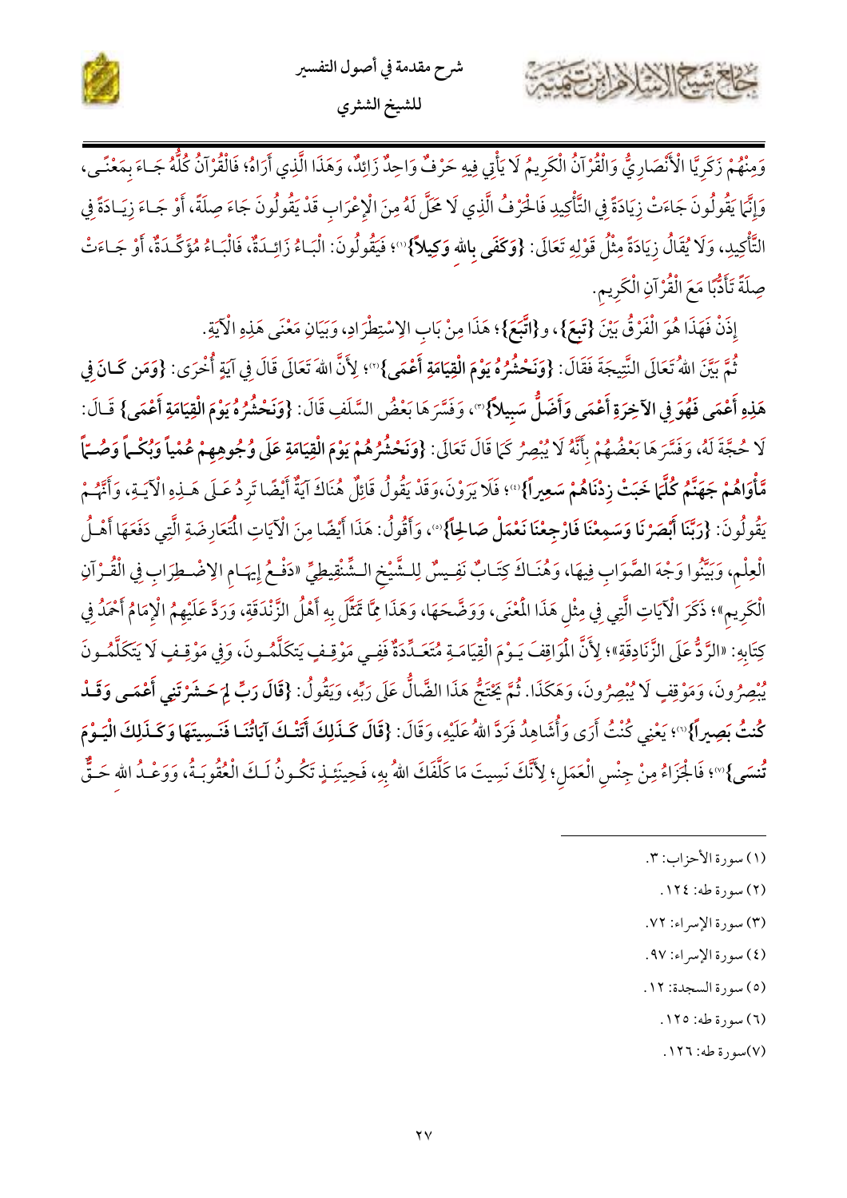وَمِنْهُمْ زَكَرِيَّا الْأَنْصَارِيُّ وَالْقُرْآنُ الْكَرِيمُ لَا يَأْتِي فِيهِ حَرْفٌ وَاحِدٌ زَائِدٌ، وَهَذَا الَّذِي أَرَاهُ؛ فَالْقُرْآنُ كُلُّهُ جَاءَ بِمَعْنًى، وَإِنَّمَا يَقُولُونَ جَاءَتْ زِيَادَةً فِي التَّأْكِيدِ فَالْحَرْفُ الَّذِي لَا مَحَلَّ لَهُ مِنَ الْإِعْرَابِ قَدْ يَقُولُونَ جَاءَ صِلَةً، أَوْ جَاءَ زِيَادَةً فِي التَّأْكِيدِ، وَلَا يُقَالُ زِيَادَةً مِثْلُ قَوْلِهِ تَعَالَى: **{وَكَفَى بِاللهِ وَكِيلاً}**[1]؛ فَيَقُولُونَ: الْبَاءُ زَائِدَةٌ، فَالْبَاءُ مُؤَكِّدَةٌ، أَوْ جَاءَتْ صِلَةً تَأَدُّبًا مَعَ الْقُرْآنِ الْكَرِيمِ.

إِذَنْ فَهَذَا هُوَ الْفَرْقُ بَيْنَ **{تَبِعَ}**، و**{اتَّبَعَ}**؛ هَذَا مِنْ بَابِ الِاسْتِطْرَادِ، وَبَيَانِ مَعْنَى هَذِهِ الْآيَةِ.

ثُمَّ بَيَّنَ اللهُ تَعَالَى النَّتِيجَةَ فَقَالَ: **{وَنَحْشُرُهُ يَوْمَ الْقِيَامَةِ أَعْمَى}**[2]؛ لِأَنَّ اللهَ تَعَالَى قَالَ فِي آيَةٍ أُخْرَى: **{وَمَن كَانَ فِي هَذِهِ أَعْمَى فَهُوَ فِي الآخِرَةِ أَعْمَى وَأَضَلُّ سَبِيلاً}**[3]، وَفَسَّرَهَا بَعْضُ السَّلَفِ قَالَ: **{وَنَحْشُرُهُ يَوْمَ الْقِيَامَةِ أَعْمَى}** قَالَ: لَا حُجَّةَ لَهُ، وَفَسَّرَهَا بَعْضُهُمْ بِأَنَّهُ لَا يُبْصِرُ كَمَا قَالَ تَعَالَى: **{وَنَحْشُرُهُمْ يَوْمَ الْقِيَامَةِ عَلَى وُجُوهِهِمْ عُمْياً وَبُكْماً وَصُمّاً مَّأْوَاهُمْ جَهَنَّمُ كُلَّمَا خَبَتْ زِدْنَاهُمْ سَعِيراً}**[4]؛ فَلَا يَرَوْنَ،وَقَدْ يَقُولُ قَائِلٌ هُنَاكَ آيَةٌ أَيْضًا تَرِدُ عَلَى هَذِهِ الْآيَةِ، وَأَنَّهُمْ يَقُولُونَ: **{رَبَّنَا أَبْصَرْنَا وَسَمِعْنَا فَارْجِعْنَا نَعْمَلْ صَالِحاً}**[5]، وَأَقُولُ: هَذَا أَيْضًا مِنَ الْآيَاتِ الْمُتَعَارِضَةِ الَّتِي دَفَعَهَا أَهْلُ الْعِلْمِ، وَبَيَّنُوا وَجْهَ الصَّوَابِ فِيهَا، وَهُنَاكَ كِتَابٌ نَفِيسٌ لِلشَّيْخِ الشِّنْقِيطِيِّ «دَفْعُ إِيهَامِ الِاضْطِرَابِ فِي الْقُرْآنِ الْكَرِيمِ»؛ ذَكَرَ الْآيَاتِ الَّتِي فِي مِثْلِ هَذَا الْمَعْنَى، وَوَضَّحَهَا، وَهَذَا مِمَّا تَمَثَّلَ بِهِ أَهْلُ الزَّنْدَقَةِ، وَرَدَّ عَلَيْهِمُ الْإِمَامُ أَحْمَدُ فِي كِتَابِهِ: «الرَّدُّ عَلَى الزَّنَادِقَةِ»؛ لِأَنَّ الْمَوَاقِفَ يَوْمَ الْقِيَامَةِ مُتَعَدِّدَةٌ فَفِي مَوْقِفٍ يَتَكَلَّمُونَ، وَفِي مَوْقِفٍ لَا يَتَكَلَّمُونَ يُبْصِرُونَ، وَمَوْقِفٍ لَا يُبْصِرُونَ، وَهَكَذَا. ثُمَّ يَحْتَجُّ هَذَا الضَّالُّ عَلَى رَبِّهِ، وَيَقُولُ: **{قَالَ رَبِّ لِمَ حَشَرْتَنِي أَعْمَى وَقَدْ كُنتُ بَصِيراً}**[6]؛ يَعْنِي كُنْتُ أَرَى وَأُشَاهِدُ فَرَدَّ اللهُ عَلَيْهِ، وَقَالَ: **{قَالَ كَذَلِكَ أَتَتْكَ آيَاتُنَا فَنَسِيتَهَا وَكَذَلِكَ الْيَوْمَ تُنسَى}**[7]؛ فَالْجَزَاءُ مِنْ جِنْسِ الْعَمَلِ؛ لِأَنَّكَ نَسِيتَ مَا كَلَّفَكَ اللهُ بِهِ، فَحِينَئِذٍ تَكُونُ لَكَ الْعُقُوبَةُ، وَوَعْدُ اللهِ حَقٌّ

---

(١) سورة الأحزاب: ٣.

(٢) سورة طه: ١٢٤.

(٣) سورة الإسراء: ٧٢.

(٤) سورة الإسراء: ٩٧.

(٥) سورة السجدة: ١٢.

(٦) سورة طه: ١٢٥.

(٧) سورة طه: ١٢٦.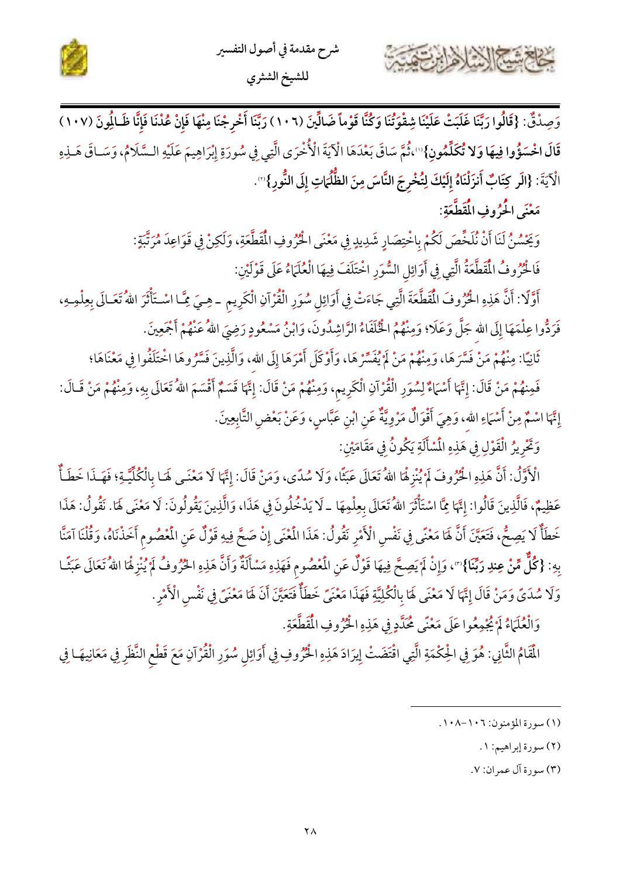وَصِدْقٌ: {قَالُوا رَبَّنَا غَلَبَتْ عَلَيْنَا شِقْوَتُنَا وَكُنَّا قَوْماً ضَالِّينَ (١٠٦) رَبَّنَا أَخْرِجْنَا مِنْهَا فَإِنْ عُدْنَا فَإِنَّا ظَالِمُونَ (١٠٧) قَالَ اخْسَؤُوا فِيهَا وَلا تُكَلِّمُونِ}[1]،ثُمَّ سَاقَ بَعْدَهَا الْآيَةَ الْأُخْرَى الَّتِي فِي سُورَةِ إِبْرَاهِيمَ عَلَيْهِ السَّلَامُ، وَسَاقَ هَذِهِ الْآيَةَ: {الَر كِتَابٌ أَنزَلْنَاهُ إِلَيْكَ لِتُخْرِجَ النَّاسَ مِنَ الظُّلُمَاتِ إِلَى النُّورِ}[2].

### مَعْنَى الْحُرُوفِ الْمُقَطَّعَةِ:

وَيَحْسُنُ لَنَا أَنْ نُلَخِّصَ لَكُمْ بِاخْتِصَارٍ شَدِيدٍ فِي مَعْنَى الْحُرُوفِ الْمُقَطَّعَةِ، وَلَكِنْ فِي قَوَاعِدَ مُرَتَّبَةٍ:

فَالْحُرُوفُ الْمُقَطَّعَةُ الَّتِي فِي أَوَائِلِ السُّوَرِ اخْتَلَفَ فِيهَا الْعُلَمَاءُ عَلَى قَوْلَيْنِ:

أَوَّلًا: أَنَّ هَذِهِ الْحُرُوفَ الْمُقَطَّعَةَ الَّتِي جَاءَتْ فِي أَوَائِلِ سُوَرِ الْقُرْآنِ الْكَرِيمِ -هِيَ مِمَّا اسْتَأْثَرَ اللهُ تَعَالَى بِعِلْمِهِ، فَرَدُّوا عِلْمَهَا إِلَى اللهِ جَلَّ وَعَلَا؛ وَمِنْهُمُ الْخُلَفَاءُ الرَّاشِدُونَ، وَابْنُ مَسْعُودٍ رَضِيَ اللهُ عَنْهُمْ أَجْمَعِينَ.

ثَانِيًا: مِنْهُمْ مَنْ فَسَّرَهَا، وَمِنْهُمْ مَنْ لَمْ يُفَسِّرْهَا، وَأَوْكَلَ أَمْرَهَا إِلَى اللهِ، وَالَّذِينَ فَسَّرُوهَا اخْتَلَفُوا فِي مَعْنَاهَا؛ فَمِنهُمْ مَنْ قَالَ: إِنَّهَا أَسْمَاءٌ لِسُوَرِ الْقُرْآنِ الْكَرِيمِ، وَمِنْهُمْ مَنْ قَالَ: إِنَّهَا قَسَمٌ أَقْسَمَ اللهُ تَعَالَى بِهِ، وَمِنْهُمْ مَنْ قَالَ: إِنَّهَا اسْمٌ مِنْ أَسْمَاءِ اللهِ، وَهِيَ أَقْوَالٌ مَرْوِيَّةٌ عَنِ ابْنِ عَبَّاسٍ، وَعَنْ بَعْضِ التَّابِعِينَ.

وَتَحْرِيرُ الْقَوْلِ فِي هَذِهِ الْمَسْأَلَةِ يَكُونُ فِي مَقَامَيْنِ:

الْأَوَّلُ: أَنَّ هَذِهِ الْحُرُوفَ لَمْ يُنْزِلْهَا اللهُ تَعَالَى عَبَثًا، وَلَا سُدًى، وَمَنْ قَالَ: إِنَّهَا لَا مَعْنَى لَهَا بِالْكُلِّيَّةِ؛ فَهَذَا خَطَأٌ عَظِيمٌ، فَالَّذِينَ قَالُوا: إِنَّهَا مِمَّا اسْتَأْثَرَ اللهُ تَعَالَى بِعِلْمِهَا -لَا يَدْخُلُونَ فِي هَذَا، وَالَّذِينَ يَقُولُونَ: لَا مَعْنَى لَهَا. نَقُولُ: هَذَا خَطَأٌ لَا يَصِحُّ، فَتَعَيَّنَ أَنَّ لَهَا مَعْنًى فِي نَفْسِ الْأَمْرِ نَقُولُ: هَذَا الْمَعْنَى إِنْ صَحَّ فِيهِ قَوْلٌ عَنِ الْمَعْصُومِ أَخَذْنَاهُ، وَقُلْنَا آمَنَّا بِهِ: {كُلٌّ مِّنْ عِندِ رَبِّنَا}[3]، وَإِنْ لَمْ يَصِحَّ فِيهَا قَوْلٌ عَنِ الْمَعْصُومِ فَهَذِهِ مَسْأَلَةٌ وَأَنَّ هَذِهِ الْحُرُوفُ لَمْ يُنْزِلْهَا اللهُ تَعَالَى عَبَثًا وَلَا سُدًى وَمَنْ قَالَ إِنَّهَا لَا مَعْنَى لَهَا بِالْكُلِّيَّةِ فَهَذَا مَعْنًى خَطَأٌ فَتَعَيَّنَ أَنَّ لَهَا مَعْنًى فِي نَفْسِ الْأَمْرِ.

وَالْعُلَمَاءُ لَمْ يُجْمِعُوا عَلَى مَعْنًى مُحَدَّدٍ فِي هَذِهِ الْحُرُوفِ الْمُقَطَّعَةِ.

الْمَقَامُ الثَّانِي: هُوَ فِي الْحِكْمَةِ الَّتِي اقْتَضَتْ إِيرَادَ هَذِهِ الْحُرُوفِ فِي أَوَائِلِ سُوَرِ الْقُرْآنِ مَعَ قَطْعِ النَّظَرِ فِي مَعَانِيهَا فِي

---

(١) سورة المؤمنون: ١٠٦-١٠٨.

(٢) سورة إبراهيم: ١.

(٣) سورة آل عمران: ٧.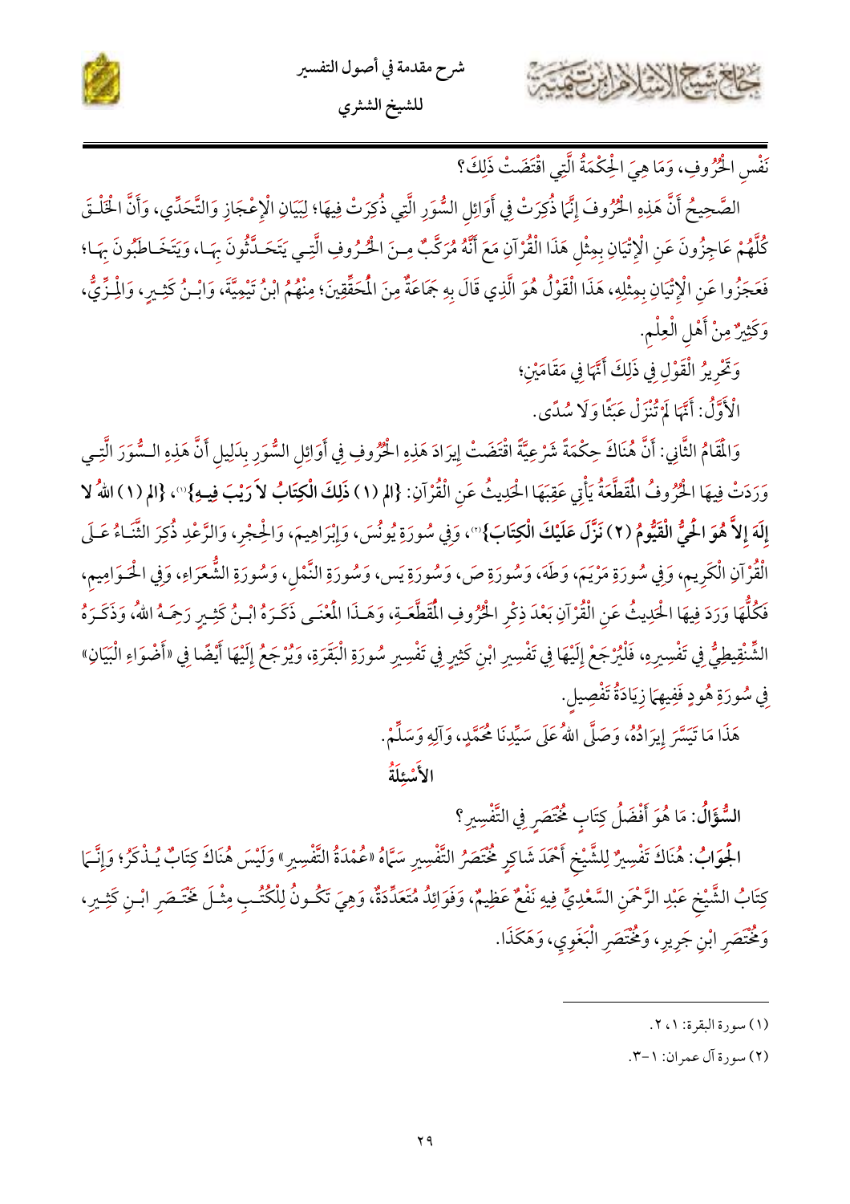نَفْسِ الْحُرُوفِ، وَمَا هِيَ الْحِكْمَةُ الَّتِي اقْتَضَتْ ذَلِكَ؟

الصَّحِيحُ أَنَّ هَذِهِ الْحُرُوفَ إِنَّمَا ذُكِرَتْ فِي أَوَائِلِ السُّوَرِ الَّتِي ذُكِرَتْ فِيهَا؛ لِبَيَانِ الْإِعْجَازِ وَالتَّحَدِّي، وَأَنَّ الْخَلْقَ كُلَّهُمْ عَاجِزُونَ عَنِ الْإِتْيَانِ بِمِثْلِ هَذَا الْقُرْآنِ مَعَ أَنَّهُ مُرَكَّبٌ مِنَ الْحُرُوفِ الَّتِي يَتَحَدَّثُونَ بِهَا، وَيَتَخَاطَبُونَ بِهَا؛ فَعَجَزُوا عَنِ الْإِتْيَانِ بِمِثْلِهِ، هَذَا الْقَوْلُ هُوَ الَّذِي قَالَ بِهِ جَمَاعَةٌ مِنَ الْمُحَقِّقِينَ؛ مِنْهُمُ ابْنُ تَيْمِيَّةَ، وَابْنُ كَثِيرٍ، وَالْمِزِّيُّ، وَكَثِيرٌ مِنْ أَهْلِ الْعِلْمِ.

وَتَحْرِيرُ الْقَوْلِ فِي ذَلِكَ أَنَّهَا فِي مَقَامَيْنِ؛

الْأَوَّلُ: أَنَّهَا لَمْ تُنْزَلْ عَبَثًا وَلَا سُدًى.

وَالْمَقَامُ الثَّانِي: أَنَّ هُنَاكَ حِكْمَةً شَرْعِيَّةً اقْتَضَتْ إِيرَادَ هَذِهِ الْحُرُوفِ فِي أَوَائِلِ السُّوَرِ بِدَلِيلِ أَنَّ هَذِهِ السُّوَرَ الَّتِي وَرَدَتْ فِيهَا الْحُرُوفُ الْمُقَطَّعَةُ يَأْتِي عَقِبَهَا الْحَدِيثُ عَنِ الْقُرْآنِ: **{الم (١) ذَلِكَ الْكِتَابُ لَا رَيْبَ فِيهِ}**[1]، **{الم (١) اللَّهُ لَا إِلَهَ إِلَّا هُوَ الْحَيُّ الْقَيُّومُ (٢) نَزَّلَ عَلَيْكَ الْكِتَابَ}**[2]، وَفِي سُورَةِ يُونُسَ، وَإِبْرَاهِيمَ، وَالْحِجْرِ، وَالرَّعْدِ ذُكِرَ الثَّنَاءُ عَلَى الْقُرْآنِ الْكَرِيمِ، وَفِي سُورَةِ مَرْيَمَ، وَطَهَ، وَسُورَةِ ص، وَسُورَةِ يس، وَسُورَةِ النَّمْلِ، وَسُورَةِ الشُّعَرَاءِ، وَفِي الْحَوَامِيمِ، فَكُلُّهَا وَرَدَ فِيهَا الْحَدِيثُ عَنِ الْقُرْآنِ بَعْدَ ذِكْرِ الْحُرُوفِ الْمُقَطَّعَةِ، وَهَذَا الْمَعْنَى ذَكَرَهُ ابْنُ كَثِيرٍ رَحِمَهُ اللهُ، وَذَكَرَهُ الشِّنْقِيطِيُّ فِي تَفْسِيرِهِ، فَلْيُرْجَعْ إِلَيْهَا فِي تَفْسِيرِ ابْنِ كَثِيرٍ فِي تَفْسِيرِ سُورَةِ الْبَقَرَةِ، وَيُرْجَعُ إِلَيْهَا أَيْضًا فِي «أَضْوَاءِ الْبَيَانِ» فِي سُورَةِ هُودٍ فَفِيهِمَا زِيَادَةُ تَفْصِيلٍ.

هَذَا مَا تَيَسَّرَ إِيرَادُهُ، وَصَلَّى اللهُ عَلَى سَيِّدِنَا مُحَمَّدٍ، وَآلِهِ وَسَلَّمْ.

## الأَسْئِلَةُ

**السُّؤَالُ**: مَا هُوَ أَفْضَلُ كِتَابٍ مُخْتَصَرٍ فِي التَّفْسِيرِ؟

**الْجَوَابُ**: هُنَاكَ تَفْسِيرٌ لِلشَّيْخِ أَحْمَدَ شَاكِرٍ مُخْتَصَرُ التَّفْسِيرِ سَمَّاهُ «عُمْدَةُ التَّفْسِيرِ» وَلَيْسَ هُنَاكَ كِتَابٌ يُذْكَرُ؛ وَإِنَّمَا كِتَابُ الشَّيْخِ عَبْدِ الرَّحْمَنِ السَّعْدِيِّ فِيهِ نَفْعٌ عَظِيمٌ، وَفَوَائِدُ مُتَعَدِّدَةٌ، وَهِيَ تَكُونُ لِلْكُتُبِ مِثْلَ مُخْتَصَرِ ابْنِ كَثِيرٍ، وَمُخْتَصَرِ ابْنِ جَرِيرٍ، وَمُخْتَصَرِ الْبَغَوِي، وَهَكَذَا.

---

(١) سورة البقرة: ١، ٢.

(٢) سورة آل عمران: ١-٣.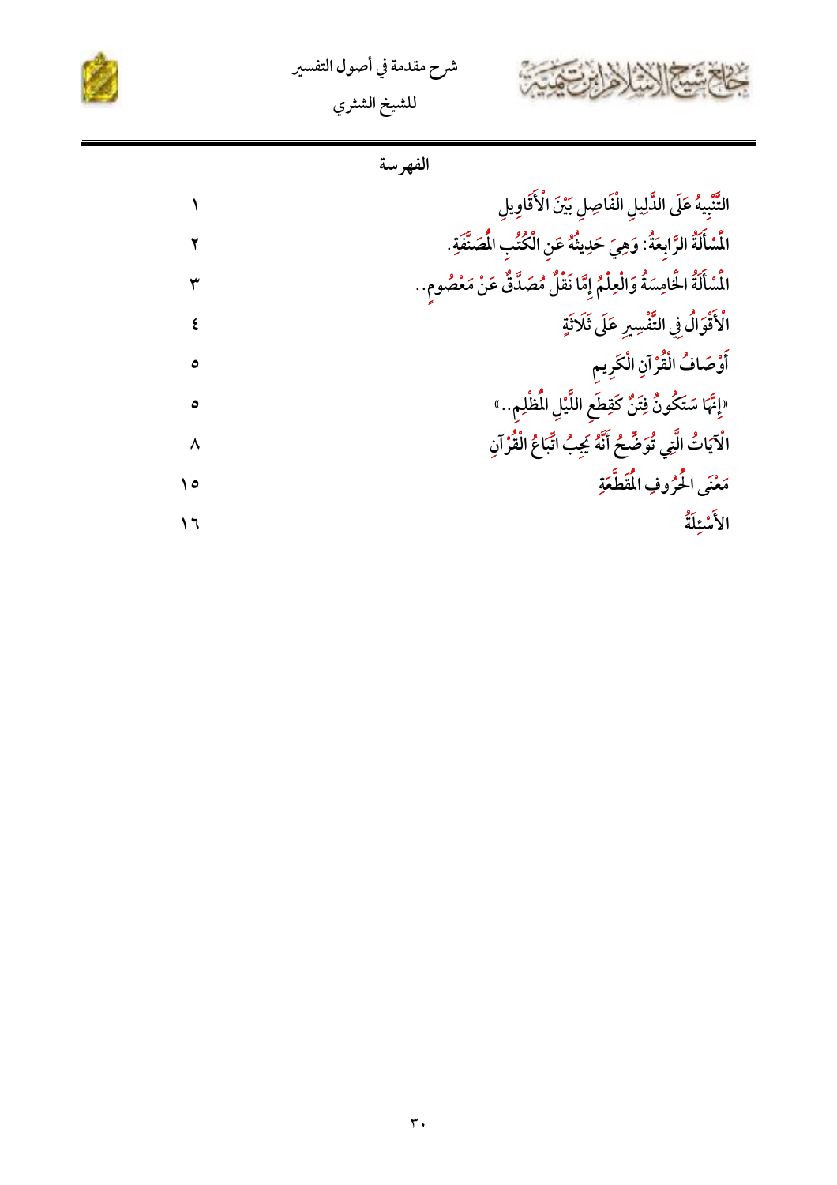## الفهرسة

| | |
|---|---|
| التَّنْبِيهُ عَلَى الدَّلِيلِ الْفَاصِلِ بَيْنَ الْأَقَاوِيلِ | ١ |
| الْمَسْأَلَةُ الرَّابِعَةُ: وَهِيَ حَدِيثُهُ عَنِ الْكُتُبِ الْمُصَنَّفَةِ. | ٢ |
| الْمَسْأَلَةُ الْخَامِسَةُ وَالْعِلْمُ إِمَّا نَقْلٌ مُصَدَّقٌ عَنْ مَعْصُومٍ.. | ٣ |
| الْأَقْوَالُ فِي التَّفْسِيرِ عَلَى ثَلَاثَةٍ | ٤ |
| أَوْصَافُ الْقُرْآنِ الْكَرِيم | ٥ |
| «إِنَّهَا سَتَكُونُ فِتَنٌ كَقِطَعِ اللَّيْلِ الْمُظْلِمِ..» | ٥ |
| الْآيَاتُ الَّتِي تُوَضِّحُ أَنَّهُ يَجِبُ اتِّبَاعُ الْقُرْآنِ | ٨ |
| مَعْنَى الْحُرُوفِ الْمُقَطَّعَةِ | ١٥ |
| الأَسْئِلَةُ | ١٦ |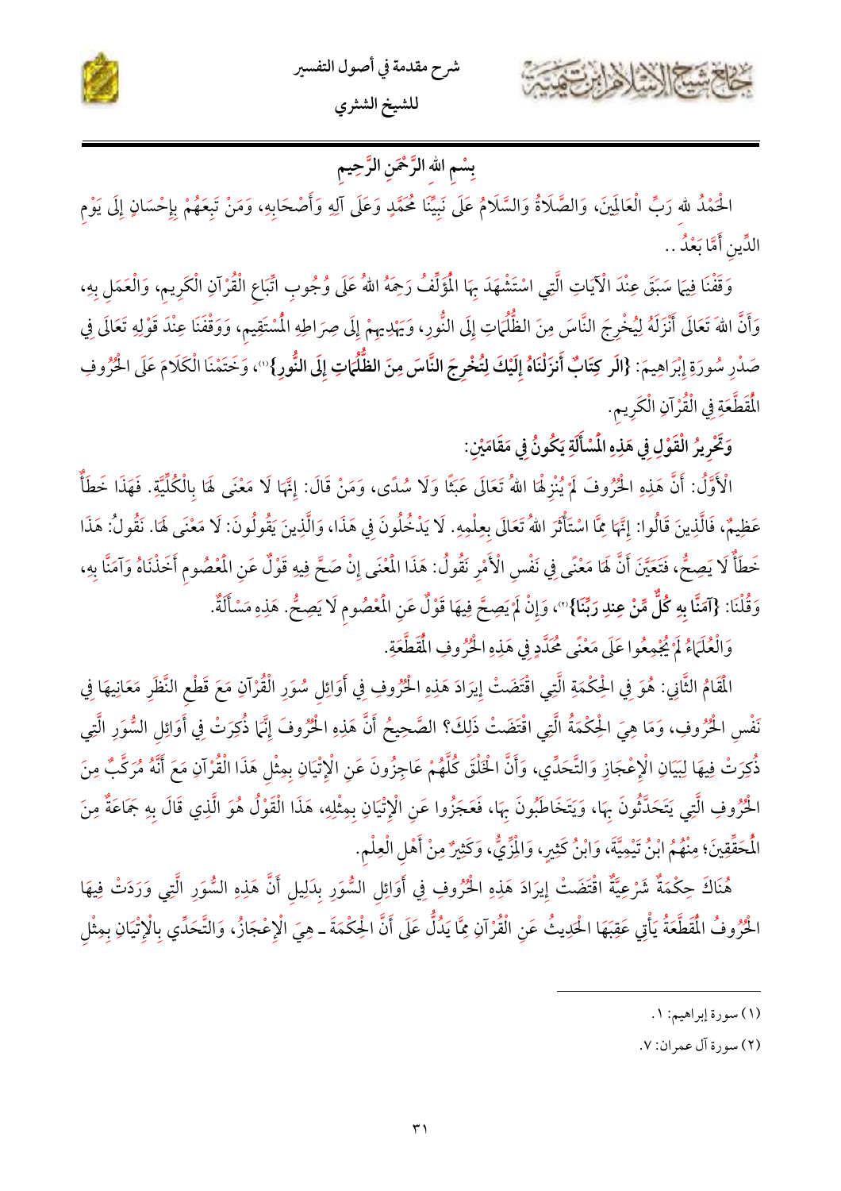بِسْمِ اللهِ الرَّحْمَنِ الرَّحِيمِ

الْحَمْدُ للهِ رَبِّ الْعَالَمِينَ، وَالصَّلَاةُ وَالسَّلَامُ عَلَى نَبِيِّنَا مُحَمَّدٍ وَعَلَى آلِهِ وَأَصْحَابِهِ، وَمَنْ تَبِعَهُمْ بِإِحْسَانٍ إِلَى يَوْمِ الدِّينِ أَمَّا بَعْدُ..

وَقَفْنَا فِيمَا سَبَقَ عِنْدَ الْآيَاتِ الَّتِي اسْتَشْهَدَ بِهَا الْمُؤَلِّفُ رَحِمَهُ اللهُ عَلَى وُجُوبِ اتِّبَاعِ الْقُرْآنِ الْكَرِيمِ، وَالْعَمَلِ بِهِ، وَأَنَّ اللهَ تَعَالَى أَنْزَلَهُ لِيُخْرِجَ النَّاسَ مِنَ الظُّلُمَاتِ إِلَى النُّورِ، وَيَهْدِيَهُمْ إِلَى صِرَاطِهِ الْمُسْتَقِيمِ، وَوَقَفْنَا عِنْدَ قَوْلِهِ تَعَالَى فِي صَدْرِ سُورَةِ إِبْرَاهِيمَ: **{الر كِتَابٌ أَنْزَلْنَاهُ إِلَيْكَ لِتُخْرِجَ النَّاسَ مِنَ الظُّلُمَاتِ إِلَى النُّورِ}**(١)، وَخَتَمْنَا الْكَلَامَ عَلَى الْحُرُوفِ الْمُقَطَّعَةِ فِي الْقُرْآنِ الْكَرِيمِ.

**وَتَحْرِيرُ الْقَوْلِ فِي هَذِهِ الْمَسْأَلَةِ يَكُونُ فِي مَقَامَيْنِ:**

الْأَوَّلُ: أَنَّ هَذِهِ الْحُرُوفَ لَمْ يُنْزِلْهَا اللهُ تَعَالَى عَبَثًا وَلَا سُدًى، وَمَنْ قَالَ: إِنَّهَا لَا مَعْنَى لَهَا بِالْكُلِّيَّةِ. فَهَذَا خَطَأٌ عَظِيمٌ، فَالَّذِينَ قَالُوا: إِنَّهَا مِمَّا اسْتَأْثَرَ اللهُ تَعَالَى بِعِلْمِهِ. لَا يَدْخُلُونَ فِي هَذَا، وَالَّذِينَ يَقُولُونَ: لَا مَعْنَى لَهَا. نَقُولُ: هَذَا خَطَأٌ لَا يَصِحُّ، فَتَعَيَّنَ أَنَّ لَهَا مَعْنًى فِي نَفْسِ الْأَمْرِ نَقُولُ: هَذَا الْمَعْنَى إِنْ صَحَّ فِيهِ قَوْلٌ عَنِ الْمَعْصُومِ أَخَذْنَاهُ وَآمَنَّا بِهِ، وَقُلْنَا: **{آمَنَّا بِهِ كُلٌّ مِنْ عِنْدِ رَبِّنَا}**(٢)، وَإِنْ لَمْ يَصِحَّ فِيهَا قَوْلٌ عَنِ الْمَعْصُومِ لَا يَصِحُّ. هَذِهِ مَسْأَلَةٌ.

وَالْعُلَمَاءُ لَمْ يُجْمِعُوا عَلَى مَعْنًى مُحَدَّدٍ فِي هَذِهِ الْحُرُوفِ الْمُقَطَّعَةِ.

الْمَقَامُ الثَّانِي: هُوَ فِي الْحِكْمَةِ الَّتِي اقْتَضَتْ إِيرَادَ هَذِهِ الْحُرُوفِ فِي أَوَائِلِ سُوَرِ الْقُرْآنِ مَعَ قَطْعِ النَّظَرِ مَعَانِيهَا فِي نَفْسِ الْحُرُوفِ، وَمَا هِيَ الْحِكْمَةُ الَّتِي اقْتَضَتْ ذَلِكَ؟ الصَّحِيحُ أَنَّ هَذِهِ الْحُرُوفَ إِنَّمَا ذُكِرَتْ فِي أَوَائِلِ السُّوَرِ الَّتِي ذُكِرَتْ فِيهَا لِبَيَانِ الْإِعْجَازِ وَالتَّحَدِّي، وَأَنَّ الْخَلْقَ كُلَّهُمْ عَاجِزُونَ عَنِ الْإِتْيَانِ بِمِثْلِ هَذَا الْقُرْآنِ مَعَ أَنَّهُ مُرَكَّبٌ مِنَ الْحُرُوفِ الَّتِي يَتَحَدَّثُونَ بِهَا، وَيَتَخَاطَبُونَ بِهَا، فَعَجَزُوا عَنِ الْإِتْيَانِ بِمِثْلِهِ، هَذَا الْقَوْلُ هُوَ الَّذِي قَالَ بِهِ جَمَاعَةٌ مِنَ الْمُحَقِّقِينَ؛ مِنْهُمُ ابْنُ تَيْمِيَّةَ، وَابْنُ كَثِيرٍ، وَالْمِزِّيُّ، وَكَثِيرٌ مِنْ أَهْلِ الْعِلْمِ.

هُنَاكَ حِكْمَةٌ شَرْعِيَّةٌ اقْتَضَتْ إِيرَادَ هَذِهِ الْحُرُوفِ فِي أَوَائِلِ السُّوَرِ بِدَلِيلِ أَنَّ هَذِهِ السُّوَرَ الَّتِي وَرَدَتْ فِيهَا الْحُرُوفُ الْمُقَطَّعَةُ يَأْتِي عَقِبَهَا الْحَدِيثُ عَنِ الْقُرْآنِ مِمَّا يَدُلُّ عَلَى أَنَّ الْحِكْمَةَ ـ هِيَ الْإِعْجَازُ، وَالتَّحَدِّي بِالْإِتْيَانِ بِمِثْلِ

---

(١) سورة إبراهيم: ١.

(٢) سورة آل عمران: ٧.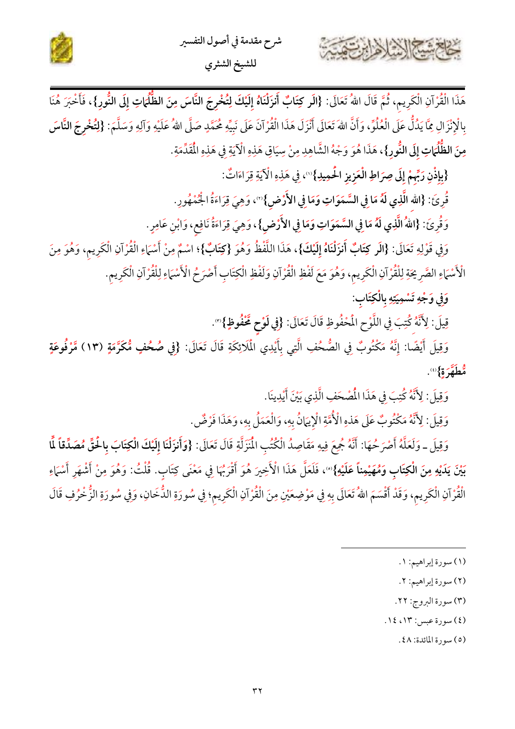هَذَا الْقُرْآنِ الْكَرِيمِ، ثُمَّ قَالَ اللهُ تَعَالَى: **{الَر كِتَابٌ أَنزَلْنَاهُ إِلَيْكَ لِتُخْرِجَ النَّاسَ مِنَ الظُّلُمَاتِ إِلَى النُّورِ}**، فَأَخْبَرَ هُنَا بِالْإِنْزَالِ مِمَّا يَدُلُّ عَلَى الْعُلُوِّ، وَأَنَّ اللهَ تَعَالَى أَنْزَلَ هَذَا الْقُرْآنَ عَلَى نَبِيِّهِ مُحَمَّدٍ صَلَّى اللهُ عَلَيْهِ وَآلِهِ وَسَلَّمَ: **{لِتُخْرِجَ النَّاسَ مِنَ الظُّلُمَاتِ إِلَى النُّورِ}**، هَذَا هُوَ وَجْهُ الشَّاهِدِ مِنْ سِيَاقِ هَذِهِ الْآيَةِ فِي هَذِهِ الْمُقَدِّمَةِ.

**{بِإِذْنِ رَبِّهِمْ إِلَى صِرَاطِ الْعَزِيزِ الْحَمِيدِ}**(١)، فِي هَذِهِ الْآيَةِ قِرَاءَاتٌ:

قُرِئَ: **{اللهِ الَّذِي لَهُ مَا فِي السَّمَوَاتِ وَمَا فِي الْأَرْضِ}**(٢)، وَهِيَ قِرَاءَةُ الْجُمْهُورِ.

وَقُرِئَ: **{اللهُ الَّذِي لَهُ مَا فِي السَّمَوَاتِ وَمَا فِي الْأَرْضِ}**، وَهِيَ قِرَاءَةُ نَافِعٍ، وَابْنِ عَامِرٍ.

وَفِي قَوْلِهِ تَعَالَى: **{الَر كِتَابٌ أَنزَلْنَاهُ إِلَيْكَ}**، هَذَا اللَّفْظُ وَهُوَ **{كِتَابٌ}**؛ اسْمٌ مِنْ أَسْمَاءِ الْقُرْآنِ الْكَرِيمِ، وَهُوَ مِنَ الْأَسْمَاءِ الصَّرِيحَةِ لِلْقُرْآنِ الْكَرِيمِ، وَهُوَ مَعَ لَفْظِ الْقُرْآنِ وَلَفْظِ الْكِتَابِ أَصْرَحُ الْأَسْمَاءِ لِلْقُرْآنِ الْكَرِيمِ.

**وَفِي وَجْهِ تَسْمِيَتِهِ بِالْكِتَابِ:**

قِيلَ: لِأَنَّهُ كُتِبَ فِي اللَّوْحِ الْمَحْفُوظِ قَالَ تَعَالَى: **{فِي لَوْحٍ مَّحْفُوظٍ}**(٣).

وَقِيلَ أَيْضًا: إِنَّهُ مَكْتُوبٌ فِي الصُّحُفِ الَّتِي بِأَيْدِي الْمَلَائِكَةِ قَالَ تَعَالَى: **{فِي صُحُفٍ مُّكَرَّمَةٍ (١٣) مَّرْفُوعَةٍ مُّطَهَّرَةٍ}**(٤).

وَقِيلَ: لِأَنَّهُ كُتِبَ فِي هَذَا الْمُصْحَفِ الَّذِي بَيْنَ أَيْدِينَا.

وَقِيلَ: لِأَنَّهُ مَكْتُوبٌ عَلَى هَذِهِ الْأُمَّةِ الْإِيمَانُ بِهِ، وَالْعَمَلُ بِهِ، وَهَذَا فَرْضٌ.

وَقِيلَ ـ وَلَعَلَّهُ أَصْرَحُهَا: أَنَّهُ جُمِعَ فِيهِ مَقَاصِدُ الْكُتُبِ الْمُنَزَّلَةِ قَالَ تَعَالَى: **{وَأَنزَلْنَا إِلَيْكَ الْكِتَابَ بِالْحَقِّ مُصَدِّقاً لِّمَا بَيْنَ يَدَيْهِ مِنَ الْكِتَابِ وَمُهَيْمِناً عَلَيْهِ}**(٥)، فَلَعَلَّ هَذَا الْأَخِيرَ هُوَ أَقْرَبُهَا فِي مَعْنَى كِتَابٍ. قُلْتُ: وَهُوَ مِنْ أَشْهَرِ أَسْمَاءِ الْقُرْآنِ الْكَرِيمِ، وَقَدْ أَقْسَمَ اللهُ تَعَالَى بِهِ فِي مَوْضِعَيْنِ مِنَ الْقُرْآنِ الْكَرِيمِ؛ فِي سُورَةِ الدُّخَانِ، وَفِي سُورَةِ الزُّخْرُفِ قَالَ

---

(١) سورة إبراهيم: ١.

(٢) سورة إبراهيم: ٢.

(٣) سورة البروج: ٢٢.

(٤) سورة عبس: ١٣، ١٤.

(٥) سورة المائدة: ٤٨.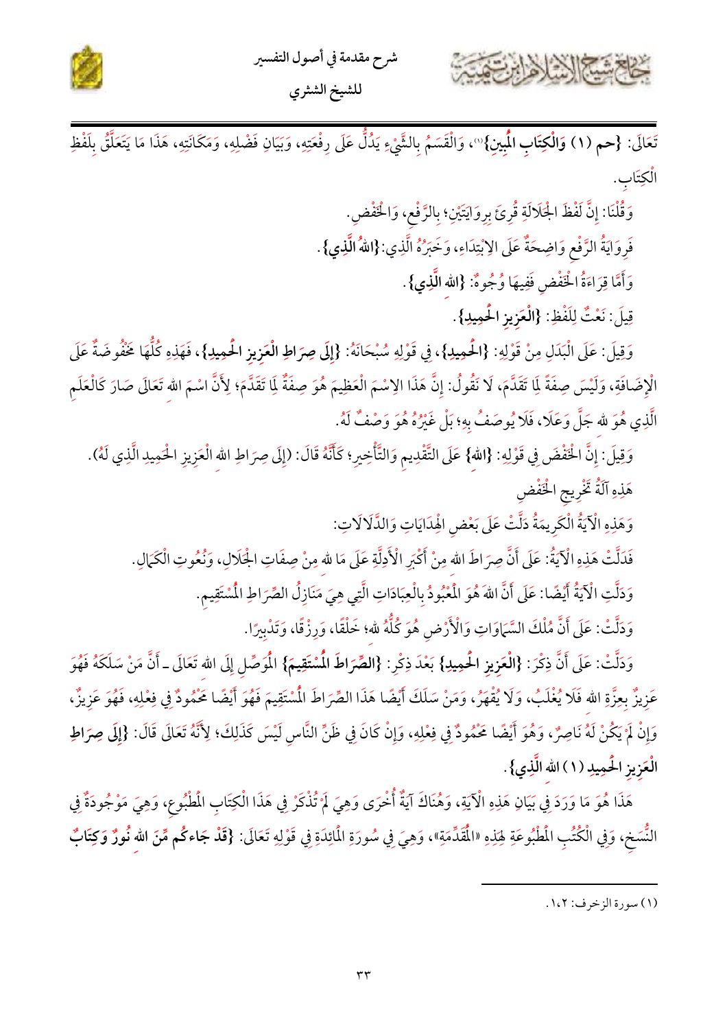تَعَالَى: {**حم (١) وَالْكِتَابِ الْمُبِينِ**}[1]، وَالْقَسَمُ بِالشَّيْءِ يَدُلُّ عَلَى رِفْعَتِهِ، وَبَيَانِ فَضْلِهِ، وَمَكَانَتِهِ، هَذَا مَا يَتَعَلَّقُ بِلَفْظِ الْكِتَابِ.

وَقُلْنَا: إِنَّ لَفْظَ الْجَلَالَةِ قُرِئَ بِرِوَايَتَيْنِ؛ بِالرَّفْعِ، وَالْخَفْضِ.

فَرِوَايَةُ الرَّفْعِ وَاضِحَةٌ عَلَى الِابْتِدَاءِ، وَخَبَرُهُ الَّذِي: {**اللهُ الَّذِي**}.

وَأَمَّا قِرَاءَةُ الْخَفْضِ فَفِيهَا وُجُوهٌ: {**اللهِ الَّذِي**}.

قِيلَ: نَعْتٌ لِلَفْظِ: {**الْعَزِيزِ الْحَمِيدِ**}.

وَقِيلَ: عَلَى الْبَدَلِ مِنْ قَوْلِهِ: {**الْحَمِيدِ**}، فِي قَوْلِهِ سُبْحَانَهُ: {**إِلَى صِرَاطِ الْعَزِيزِ الْحَمِيدِ**}، فَهَذِهِ كُلُّهَا مَخْفُوضَةٌ عَلَى الْإِضَافَةِ، وَلَيْسَ صِفَةً لِمَا تَقَدَّمَ، لَا نَقُولُ: إِنَّ هَذَا الِاسْمَ الْعَظِيمَ هُوَ صِفَةٌ لِمَا تَقَدَّمَ؛ لِأَنَّ اسْمَ اللهِ تَعَالَى صَارَ كَالْعَلَمِ الَّذِي هُوَ للهِ جَلَّ وَعَلَا، فَلَا يُوصَفُ بِهِ؛ بَلْ غَيْرُهُ هُوَ وَصْفٌ لَهُ.

وَقِيلَ: إِنَّ الْخَفْضَ فِي قَوْلِهِ: {**اللهِ**} عَلَى التَّقْدِيمِ وَالتَّأْخِيرِ؛ كَأَنَّهُ قَالَ: (إِلَى صِرَاطِ اللهِ الْعَزِيزِ الْحَمِيدِ الَّذِي لَهُ).

هَذِهِ آلَةُ تَخْرِيجِ الْخَفْضِ

وَهَذِهِ الْآيَةُ الْكَرِيمَةُ دَلَّتْ عَلَى بَعْضِ الْهِدَايَاتِ وَالدَّلَالَاتِ:

فَدَلَّتْ هَذِهِ الْآيَةُ: عَلَى أَنَّ صِرَاطَ اللهِ مِنْ أَكْبَرِ الْأَدِلَّةِ عَلَى مَا للهِ مِنْ صِفَاتِ الْجَلَالِ، وَنُعُوتِ الْكَمَالِ.

وَدَلَّتِ الْآيَةُ أَيْضًا: عَلَى أَنَّ اللهَ هُوَ الْمَعْبُودُ بِالْعِبَادَاتِ الَّتِي هِيَ مَنَازِلُ الصِّرَاطِ الْمُسْتَقِيمِ.

وَدَلَّتْ: عَلَى أَنَّ مُلْكَ السَّمَاوَاتِ وَالْأَرْضِ هُوَ كُلُّهُ للهِ؛ خَلْقًا، وَرِزْقًا، وَتَدْبِيرًا.

وَدَلَّتْ: عَلَى أَنَّ ذِكْرَ: {**الْعَزِيزِ الْحَمِيدِ**} بَعْدَ ذِكْرِ: {**الصِّرَاطَ الْمُسْتَقِيمَ**} الْمُوَصِّلِ إِلَى اللهِ تَعَالَى ـ أَنَّ مَنْ سَلَكَهُ فَهُوَ عَزِيزٌ بِعِزَّةِ اللهِ فَلَا يُغْلَبُ، وَلَا يُقْهَرُ، وَمَنْ سَلَكَ أَيْضًا هَذَا الصِّرَاطَ الْمُسْتَقِيمَ فَهُوَ أَيْضًا مَحْمُودٌ فِي فِعْلِهِ، فَهُوَ عَزِيزٌ، وَإِنْ لَمْ يَكُنْ لَهُ نَاصِرٌ، وَهُوَ أَيْضًا مَحْمُودٌ فِي فِعْلِهِ، وَإِنْ كَانَ فِي ظَنِّ النَّاسِ لَيْسَ كَذَلِكَ؛ لِأَنَّهُ تَعَالَى قَالَ: {**إِلَى صِرَاطِ الْعَزِيزِ الْحَمِيدِ (١) اللهِ الَّذِي**}.

هَذَا هُوَ مَا وَرَدَ فِي بَيَانِ هَذِهِ الْآيَةِ، وَهُنَاكَ آيَةٌ أُخْرَى وَهِيَ لَمْ تُذْكَرْ فِي هَذَا الْكِتَابِ الْمَطْبُوعِ، وَهِيَ مَوْجُودَةٌ فِي النُّسَخِ، وَفِي الْكُتُبِ الْمَطْبُوعَةِ لِهَذِهِ «الْمُقَدِّمَةِ»، وَهِيَ فِي سُورَةِ الْمَائِدَةِ فِي قَوْلِهِ تَعَالَى: {**قَدْ جَاءَكُم مِّنَ اللهِ نُورٌ وَكِتَابٌ**

---

[1] سورة الزخرف: ١،٢.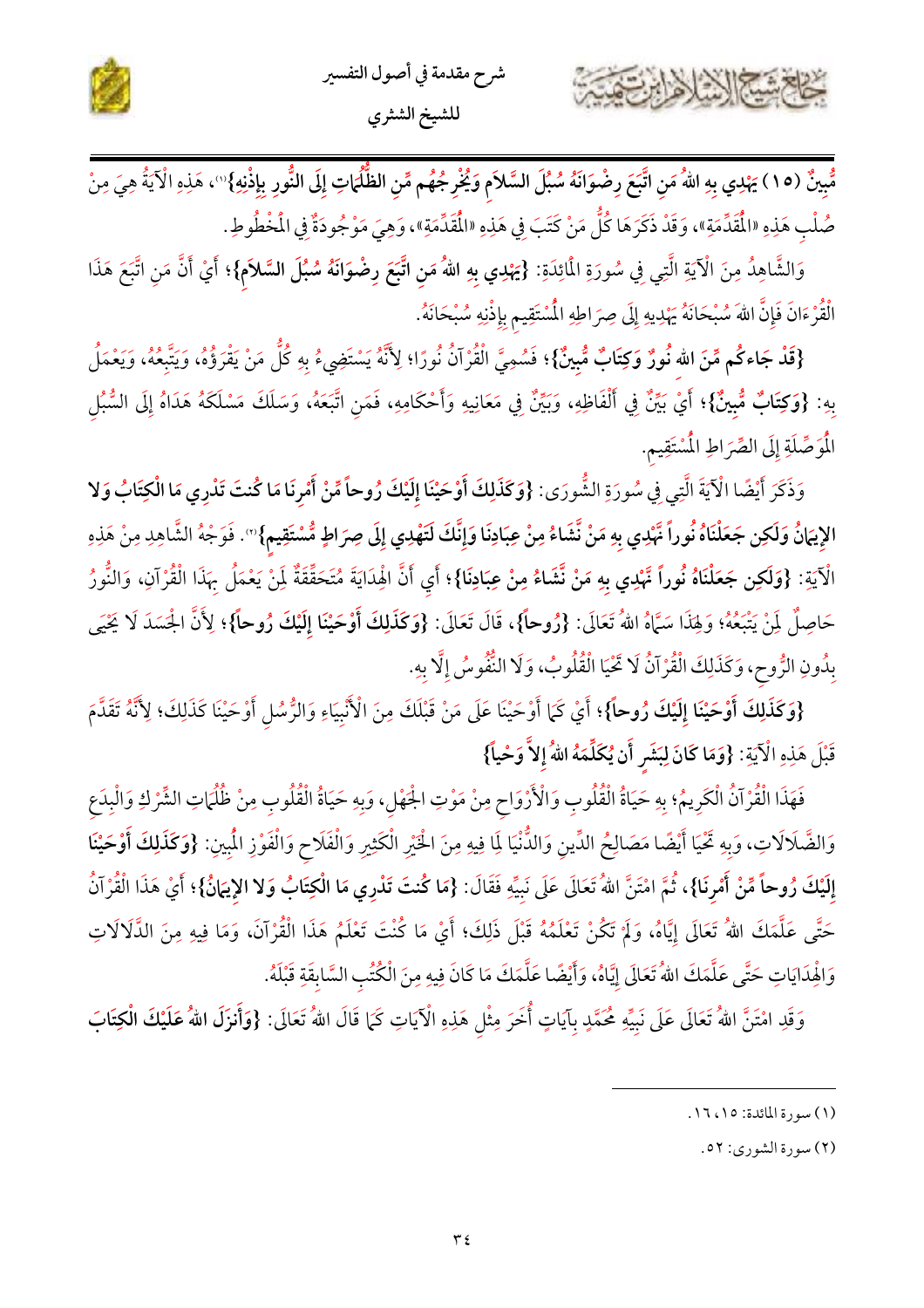مُّبِينٌ (١٥) يَهْدِي بِهِ اللهُ مَنِ اتَّبَعَ رِضْوَانَهُ سُبُلَ السَّلاَمِ وَيُخْرِجُهُم مِّنِ الظُّلُمَاتِ إِلَى النُّورِ بِإِذْنِهِ}[1]، هَذِهِ الْآيَةُ هِيَ مِنْ صُلْبِ هَذِهِ «الْمُقَدِّمَةِ»، وَقَدْ ذَكَرَهَا كُلُّ مَنْ كَتَبَ فِي هَذِهِ «الْمُقَدِّمَةِ»، وَهِيَ مَوْجُودَةٌ فِي الْمَخْطُوطِ.

وَالشَّاهِدُ مِنَ الْآيَةِ الَّتِي فِي سُورَةِ الْمَائِدَةِ: **{يَهْدِي بِهِ اللهُ مَنِ اتَّبَعَ رِضْوَانَهُ سُبُلَ السَّلاَمِ}**؛ أَيْ أَنَّ مَنِ اتَّبَعَ هَذَا الْقُرْءَانَ فَإِنَّ اللهَ سُبْحَانَهُ يَهْدِيهِ إِلَى صِرَاطِهِ الْمُسْتَقِيمِ بِإِذْنِهِ سُبْحَانَهُ.

**{قَدْ جَاءكُم مِّنَ اللهِ نُورٌ وَكِتَابٌ مُّبِينٌ}**؛ فَسُمِّيَ الْقُرْآنُ نُورًا؛ لِأَنَّهُ يَسْتَضِيءُ بِهِ كُلُّ مَنْ يَقْرَؤُهُ، وَيَتَّبِعُهُ، وَيَعْمَلُ بِهِ: **{وَكِتَابٌ مُّبِينٌ}**؛ أَيْ بَيِّنٌ فِي أَلْفَاظِهِ، وَبَيِّنٌ فِي مَعَانِيهِ وَأَحْكَامِهِ، فَمَنِ اتَّبَعَهُ، وَسَلَكَ مَسْلَكَهُ هَدَاهُ إِلَى السُّبُلِ الْمُوَصِّلَةِ إِلَى الصِّرَاطِ الْمُسْتَقِيمِ.

وَذَكَرَ أَيْضًا الْآيَةَ الَّتِي فِي سُورَةِ الشُّورَى: **{وَكَذَلِكَ أَوْحَيْنَا إِلَيْكَ رُوحاً مِّنْ أَمْرِنَا مَا كُنتَ تَدْرِي مَا الْكِتَابُ وَلَا الإِيمَانُ وَلَكِن جَعَلْنَاهُ نُوراً نَّهْدِي بِهِ مَنْ نَّشَاءُ مِنْ عِبَادِنَا وَإِنَّكَ لَتَهْدِي إِلَى صِرَاطٍ مُّسْتَقِيمٍ}**[2]. فَوَجْهُ الشَّاهِدِ مِنْ هَذِهِ الْآيَةِ: **{وَلَكِن جَعَلْنَاهُ نُوراً نَّهْدِي بِهِ مَنْ نَّشَاءُ مِنْ عِبَادِنَا}**؛ أَيِ أَنَّ الْهِدَايَةَ مُتَحَقِّقَةٌ لِمَنْ يَعْمَلُ بِهَذَا الْقُرْآنِ، وَالنُّورُ حَاصِلٌ لِمَنْ يَتَّبِعُهُ؛ وَلِهَذَا سَمَّاهُ اللهُ تَعَالَى: **{رُوحاً}**، قَالَ تَعَالَى: **{وَكَذَلِكَ أَوْحَيْنَا إِلَيْكَ رُوحاً}**؛ لِأَنَّ الْجَسَدَ لَا يَحْيَى بِدُونِ الرُّوحِ، وَكَذَلِكَ الْقُرْآنُ لَا تَحْيَا الْقُلُوبُ، وَلَا النُّفُوسُ إِلَّا بِهِ.

**{وَكَذَلِكَ أَوْحَيْنَا إِلَيْكَ رُوحاً}**؛ أَيْ كَمَا أَوْحَيْنَا عَلَى مَنْ قَبْلَكَ مِنَ الْأَنْبِيَاءِ وَالرُّسُلِ أَوْحَيْنَا كَذَلِكَ؛ لِأَنَّهُ تَقَدَّمَ قَبْلَ هَذِهِ الْآيَةِ: **{وَمَا كَانَ لِبَشَرٍ أَن يُكَلِّمَهُ اللهُ إِلاَّ وَحْياً}**

فَهَذَا الْقُرْآنُ الْكَرِيمُ؛ بِهِ حَيَاةُ الْقُلُوبِ وَالْأَرْوَاحِ مِنْ مَوْتِ الْجَهْلِ، وَبِهِ حَيَاةُ الْقُلُوبِ مِنْ ظُلُمَاتِ الشِّرْكِ وَالْبِدَعِ وَالضَّلَالَاتِ، وَبِهِ تَحْيَا أَيْضًا مَصَالِحُ الدِّينِ وَالدُّنْيَا لِمَا فِيهِ مِنَ الْخَيْرِ الْكَثِيرِ وَالْفَلَاحِ وَالْفَوْزِ الْمُبِينِ: **{وَكَذَلِكَ أَوْحَيْنَا إِلَيْكَ رُوحاً مِّنْ أَمْرِنَا}**، ثُمَّ امْتَنَّ اللهُ تَعَالَى عَلَى نَبِيِّهِ فَقَالَ: **{مَا كُنتَ تَدْرِي مَا الْكِتَابُ وَلا الإِيمَانُ}**؛ أَيْ هَذَا الْقُرْآنُ حَتَّى عَلَّمَكَ اللهُ تَعَالَى إِيَّاهُ، وَلَمْ تَكُنْ تَعْلَمُهُ قَبْلَ ذَلِكَ؛ أَيْ مَا كُنْتَ تَعْلَمُ هَذَا الْقُرْآنَ، وَمَا فِيهِ مِنَ الدَّلَالَاتِ وَالْهِدَايَاتِ حَتَّى عَلَّمَكَ اللهُ تَعَالَى إِيَّاهُ، وَأَيْضًا عَلَّمَكَ مَا كَانَ فِيهِ مِنَ الْكُتُبِ السَّابِقَةِ قَبْلَهُ.

وَقَدِ امْتَنَّ اللهُ تَعَالَى عَلَى نَبِيِّهِ مُحَمَّدٍ بِآيَاتٍ أُخَرَ مِثْلِ هَذِهِ الْآيَاتِ كَمَا قَالَ اللهُ تَعَالَى: **{وَأَنزَلَ اللهُ عَلَيْكَ الْكِتَابَ**

---

(١) سورة المائدة: ١٥، ١٦.

(٢) سورة الشورى: ٥٢.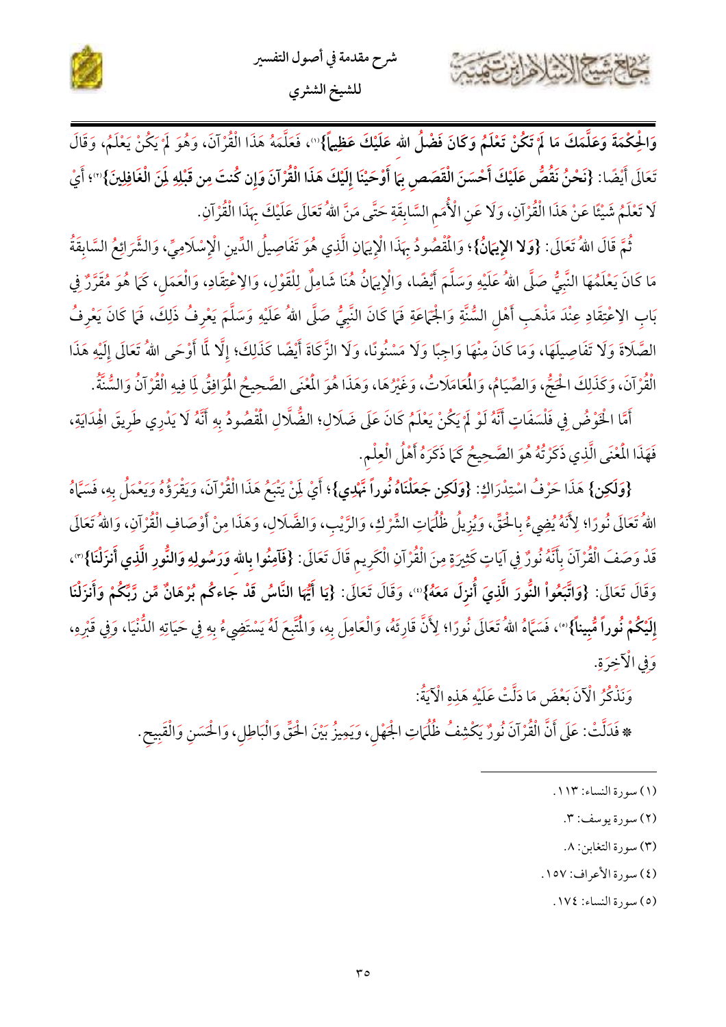وَالْحِكْمَةَ وَعَلَّمَكَ مَا لَمْ تَكُنْ تَعْلَمُ وَكَانَ فَضْلُ اللهِ عَلَيْكَ عَظِيماً}[1]، فَعَلَّمَهُ هَذَا الْقُرْآنَ، وَهُوَ لَمْ يَكُنْ يَعْلَمُ، وَقَالَ تَعَالَى أَيْضًا: {نَحْنُ نَقُصُّ عَلَيْكَ أَحْسَنَ الْقَصَصِ بِمَا أَوْحَيْنَا إِلَيْكَ هَذَا الْقُرْآنَ وَإِن كُنتَ مِن قَبْلِهِ لَمِنَ الْغَافِلِينَ}[2]؛ أَيْ لَا تَعْلَمُ شَيْئًا عَنْ هَذَا الْقُرْآنِ، وَلَا عَنِ الْأُمَمِ السَّابِقَةِ حَتَّى مَنَّ اللهُ تَعَالَى عَلَيْكَ بِهَذَا الْقُرْآنِ.

ثُمَّ قَالَ اللهُ تَعَالَى: {وَلَا الإِيمَانُ}؛ وَالْمَقْصُودُ بِهَذَا الْإِيمَانِ الَّذِي هُوَ تَفَاصِيلُ الدِّينِ الْإِسْلَامِيِّ، وَالشَّرَائِعُ السَّابِقَةُ مَا كَانَ يَعْلَمُهَا النَّبِيُّ صَلَّى اللهُ عَلَيْهِ وَسَلَّمَ أَيْضًا، وَالْإِيمَانُ هُنَا شَامِلٌ لِلْقَوْلِ، وَالِاعْتِقَادِ، وَالْعَمَلِ، كَمَا هُوَ مُقَرَّرٌ فِي بَابِ الِاعْتِقَادِ عِنْدَ مَذْهَبِ أَهْلِ السُّنَّةِ وَالْجَمَاعَةِ فَمَا كَانَ النَّبِيُّ صَلَّى اللهُ عَلَيْهِ وَسَلَّمَ يَعْرِفُ ذَلِكَ، فَمَا كَانَ يَعْرِفُ الصَّلَاةَ وَلَا تَفَاصِيلَهَا، وَمَا كَانَ مِنْهَا وَاجِبًا وَلَا مَسْنُونًا، وَلَا الزَّكَاةَ أَيْضًا كَذَلِكَ؛ إِلَّا لَمَّا أَوْحَى اللهُ تَعَالَى إِلَيْهِ هَذَا الْقُرْآنَ، وَكَذَلِكَ الْحَجُّ، وَالصِّيَامُ، وَالْمُعَامَلَاتُ، وَغَيْرُهَا، وَهَذَا هُوَ الْمَعْنَى الصَّحِيحُ الْمُوَافِقُ لِمَا فِيهِ الْقُرْآنُ وَالسُّنَّةُ.

أَمَّا الْخَوْضُ فِي فَلْسَفَاتٍ أَنَّهُ لَوْ لَمْ يَكُنْ يَعْلَمُ كَانَ عَلَى ضَلَالٍ؛ الضَّلَالِ الْمَقْصُودُ بِهِ أَنَّهُ لَا يَدْرِي طَرِيقَ الْهِدَايَةِ، فَهَذَا الْمَعْنَى الَّذِي ذَكَرْتُهُ هُوَ الصَّحِيحُ كَمَا ذَكَرَهُ أَهْلُ الْعِلْمِ.

{وَلَكِن} هَذَا حَرْفُ اسْتِدْرَاكٍ: {وَلَكِن جَعَلْنَاهُ نُوراً نَّهْدِي}؛ أَيْ لِمَنْ يَتَّبِعُ هَذَا الْقُرْآنَ، وَيَقْرَؤُهُ وَيَعْمَلُ بِهِ، فَسَمَّاهُ اللهُ تَعَالَى نُورًا؛ لِأَنَّهُ يُضِيءُ بِالْحَقِّ، وَيُزِيلُ ظُلُمَاتِ الشِّرْكِ، وَالرَّيْبِ، وَالضَّلَالِ، وَهَذَا مِنْ أَوْصَافِ الْقُرْآنِ، وَاللهُ تَعَالَى قَدْ وَصَفَ الْقُرْآنَ بِأَنَّهُ نُورٌ فِي آيَاتٍ كَثِيرَةٍ مِنَ الْقُرْآنِ الْكَرِيمِ قَالَ تَعَالَى: {فَآمِنُوا بِاللهِ وَرَسُولِهِ وَالنُّورِ الَّذِي أَنزَلْنَا}[3]، وَقَالَ تَعَالَى: {وَاتَّبَعُواْ النُّورَ الَّذِيَ أُنزِلَ مَعَهُ}[4]، وَقَالَ تَعَالَى: {يَا أَيُّهَا النَّاسُ قَدْ جَاءكُم بُرْهَانٌ مِّن رَّبِّكُمْ وَأَنزَلْنَا إِلَيْكُمْ نُوراً مُّبِيناً}[5]، فَسَمَّاهُ اللهُ تَعَالَى نُورًا؛ لِأَنَّ قَارِئَهُ، وَالْعَامِلَ بِهِ، وَالْمُتَّبِعَ لَهُ يَسْتَضِيءُ بِهِ فِي حَيَاتِهِ الدُّنْيَا، وَفِي قَبْرِهِ، وَفِي الْآخِرَةِ.

وَنَذْكُرُ الْآنَ بَعْضَ مَا دَلَّتْ عَلَيْهِ هَذِهِ الْآيَةُ:

* فَدَلَّتْ: عَلَى أَنَّ الْقُرْآنَ نُورٌ يَكْشِفُ ظُلُمَاتِ الْجَهْلِ، وَيَمِيزُ بَيْنَ الْحَقِّ وَالْبَاطِلِ، وَالْحَسَنِ وَالْقَبِيحِ.

---

(١) سورة النساء: ١١٣.

(٢) سورة يوسف: ٣.

(٣) سورة التغابن: ٨.

(٤) سورة الأعراف: ١٥٧.

(٥) سورة النساء: ١٧٤.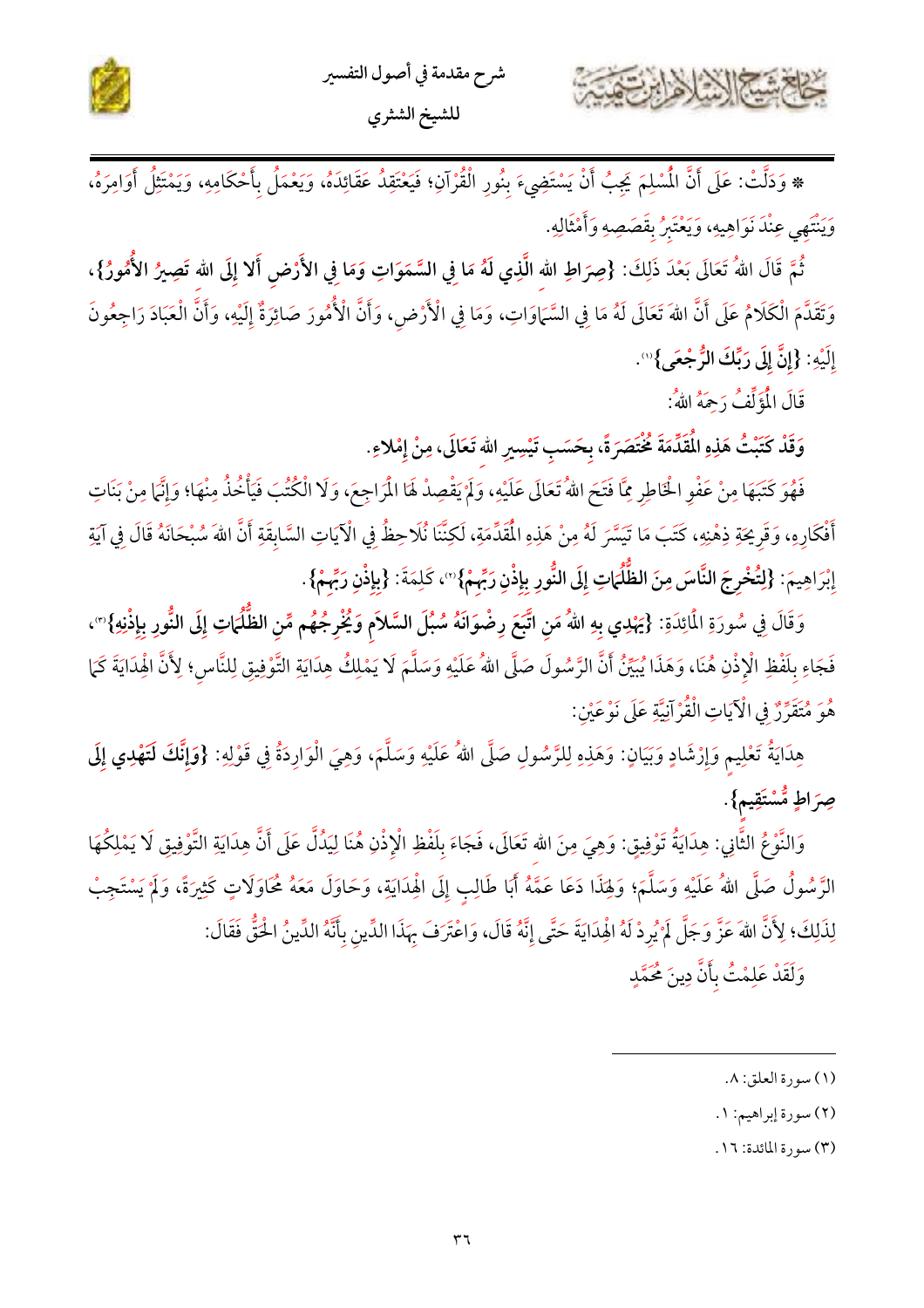* وَدَلَّتْ: عَلَى أَنَّ الْمُسْلِمَ يَجِبُ أَنْ يَسْتَضِيءَ بِنُورِ الْقُرْآنِ؛ فَيَعْتَقِدُ عَقَائِدَهُ، وَيَعْمَلُ بِأَحْكَامِهِ، وَيَمْتَثِلُ أَوَامِرَهُ، وَيَنْتَهِي عِنْدَ نَوَاهِيهِ، وَيَعْتَبِرُ بِقَصَصِهِ وَأَمْثَالِهِ.

ثُمَّ قَالَ اللهُ تَعَالَى بَعْدَ ذَلِكَ: **{صِرَاطِ اللهِ الَّذِي لَهُ مَا فِي السَّمَوَاتِ وَمَا فِي الأَرْضِ أَلا إِلَى اللهِ تَصِيرُ الأُمُورُ}**، وَتَقَدَّمَ الْكَلَامُ عَلَى أَنَّ اللهَ تَعَالَى لَهُ مَا فِي السَّمَاوَاتِ، وَمَا فِي الْأَرْضِ، وَأَنَّ الْأُمُورَ صَائِرَةٌ إِلَيْهِ، وَأَنَّ الْعِبَادَ رَاجِعُونَ إِلَيْهِ: **{إِنَّ إِلَى رَبِّكَ الرُّجْعَى}**[1].

قَالَ الْمُؤَلِّفُ رَحِمَهُ اللهُ:

**وَقَدْ كَتَبْتُ هَذِهِ الْمُقَدِّمَةَ مُخْتَصَرَةً، بِحَسَبِ تَيْسِيرِ اللهِ تَعَالَى، مِنْ إِمْلاءِ.**

فَهُوَ كَتَبَهَا مِنْ عَفْوِ الْخَاطِرِ مِمَّا فَتَحَ اللهُ تَعَالَى عَلَيْهِ، وَلَمْ يَقْصِدْ لَهَا الْمَرَاجِعَ، وَلَا الْكُتُبَ فَيَأْخُذُ مِنْهَا؛ وَإِنَّمَا مِنْ بَنَاتِ أَفْكَارِهِ، وَقَرِيحَةِ ذِهْنِهِ، كَتَبَ مَا تَيَسَّرَ لَهُ مِنْ هَذِهِ الْمُقَدِّمَةِ، لَكِنَّنَا نُلَاحِظُ فِي الْآيَاتِ السَّابِقَةِ أَنَّ اللهَ سُبْحَانَهُ قَالَ فِي آيَةِ إِبْرَاهِيمَ: **{لِتُخْرِجَ النَّاسَ مِنَ الظُّلُمَاتِ إِلَى النُّورِ بِإِذْنِ رَبِّهِمْ}**[2]، كَلِمَةَ: **{بِإِذْنِ رَبِّهِمْ}**.

وَقَالَ فِي سُورَةِ الْمَائِدَةِ: **{يَهْدِي بِهِ اللهُ مَنِ اتَّبَعَ رِضْوَانَهُ سُبُلَ السَّلاَمِ وَيُخْرِجُهُم مِّنِ الظُّلُمَاتِ إِلَى النُّورِ بِإِذْنِهِ}**[3]، فَجَاءَ بِلَفْظِ الْإِذْنِ هُنَا، وَهَذَا يُبَيِّنُ أَنَّ الرَّسُولَ صَلَّى اللهُ عَلَيْهِ وَسَلَّمَ لَا يَمْلِكُ هِدَايَةَ التَّوْفِيقِ لِلنَّاسِ؛ لِأَنَّ الْهِدَايَةَ كَمَا هُوَ مُتَقَرِّرٌ فِي الْآيَاتِ الْقُرْآنِيَّةِ عَلَى نَوْعَيْنِ:

هِدَايَةُ تَعْلِيمٍ وَإِرْشَادٍ وَبَيَانٍ: وَهَذِهِ لِلرَّسُولِ صَلَّى اللهُ عَلَيْهِ وَسَلَّمَ، وَهِيَ الْوَارِدَةُ فِي قَوْلِهِ: **{وَإِنَّكَ لَتَهْدِي إِلَى صِرَاطٍ مُّسْتَقِيمٍ}**.

وَالنَّوْعُ الثَّانِي: هِدَايَةُ تَوْفِيقٍ: وَهِيَ مِنَ اللهِ تَعَالَى، فَجَاءَ بِلَفْظِ الْإِذْنِ هُنَا لِيَدُلَّ عَلَى أَنَّ هِدَايَةَ التَّوْفِيقِ لَا يَمْلِكُهَا الرَّسُولُ صَلَّى اللهُ عَلَيْهِ وَسَلَّمَ؛ وَلِهَذَا دَعَا عَمَّهُ أَبَا طَالِبٍ إِلَى الْهِدَايَةِ، وَحَاوَلَ مَعَهُ مُحَاوَلَاتٍ كَثِيرَةً، وَلَمْ يَسْتَجِبْ لِذَلِكَ؛ لِأَنَّ اللهَ عَزَّ وَجَلَّ لَمْ يُرِدْ لَهُ الْهِدَايَةَ حَتَّى إِنَّهُ قَالَ، وَاعْتَرَفَ بِهَذَا الدِّينِ بِأَنَّهُ الدِّينُ الْحَقُّ فَقَالَ:

وَلَقَدْ عَلِمْتُ بِأَنَّ دِينَ مُحَمَّدٍ

---

(١) سورة العلق: ٨.

(٢) سورة إبراهيم: ١.

(٣) سورة المائدة: ١٦.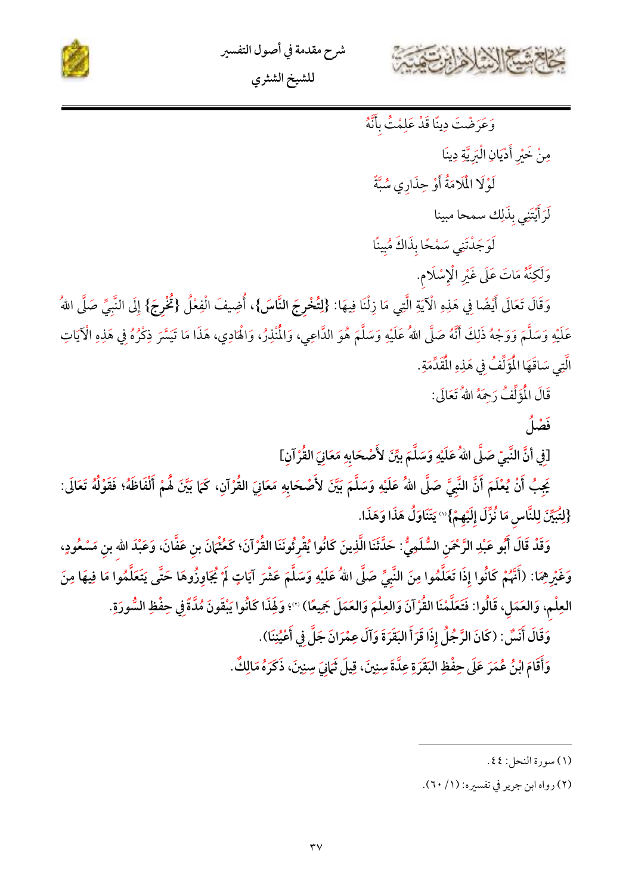وَعَرَضْتَ دِينًا قَدْ عَلِمْتُ بِأَنَّهُ

مِنْ خَيْرِ أَدْيَانِ الْبَرِيَّةِ دِينَا

لَوْلَا الْمَلَامَةُ أَوْ حِذَارِي سُبَّةً

لَرَأَيْتَنِي بِذَلِك سمحا مبينا

لَوَجَدْتَنِي سَمْحًا بِذَاكَ مُبِينًا

وَلَكِنَّهُ مَاتَ عَلَى غَيْرِ الْإِسْلَامِ.

وَقَالَ تَعَالَى أَيْضًا فِي هَذِهِ الْآيَةِ الَّتِي مَا زِلْنَا فِيهَا: {لِتُخْرِجَ النَّاسَ}، أُضِيفَ الْفِعْلُ {تُخْرِجَ} إِلَى النَّبِيِّ صَلَّى اللهُ عَلَيْهِ وَسَلَّمَ وَوَجْهُ ذَلِكَ أَنَّهُ صَلَّى اللهُ عَلَيْهِ وَسَلَّمَ هُوَ الدَّاعِي، وَالْمُنْذِرُ، وَالْهَادِي، هَذَا مَا تَيَسَّرَ ذِكْرُهُ فِي هَذِهِ الْآيَاتِ الَّتِي سَاقَهَا الْمُؤَلِّفُ فِي هَذِهِ الْمُقَدِّمَةِ.

قَالَ الْمُؤَلِّفُ رَحِمَهُ اللهُ تَعَالَى:

## فَصْلٌ

[فِي أَنَّ النَّبِيَّ صَلَّى اللهُ عَلَيْهِ وَسَلَّمَ بَيَّنَ لِأَصْحَابِهِ مَعَانِيَ الْقُرْآنِ]

يَجِبُ أَنْ يُعْلَمَ أَنَّ النَّبِيَّ صَلَّى اللهُ عَلَيْهِ وَسَلَّمَ بَيَّنَ لِأَصْحَابِهِ مَعَانِيَ الْقُرْآنِ، كَمَا بَيَّنَ لَهُمْ أَلْفَاظَهُ؛ فَقَوْلُهُ تَعَالَى: {لِتُبَيِّنَ لِلنَّاسِ مَا نُزِّلَ إِلَيْهِمْ}[1] يَتَنَاوَلُ هَذَا وَهَذَا.

وَقَدْ قَالَ أَبُو عَبْدِ الرَّحْمَنِ السُّلَمِيُّ: حَدَّثَنَا الَّذِينَ كَانُوا يُقْرِئُونَنَا الْقُرْآنَ؛ كَعُثْمَانَ بنِ عَفَّانَ، وَعَبْدِ الله بن مَسْعُودٍ، وَغَيْرِهِمَا: (أَنَّهُمْ كَانُوا إِذَا تَعَلَّمُوا مِنَ النَّبِيِّ صَلَّى اللهُ عَلَيْهِ وَسَلَّمَ عَشْرَ آيَاتٍ لَمْ يُجَاوِزُوهَا حَتَّى يَتَعَلَّمُوا مَا فِيهَا مِنَ العِلْمِ، وَالعَمَلِ، قَالُوا: فَتَعَلَّمْنَا القُرْآنَ وَالعِلْمَ وَالعَمَلَ جَمِيعًا)[2]؛ وَلِهَذَا كَانُوا يَبْقَوْنَ مُدَّةً فِي حِفْظِ السُّورَةِ.

وَقَالَ أَنَسٌ: (كَانَ الرَّجُلُ إِذَا قَرَأَ البَقَرَةَ وَآلَ عِمْرَانَ جَلَّ فِي أَعْيُنِنَا).

وَأَقَامَ ابْنُ عُمَرَ عَلَى حِفْظِ البَقَرَةِ عِدَّةَ سِنِينَ، قِيلَ ثَمَانِيَ سِنِينَ، ذَكَرَهُ مَالِكٌ.

---

(١) سورة النحل: ٤٤.

(٢) رواه ابن جرير في تفسيره: (١/ ٦٠).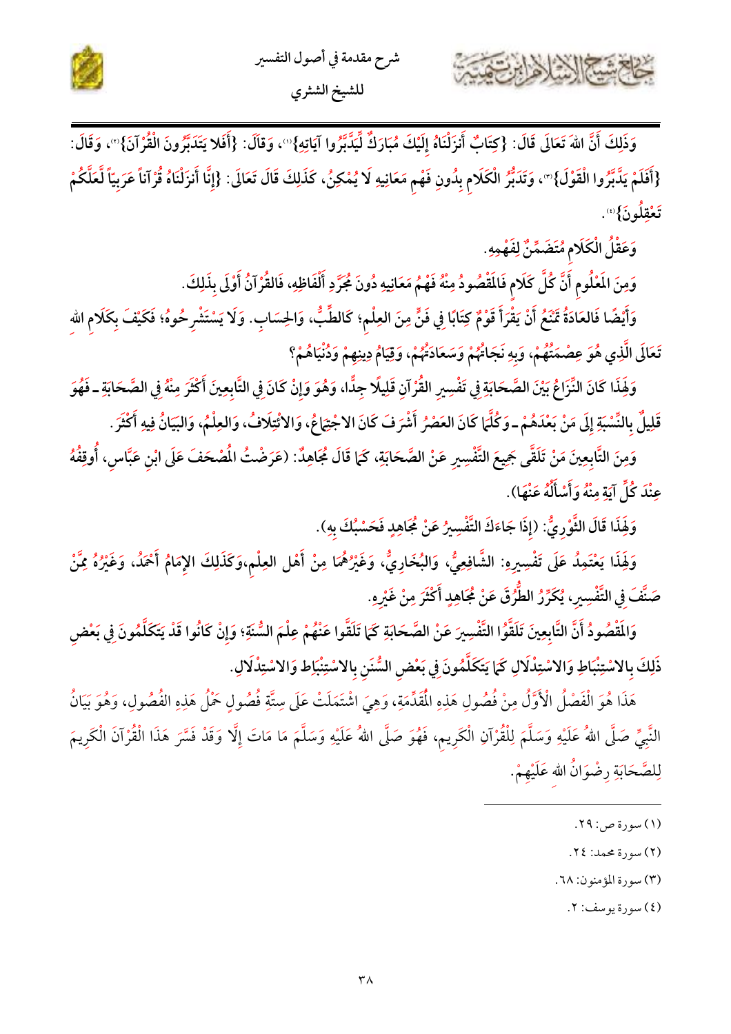وَذَلِكَ أَنَّ اللهَ تَعَالَى قَالَ: {كِتَابٌ أَنزَلْنَاهُ إِلَيْكَ مُبَارَكٌ لِّيَدَّبَّرُوا آيَاتِهِ}[1]، وَقَالَ: {أَفَلا يَتَدَبَّرُونَ الْقُرْآنَ}[2]، وَقَالَ: {أَفَلَمْ يَدَّبَّرُوا الْقَوْلَ}[3]، وَتَدَبُّرُ الْكَلَامِ بِدُونِ فَهْمِ مَعَانِيهِ لَا يُمْكِنُ، كَذَلِكَ قَالَ تَعَالَى: {إِنَّا أَنزَلْنَاهُ قُرْآناً عَرَبِيّاً لَّعَلَّكُمْ تَعْقِلُونَ}[4].

وَعَقْلُ الْكَلَامِ مُتَضَمِّنٌ لِفَهْمِهِ.

وَمِنَ المَعْلُومِ أَنَّ كُلَّ كَلَامٍ فَالمَقْصُودُ مِنْهُ فَهْمُ مَعَانِيهِ دُونَ مُجَرَّدِ أَلْفَاظِهِ، فَالقُرْآنُ أَوْلَى بِذَلِكَ.

وَأَيْضًا فَالعَادَةُ تَمْنَعُ أَنْ يَقْرَأَ قَوْمٌ كِتَابًا فِي فَنٍّ مِنَ العِلْمِ؛ كَالطِّبِّ، وَالحِسَابِ. وَلَا يَسْتَشْرِحُوهُ؛ فَكَيْفَ بِكَلَامِ اللهِ تَعَالَى الَّذِي هُوَ عِصْمَتُهُمْ، وَبِهِ نَجَاتُهُمْ وَسَعَادَتُهُمْ، وَقِيَامُ دِينِهِمْ وَدُنْيَاهُمْ؟

وَلِهَذَا كَانَ النِّزَاعُ بَيْنَ الصَّحَابَةِ فِي تَفْسِيرِ القُرْآنِ قَلِيلًا جِدًّا، وَهُوَ وَإِنْ كَانَ فِي التَّابِعِينَ أَكْثَرَ مِنْهُ فِي الصَّحَابَةِ ـ فَهُوَ قَلِيلٌ بِالنِّسْبَةِ إِلَى مَنْ بَعْدَهُمْ ـ وَكُلَّمَا كَانَ العَصْرُ أَشْرَفَ كَانَ الاجْتِمَاعُ، وَالائْتِلَافُ، وَالعِلْمُ، وَالبَيَانُ فِيهِ أَكْثَرَ.

وَمِنَ التَّابِعِينَ مَنْ تَلَقَّى جَمِيعَ التَّفْسِيرِ عَنْ الصَّحَابَةِ، كَمَا قَالَ مُجَاهِدٌ: (عَرَضْتُ المُصْحَفَ عَلَى ابْنِ عَبَّاسٍ، أُوقِفُهُ عِنْدَ كُلِّ آيَةٍ مِنْهُ وَأَسْأَلُهُ عَنْهَا).

وَلِهَذَا قَالَ الثَّوْرِيُّ: (إِذَا جَاءَكَ التَّفْسِيرُ عَنْ مُجَاهِدٍ فَحَسْبُكَ بِهِ).

وَلِهَذَا يَعْتَمِدُ عَلَى تَفْسِيرِهِ: الشَّافِعِيُّ، وَالبُخَارِيُّ، وَغَيْرُهُمَا مِنْ أَهْلِ العِلْمِ،وَكَذَلِكَ الإِمَامُ أَحْمَدُ، وَغَيْرُهُ مِمَّنْ صَنَّفَ فِي التَّفْسِيرِ، يُكَرِّرُ الطُّرُقَ عَنْ مُجَاهِدٍ أَكْثَرَ مِنْ غَيْرِهِ.

وَالمَقْصُودُ أَنَّ التَّابِعِينَ تَلَقَّوُا التَّفْسِيرَ عَنْ الصَّحَابَةِ كَمَا تَلَقَّوا عَنْهُمْ عِلْمَ السُّنَةِ؛ وَإِنْ كَانُوا قَدْ يَتَكَلَّمُونَ فِي بَعْضِ ذَلِكَ بِالاسْتِنْبَاطِ وَالاسْتِدْلَالِ كَمَا يَتَكَلَّمُونَ فِي بَعْضِ السُّنَنِ بِالاسْتِنْبَاطِ وَالاسْتِدْلَالِ.

هَذَا هُوَ الْفَصْلُ الْأَوَّلُ مِنْ فُصُولِ هَذِهِ الْمُقَدِّمَةِ، وَهِيَ اشْتَمَلَتْ عَلَى سِتَّةِ فُصُولٍ حَمْلُ هَذِهِ الفُصُولِ، وَهُوَ بَيَانُ النَّبِيِّ صَلَّى اللهُ عَلَيْهِ وَسَلَّمَ لِلْقُرْآنِ الْكَرِيمِ، فَهُوَ صَلَّى اللهُ عَلَيْهِ وَسَلَّمَ مَا مَاتَ إِلَّا وَقَدْ فَسَّرَ هَذَا الْقُرْآنَ الْكَرِيمَ لِلصَّحَابَةِ رِضْوَانُ اللهِ عَلَيْهِمْ.

---

(١) سورة ص: ٢٩.

(٢) سورة محمد: ٢٤.

(٣) سورة المؤمنون: ٦٨.

(٤) سورة يوسف: ٢.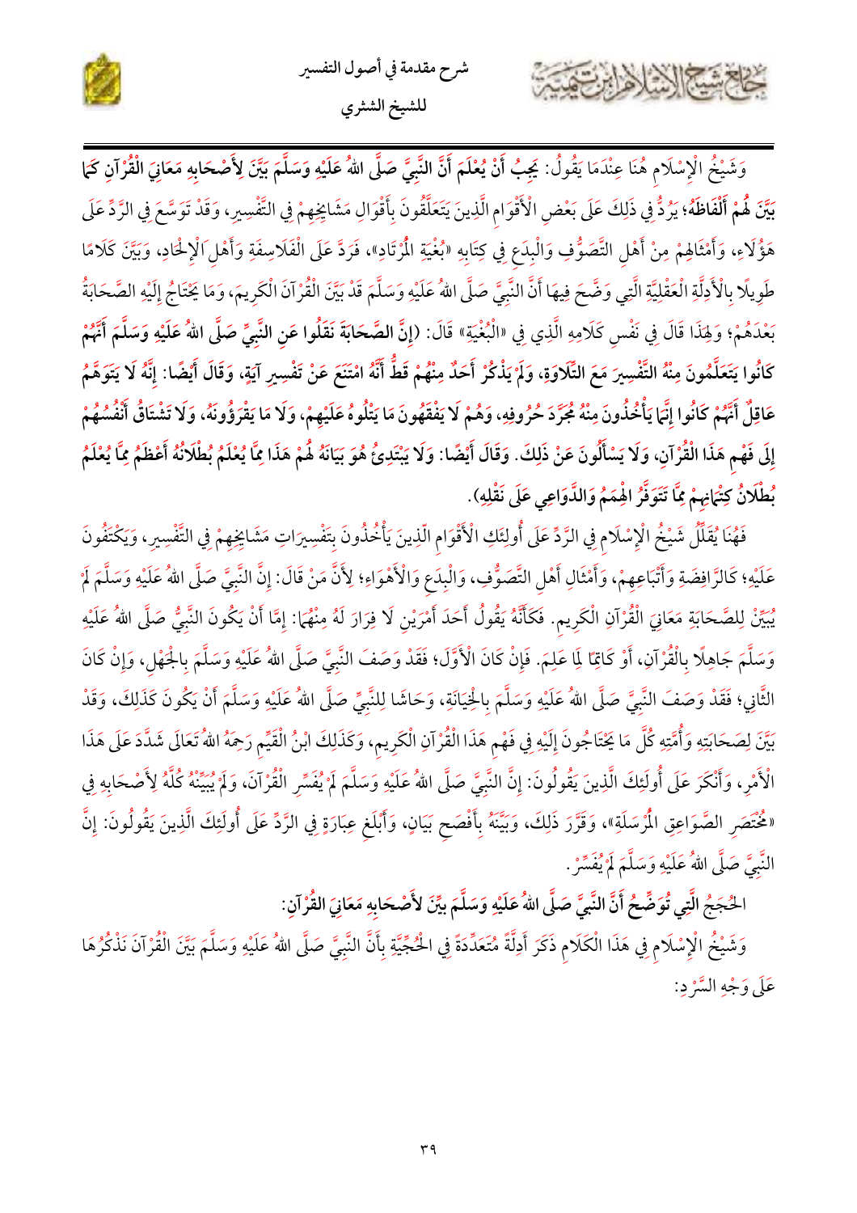وَشَيْخُ الْإِسْلَام هُنَا عِنْدَمَا يَقُولُ: **يَجِبُ أَنْ يُعْلَمَ أَنَّ النَّبِيَّ صَلَّى اللهُ عَلَيْهِ وَسَلَّمَ بَيَّنَ لِأَصْحَابِهِ مَعَانِيَ الْقُرْآنِ كَمَا بَيَّنَ لَهُمْ أَلْفَاظَهُ**؛ يَرُدُّ فِي ذَلِكَ عَلَى بَعْضِ الْأَقْوَامِ الَّذِينَ يَتَعَلَّقُونَ بِأَقْوَالِ مَشَايِخِهِمْ فِي التَّفْسِيرِ، وَقَدْ تَوَسَّعَ فِي الرَّدِّ عَلَى هَؤُلَاءِ، وَأَمْثَالِهِمْ مِنْ أَهْلِ التَّصَوُّفِ وَالْبِدَعِ فِي كِتَابِهِ «بُغْيَةِ الْمُرْتَادِ»، فَرَدَّ عَلَى الْفَلَاسِفَةِ وَأَهْلِ الْإِلْحَادِ، وَبَيَّنَ كَلَامًا طَوِيلًا بِالْأَدِلَّةِ الْعَقْلِيَّةِ الَّتِي وَضَّحَ فِيهَا أَنَّ النَّبِيَّ صَلَّى اللهُ عَلَيْهِ وَسَلَّمَ قَدْ بَيَّنَ الْقُرْآنَ الْكَرِيمَ، وَمَا يَحْتَاجُ إِلَيْهِ الصَّحَابَةُ بَعْدَهُمْ؛ وَلِهَذَا قَالَ فِي نَفْسِ كَلَامِهِ الَّذِي فِي «الْبُغْيَةِ» قَالَ: (**إِنَّ الصَّحَابَةَ نَقَلُوا عَنِ النَّبِيِّ صَلَّى اللهُ عَلَيْهِ وَسَلَّمَ أَنَّهُمْ كَانُوا يَتَعَلَّمُونَ مِنْهُ التَّفْسِيرَ مَعَ التِّلَاوَةِ، وَلَمْ يَذْكُرْ أَحَدٌ مِنْهُمْ قَطُّ أَنَّهُ امْتَنَعَ عَنْ تَفْسِيرِ آيَةٍ، وَقَالَ أَيْضًا: إِنَّهُ لَا يَتَوَهَّمُ عَاقِلٌ أَنَّهُمْ كَانُوا إِنَّمَا يَأْخُذُونَ مِنْهُ مُجَرَّدَ حُرُوفِهِ، وَهُمْ لَا يَفْقَهُونَ مَا يَتْلُوهُ عَلَيْهِمْ، وَلَا مَا يَقْرَؤُونَهُ، وَلَا تَشْتَاقُ أَنْفُسُهُمْ إِلَى فَهْمِ هَذَا الْقُرْآنِ، وَلَا يَسْأَلُونَ عَنْ ذَلِكَ. وَقَالَ أَيْضًا: وَلَا يَبْتَدِئُ هُوَ بَيَانَهُ لَهُمْ هَذَا مِمَّا يُعْلَمُ بُطْلَانُهُ أَعْظَمُ مِمَّا يُعْلَمُ بُطْلَانُ كِتْمَانِهِمْ مِمَّا تَتَوَفَّرُ الْهِمَمُ وَالدَّوَاعِي عَلَى نَقْلِهِ**).

فَهُنَا يُقَلِّلُ شَيْخُ الْإِسْلَام فِي الرَّدِّ عَلَى أُولَئِكَ الْأَقْوَامِ الَّذِينَ يَأْخُذُونَ بِتَفْسِيرَاتِ مَشَايِخِهِمْ فِي التَّفْسِيرِ، وَيَكْتَفُونَ عَلَيْهِ؛ كَالرَّافِضَةِ وَأَتْبَاعِهِمْ، وَأَمْثَالِ أَهْلِ التَّصَوُّفِ، وَالْبِدَعِ وَالْأَهْوَاءِ؛ لِأَنَّ مَنْ قَالَ: إِنَّ النَّبِيَّ صَلَّى اللهُ عَلَيْهِ وَسَلَّمَ لَمْ يُبَيِّنْ لِلصَّحَابَةِ مَعَانِيَ الْقُرْآنِ الْكَرِيمِ. فَكَأَنَّهُ يَقُولُ أَحَدَ أَمْرَيْنِ لَا فِرَارَ لَهُ مِنْهُمَا: إِمَّا أَنْ يَكُونَ النَّبِيُّ صَلَّى اللهُ عَلَيْهِ وَسَلَّمَ جَاهِلًا بِالْقُرْآنِ، أَوْ كَاتِمًا لِمَا عَلِمَ. فَإِنْ كَانَ الْأَوَّلَ؛ فَقَدْ وَصَفَ النَّبِيَّ صَلَّى اللهُ عَلَيْهِ وَسَلَّمَ بِالْجَهْلِ، وَإِنْ كَانَ الثَّانِيَ؛ فَقَدْ وَصَفَ النَّبِيَّ صَلَّى اللهُ عَلَيْهِ وَسَلَّمَ بِالْخِيَانَةِ، وَحَاشَا لِلنَّبِيِّ صَلَّى اللهُ عَلَيْهِ وَسَلَّمَ أَنْ يَكُونَ كَذَلِكَ، وَقَدْ بَيَّنَ لِصَحَابَتِهِ وَأُمَّتِهِ كُلَّ مَا يَحْتَاجُونَ إِلَيْهِ فِي فَهْمِ هَذَا الْقُرْآنِ الْكَرِيمِ، وَكَذَلِكَ ابْنُ الْقَيِّمِ رَحِمَهُ اللهُ تَعَالَى شَدَّدَ عَلَى هَذَا الْأَمْرِ، وَأَنْكَرَ عَلَى أُولَئِكَ الَّذِينَ يَقُولُونَ: إِنَّ النَّبِيَّ صَلَّى اللهُ عَلَيْهِ وَسَلَّمَ لَمْ يُفَسِّرِ الْقُرْآنَ، وَلَمْ يُبَيِّنْهُ كُلَّهُ لِأَصْحَابِهِ فِي «مُخْتَصَرِ الصَّوَاعِقِ الْمُرْسَلَةِ»، وَقَرَّرَ ذَلِكَ، وَبَيَّنَهُ بِأَفْصَحِ بَيَانٍ، وَأَبْلَغِ عِبَارَةٍ فِي الرَّدِّ عَلَى أُولَئِكَ الَّذِينَ يَقُولُونَ: إِنَّ النَّبِيَّ صَلَّى اللهُ عَلَيْهِ وَسَلَّمَ لَمْ يُفَسِّرْ.

### الْحُجَجُ الَّتِي تُوَضِّحُ أَنَّ النَّبِيَّ صَلَّى اللهُ عَلَيْهِ وَسَلَّمَ بيَّنَ لِأَصْحَابِهِ مَعَانِيَ الْقُرْآنِ:

وَشَيْخُ الْإِسْلَامِ فِي هَذَا الْكَلَامِ ذَكَرَ أَدِلَّةً مُتَعَدِّدَةً فِي الْحُجِّيَّةِ بِأَنَّ النَّبِيَّ صَلَّى اللهُ عَلَيْهِ وَسَلَّمَ بَيَّنَ الْقُرْآنَ نَذْكُرُهَا عَلَى وَجْهِ السَّرْدِ: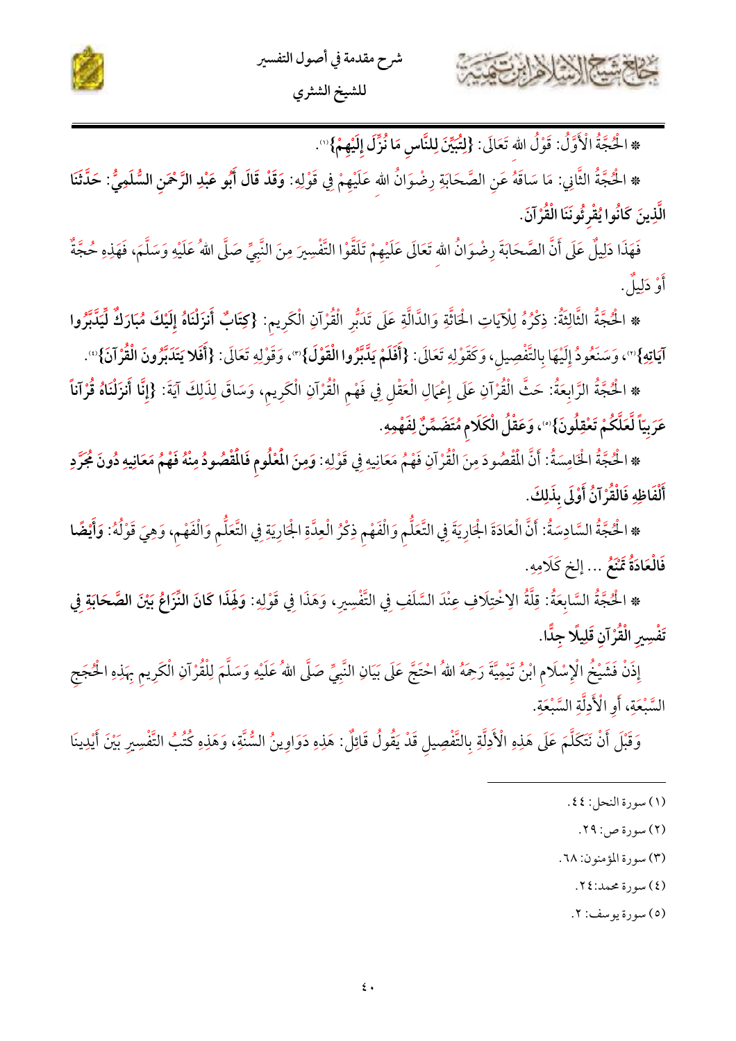* الْحُجَّةُ الْأَوَّلُ: قَوْلُ الله تَعَالَى: **{لِتُبَيِّنَ لِلنَّاسِ مَا نُزِّلَ إِلَيْهِمْ}**(١).

* الْحُجَّةُ الثَّانِي: مَا سَاقَهُ عَنِ الصَّحَابَةِ رِضْوَانُ الله عَلَيْهِمْ فِي قَوْلِهِ: **وَقَدْ قَالَ أَبُو عَبْدِ الرَّحْمَنِ السُّلَمِيُّ: حَدَّثَنَا الَّذِينَ كَانُوا يُقْرِئُونَنَا الْقُرْآنَ**.

فَهَذَا دَلِيلٌ عَلَى أَنَّ الصَّحَابَةَ رِضْوَانُ الله تَعَالَى عَلَيْهِمْ تَلَقَّوْا التَّفْسِيرَ مِنَ النَّبِيِّ صَلَّى اللهُ عَلَيْهِ وَسَلَّمَ، فَهَذِهِ حُجَّةٌ أَوْ دَلِيلٌ.

* الْحُجَّةُ الثَّالِثَةُ: ذِكْرُهُ لِلْآيَاتِ الْحَاثَّةِ وَالدَّالَّةِ عَلَى تَدَبُّرِ الْقُرْآنِ الْكَرِيمِ: **{كِتَابٌ أَنْزَلْنَاهُ إِلَيْكَ مُبَارَكٌ لِيَدَّبَّرُوا آيَاتِهِ}**(٢)، وَسَنَعُودُ إِلَيْهَا بِالتَّفْصِيلِ، وَكَقَوْلِهِ تَعَالَى: **{أَفَلَمْ يَدَّبَّرُوا الْقَوْلَ}**(٣)، وَقَوْلِهِ تَعَالَى: **{أَفَلَا يَتَدَبَّرُونَ الْقُرْآنَ}**(٤).

* الْحُجَّةُ الرَّابِعَةُ: حَثَّ الْقُرْآنِ عَلَى إِعْمَالِ الْعَقْلِ فِي فَهْمِ الْقُرْآنِ الْكَرِيمِ، وَسَاقَ لِذَلِكَ آيَةَ: **{إِنَّا أَنْزَلْنَاهُ قُرْآناً عَرَبِيّاً لَعَلَّكُمْ تَعْقِلُونَ}**(٥)، **وَعَقْلُ الْكَلَامِ مُتَضَمِّنٌ لِفَهْمِهِ**.

* الْحُجَّةُ الْخَامِسَةُ: أَنَّ الْمَقْصُودَ مِنَ الْقُرْآنِ فَهْمُ مَعَانِيهِ فِي قَوْلِهِ: **وَمِنَ الْمَعْلُومِ فَالْمَقْصُودُ مِنْهُ فَهْمُ مَعَانِيهِ دُونَ مُجَرَّدِ أَلْفَاظِهِ فَالْقُرْآنُ أَوْلَى بِذَلِكَ**.

* الْحُجَّةُ السَّادِسَةُ: أَنَّ الْعَادَةَ الْجَارِيَةَ فِي التَّعَلُّمِ وَالْفَهْمِ ذِكْرُ الْعِدَّةِ الْجَارِيَةِ فِي التَّعَلُّمِ وَالْفَهْمِ، وَهِيَ قَوْلُهُ: **وَأَيْضًا فَالْعَادَةُ تَمْنَعُ** ... إلخ كَلَامِهِ.

* الْحُجَّةُ السَّابِعَةُ: قِلَّةُ الِاخْتِلَافِ عِنْدَ السَّلَفِ فِي التَّفْسِيرِ، وَهَذَا فِي قَوْلِهِ: **وَلِهَذَا كَانَ النِّزَاعُ بَيْنَ الصَّحَابَةِ فِي تَفْسِيرِ الْقُرْآنِ قَلِيلًا جِدًّا**.

إِذَنْ فَشَيْخُ الْإِسْلَامِ ابْنُ تَيْمِيَّةَ رَحِمَهُ اللهُ احْتَجَّ عَلَى بَيَانِ النَّبِيِّ صَلَّى اللهُ عَلَيْهِ وَسَلَّمَ لِلْقُرْآنِ الْكَرِيمِ بِهَذِهِ الْحُجَجِ السَّبْعَةِ، أَوِ الْأَدِلَّةِ السَّبْعَةِ.

وَقَبْلَ أَنْ نَتَكَلَّمَ عَلَى هَذِهِ الْأَدِلَّةِ بِالتَّفْصِيلِ قَدْ يَقُولُ قَائِلٌ: هَذِهِ دَوَاوِينُ السُّنَّةِ، وَهَذِهِ كُتُبُ التَّفْسِيرِ بَيْنَ أَيْدِينَا

---

(١) سورة النحل: ٤٤.

(٢) سورة ص: ٢٩.

(٣) سورة المؤمنون: ٦٨.

(٤) سورة محمد: ٢٤.

(٥) سورة يوسف: ٢.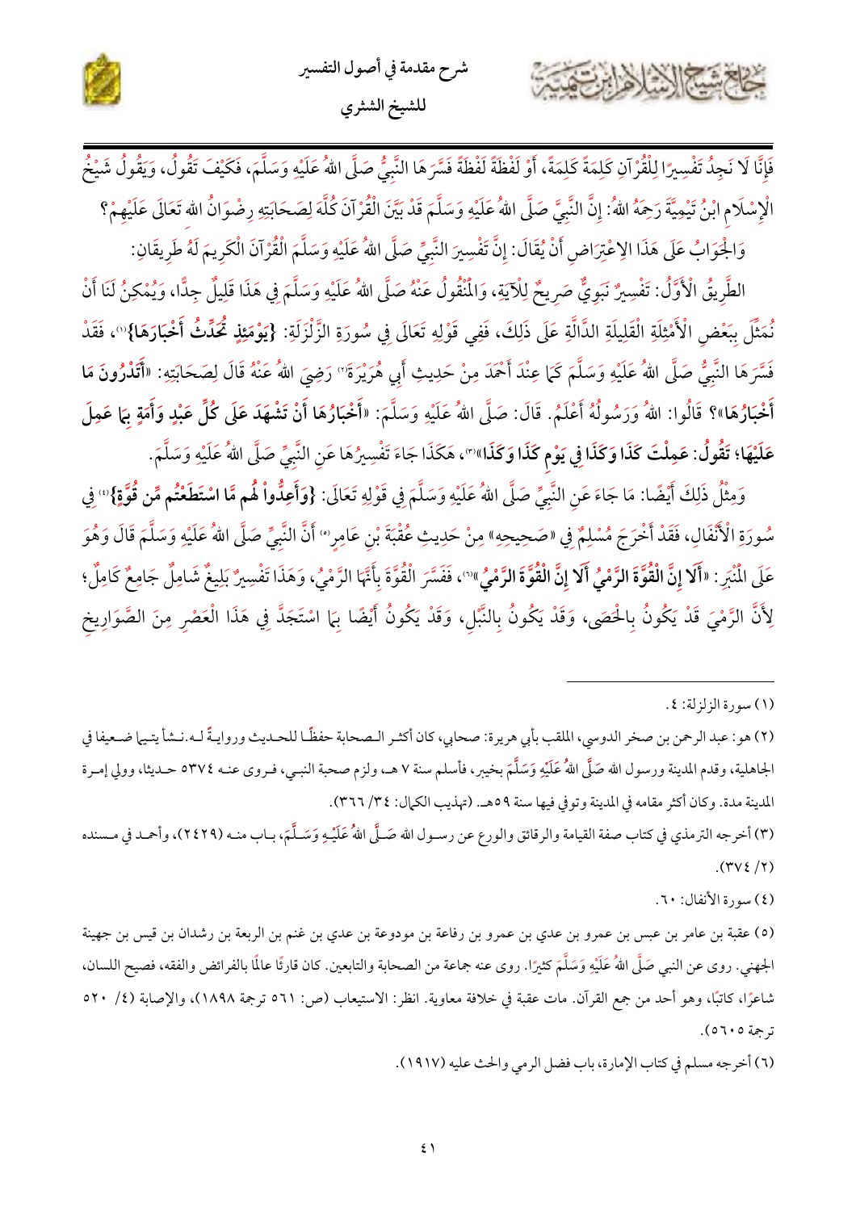فَإِنَّا لَا نَجِدُ تَفْسِيرًا لِلْقُرْآنِ كَلِمَةً كَلِمَةً، أَوْ لَفْظَةً لَفْظَةً فَسَّرَهَا النَّبِيُّ صَلَّى اللهُ عَلَيْهِ وَسَلَّمَ، فَكَيْفَ تَقُولُ، وَيَقُولُ شَيْخُ الْإِسْلَامِ ابْنُ تَيْمِيَّةَ رَحِمَهُ اللهُ: إِنَّ النَّبِيَّ صَلَّى اللهُ عَلَيْهِ وَسَلَّمَ قَدْ بَيَّنَ الْقُرْآنَ كُلَّهُ لِصَحَابَتِهِ رِضْوَانُ الله تَعَالَى عَلَيْهِمْ؟

وَالْجَوَابُ عَلَى هَذَا الِاعْتِرَاضِ أَنْ يُقَالَ: إِنَّ تَفْسِيرَ النَّبِيِّ صَلَّى اللهُ عَلَيْهِ وَسَلَّمَ الْقُرْآنَ الْكَرِيمَ لَهُ طَرِيقَانِ:

الطَّرِيقُ الْأَوَّلُ: تَفْسِيرٌ نَبَوِيٌّ صَرِيحٌ لِلْآيَةِ، وَالْمَنْقُولُ عَنْهُ صَلَّى اللهُ عَلَيْهِ وَسَلَّمَ فِي هَذَا قَلِيلٌ جِدًّا، وَيُمْكِنُ لَنَا أَنْ نُمَثِّلَ بِبَعْضِ الْأَمْثِلَةِ الْقَلِيلَةِ الدَّالَّةِ عَلَى ذَلِكَ، فَفِي قَوْلِهِ تَعَالَى فِي سُورَةِ الزَّلْزَلَةِ: **{يَوْمَئِذٍ تُحَدِّثُ أَخْبَارَهَا}**[1]، فَقَدْ فَسَّرَهَا النَّبِيُّ صَلَّى اللهُ عَلَيْهِ وَسَلَّمَ كَمَا عِنْدَ أَحْمَدَ مِنْ حَدِيثِ أَبِي هُرَيْرَةَ[2] رَضِيَ اللهُ عَنْهُ قَالَ لِصَحَابَتِهِ: **«أَتَدْرُونَ مَا أَخْبَارُهَا»**؟ قَالُوا: اللهُ وَرَسُولُهُ أَعْلَمُ. قَالَ: صَلَّى اللهُ عَلَيْهِ وَسَلَّمَ: **«أَخْبَارُهَا أَنْ تَشْهَدَ عَلَى كُلِّ عَبْدٍ وَأَمَةٍ بِمَا عَمِلَ عَلَيْهَا؛ تَقُولُ: عَمِلْتَ كَذَا وَكَذَا فِي يَوْمِ كَذَا وَكَذَا»**[3]، هَكَذَا جَاءَ تَفْسِيرُهَا عَنِ النَّبِيِّ صَلَّى اللهُ عَلَيْهِ وَسَلَّمَ.

وَمِثْلُ ذَلِكَ أَيْضًا: مَا جَاءَ عَنِ النَّبِيِّ صَلَّى اللهُ عَلَيْهِ وَسَلَّمَ فِي قَوْلِهِ تَعَالَى: **{وَأَعِدُّواْ لَهُم مَّا اسْتَطَعْتُم مِّن قُوَّةٍ}**[4] فِي سُورَةِ الْأَنْفَالِ، فَقَدْ أَخْرَجَ مُسْلِمٌ فِي «صَحِيحِهِ» مِنْ حَدِيثِ عُقْبَةَ بْنِ عَامِرٍ[5] أَنَّ النَّبِيَّ صَلَّى اللهُ عَلَيْهِ وَسَلَّمَ قَالَ وَهُوَ عَلَى الْمِنْبَرِ: **«أَلَا إِنَّ الْقُوَّةَ الرَّمْيُ أَلَا إِنَّ الْقُوَّةَ الرَّمْيُ»**[6]، فَفَسَّرَ الْقُوَّةَ بِأَنَّهَا الرَّمْيُ، وَهَذَا تَفْسِيرٌ بَلِيغٌ شَامِلٌ جَامِعٌ كَامِلٌ؛ لِأَنَّ الرَّمْيَ قَدْ يَكُونُ بِالْحَصَى، وَقَدْ يَكُونُ بِالنَّبْلِ، وَقَدْ يَكُونُ أَيْضًا بِمَا اسْتَجَدَّ فِي هَذَا الْعَصْرِ مِنَ الصَّوَارِيخِ

---

(١) سورة الزلزلة: ٤.

(٢) هو: عبد الرحمن بن صخر الدوسي، الملقب بأبي هريرة: صحابي، كان أكثر الصحابة حفظًا للحديث وروايةً له. نشأ يتيما ضعيفا في الجاهلية، وقدم المدينة ورسول الله صَلَّى اللهُ عَلَيْهِ وَسَلَّمَ بخيبر، فأسلم سنة ٧ هـ، ولزم صحبة النبي، فروى عنه ٥٣٧٤ حديثا، وولي إمرة المدينة مدة. وكان أكثر مقامه في المدينة وتوفي فيها سنة ٥٩هـ. (تهذيب الكمال: ٣٤/ ٣٦٦).

(٣) أخرجه الترمذي في كتاب صفة القيامة والرقائق والورع عن رسول الله صَلَّى اللهُ عَلَيْهِ وَسَلَّمَ، باب منه (٢٤٢٩)، وأحمد في مسنده (٢/ ٣٧٤).

(٤) سورة الأنفال: ٦٠.

(٥) عقبة بن عامر بن عبس بن عمرو بن عدي بن عمرو بن رفاعة بن مودوعة بن عدي بن غنم بن الربعة بن رشدان بن قيس بن جهينة الجهني. روى عن النبي صَلَّى اللهُ عَلَيْهِ وَسَلَّمَ كثيرًا. روى عنه جماعة من الصحابة والتابعين. كان قارئًا عالمًا بالفرائض والفقه، فصيح اللسان، شاعرًا، كاتبًا، وهو أحد من جمع القرآن. مات عقبة في خلافة معاوية. انظر: الاستيعاب (ص: ٥٦١ ترجمة ١٨٩٨)، والإصابة (٤/ ٥٢٠ ترجمة ٥٦٠٥).

(٦) أخرجه مسلم في كتاب الإمارة، باب فضل الرمي والحث عليه (١٩١٧).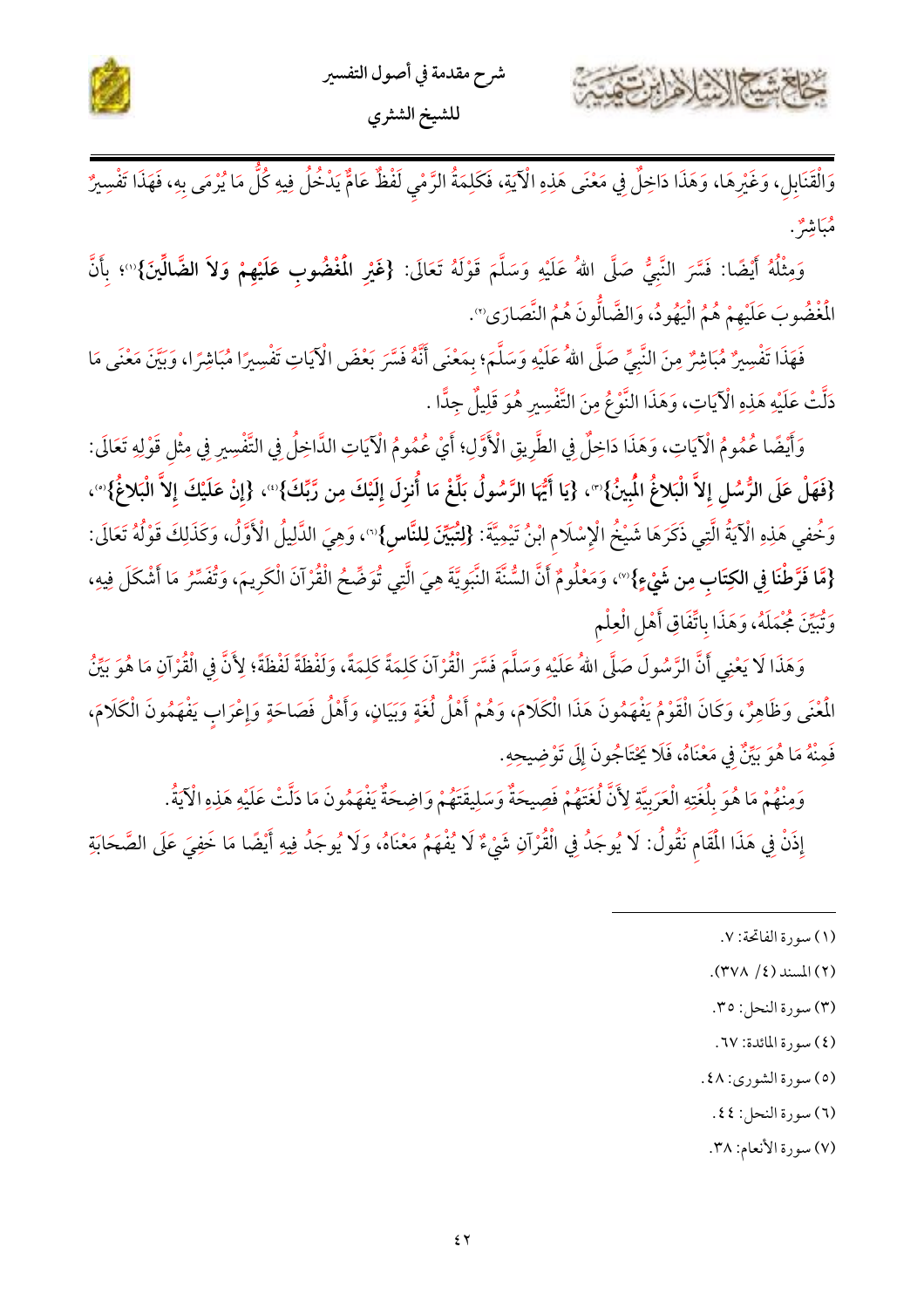وَالْقَنَابِلِ، وَغَيْرِهَا، وَهَذَا دَاخِلٌ فِي مَعْنَى هَذِهِ الْآيَةِ، فَكَلِمَةُ الرَّمْيِ لَفْظٌ عَامٌّ يَدْخُلُ فِيهِ كُلُّ مَا يُرْمَى بِهِ، فَهَذَا تَفْسِيرٌ مُبَاشِرٌ.

وَمِثْلُهُ أَيْضًا: فَسَّرَ النَّبِيُّ صَلَّى اللهُ عَلَيْهِ وَسَلَّمَ قَوْلَهُ تَعَالَى: **{غَيْرِ الْمَغْضُوبِ عَلَيْهِمْ وَلاَ الضَّالِّينَ}**[1]؛ بِأَنَّ الْمَغْضُوبَ عَلَيْهِمْ هُمُ الْيَهُودُ، وَالضَّالُّونَ هُمُ النَّصَارَى[2].

فَهَذَا تَفْسِيرٌ مُبَاشِرٌ مِنَ النَّبِيِّ صَلَّى اللهُ عَلَيْهِ وَسَلَّمَ؛ بِمَعْنَى أَنَّهُ فَسَّرَ بَعْضَ الْآيَاتِ تَفْسِيرًا مُبَاشِرًا، وَبَيَّنَ مَعْنَى مَا دَلَّتْ عَلَيْهِ هَذِهِ الْآيَاتِ، وَهَذَا النَّوْعُ مِنَ التَّفْسِيرِ هُوَ قَلِيلٌ جِدًّا.

وَأَيْضًا عُمُومُ الْآيَاتِ، وَهَذَا دَاخِلٌ فِي الطَّرِيقِ الْأَوَّلِ؛ أَيْ عُمُومُ الْآيَاتِ الدَّاخِلِ فِي التَّفْسِيرِ فِي مِثْلِ قَوْلِهِ تَعَالَى: **{فَهَلْ عَلَى الرُّسُلِ إِلاَّ الْبَلاغُ الْمُبِينُ}**[3]، **{يَا أَيُّهَا الرَّسُولُ بَلِّغْ مَا أُنزِلَ إِلَيْكَ مِن رَّبِّكَ}**[4]، **{إِنْ عَلَيْكَ إِلاَّ الْبَلاغُ}**[5]، وَخُفِي هَذِهِ الْآيَةُ الَّتِي ذَكَرَهَا شَيْخُ الْإِسْلَامِ ابْنُ تَيْمِيَّةَ: **{لِتُبَيِّنَ لِلنَّاسِ}**[6]، وَهِيَ الدَّلِيلُ الْأَوَّلُ، وَكَذَلِكَ قَوْلُهُ تَعَالَى: **{مَّا فَرَّطْنَا فِي الكِتَابِ مِن شَيْءٍ}**[7]، وَمَعْلُومٌ أَنَّ السُّنَّةَ النَّبَوِيَّةَ هِيَ الَّتِي تُوَضِّحُ الْقُرْآنَ الْكَرِيمَ، وَتُفَسِّرُ مَا أَشْكَلَ فِيهِ، وَتُبَيِّنُ مُجْمَلَهُ، وَهَذَا بِاتِّفَاقِ أَهْلِ الْعِلْمِ

وَهَذَا لَا يَعْنِي أَنَّ الرَّسُولَ صَلَّى اللهُ عَلَيْهِ وَسَلَّمَ فَسَّرَ الْقُرْآنَ كَلِمَةً كَلِمَةً، وَلَفْظَةً لَفْظَةً؛ لِأَنَّ فِي الْقُرْآنِ مَا هُوَ بَيِّنُ الْمَعْنَى وَظَاهِرٌ، وَكَانَ الْقَوْمُ يَفْهَمُونَ هَذَا الْكَلَامَ، وَهُمْ أَهْلُ لُغَةٍ وَبَيَانٍ، وَأَهْلُ فَصَاحَةٍ وَإِعْرَابٍ يَفْهَمُونَ الْكَلَامَ، فَمِنْهُ مَا هُوَ بَيِّنٌ فِي مَعْنَاهُ، فَلَا يَحْتَاجُونَ إِلَى تَوْضِيحِهِ.

وَمِنْهُمْ مَا هُوَ بِلُغَتِهِ الْعَرَبِيَّةِ لِأَنَّ لُغَتَهُمْ فَصِيحَةٌ وَسَلِيقَتَهُمْ وَاضِحَةٌ يَفْهَمُونَ مَا دَلَّتْ عَلَيْهِ هَذِهِ الْآيَةُ.

إِذَنْ فِي هَذَا الْمَقَامِ نَقُولُ: لَا يُوجَدُ فِي الْقُرْآنِ شَيْءٌ لَا يُفْهَمُ مَعْنَاهُ، وَلَا يُوجَدُ فِيهِ أَيْضًا مَا خَفِيَ عَلَى الصَّحَابَةِ

---

(١) سورة الفاتحة: ٧.

(٢) المسند (٤/ ٣٧٨).

(٣) سورة النحل: ٣٥.

(٤) سورة المائدة: ٦٧.

(٥) سورة الشورى: ٤٨.

(٦) سورة النحل: ٤٤.

(٧) سورة الأنعام: ٣٨.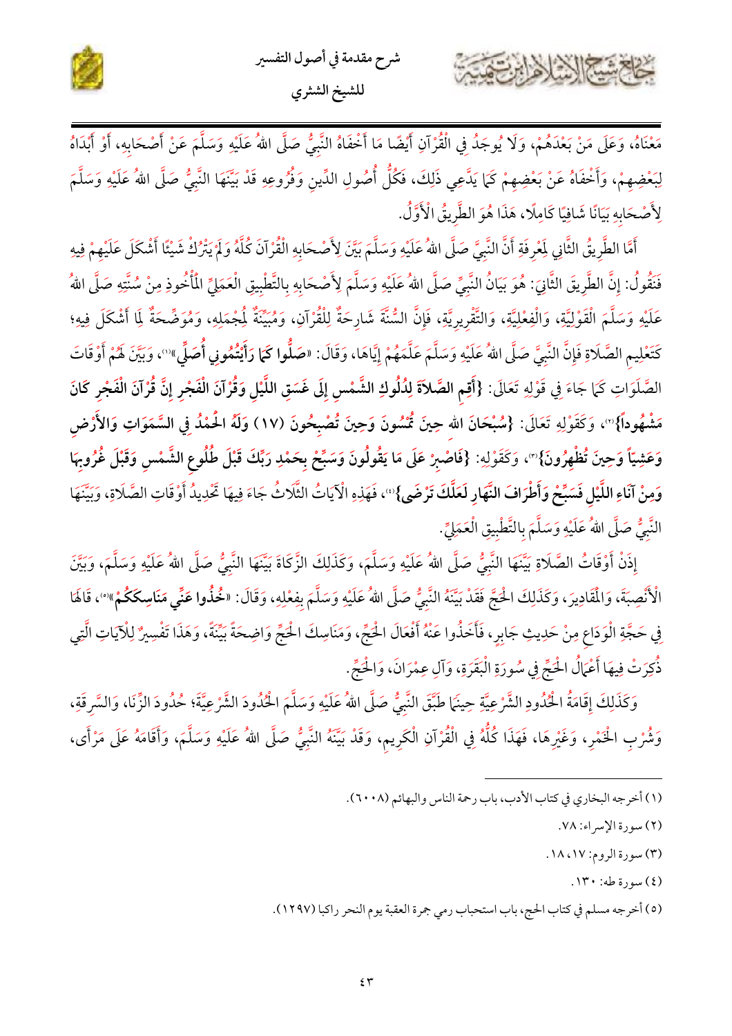مَعْنَاهُ، وَعَلَى مَنْ بَعْدَهُمْ، وَلَا يُوجَدُ فِي الْقُرْآنِ أَيْضًا مَا أَخْفَاهُ النَّبِيُّ صَلَّى اللهُ عَلَيْهِ وَسَلَّمَ عَنْ أَصْحَابِهِ، أَوْ أَبْدَاهُ لِبَعْضِهِمْ، وَأَخْفَاهُ عَنْ بَعْضِهِمْ كَمَا يَدَّعِي ذَلِكَ، فَكُلُّ أُصُولِ الدِّينِ وَفُرُوعِهِ قَدْ بَيَّنَهَا النَّبِيُّ صَلَّى اللهُ عَلَيْهِ وَسَلَّمَ لِأَصْحَابِهِ بَيَانًا شَافِيًا كَامِلًا، هَذَا هُوَ الطَّرِيقُ الْأَوَّلُ.

أَمَّا الطَّرِيقُ الثَّانِي لِمَعْرِفَةِ أَنَّ النَّبِيَّ صَلَّى اللهُ عَلَيْهِ وَسَلَّمَ بَيَّنَ لِأَصْحَابِهِ الْقُرْآنَ كُلَّهُ وَلَمْ يَتْرُكْ شَيْئًا أَشْكَلَ عَلَيْهِمْ فِيهِ فَنَقُولُ: إِنَّ الطَّرِيقَ الثَّانِيَ: هُوَ بَيَانُ النَّبِيِّ صَلَّى اللهُ عَلَيْهِ وَسَلَّمَ لِأَصْحَابِهِ بِالتَّطْبِيقِ الْعَمَلِيِّ الْمَأْخُوذِ مِنْ سُنَّتِهِ صَلَّى اللهُ عَلَيْهِ وَسَلَّمَ الْقَوْلِيَّةِ، وَالْفِعْلِيَّةِ، وَالتَّقْرِيرِيَّةِ، فَإِنَّ السُّنَّةَ شَارِحَةٌ لِلْقُرْآنِ، وَمُبَيِّنَةٌ لِمُجْمَلِهِ، وَمُوَضِّحَةٌ لِمَا أَشْكَلَ فِيهِ؛ كَتَعْلِيمِ الصَّلَاةِ فَإِنَّ النَّبِيَّ صَلَّى اللهُ عَلَيْهِ وَسَلَّمَ عَلَّمَهُمْ إِيَّاهَا، وَقَالَ: «**صَلُّوا كَمَا رَأَيْتُمُونِي أُصَلِّي**»(١)، وَبَيَّنَ لَهُمْ أَوْقَاتَ الصَّلَوَاتِ كَمَا جَاءَ فِي قَوْلِهِ تَعَالَى: **{أَقِمِ الصَّلَاةَ لِدُلُوكِ الشَّمْسِ إِلَى غَسَقِ اللَّيْلِ وَقُرْآنَ الْفَجْرِ إِنَّ قُرْآنَ الْفَجْرِ كَانَ مَشْهُوداً}**(٢)، وَكَقَوْلِهِ تَعَالَى: **{سُبْحَانَ اللهِ حِينَ تُمْسُونَ وَحِينَ تُصْبِحُونَ (١٧) وَلَهُ الْحَمْدُ فِي السَّمَوَاتِ وَالأَرْضِ وَعَشِيّاً وَحِينَ تُظْهِرُونَ}**(٣)، وَكَقَوْلِهِ: **{فَاصْبِرْ عَلَى مَا يَقُولُونَ وَسَبِّحْ بِحَمْدِ رَبِّكَ قَبْلَ طُلُوعِ الشَّمْسِ وَقَبْلَ غُرُوبِهَا وَمِنْ آنَاءِ اللَّيْلِ فَسَبِّحْ وَأَطْرَافَ النَّهَارِ لَعَلَّكَ تَرْضَى}**(٤)، فَهَذِهِ الْآيَاتُ الثَّلَاثُ جَاءَ فِيهَا تَحْدِيدُ أَوْقَاتِ الصَّلَاةِ، وَبَيَّنَهَا النَّبِيُّ صَلَّى اللهُ عَلَيْهِ وَسَلَّمَ بِالتَّطْبِيقِ الْعَمَلِيِّ.

إِذَنْ أَوْقَاتُ الصَّلَاةِ بَيَّنَهَا النَّبِيُّ صَلَّى اللهُ عَلَيْهِ وَسَلَّمَ، وَكَذَلِكَ الزَّكَاةَ بَيَّنَهَا النَّبِيُّ صَلَّى اللهُ عَلَيْهِ وَسَلَّمَ، وَبَيَّنَ الْأَنْصِبَةَ، وَالْمَقَادِيرَ، وَكَذَلِكَ الْحَجَّ فَقَدْ بَيَّنَهُ النَّبِيُّ صَلَّى اللهُ عَلَيْهِ وَسَلَّمَ بِفِعْلِهِ، وَقَالَ: «**خُذُوا عَنِّي مَنَاسِكَكُمْ**»(٥)، قَالَهَا فِي حَجَّةِ الْوَدَاعِ مِنْ حَدِيثِ جَابِرٍ، فَأَخَذُوا عَنْهُ أَفْعَالَ الْحَجِّ، وَمَنَاسِكَ الْحَجِّ وَاضِحَةً بَيِّنَةً، وَهَذَا تَفْسِيرٌ لِلْآيَاتِ الَّتِي ذُكِرَتْ فِيهَا أَعْمَالُ الْحَجِّ فِي سُورَةِ الْبَقَرَةِ، وَآلِ عِمْرَانَ، وَالْحَجِّ.

وَكَذَلِكَ إِقَامَةُ الْحُدُودِ الشَّرْعِيَّةِ حِينَمَا طَبَّقَ النَّبِيُّ صَلَّى اللهُ عَلَيْهِ وَسَلَّمَ الْحُدُودَ الشَّرْعِيَّةَ؛ حُدُودَ الزِّنَا، وَالسَّرِقَةِ، وَشُرْبِ الْخَمْرِ، وَغَيْرِهَا، فَهَذَا كُلُّهُ فِي الْقُرْآنِ الْكَرِيمِ، وَقَدْ بَيَّنَهُ النَّبِيُّ صَلَّى اللهُ عَلَيْهِ وَسَلَّمَ، وَأَقَامَهُ عَلَى مَرْأَى،

---

(١) أخرجه البخاري في كتاب الأدب، باب رحمة الناس والبهائم (٦٠٠٨).

(٢) سورة الإسراء: ٧٨.

(٣) سورة الروم: ١٧، ١٨.

(٤) سورة طه: ١٣٠.

(٥) أخرجه مسلم في كتاب الحج، باب استحباب رمي جمرة العقبة يوم النحر راكبا (١٢٩٧).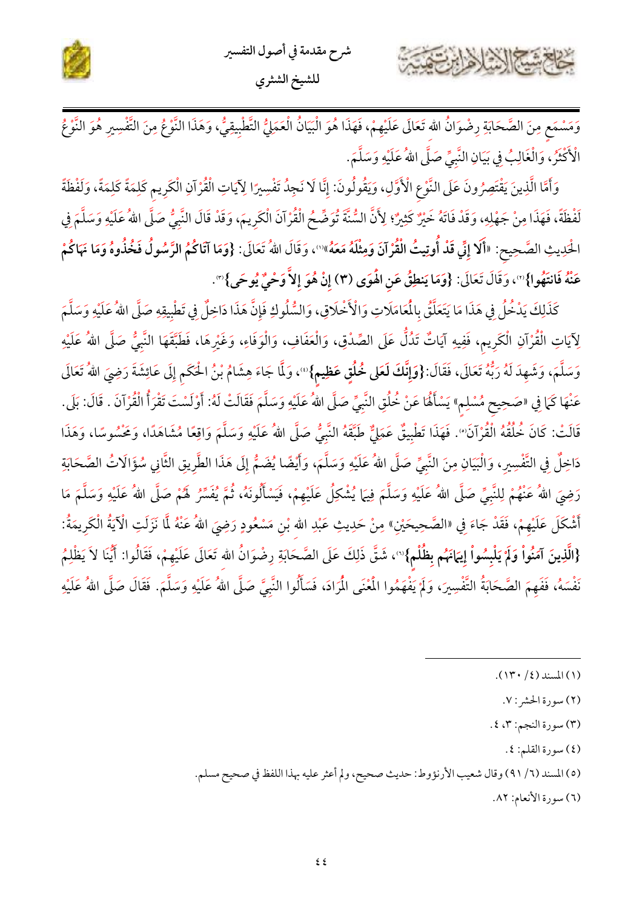وَمَسْمَعٍ مِنَ الصَّحَابَةِ رِضْوَانُ الله تَعَالَى عَلَيْهِمْ، فَهَذَا هُوَ الْبَيَانُ الْعَمَلِيُّ التَّطْبِيقِيُّ، وَهَذَا النَّوْعُ مِنَ التَّفْسِيرِ هُوَ النَّوْعُ الْأَكْثَرُ، وَالْغَالِبُ فِي بَيَانِ النَّبِيِّ صَلَّى اللهُ عَلَيْهِ وَسَلَّمَ.

وَأَمَّا الَّذِينَ يَقْتَصِرُونَ عَلَى النَّوْعِ الْأَوَّلِ، وَيَقُولُونَ: إِنَّا لَا نَجِدُ تَفْسِيرًا لِآيَاتِ الْقُرْآنِ الْكَرِيمِ كَلِمَةً كَلِمَةً، وَلَفْظَةً لَفْظَةً، فَهَذَا مِنْ جَهْلِهِ، وَقَدْ فَاتَهُ خَيْرٌ كَثِيرٌ؛ لِأَنَّ السُّنَّةَ تُوَضِّحُ الْقُرْآنَ الْكَرِيمَ، وَقَدْ قَالَ النَّبِيُّ صَلَّى اللهُ عَلَيْهِ وَسَلَّمَ فِي الْحَدِيثِ الصَّحِيحِ: «**أَلَا إِنِّي قَدْ أُوتِيتُ الْقُرْآنَ وَمِثْلَهُ مَعَهُ**»[1]، وَقَالَ اللهُ تَعَالَى: **{وَمَا آتَاكُمُ الرَّسُولُ فَخُذُوهُ وَمَا نَهَاكُمْ عَنْهُ فَانتَهُوا}**[2]، وَقَالَ تَعَالَى: **{وَمَا يَنطِقُ عَنِ الْهَوَى (٣) إِنْ هُوَ إِلاَّ وَحْيٌ يُوحَى}**[3].

كَذَلِكَ يَدْخُلُ فِي هَذَا مَا يَتَعَلَّقُ بِالْمُعَامَلَاتِ وَالْأَخْلَاقِ، وَالسُّلُوكِ فَإِنَّ هَذَا دَاخِلٌ فِي تَطْبِيقِهِ صَلَّى اللهُ عَلَيْهِ وَسَلَّمَ لِآيَاتِ الْقُرْآنِ الْكَرِيمِ، فَفِيهِ آيَاتٌ تَدُلُّ عَلَى الصِّدْقِ، وَالْعَفَافِ، وَالْوَفَاءِ، وَغَيْرِهَا، فَطَبَّقَهَا النَّبِيُّ صَلَّى اللهُ عَلَيْهِ وَسَلَّمَ، وَشَهِدَ لَهُ رَبُّهُ تَعَالَى، فَقَالَ: **{وَإِنَّكَ لَعَلى خُلُقٍ عَظِيمٍ}**[4]، وَلَمَّا جَاءَ هِشَامُ بْنُ الْحَكَمِ إِلَى عَائِشَةَ رَضِيَ اللهُ تَعَالَى عَنْهَا كَمَا فِي «صَحِيحِ مُسْلِمٍ» يَسْأَلُهَا عَنْ خُلُقِ النَّبِيِّ صَلَّى اللهُ عَلَيْهِ وَسَلَّمَ فَقَالَتْ لَهُ: أَوَلَسْتَ تَقْرَأُ الْقُرْآنَ . قَالَ: بَلَى. قَالَتْ: كَانَ خُلُقُهُ الْقُرْآنَ[5]. فَهَذَا تَطْبِيقٌ عَمَلِيٌّ طَبَّقَهُ النَّبِيُّ صَلَّى اللهُ عَلَيْهِ وَسَلَّمَ وَاقِعًا مُشَاهَدًا، وَمَحْسُوسًا، وَهَذَا دَاخِلٌ فِي التَّفْسِيرِ، وَالْبَيَانِ مِنَ النَّبِيِّ صَلَّى اللهُ عَلَيْهِ وَسَلَّمَ، وَأَيْضًا يُضَمُّ إِلَى هَذَا الطَّرِيقِ الثَّانِي سُؤَالَاتُ الصَّحَابَةِ رَضِيَ اللهُ عَنْهُمْ لِلنَّبِيِّ صَلَّى اللهُ عَلَيْهِ وَسَلَّمَ فِيمَا يُشْكِلُ عَلَيْهِمْ، فَيَسْأَلُونَهُ، ثُمَّ يُفَسِّرُ لَهُمْ صَلَّى اللهُ عَلَيْهِ وَسَلَّمَ مَا أَشْكَلَ عَلَيْهِمْ، فَقَدْ جَاءَ فِي «الصَّحِيحَيْنِ» مِنْ حَدِيثِ عَبْدِ الله بْنِ مَسْعُودٍ رَضِيَ اللهُ عَنْهُ لَمَّا نَزَلَتِ الْآيَةُ الْكَرِيمَةُ: **{الَّذِينَ آمَنُواْ وَلَمْ يَلْبِسُواْ إِيمَانَهُم بِظُلْمٍ}**[6]، شَقَّ ذَلِكَ عَلَى الصَّحَابَةِ رِضْوَانُ الله تَعَالَى عَلَيْهِمْ، فَقَالُوا: أَيُّنَا لَا يَظْلِمُ نَفْسَهُ، فَفَهِمَ الصَّحَابَةُ التَّفْسِيرَ، وَلَمْ يَفْهَمُوا الْمَعْنَى الْمُرَادَ، فَسَأَلُوا النَّبِيَّ صَلَّى اللهُ عَلَيْهِ وَسَلَّمَ. فَقَالَ صَلَّى اللهُ عَلَيْهِ

---

(١) المسند (٤/ ١٣٠).

(٢) سورة الحشر: ٧.

(٣) سورة النجم: ٣، ٤.

(٤) سورة القلم: ٤.

(٥) المسند (٦/ ٩١) وقال شعيب الأرنؤوط: حديث صحيح، ولم أعثر عليه بهذا اللفظ في صحيح مسلم.

(٦) سورة الأنعام: ٨٢.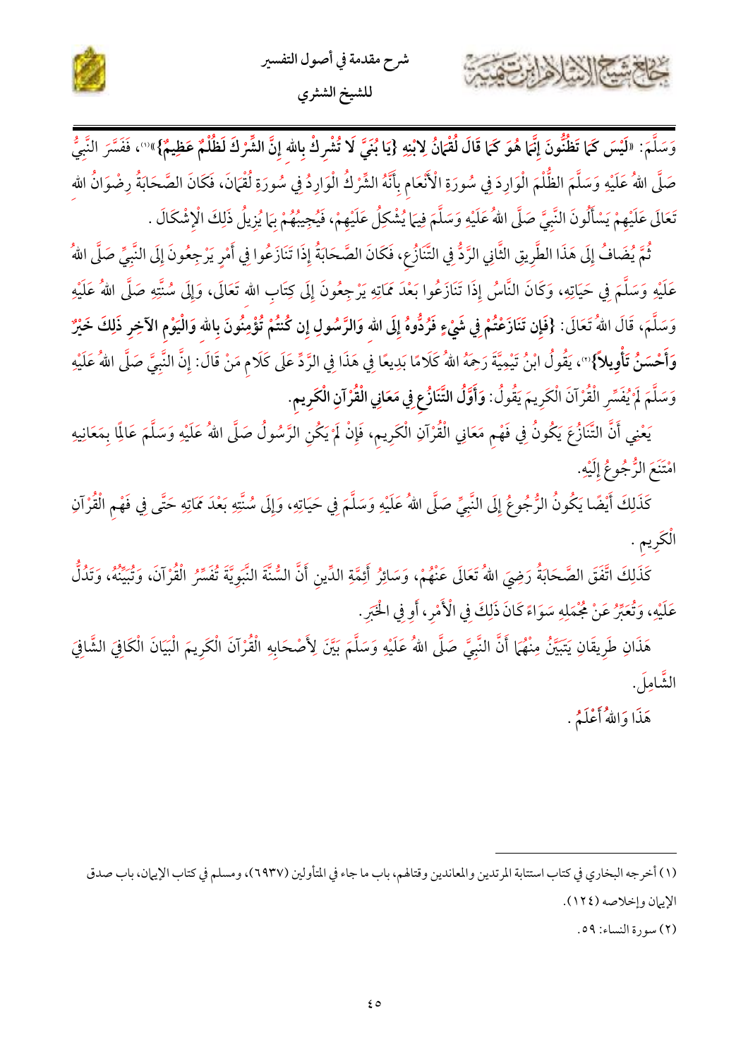وَسَلَّمَ: «لَيْسَ كَمَا تَظُنُّونَ إِنَّمَا هُوَ كَمَا قَالَ لُقْمَانُ لِابْنِهِ **{يَا بُنَيَّ لَا تُشْرِكْ بِاللهِ إِنَّ الشِّرْكَ لَظُلْمٌ عَظِيمٌ}**»[1]، فَفَسَّرَ النَّبِيُّ صَلَّى اللهُ عَلَيْهِ وَسَلَّمَ الظُّلْمَ الْوَارِدَ فِي سُورَةِ الْأَنْعَامِ بِأَنَّهُ الشِّرْكُ الْوَارِدُ فِي سُورَةِ لُقْمَانَ، فَكَانَ الصَّحَابَةُ رِضْوَانُ اللهِ تَعَالَى عَلَيْهِمْ يَسْأَلُونَ النَّبِيَّ صَلَّى اللهُ عَلَيْهِ وَسَلَّمَ فِيمَا يُشْكِلُ عَلَيْهِمْ، فَيُجِيبُهُمْ بِمَا يُزِيلُ ذَلِكَ الْإِشْكَالَ.

ثُمَّ يُضَافُ إِلَى هَذَا الطَّرِيقِ الثَّانِي الرَّدُّ فِي التَّنَازُعِ، فَكَانَ الصَّحَابَةُ إِذَا تَنَازَعُوا فِي أَمْرٍ يَرْجِعُونَ إِلَى النَّبِيِّ صَلَّى اللهُ عَلَيْهِ وَسَلَّمَ فِي حَيَاتِهِ، وَكَانَ النَّاسُ إِذَا تَنَازَعُوا بَعْدَ مَمَاتِهِ يَرْجِعُونَ إِلَى كِتَابِ اللهِ تَعَالَى، وَإِلَى سُنَّتِهِ صَلَّى اللهُ عَلَيْهِ وَسَلَّمَ، قَالَ اللهُ تَعَالَى: **{فَإِن تَنَازَعْتُمْ فِي شَيْءٍ فَرُدُّوهُ إِلَى اللهِ وَالرَّسُولِ إِن كُنتُمْ تُؤْمِنُونَ بِاللهِ وَالْيَوْمِ الآخِرِ ذَلِكَ خَيْرٌ وَأَحْسَنُ تَأْوِيلاً}**[2]، يَقُولُ ابْنُ تَيْمِيَّةَ رَحِمَهُ اللهُ كَلَامًا بَدِيعًا فِي هَذَا فِي الرَّدِّ عَلَى كَلَامِ مَنْ قَالَ: إِنَّ النَّبِيَّ صَلَّى اللهُ عَلَيْهِ وَسَلَّمَ لَمْ يُفَسِّرِ الْقُرْآنَ الْكَرِيمَ يَقُولُ: **وَأَوَّلُ التَّنَازُعِ فِي مَعَانِي الْقُرْآنِ الْكَرِيمِ.**

يَعْنِي أَنَّ التَّنَازُعَ يَكُونُ فِي فَهْمِ مَعَانِي الْقُرْآنِ الْكَرِيمِ، فَإِنْ لَمْ يَكُنِ الرَّسُولُ صَلَّى اللهُ عَلَيْهِ وَسَلَّمَ عَالِمًا بِمَعَانِيهِ امْتَنَعَ الرُّجُوعُ إِلَيْهِ.

كَذَلِكَ أَيْضًا يَكُونُ الرُّجُوعُ إِلَى النَّبِيِّ صَلَّى اللهُ عَلَيْهِ وَسَلَّمَ فِي حَيَاتِهِ، وَإِلَى سُنَّتِهِ بَعْدَ مَمَاتِهِ حَتَّى فِي فَهْمِ الْقُرْآنِ الْكَرِيمِ.

كَذَلِكَ اتَّفَقَ الصَّحَابَةُ رَضِيَ اللهُ تَعَالَى عَنْهُمْ، وَسَائِرُ أَئِمَّةِ الدِّينِ أَنَّ السُّنَّةَ النَّبَوِيَّةَ تُفَسِّرُ الْقُرْآنَ، وَتُبَيِّنُهُ، وَتَدُلُّ عَلَيْهِ، وَتُعَبِّرُ عَنْ مُجْمَلِهِ سَوَاءً كَانَ ذَلِكَ فِي الْأَمْرِ، أَوْ فِي الْخَبَرِ.

هَذَانِ طَرِيقَانِ يَتَبَيَّنُ مِنْهُمَا أَنَّ النَّبِيَّ صَلَّى اللهُ عَلَيْهِ وَسَلَّمَ بَيَّنَ لِأَصْحَابِهِ الْقُرْآنَ الْكَرِيمَ الْبَيَانَ الْكَافِيَ الشَّافِيَ الشَّامِلَ.

هَذَا وَاللهُ أَعْلَمُ.

---

(١) أخرجه البخاري في كتاب استتابة المرتدين والمعاندين وقتالهم، باب ما جاء في المتأولين (٦٩٣٧)، ومسلم في كتاب الإيمان، باب صدق الإيمان وإخلاصه (١٢٤).

(٢) سورة النساء: ٥٩.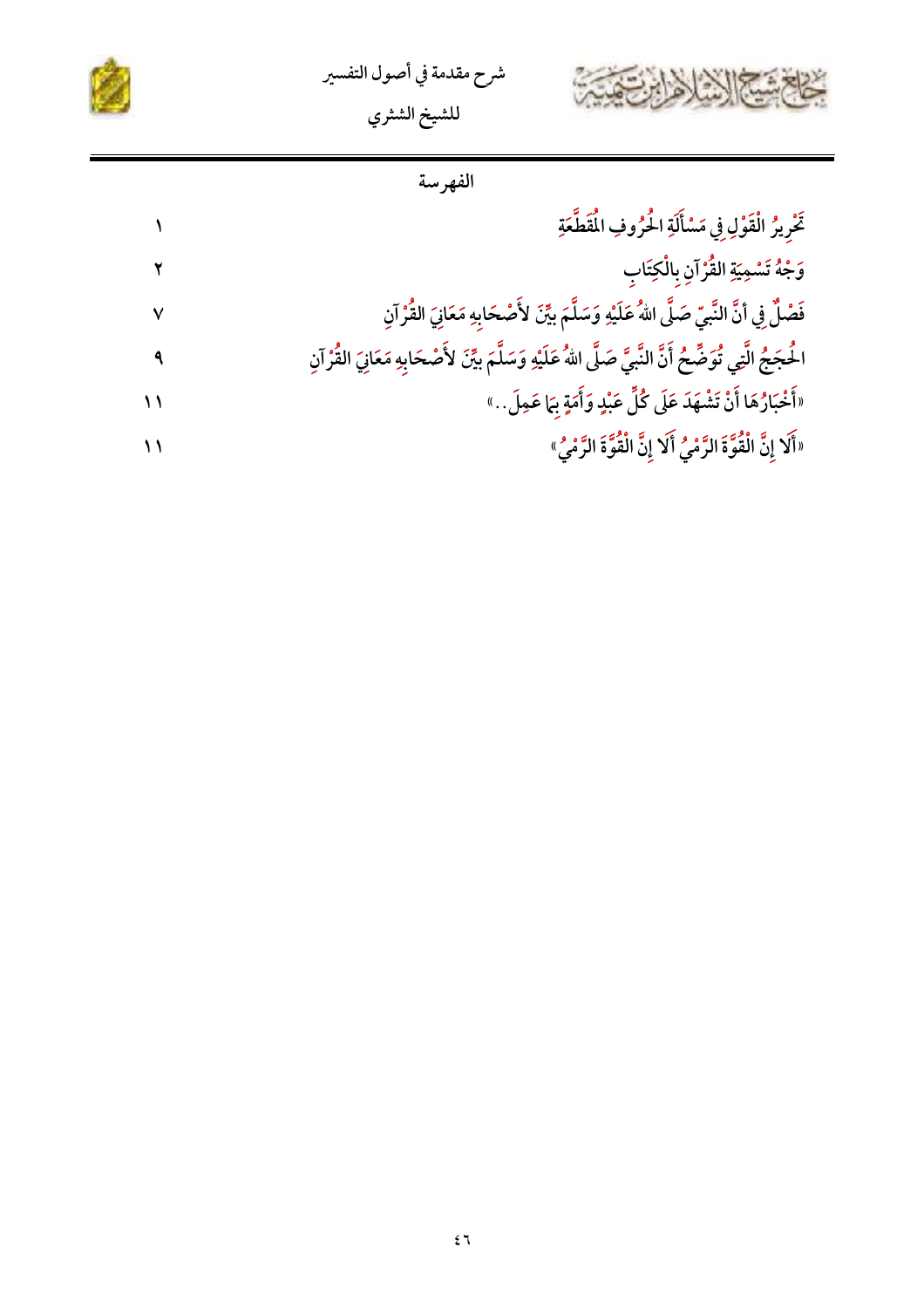## الفهرسة

| | |
|---|---|
| تَحْرِيرُ الْقَوْلِ فِي مَسْأَلَةِ الْحُرُوفِ الْمُقَطَّعَةِ | ١ |
| وَجْهُ تَسْمِيَةِ الْقُرْآنِ بِالْكِتَابِ | ٢ |
| فَصْلٌ فِي أَنَّ النَّبِيَّ صَلَّى اللهُ عَلَيْهِ وَسَلَّمَ بَيَّنَ لأَصْحَابِهِ مَعَانِيَ الْقُرْآنِ | ٧ |
| الْحُجَجُ الَّتِي تُوَضِّحُ أَنَّ النَّبِيَّ صَلَّى اللهُ عَلَيْهِ وَسَلَّمَ بَيَّنَ لأَصْحَابِهِ مَعَانِيَ الْقُرْآنِ | ٩ |
| «أَخْبَارُهَا أَنْ تَشْهَدَ عَلَى كُلِّ عَبْدٍ وَأَمَةٍ بِمَا عَمِلَ..» | ١١ |
| «أَلَا إِنَّ الْقُوَّةَ الرَّمْيُ أَلَا إِنَّ الْقُوَّةَ الرَّمْيُ» | ١١ |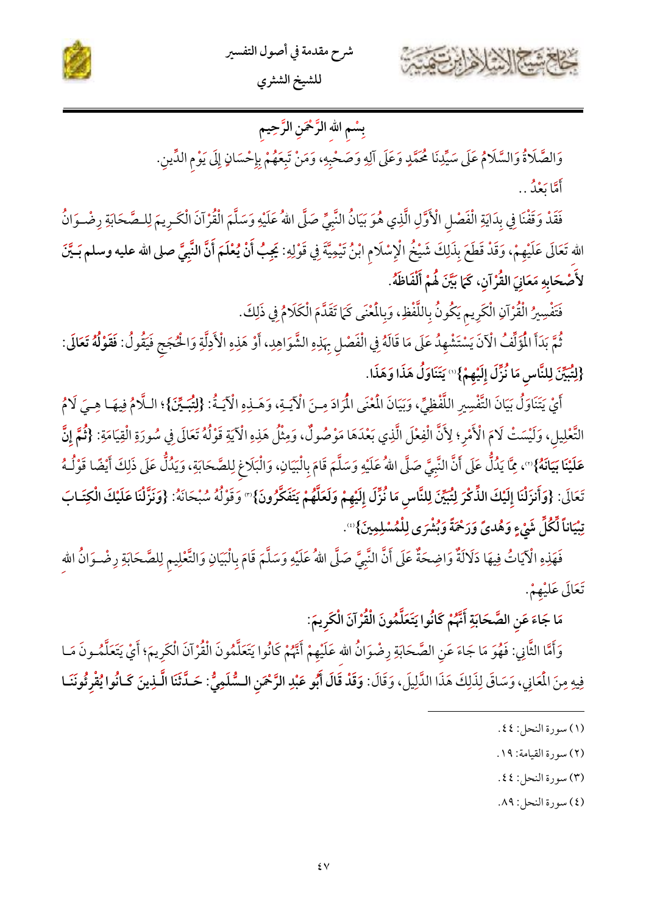بِسْمِ اللهِ الرَّحْمَنِ الرَّحِيمِ

وَالصَّلَاةُ وَالسَّلَامُ عَلَى سَيِّدِنَا مُحَمَّدٍ وَعَلَى آلِهِ وَصَحْبِهِ، وَمَنْ تَبِعَهُمْ بِإِحْسَانٍ إِلَى يَوْمِ الدِّينِ.

أَمَّا بَعْدُ..

فَقَدْ وَقَفْنَا فِي بِدَايَةِ الفَصْلِ الْأَوَّلِ الَّذِي هُوَ بَيَانُ النَّبِيِّ صَلَّى اللهُ عَلَيْهِ وَسَلَّمَ الْقُرْآنَ الْكَرِيمَ لِلصَّحَابَةِ رِضْوَانُ اللهِ تَعَالَى عَلَيْهِمْ، وَقَدْ قَطَعَ بِذَلِكَ شَيْخُ الْإِسْلَامِ ابْنُ تَيْمِيَّةَ فِي قَوْلِهِ: **يَجِبُ أَنْ يُعْلَمَ أَنَّ النَّبِيَّ صلى الله عليه وسلم بَيَّنَ لِأَصْحَابِهِ مَعَانِيَ الْقُرْآنِ، كَمَا بَيَّنَ لَهُمْ أَلْفَاظَهُ.**

فَتَفْسِيرُ الْقُرْآنِ الْكَرِيمِ يَكُونُ بِاللَّفْظِ، وَبِالْمَعْنَى كَمَا تَقَدَّمَ الْكَلَامُ فِي ذَلِكَ.

ثُمَّ بَدَأَ الْمُؤَلِّفُ الْآنَ يَسْتَشْهِدُ عَلَى مَا قَالَهُ فِي الْفَصْلِ بِهَذِهِ الشَّوَاهِدِ، أَوْ هَذِهِ الْأَدِلَّةِ وَالْحُجَجِ فَيَقُولُ: **فَقَوْلُهُ تَعَالَى: {لِتُبَيِّنَ لِلنَّاسِ مَا نُزِّلَ إِلَيْهِمْ}**[1] **يَتَنَاوَلُ هَذَا وَهَذَا.**

أَيْ يَتَنَاوَلُ بَيَانَ التَّفْسِيرِ اللَّفْظِيِّ، وَبَيَانَ الْمَعْنَى الْمُرَادَ مِنَ الْآيَةِ، وَهَذِهِ الْآيَةُ: **{لِتُبَيِّنَ}**؛ اللَّامُ فِيهَا هِيَ لَامُ التَّعْلِيلِ، وَلَيْسَتْ لَامَ الْأَمْرِ؛ لِأَنَّ الْفِعْلَ الَّذِي بَعْدَهَا مَوْصُولٌ، وَمِثْلُ هَذِهِ الْآيَةِ قَوْلُهُ تَعَالَى فِي سُورَةِ الْقِيَامَةِ: **{ثُمَّ إِنَّ عَلَيْنَا بَيَانَهُ}**[2]، مِمَّا يَدُلُّ عَلَى أَنَّ النَّبِيَّ صَلَّى اللهُ عَلَيْهِ وَسَلَّمَ قَامَ بِالْبَيَانِ، وَالْبَلَاغِ لِلصَّحَابَةِ، وَيَدُلُّ عَلَى ذَلِكَ أَيْضًا قَوْلُهُ تَعَالَى: **{وَأَنزَلْنَا إِلَيْكَ الذِّكْرَ لِتُبَيِّنَ لِلنَّاسِ مَا نُزِّلَ إِلَيْهِمْ وَلَعَلَّهُمْ يَتَفَكَّرُونَ}**[3] وَقَوْلُهُ سُبْحَانَهُ: **{وَنَزَّلْنَا عَلَيْكَ الْكِتَابَ تِبْيَاناً لِّكُلِّ شَيْءٍ وَهُدىً وَرَحْمَةً وَبُشْرَى لِلْمُسْلِمِينَ}**[4].

فَهَذِهِ الْآيَاتُ فِيهَا دَلَالَةٌ وَاضِحَةٌ عَلَى أَنَّ النَّبِيَّ صَلَّى اللهُ عَلَيْهِ وَسَلَّمَ قَامَ بِالْبَيَانِ وَالتَّعْلِيمِ لِلصَّحَابَةِ رِضْوَانُ اللهِ تَعَالَى عَلَيْهِمْ.

### مَا جَاءَ عَنِ الصَّحَابَةِ أَنَّهُمْ كَانُوا يَتَعَلَّمُونَ الْقُرْآنَ الْكَرِيمَ:

وَأَمَّا الثَّانِي: فَهُوَ مَا جَاءَ عَنِ الصَّحَابَةِ رِضْوَانُ اللهِ عَلَيْهِمْ أَنَّهُمْ كَانُوا يَتَعَلَّمُونَ الْقُرْآنَ الْكَرِيمَ؛ أَيْ يَتَعَلَّمُونَ مَا فِيهِ مِنَ الْمَعَانِي، وَسَاقَ لِذَلِكَ هَذَا الدَّلِيلَ، وَقَالَ: **وَقَدْ قَالَ أَبُو عَبْدِ الرَّحْمَنِ السُّلَمِيُّ: حَدَّثَنَا الَّذِينَ كَانُوا يُقْرِئُونَنَا**

---

(١) سورة النحل: ٤٤.

(٢) سورة القيامة: ١٩.

(٣) سورة النحل: ٤٤.

(٤) سورة النحل: ٨٩.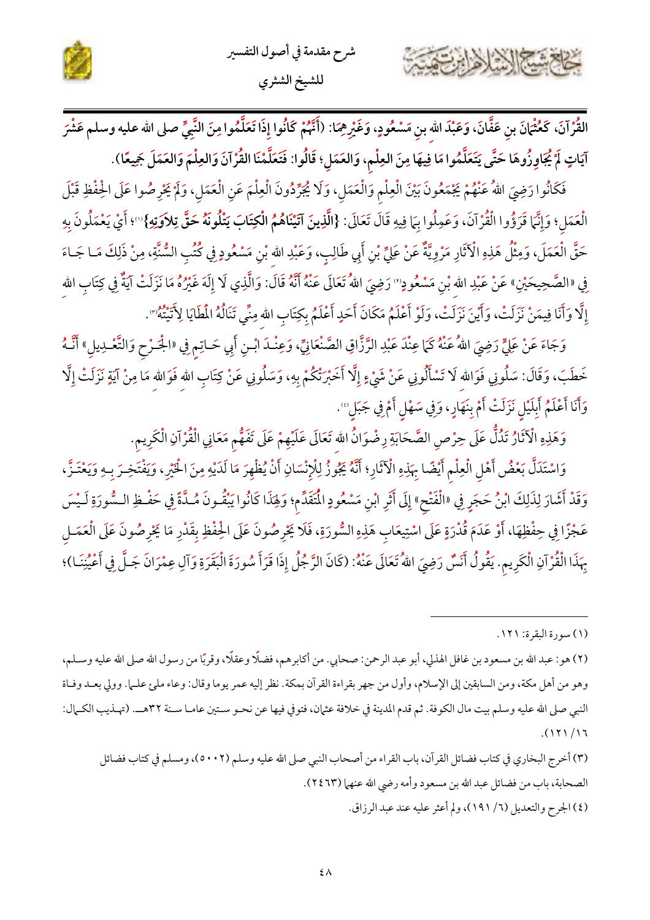**الْقُرْآنَ، كَعُثْمَانَ بنِ عَفَّانَ، وَعَبْدَ الله بنِ مَسْعُودٍ، وَغَيْرِهِمَا: (أَنَّهُمْ كَانُوا إِذَا تَعَلَّمُوا مِنَ النَّبِيِّ صلى الله عليه وسلم عَشْرَ آيَاتٍ لَمْ يُجَاوِزُوهَا حَتَّى يَتَعَلَّمُوا مَا فِيهَا مِنَ العِلْمِ، وَالعَمَلِ؛ قَالُوا: فَتَعَلَّمْنَا القُرْآنَ وَالعِلْمَ وَالعَمَلَ جَمِيعًا).**

فَكَانُوا رَضِيَ اللهُ عَنْهُمْ يَجْمَعُونَ بَيْنَ الْعِلْمِ وَالْعَمَلِ، وَلَا يُجَرِّدُونَ الْعِلْمَ عَنِ الْعَمَلِ، وَلَمْ يَحْرِصُوا عَلَى الْحِفْظِ قَبْلَ الْعَمَلِ؛ وَإِنَّمَا قَرَؤُوا الْقُرْآنَ، وَعَمِلُوا بِمَا فِيهِ قَالَ تَعَالَى: **{الَّذِينَ آتَيْنَاهُمُ الْكِتَابَ يَتْلُونَهُ حَقَّ تِلاوَتِهِ}**[1]؛ أَيْ يَعْمَلُونَ بِهِ حَقَّ الْعَمَلِ، وَمِثْلُ هَذِهِ الْآثَارِ مَرْوِيَّةٌ عَنْ عَلِيِّ بْنِ أَبِي طَالِبٍ، وَعَبْدِ الله بْنِ مَسْعُودٍ فِي كُتُبِ السُّنَّةِ، مِنْ ذَلِكَ مَا جَاءَ فِي «الصَّحِيحَيْنِ» عَنْ عَبْدِ الله بْنِ مَسْعُودٍ[2] رَضِيَ اللهُ تَعَالَى عَنْهُ أَنَّهُ قَالَ: وَالَّذِي لَا إِلَهَ غَيْرُهُ مَا نَزَلَتْ آيَةٌ فِي كِتَابِ الله إِلَّا وَأَنَا فِيمَنْ نَزَلَتْ، وَأَيْنَ نَزَلَتْ، وَلَوْ أَعْلَمُ مَكَانَ أَحَدٍ أَعْلَمُ بِكِتَابِ الله مِنِّي تَنَالُهُ الْمَطَايَا لَأَتَيْتُهُ[3].

وَجَاءَ عَنْ عَلِيٍّ رَضِيَ اللهُ عَنْهُ كَمَا عِنْدَ عَبْدِ الرَّزَّاقِ الصَّنْعَانِيِّ، وَعِنْدَ ابْنِ أَبِي حَاتِمٍ فِي «الْجَرْحِ وَالتَّعْدِيلِ» أَنَّهُ خَطَبَ، وَقَالَ: سَلُونِي فَوَالله لَا تَسْأَلُونِي عَنْ شَيْءٍ إِلَّا أَخْبَرْتُكُمْ بِهِ، وَسَلُونِي عَنْ كِتَابِ الله فَوَالله مَا مِنْ آيَةٍ نَزَلَتْ إِلَّا وَأَنَا أَعْلَمُ أَبِلَيْلٍ نَزَلَتْ أَمْ بِنَهَارٍ، وَفِي سَهْلٍ أَمْ فِي جَبَلٍ[4].

وَهَذِهِ الْآثَارُ تَدُلُّ عَلَى حِرْصِ الصَّحَابَةِ رِضْوَانُ الله تَعَالَى عَلَيْهِمْ عَلَى تَفَهُّمِ مَعَانِي الْقُرْآنِ الْكَرِيمِ.

وَاسْتَدَلَّ بَعْضُ أَهْلِ الْعِلْمِ أَيْضًا بِهَذِهِ الْآثَارِ؛ أَنَّهُ يَجُوزُ لِلْإِنْسَانِ أَنْ يُظْهِرَ مَا لَدَيْهِ مِنَ الْخَيْرِ، وَيَفْتَخِرَ بِهِ وَيَعْتَزَّ، وَقَدْ أَشَارَ لِذَلِكَ ابْنُ حَجَرٍ فِي «الْفَتْحِ» إِلَى أَثَرِ ابْنِ مَسْعُودٍ الْمُتَقَدِّمِ؛ وَلِهَذَا كَانُوا يَبْقُونَ مُدَّةً فِي حَفْظِ السُّورَةِ لَيْسَ عَجْزًا فِي حِفْظِهَا، أَوْ عَدَمَ قُدْرَةٍ عَلَى اسْتِيعَابِ هَذِهِ السُّورَةِ، فَلَا يَحْرِصُونَ عَلَى الْحِفْظِ بِقَدْرِ مَا يَحْرِصُونَ عَلَى الْعَمَلِ بِهَذَا الْقُرْآنِ الْكَرِيمِ. يَقُولُ أَنَسٌ رَضِيَ اللهُ تَعَالَى عَنْهُ: (كَانَ الرَّجُلُ إِذَا قَرَأَ سُورَةَ الْبَقَرَةِ وَآلِ عِمْرَانَ جَلَّ فِي أَعْيُنِنَا)؛

---

(١) سورة البقرة: ١٢١.

(٢) هو: عبد الله بن مسعود بن غافل الهذلي، أبو عبد الرحمن: صحابي. من أكابرهم، فضلًا وعقلًا، وقربًا من رسول الله صلى الله عليه وسلم، وهو من أهل مكة، ومن السابقين إلى الإسلام، وأول من جهر بقراءة القرآن بمكة. نظر إليه عمر يوما وقال: وعاء ملئ علما. وولي بعد وفاة النبي صلى الله عليه وسلم بيت مال الكوفة. ثم قدم المدينة في خلافة عثمان، فتوفي فيها عن نحو ستين عاما سنة ٣٢هـ. (تهذيب الكمال: ١٦/ ١٢١).

(٣) أخرج البخاري في كتاب فضائل القرآن، باب القراء من أصحاب النبي صلى الله عليه وسلم (٥٠٠٢)، ومسلم في كتاب فضائل الصحابة، باب من فضائل عبد الله بن مسعود وأمه رضي الله عنهما (٢٤٦٣).

(٤) الجرح والتعديل (٦/ ١٩١)، ولم أعثر عليه عند عبد الرزاق.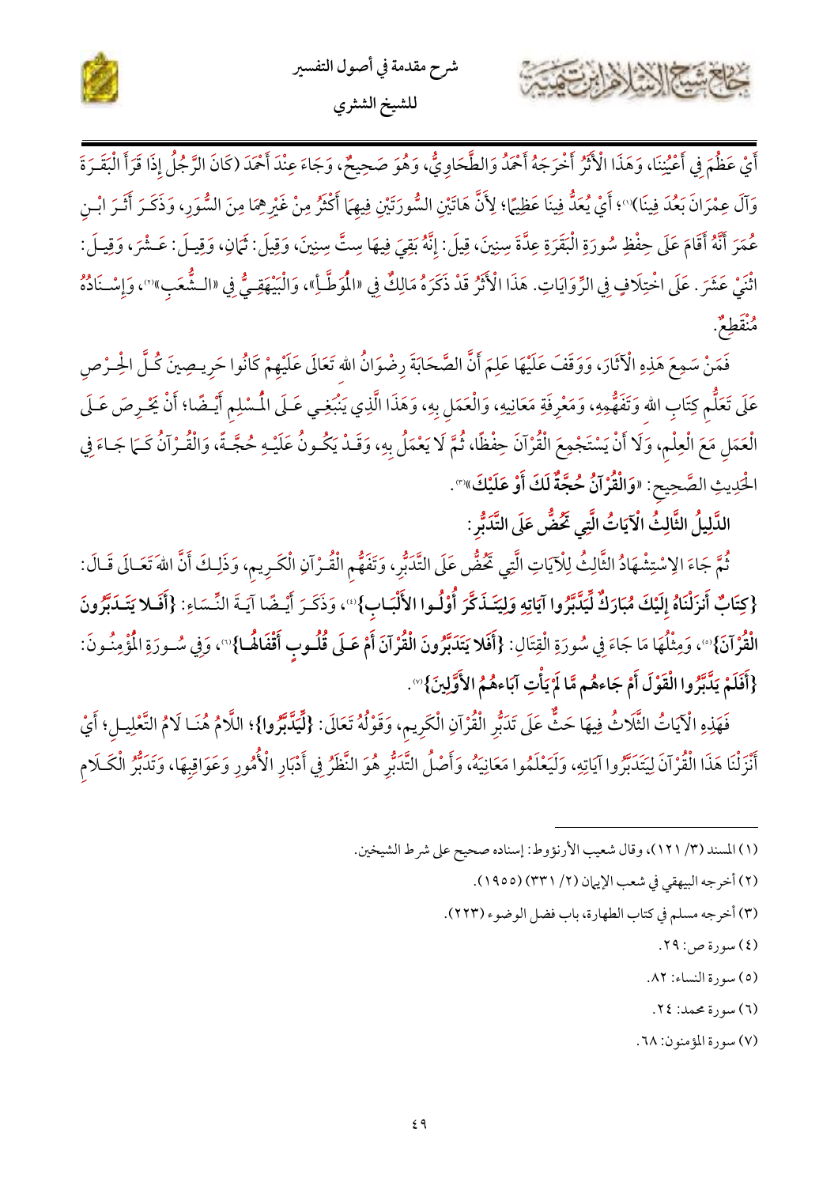أَيْ عَظُمَ فِي أَعْيُنِنَا، وَهَذَا الْأَثَرُ أَخْرَجَهُ أَحْمَدُ وَالطَّحَاوِيُّ، وَهُوَ صَحِيحٌ، وَجَاءَ عِنْدَ أَحْمَدَ (كَانَ الرَّجُلُ إِذَا قَرَأَ الْبَقَرَةَ وَآلَ عِمْرَانَ بَعُدَ فِينَا)[1]؛ أَيْ يُعَدُّ فِينَا عَظِيمًا؛ لِأَنَّ هَاتَيْنِ السُّورَتَيْنِ فِيهِمَا أَكْثَرُ مِنْ غَيْرِهِمَا مِنَ السُّوَرِ، وَذَكَرَ أَثَرَ ابْنِ عُمَرَ أَنَّهُ أَقَامَ عَلَى حِفْظِ سُورَةِ الْبَقَرَةِ عِدَّةَ سِنِينَ، قِيلَ: إِنَّهُ بَقِيَ فِيهَا سِتَّ سِنِينَ، وَقِيلَ: ثَمَانٍ، وَقِيلَ: عَشْرَ، وَقِيلَ: اثْنَيْ عَشَرَ. عَلَى اخْتِلَافٍ فِي الرِّوَايَاتِ. هَذَا الْأَثَرُ قَدْ ذَكَرَهُ مَالِكٌ فِي «الْمُوَطَّأِ»، وَالْبَيْهَقِيُّ فِي «الشُّعَبِ»[2]، وَإِسْنَادُهُ مُنْقَطِعٌ.

فَمَنْ سَمِعَ هَذِهِ الْآثَارَ، وَوَقَفَ عَلَيْهَا عَلِمَ أَنَّ الصَّحَابَةَ رِضْوَانُ الله تَعَالَى عَلَيْهِمْ كَانُوا حَرِيصِينَ كُلَّ الْحِرْصِ عَلَى تَعَلُّمِ كِتَابِ الله وَتَفَهُّمِهِ، وَمَعْرِفَةِ مَعَانِيهِ، وَالْعَمَلِ بِهِ، وَهَذَا الَّذِي يَنْبَغِي عَلَى الْمُسْلِمِ أَيْضًا؛ أَنْ يَحْرِصَ عَلَى الْعَمَلِ مَعَ الْعِلْمِ، وَلَا أَنْ يَسْتَجْمِعَ الْقُرْآنَ حِفْظًا، ثُمَّ لَا يَعْمَلُ بِهِ، وَقَدْ يَكُونُ عَلَيْهِ حُجَّةً، وَالْقُرْآنُ كَمَا جَاءَ فِي الْحَدِيثِ الصَّحِيحِ: «**وَالْقُرْآنُ حُجَّةٌ لَكَ أَوْ عَلَيْكَ**»[3].

### الدَّلِيلُ الثَّالِثُ الْآيَاتُ الَّتِي تَحُضُّ عَلَى التَّدَبُّرِ:

ثُمَّ جَاءَ الِاسْتِشْهَادُ الثَّالِثُ لِلْآيَاتِ الَّتِي تَحُضُّ عَلَى التَّدَبُّرِ، وَتَفَهُّمِ الْقُرْآنِ الْكَرِيمِ، وَذَلِكَ أَنَّ اللهَ تَعَالَى قَالَ: **{كِتَابٌ أَنْزَلْنَاهُ إِلَيْكَ مُبَارَكٌ لِيَدَّبَّرُوا آيَاتِهِ وَلِيَتَذَكَّرَ أُولُو الْأَلْبَابِ}**[4]، وَذَكَرَ أَيْضًا آيَةَ النِّسَاءِ: **{أَفَلَا يَتَدَبَّرُونَ الْقُرْآنَ}**[5]، وَمِثْلُهَا مَا جَاءَ فِي سُورَةِ الْقِتَالِ: **{أَفَلَا يَتَدَبَّرُونَ الْقُرْآنَ أَمْ عَلَى قُلُوبٍ أَقْفَالُهَا}**[6]، وَفِي سُورَةِ الْمُؤْمِنُونَ: **{أَفَلَمْ يَدَّبَّرُوا الْقَوْلَ أَمْ جَاءَهُمْ مَا لَمْ يَأْتِ آبَاءَهُمُ الْأَوَّلِينَ}**[7].

فَهَذِهِ الْآيَاتُ الثَّلَاثُ فِيهَا حَثٌّ عَلَى تَدَبُّرِ الْقُرْآنِ الْكَرِيمِ، وَقَوْلُهُ تَعَالَى: **{لِيَدَّبَّرُوا}**؛ اللَّامُ هُنَا لَامُ التَّعْلِيلِ؛ أَيْ أَنْزَلْنَا هَذَا الْقُرْآنَ لِيَتَدَبَّرُوا آيَاتِهِ، وَلِيَعْلَمُوا مَعَانِيَهُ، وَأَصْلُ التَّدَبُّرِ هُوَ النَّظَرُ فِي أَدْبَارِ الْأُمُورِ وَعَوَاقِبِهَا، وَتَدَبُّرُ الْكَلَامِ

---

(١) المسند (٣/ ١٢١)، وقال شعيب الأرنؤوط: إسناده صحيح على شرط الشيخين.

(٢) أخرجه البيهقي في شعب الإيمان (٢/ ٣٣١) (١٩٥٥).

(٣) أخرجه مسلم في كتاب الطهارة، باب فضل الوضوء (٢٢٣).

(٤) سورة ص: ٢٩.

(٥) سورة النساء: ٨٢.

(٦) سورة محمد: ٢٤.

(٧) سورة المؤمنون: ٦٨.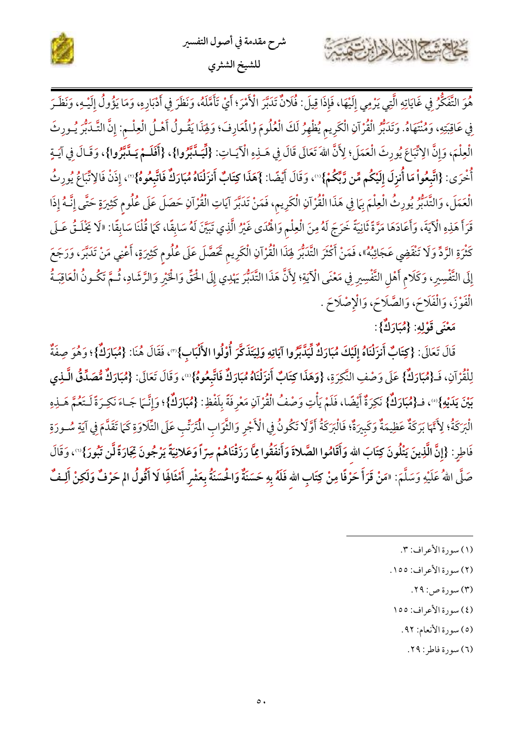هُوَ التَّفَكُّرُ فِي غَايَاتِهِ الَّتِي يَرْمِي إِلَيْهَا، فَإِذَا قِيلَ: فُلَانٌ تَدَبَّرَ الْأَمْرَ؛ أَيْ تَأَمَّلَهُ، وَنَظَرَ فِي أَدْبَارِهِ، وَمَا يَؤُولُ إِلَيْهِ، وَنَظَرَ فِي عَاقِبَتِهِ، وَمُنْتَهَاهُ. وَتَدَبُّرُ الْقُرْآنِ الْكَرِيمِ يُظْهِرُ لَكَ الْعُلُومَ وَالْمَعَارِفَ؛ وَلِهَذَا يَقُولُ أَهْلُ الْعِلْمِ: إِنَّ التَّدَبُّرَ يُورِثُ الْعِلْمَ، وَإِنَّ الِاتِّبَاعَ يُورِثُ الْعَمَلَ؛ لِأَنَّ اللهَ تَعَالَى قَالَ فِي هَذِهِ الْآيَاتِ: **{لِّيَدَّبَّرُوا}**، **{أَفَلَمْ يَدَّبَّرُوا}**، وَقَالَ فِي آيَةٍ أُخْرَى: **{اتَّبِعُواْ مَا أُنزِلَ إِلَيْكُم مِّن رَّبِّكُمْ}**(١)، وَقَالَ أَيْضًا: **{هَذَا كِتَابٌ أَنزَلْنَاهُ مُبَارَكٌ فَاتَّبِعُوهُ}**(٢)، إِذَنْ فَالِاتِّبَاعُ يُورِثُ الْعَمَلَ، وَالتَّدَبُّرُ يُورِثُ الْعِلْمَ بِمَا فِي هَذَا الْقُرْآنِ الْكَرِيمِ، فَمَنْ تَدَبَّرَ آيَاتِ الْقُرْآنِ حَصَلَ عَلَى عُلُومٍ كَثِيرَةٍ حَتَّى إِنَّهُ إِذَا قَرَأَ هَذِهِ الْآيَةَ، وَأَعَادَهَا مَرَّةً ثَانِيَةً خَرَجَ لَهُ مِنَ الْعِلْمِ وَالْهُدَى غَيْرُ الَّذِي تَبَيَّنَ لَهُ سَابِقًا، كَمَا قُلْنَا سَابِقًا: «لَا يَخْلَقُ عَلَى كَثْرَةِ الرَّدِّ وَلَا تَنْقَضِي عَجَائِبُهُ»، فَمَنْ أَكْثَرَ التَّدَبُّرَ لِهَذَا الْقُرْآنِ الْكَرِيمِ تَحَصَّلَ عَلَى عُلُومٍ كَثِيرَةٍ، أَعْنِي مَنْ تَدَبَّرَ، وَرَجَعَ إِلَى التَّفْسِيرِ، وَكَلَامِ أَهْلِ التَّفْسِيرِ فِي مَعْنَى الْآيَةِ؛ لِأَنَّ هَذَا التَّدَبُّرَ يَهْدِي إِلَى الْحَقِّ وَالْخَيْرِ وَالرَّشَادِ، ثُمَّ تَكُونُ الْعَاقِبَةُ الْفَوْزَ، وَالْفَلَاحَ، وَالصَّلَاحَ، وَالْإِصْلَاحَ .

### مَعْنَى قَوْلِهِ: {مُبَارَكٌ}:

قَالَ تَعَالَى: **{كِتَابٌ أَنزَلْنَاهُ إِلَيْكَ مُبَارَكٌ لِّيَدَّبَّرُوا آيَاتِهِ وَلِيَتَذَكَّرَ أُوْلُوا الأَلْبَابِ}**(٣)، فَقَالَ هُنَا: **{مُبَارَكٌ}**؛ وَهُوَ صِفَةٌ لِلْقُرْآنِ، فَـ**{مُبَارَكٌ}** عَلَى وَصْفِ النَّكِرَةِ، **{وَهَذَا كِتَابٌ أَنزَلْنَاهُ مُبَارَكٌ فَاتَّبِعُوهُ}**(٤)، وَقَالَ تَعَالَى: **{مُبَارَكٌ مُّصَدِّقُ الَّذِي بَيْنَ يَدَيْهِ}**(٥)، فَـ**{مُبَارَكٌ}** نَكِرَةٌ أَيْضًا، فَلَمْ يَأْتِ وَصْفُ الْقُرْآنِ مَعْرِفَةً بِلَفْظِ: **{مُبَارَكٌ}**؛ وَإِنَّمَا جَاءَ نَكِرَةً لِتَعُمَّ هَذِهِ الْبَرَكَةُ؛ لِأَنَّهَا بَرَكَةٌ عَظِيمَةٌ وَكَبِيرَةٌ؛ فَالْبَرَكَةُ أَوَّلًا تَكُونُ فِي الْأَجْرِ وَالثَّوَابِ الْمُتَرَتِّبِ عَلَى التِّلَاوَةِ كَمَا تَقَدَّمَ فِي آيَةِ سُورَةِ فَاطِرٍ: **{إِنَّ الَّذِينَ يَتْلُونَ كِتَابَ اللهِ وَأَقَامُوا الصَّلاةَ وَأَنفَقُوا مِمَّا رَزَقْنَاهُمْ سِرّاً وَعَلانِيَةً يَرْجُونَ تِجَارَةً لَّن تَبُورَ}**(٦)، وَقَالَ صَلَّى اللهُ عَلَيْهِ وَسَلَّمَ: «مَنْ قَرَأَ حَرْفًا مِنْ كِتَابِ اللهِ فَلَهُ بِهِ حَسَنَةٌ وَالْحَسَنَةُ بِعَشْرِ أَمْثَالِهَا لَا أَقُولُ الم حَرْفٌ وَلَكِنْ أَلِفٌ

---

(١) سورة الأعراف: ٣.

(٢) سورة الأعراف: ١٥٥.

(٣) سورة ص: ٢٩.

(٤) سورة الأعراف: ١٥٥

(٥) سورة الأنعام: ٩٢.

(٦) سورة فاطر: ٢٩.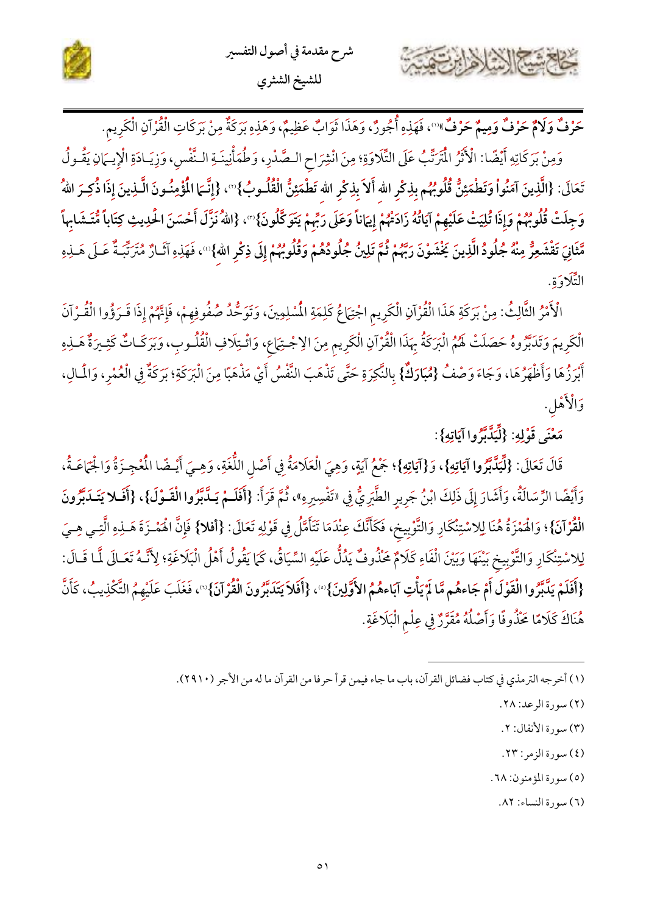حَرْفٌ وَلَامٌ حَرْفٌ وَمِيمٌ حَرْفٌ»(١)، فَهَذِهِ أُجُورٌ، وَهَذَا ثَوَابٌ عَظِيمٌ، وَهَذِهِ بَرَكَةٌ مِنْ بَرَكَاتِ الْقُرْآنِ الْكَرِيمِ.

وَمِنْ بَرَكَاتِهِ أَيْضًا: الْأَثَرُ الْمُتَرَتِّبُ عَلَى التِّلَاوَةِ؛ مِنَ انْشِرَاحِ الصَّدْرِ، وَطُمَأْنِينَةِ النَّفْسِ، وَزِيَادَةِ الْإِيمَانِ يَقُولُ تَعَالَى: **{الَّذِينَ آمَنُواْ وَتَطْمَئِنُّ قُلُوبُهُم بِذِكْرِ الله أَلاَ بِذِكْرِ الله تَطْمَئِنُّ الْقُلُوبُ}**(٢)، **{إِنَّمَا الْمُؤْمِنُونَ الَّذِينَ إِذَا ذُكِرَ اللهُ وَجِلَتْ قُلُوبُهُمْ وَإِذَا تُلِيَتْ عَلَيْهِمْ آيَاتُهُ زَادَتْهُمْ إِيمَاناً وَعَلَى رَبِّهِمْ يَتَوَكَّلُونَ}**(٣)، **{اللهُ نَزَّلَ أَحْسَنَ الْحَدِيثِ كِتَاباً مُّتَشَابِهاً مَّثَانِيَ تَقْشَعِرُّ مِنْهُ جُلُودُ الَّذِينَ يَخْشَوْنَ رَبَّهُمْ ثُمَّ تَلِينُ جُلُودُهُمْ وَقُلُوبُهُمْ إِلَى ذِكْرِ اللهِ}**(٤)، فَهَذِهِ آثَارٌ مُتَرَتِّبَةٌ عَلَى هَذِهِ التِّلَاوَةِ.

الْأَمْرُ الثَّالِثُ: مِنْ بَرَكَةِ هَذَا الْقُرْآنِ الْكَرِيمِ اجْتِمَاعُ كَلِمَةِ الْمُسْلِمِينَ، وَتَوَحُّدُ صُفُوفِهِمْ، فَإِنَّهُمْ إِذَا قَرَؤُوا الْقُرْآنَ الْكَرِيمَ وَتَدَبَّرُوهُ حَصَلَتْ لَهُمُ الْبَرَكَةُ بِهَذَا الْقُرْآنِ الْكَرِيمِ مِنَ الِاجْتِمَاعِ، وَائْتِلَافِ الْقُلُوبِ، وَبَرَكَاتٌ كَثِيرَةٌ هَذِهِ أَبْرَزُهَا وَأَظْهَرُهَا، وَجَاءَ وَصْفُ **{مُبَارَكٌ}** بِالنَّكِرَةِ حَتَّى تَذْهَبَ النَّفْسُ أَيَّ مَذْهَبًا مِنَ الْبَرَكَةِ؛ بَرَكَةٌ فِي الْعُمْرِ، وَالْمَالِ، وَالْأَهْلِ.

### مَعْنَى قَوْلِهِ: **{لِّيَدَّبَّرُوا آيَاتِهِ}**:

قَالَ تَعَالَى: **{لِّيَدَّبَّرُوا آيَاتِهِ}**، وَ**{آيَاتِهِ}**؛ جَمْعُ آيَةٍ، وَهِيَ الْعَلَامَةُ فِي أَصْلِ اللُّغَةِ، وَهِيَ أَيْضًا الْمُعْجِزَةُ وَالْجَمَاعَةُ، وَأَيْضًا الرِّسَالَةُ، وَأَشَارَ إِلَى ذَلِكَ ابْنُ جَرِيرٍ الطَّبَرِيُّ فِي «تَفْسِيرِهِ»، ثُمَّ قَرَأَ: **{أَفَلَمْ يَدَّبَّرُوا الْقَوْلَ}**، **{أَفَلا يَتَدَبَّرُونَ الْقُرْآنَ}**؛ وَالْهَمْزَةُ هُنَا لِلاسْتِنْكَارِ وَالتَّوْبِيخِ، فَكَأَنَّكَ عِنْدَمَا تَتَأَمَّلُ فِي قَوْلِهِ تَعَالَى: **{أَفلا}** فَإِنَّ الْهَمْزَةَ هَذِهِ الَّتِي هِيَ لِلاسْتِنْكَارِ وَالتَّوْبِيخِ بَيْنَهَا وَبَيْنَ الْفَاءِ كَلَامٌ مَحْذُوفٌ يَدُلُّ عَلَيْهِ السِّيَاقُ، كَمَا يَقُولُ أَهْلُ الْبَلَاغَةِ؛ لِأَنَّهُ تَعَالَى لَمَّا قَالَ: **{أَفَلَمْ يَدَّبَّرُوا الْقَوْلَ أَمْ جَاءهُم مَّا لَمْ يَأْتِ آبَاءهُمُ الأَوَّلِينَ}**(٥)، **{أَفَلاَ يَتَدَبَّرُونَ الْقُرْآنَ}**(٦)، فَغَلَبَ عَلَيْهِمُ التَّكْذِيبُ، كَأَنَّ هُنَاكَ كَلَامًا مَحْذُوفًا وَأَصْلُهُ مُقَرَّرٌ فِي عِلْمِ الْبَلَاغَةِ.

---

(١) أخرجه الترمذي في كتاب فضائل القرآن، باب ما جاء فيمن قرأ حرفا من القرآن ما له من الأجر (٢٩١٠).

(٢) سورة الرعد: ٢٨.

(٣) سورة الأنفال: ٢.

(٤) سورة الزمر: ٢٣.

(٥) سورة المؤمنون: ٦٨.

(٦) سورة النساء: ٨٢.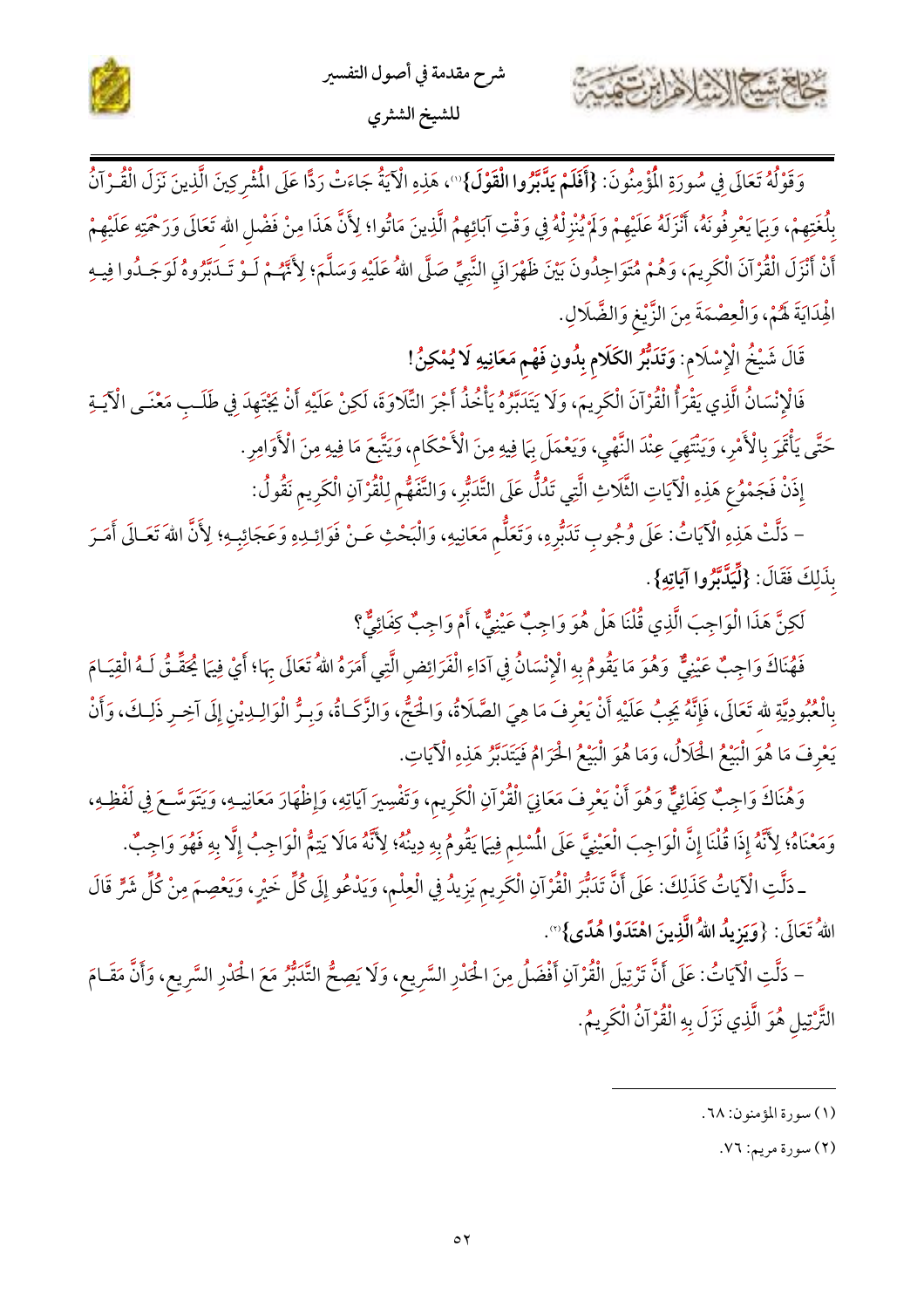وَقَوْلُهُ تَعَالَى فِي سُورَةِ الْمُؤْمِنُونَ: **{أَفَلَمْ يَدَّبَّرُوا الْقَوْلَ}**[1]، هَذِهِ الْآيَةُ جَاءَتْ رَدًّا عَلَى الْمُشْرِكِينَ الَّذِينَ نَزَلَ الْقُرْآنُ بِلُغَتِهِمْ، وَبِهَا يَعْرِفُونَهُ، أَنْزَلَهُ عَلَيْهِمْ وَلَمْ يُنْزِلْهُ فِي وَقْتِ آبَائِهِمُ الَّذِينَ مَاتُوا؛ لِأَنَّ هَذَا مِنْ فَضْلِ الله تَعَالَى وَرَحْمَتِهِ عَلَيْهِمْ أَنْ أَنْزَلَ الْقُرْآنَ الْكَرِيمَ، وَهُمْ مُتَوَاجِدُونَ بَيْنَ ظَهْرَانَي النَّبِيِّ صَلَّى اللهُ عَلَيْهِ وَسَلَّمَ؛ لِأَنَّهُمْ لَوْ تَدَبَّرُوهُ لَوَجَدُوا فِيهِ الْهِدَايَةَ لَهُمْ، وَالْعِصْمَةَ مِنَ الزَّيْغِ وَالضَّلَالِ.

قَالَ شَيْخُ الْإِسْلَامِ: **وَتَدَبُّرُ الكَلَامِ بِدُونِ فَهْمِ مَعَانِيهِ لَا يُمْكِنُ!**

فَالْإِنْسَانُ الَّذِي يَقْرَأُ الْقُرْآنَ الْكَرِيمَ، وَلَا يَتَدَبَّرُهُ يَأْخُذُ أَجْرَ التِّلَاوَةِ، لَكِنْ عَلَيْهِ أَنْ يَجْتَهِدَ فِي طَلَبِ مَعْنَى الْآيَةِ حَتَّى يَأْتَمِرَ بِالْأَمْرِ، وَيَنْتَهِيَ عِنْدَ النَّهْيِ، وَيَعْمَلَ بِمَا فِيهِ مِنَ الْأَحْكَامِ، وَيَتَّبِعَ مَا فِيهِ مِنَ الْأَوَامِرِ.

إِذَنْ فَجَمْعُ هَذِهِ الْآيَاتِ الثَّلَاثِ الَّتِي تَدُلُّ عَلَى التَّدَبُّرِ، وَالتَّفَهُّمِ لِلْقُرْآنِ الْكَرِيمِ نَقُولُ:

- دَلَّتْ هَذِهِ الْآيَاتُ: عَلَى وُجُوبِ تَدَبُّرِهِ، وَتَعَلُّمِ مَعَانِيهِ، وَالْبَحْثِ عَنْ فَوَائِدِهِ وَعَجَائِبِهِ؛ لِأَنَّ اللهَ تَعَالَى أَمَرَ بِذَلِكَ فَقَالَ: **{لِيَدَّبَّرُوا آيَاتِهِ}**.

لَكِنَّ هَذَا الْوَاجِبَ الَّذِي قُلْنَا هَلْ هُوَ وَاجِبٌ عَيْنِيٌّ، أَمْ وَاجِبٌ كِفَائِيٌّ؟

فَهُنَاكَ وَاجِبٌ عَيْنِيٌّ وَهُوَ مَا يَقُومُ بِهِ الْإِنْسَانُ فِي آدَاءِ الْفَرَائِضِ الَّتِي أَمَرَهُ اللهُ تَعَالَى بِهَا؛ أَيْ فِيمَا يُحَقِّقُ لَهُ الْقِيَامَ بِالْعُبُودِيَّةِ لله تَعَالَى، فَإِنَّهُ يَجِبُ عَلَيْهِ أَنْ يَعْرِفَ مَا هِيَ الصَّلَاةُ، وَالْحَجُّ، وَالزَّكَاةُ، وَبِرُّ الْوَالِدَيْنِ إِلَى آخِرِ ذَلِكَ، وَأَنْ يَعْرِفَ مَا هُوَ الْبَيْعُ الْحَلَالُ، وَمَا هُوَ الْبَيْعُ الْحَرَامُ فَيَتَدَبَّرُ هَذِهِ الْآيَاتِ.

وَهُنَاكَ وَاجِبٌ كِفَائِيٌّ وَهُوَ أَنْ يَعْرِفَ مَعَانِيَ الْقُرْآنِ الْكَرِيمِ، وَتَفْسِيرَ آيَاتِهِ، وَإِظْهَارَ مَعَانِيهِ، وَيَتَوَسَّعَ فِي لَفْظِهِ، وَمَعْنَاهُ؛ لِأَنَّهُ إِذَا قُلْنَا إِنَّ الْوَاجِبَ الْعَيْنِيَّ عَلَى الْمُسْلِمِ فِيمَا يَقُومُ بِهِ دِينُهُ؛ لِأَنَّهُ مَالَا يَتِمُّ الْوَاجِبُ إِلَّا بِهِ فَهُوَ وَاجِبٌ.

- دَلَّتِ الْآيَاتُ كَذَلِكَ: عَلَى أَنَّ تَدَبُّرَ الْقُرْآنِ الْكَرِيمِ يَزِيدُ فِي الْعِلْمِ، وَيَدْعُو إِلَى كُلِّ خَيْرٍ، وَيَعْصِمَ مِنْ كُلِّ شَرٍّ قَالَ اللهُ تَعَالَى: **{وَيَزِيدُ اللهُ الَّذِينَ اهْتَدَوْا هُدًى}**[2].

- دَلَّتِ الْآيَاتُ: عَلَى أَنَّ تَرْتِيلَ الْقُرْآنِ أَفْضَلُ مِنَ الْحَدْرِ السَّرِيعِ، وَلَا يَصِحُّ التَّدَبُّرُ مَعَ الْحَدْرِ السَّرِيعِ، وَأَنَّ مَقَامَ التَّرْتِيلِ هُوَ الَّذِي نَزَلَ بِهِ الْقُرْآنُ الْكَرِيمُ.

---

(١) سورة المؤمنون: ٦٨.

(٢) سورة مريم: ٧٦.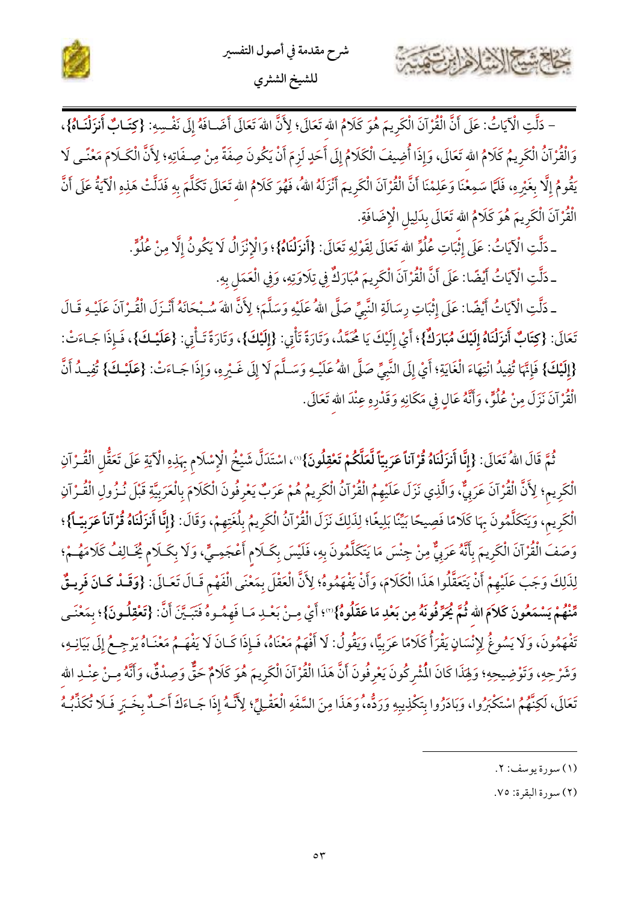- دَلَّتِ الْآيَاتُ: عَلَى أَنَّ الْقُرْآنَ الْكَرِيمَ هُوَ كَلَامُ اللهِ تَعَالَى؛ لِأَنَّ اللهَ تَعَالَى أَضَافَهُ إِلَى نَفْسِهِ: **{كِتَابٌ أَنزَلْنَاهُ}**، وَالْقُرْآنُ الْكَرِيمُ كَلَامُ اللهِ تَعَالَى، وَإِذَا أُضِيفَ الْكَلَامُ إِلَى أَحَدٍ لَزِمَ أَنْ يَكُونَ صِفَةً مِنْ صِفَاتِهِ؛ لِأَنَّ الْكَلَامَ مَعْنًى لَا يَقُومُ إِلَّا بِغَيْرِهِ، فَلَمَّا سَمِعْنَا وَعَلِمْنَا أَنَّ الْقُرْآنَ الْكَرِيمَ أَنْزَلَهُ اللهُ، فَهُوَ كَلَامُ اللهِ تَعَالَى تَكَلَّمَ بِهِ فَدَلَّتْ هَذِهِ الْآيَةُ عَلَى أَنَّ الْقُرْآنَ الْكَرِيمَ هُوَ كَلَامُ اللهِ تَعَالَى بِدَلِيلِ الْإِضَافَةِ.

- دَلَّتِ الْآيَاتُ: عَلَى إِثْبَاتِ عُلُوِّ اللهِ تَعَالَى لِقَوْلِهِ تَعَالَى: **{أَنزَلْنَاهُ}**؛ وَالْإِنْزَالُ لَا يَكُونُ إِلَّا مِنْ عُلُوٍّ.

- دَلَّتِ الْآيَاتُ أَيْضًا: عَلَى أَنَّ الْقُرْآنَ الْكَرِيمَ مُبَارَكٌ فِي تِلَاوَتِهِ، وَفِي الْعَمَلِ بِهِ.

- دَلَّتِ الْآيَاتُ أَيْضًا: عَلَى إِثْبَاتِ رِسَالَةِ النَّبِيِّ صَلَّى اللهُ عَلَيْهِ وَسَلَّمَ؛ لِأَنَّ اللهَ سُبْحَانَهُ أَنْزَلَ الْقُرْآنَ عَلَيْهِ قَالَ تَعَالَى: **{كِتَابٌ أَنزَلْنَاهُ إِلَيْكَ مُبَارَكٌ}**؛ أَيْ إِلَيْكَ يَا مُحَمَّدُ، وَتَارَةً تَأْتِي: **{إِلَيْكَ}**، وَتَارَةً تَأْتِي: **{عَلَيْكَ}**، فَإِذَا جَاءَتْ: **{إِلَيْكَ}** فَإِنَّهَا تُفِيدُ انْتِهَاءَ الْغَايَةِ؛ أَيْ إِلَى النَّبِيِّ صَلَّى اللهُ عَلَيْهِ وَسَلَّمَ لَا إِلَى غَيْرِهِ، وَإِذَا جَاءَتْ: **{عَلَيْكَ}** تُفِيدُ أَنَّ الْقُرْآنَ نَزَلَ مِنْ عُلُوٍّ، وَأَنَّهُ عَالٍ فِي مَكَانِهِ وَقَدْرِهِ عِنْدَ اللهِ تَعَالَى.

ثُمَّ قَالَ اللهُ تَعَالَى: **{إِنَّا أَنزَلْنَاهُ قُرْآنًا عَرَبِيًّا لَّعَلَّكُمْ تَعْقِلُونَ}**[1]، اسْتَدَلَّ شَيْخُ الْإِسْلَامِ بِهَذِهِ الْآيَةِ عَلَى تَعَقُّلِ الْقُرْآنِ الْكَرِيمِ؛ لِأَنَّ الْقُرْآنَ عَرَبِيٌّ، وَالَّذِي نَزَلَ عَلَيْهِمُ الْقُرْآنُ الْكَرِيمُ هُمْ عَرَبٌ يَعْرِفُونَ الْكَلَامَ بِالْعَرَبِيَّةِ قَبْلَ نُزُولِ الْقُرْآنِ الْكَرِيمِ، وَيَتَكَلَّمُونَ بِهَا كَلَامًا فَصِيحًا بَيِّنًا بَلِيغًا؛ لِذَلِكَ نَزَلَ الْقُرْآنُ الْكَرِيمُ بِلُغَتِهِمْ، وَقَالَ: **{إِنَّا أَنزَلْنَاهُ قُرْآنًا عَرَبِيًّا}**؛ وَصَفَ الْقُرْآنَ الْكَرِيمَ بِأَنَّهُ عَرَبِيٌّ مِنْ جِنْسِ مَا يَتَكَلَّمُونَ بِهِ، فَلَيْسَ بِكَلَامٍ أَعْجَمِيٍّ، وَلَا بِكَلَامٍ يُخَالِفُ كَلَامَهُمْ؛ لِذَلِكَ وَجَبَ عَلَيْهِمْ أَنْ يَتَعَقَّلُوا هَذَا الْكَلَامَ، وَأَنْ يَفْهَمُوهُ؛ لِأَنَّ الْعَقْلَ بِمَعْنَى الْفَهْمِ قَالَ تَعَالَى: **{وَقَدْ كَانَ فَرِيقٌ مِّنْهُمْ يَسْمَعُونَ كَلَامَ اللهِ ثُمَّ يُحَرِّفُونَهُ مِن بَعْدِ مَا عَقَلُوهُ}**[2]؛ أَيْ مِنْ بَعْدِ مَا فَهِمُوهُ فَتَبَيَّنَ أَنَّ: **{تَعْقِلُونَ}**؛ بِمَعْنَى تَفْهَمُونَ، وَلَا يَسُوغُ لِإِنْسَانٍ يَقْرَأُ كَلَامًا عَرَبِيًّا، وَيَقُولُ: لَا أَفْهَمُ مَعْنَاهُ، فَإِذَا كَانَ لَا يَفْهَمُ مَعْنَاهُ يَرْجِعُ إِلَى بَيَانِهِ، وَشَرْحِهِ، وَتَوْضِيحِهِ؛ وَلِهَذَا كَانَ الْمُشْرِكُونَ يَعْرِفُونَ أَنَّ هَذَا الْقُرْآنَ الْكَرِيمَ هُوَ كَلَامٌ حَقٌّ وَصِدْقٌ، وَأَنَّهُ مِنْ عِنْدِ اللهِ تَعَالَى، لَكِنَّهُمُ اسْتَكْبَرُوا، وَبَادَرُوا بِتَكْذِيبِهِ وَرَدِّهِ، وَهَذَا مِنَ السَّفَهِ الْعَقْلِيِّ؛ لِأَنَّهُ إِذَا جَاءَكَ أَحَدٌ بِخَبَرٍ فَلَا تُكَذِّبُهُ

---

(١) سورة يوسف: ٢.

(٢) سورة البقرة: ٧٥.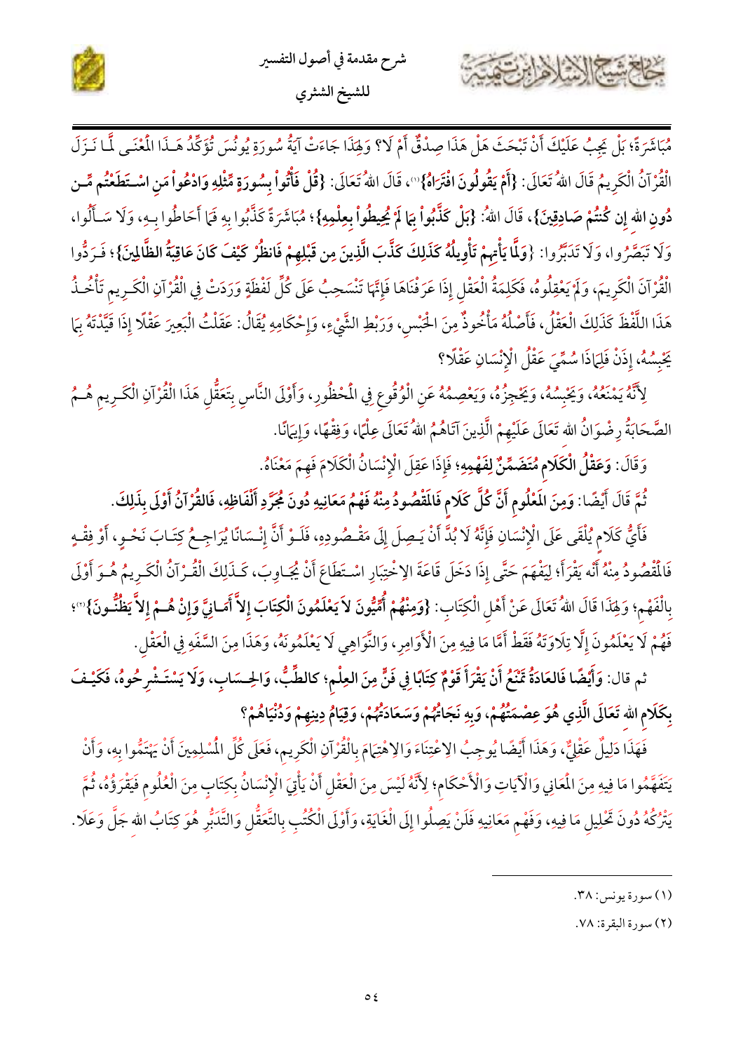مُبَاشَرَةً؛ بَلْ يَجِبُ عَلَيْكَ أَنْ تَبْحَثَ هَلْ هَذَا صِدْقٌ أَمْ لَا؟ وَلِهَذَا جَاءَتْ آيَةُ سُورَةِ يُونُسَ تُؤَكِّدُ هَـذَا الْمَعْنَـى لَمَّا نَـزَلَ الْقُرْآنُ الْكَرِيمُ قَالَ اللهُ تَعَالَى: **{أَمْ يَقُولُونَ افْتَرَاهُ}**[1]، قَالَ اللهُ تَعَالَى: **{قُلْ فَأْتُواْ بِسُورَةٍ مِّثْلِهِ وَادْعُواْ مَنِ اسْتَطَعْتُم مِّن دُونِ اللهِ إِن كُنتُمْ صَادِقِينَ}**، قَالَ اللهُ: **{بَلْ كَذَّبُواْ بِمَا لَمْ يُحِيطُواْ بِعِلْمِهِ}**؛ مُبَاشَرَةً كَذَّبُوا بِهِ فَمَا أَحَاطُوا بِـهِ، وَلَا سَـأَلُوا، وَلَا تَبَصَّرُوا، وَلَا تَدَبَّرُوا: **{وَلَمَّا يَأْتِهِمْ تَأْوِيلُهُ كَذَلِكَ كَذَّبَ الَّذِينَ مِن قَبْلِهِمْ فَانظُرْ كَيْفَ كَانَ عَاقِبَةُ الظَّالِمِينَ}**؛ فَـرَدُّوا الْقُرْآنَ الْكَرِيمَ، وَلَمْ يَعْقِلُوهُ، فَكَلِمَةُ الْعَقْلِ إِذَا عَرَفْنَاهَا فَإِنَّهَا تَنْسَحِبُ عَلَى كُلِّ لَفْظَةٍ وَرَدَتْ فِي الْقُرْآنِ الْكَـرِيمِ تَأْخُـذُ هَذَا اللَّفْظَ كَذَلِكَ الْعَقْلُ، فَأَصْلُهُ مَأْخُوذٌ مِنَ الْحَبْسِ، وَرَبْطِ الشَّيْءِ، وَإِحْكَامِهِ يُقَالُ: عَقَلْتُ الْبَعِيرَ عَقْلًا إِذَا قَيَّدْتَهُ بِمَا يَحْبِسُهُ، إِذَنْ فَلِمَاذَا سُمِّيَ عَقْلُ الْإِنْسَانِ عَقْلًا؟

لِأَنَّهُ يَمْنَعُهُ، وَيَحْبِسُهُ، وَيَحْجِزُهُ، وَيَعْصِمُهُ عَنِ الْوُقُوعِ فِي الْمَحْظُورِ، وَأَوْلَى النَّاسِ بِتَعَقُّلِ هَذَا الْقُرْآنِ الْكَـرِيمِ هُـمُ الصَّحَابَةُ رِضْوَانُ الله تَعَالَى عَلَيْهِمْ الَّذِينَ آتَاهُمُ اللهُ تَعَالَى عِلْمًا، وَفِقْهًا، وَإِيمَانًا.

وَقَالَ: **وَعَقْلُ الْكَلَامِ مُتَضَمِّنٌ لِفَهْمِهِ**؛ فَإِذَا عَقِلَ الْإِنْسَانُ الْكَلَامَ فَهِمَ مَعْنَاهُ.

ثُمَّ قَالَ أَيْضًا: **وَمِنَ الْمَعْلُومِ أَنَّ كُلَّ كَلَامٍ فَالْمَقْصُودُ مِنْهُ فَهْمُ مَعَانِيهِ دُونَ مُجَرَّدِ أَلْفَاظِهِ، فَالقُرْآنُ أَوْلَى بِذَلِكَ.**

فَأَيُّ كَلَامٍ يُلْقَى عَلَى الْإِنْسَانِ فَإِنَّهُ لَا بُدَّ أَنْ يَـصِلَ إِلَى مَقْـصُودِهِ، فَلَـوْ أَنَّ إِنْـسَانًا يُرَاجِـعُ كِتَـابَ نَحْـوٍ، أَوْ فِقْـهٍ فَالْمَقْصُودُ مِنْهُ أَنَّهُ يَقْرَأ؛ لِيَفْهَمَ حَتَّى إِذَا دَخَلَ قَاعَةَ الِاخْتِبَارِ اسْـتَطَاعَ أَنْ يُجَـاوِبَ، كَـذَلِكَ الْقُـرْآنُ الْكَـرِيمُ هُـوَ أَوْلَى بِالْفَهْمِ؛ وَلِهَذَا قَالَ اللهُ تَعَالَى عَنْ أَهْلِ الْكِتَابِ: **{وَمِنْهُمْ أُمِّيُّونَ لاَ يَعْلَمُونَ الْكِتَابَ إِلاَّ أَمَـانِيَّ وَإِنْ هُـمْ إِلاَّ يَظُنُّـونَ}**[2]؛ فَهُمْ لَا يَعْلَمُونَ إِلَّا تِلَاوَتَهُ فَقَطْ أَمَّا مَا فِيهِ مِنَ الْأَوَامِرِ، وَالنَّوَاهِي لَا يَعْلَمُونَهُ، وَهَذَا مِنَ السَّفَهِ فِي الْعَقْلِ.

ثم قال: **وَأَيْضًا فَالعَادَةُ تَمْنَعُ أَنْ يَقْرَأَ قَوْمٌ كِتَابًا فِي فَنٍّ مِنَ العِلْمِ؛ كالطِّبِّ، والحِـسَابِ، وَلَا يَسْتَـشْرِحُوهُ، فَكَيْـفَ بِكَلَامِ اللهِ تَعَالَى الَّذِي هُوَ عِصْمَتُهُمْ، وَبِهِ نَجَاتُهُمْ وَسَعَادَتُهُمْ، وَقِيَامُ دِينِهِمْ وَدُنْيَاهُمْ؟**

فَهَذَا دَلِيلٌ عَقْلِيٌّ، وَهَذَا أَيْضًا يُوجِبُ الِاعْتِنَاءَ وَالِاهْتِمَامَ بِالْقُرْآنِ الْكَرِيمِ، فَعَلَى كُلِّ الْمُسْلِمِينَ أَنْ يَهْتَمُّوا بِهِ، وَأَنْ يَتَفَهَّمُوا مَا فِيهِ مِنَ الْمَعَانِي وَالْآيَاتِ وَالْأَحْكَامِ؛ لِأَنَّهُ لَيْسَ مِنَ العَقْلِ أَنْ يَأْتِيَ الْإِنْسَانُ بِكِتَابٍ مِنَ الْعُلُومِ فَيَقْرَؤُهُ، ثُمَّ يَتْرُكُهُ دُونَ تَحْلِيلِ مَا فِيهِ، وَفَهْمِ مَعَانِيهِ فَلَنْ يَصِلُوا إِلَى الْغَايَةِ، وَأَوْلَى الْكُتُبِ بِالتَّعَقُّلِ وَالتَّدَبُّرِ هُوَ كِتَابُ الله جَلَّ وَعَلَا.

---

(١) سورة يونس: ٣٨.

(٢) سورة البقرة: ٧٨.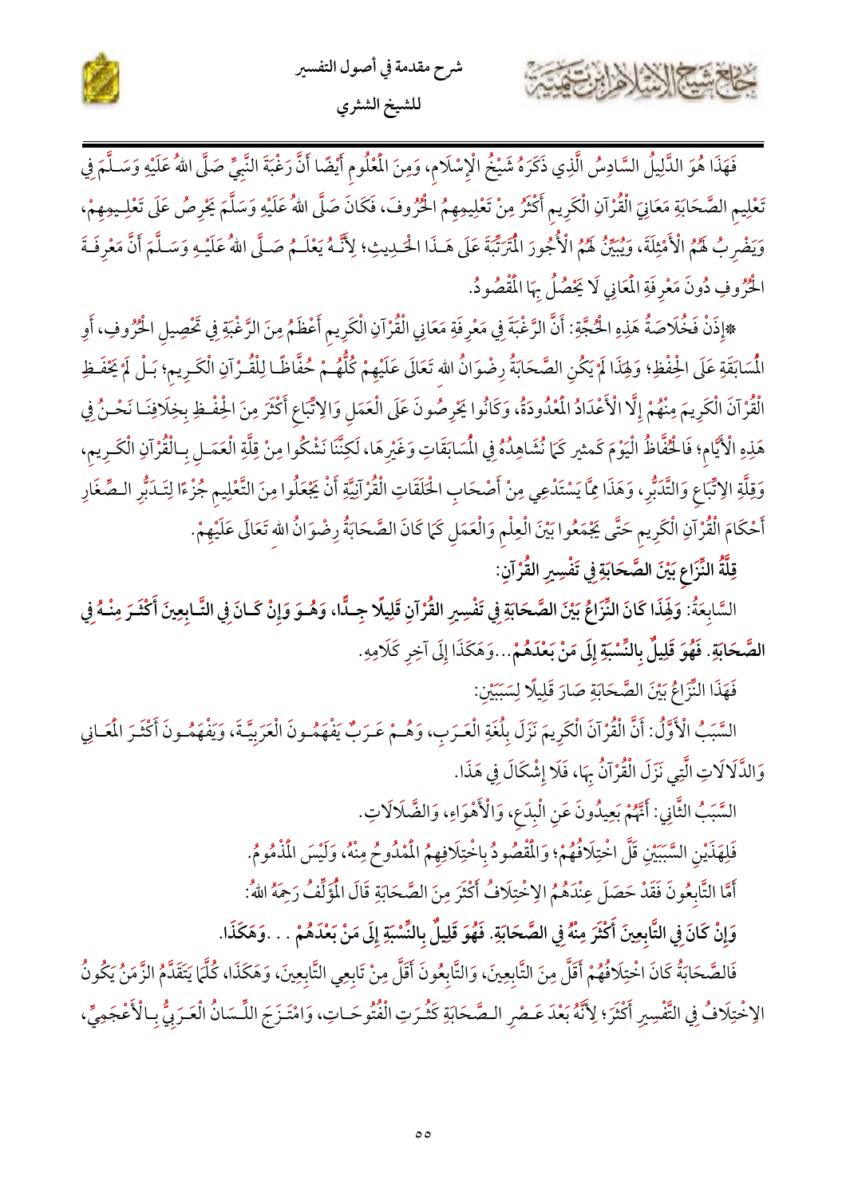فَهَذَا هُوَ الدَّلِيلُ السَّادِسُ الَّذِي ذَكَرَهُ شَيْخُ الْإِسْلَامِ، وَمِنَ الْمَعْلُومِ أَيْضًا أَنَّ رَغْبَةَ النَّبِيِّ صَلَّى اللهُ عَلَيْهِ وَسَلَّمَ فِي تَعْلِيمِ الصَّحَابَةِ مَعَانِيَ الْقُرْآنِ الْكَرِيمِ أَكْثَرُ مِنْ تَعْلِيمِهِمُ الْحُرُوفَ، فَكَانَ صَلَّى اللهُ عَلَيْهِ وَسَلَّمَ يَحْرِصُ عَلَى تَعْلِيمِهِمْ، وَيَضْرِبُ لَهُمُ الْأَمْثِلَةَ، وَيُبَيِّنُ لَهُمُ الْأُجُورَ الْمُتَرَتِّبَةَ عَلَى هَذَا الْحَدِيثِ؛ لِأَنَّهُ يَعْلَمُ صَلَّى اللهُ عَلَيْهِ وَسَلَّمَ أَنَّ مَعْرِفَةَ الْحُرُوفِ دُونَ مَعْرِفَةِ الْمَعَانِي لَا يَحْصُلُ بِهَا الْمَقْصُودُ.

*إِذَنْ فَخُلَاصَةُ هَذِهِ الْحُجَّةِ: أَنَّ الرَّغْبَةَ فِي مَعْرِفَةِ مَعَانِي الْقُرْآنِ الْكَرِيمِ أَعْظَمُ مِنَ الرَّغْبَةِ فِي تَحْصِيلِ الْحُرُوفِ، أَوِ الْمُسَابَقَةِ عَلَى الْحِفْظِ؛ وَلِهَذَا لَمْ يَكُنِ الصَّحَابَةُ رِضْوَانُ اللهِ تَعَالَى عَلَيْهِمْ كُلُّهُمْ حُفَّاظًا لِلْقُرْآنِ الْكَرِيمِ؛ بَلْ لَمْ يَحْفَظِ الْقُرْآنَ الْكَرِيمَ مِنْهُمْ إِلَّا الْأَعْدَادُ الْمَعْدُودَةُ، وَكَانُوا يَحْرِصُونَ عَلَى الْعَمَلِ وَالِاتِّبَاعِ أَكْثَرَ مِنَ الْحِفْظِ بِخِلَافِنَا نَحْنُ فِي هَذِهِ الْأَيَّامِ؛ فَالْحُفَّاظُ الْيَوْمَ كَثِيرٌ كَمَا نُشَاهِدُهُ فِي الْمُسَابَقَاتِ وَغَيْرِهَا، لَكِنَّنَا نَشْكُو مِنْ قِلَّةِ الْعَمَلِ بِالْقُرْآنِ الْكَرِيمِ، وَقِلَّةِ الِاتِّبَاعِ وَالتَّدَبُّرِ، وَهَذَا مِمَّا يَسْتَدْعِي مِنْ أَصْحَابِ الْحَلَقَاتِ الْقُرْآنِيَّةِ أَنْ يَجْعَلُوا مِنَ التَّعْلِيمِ جُزْءًا لِتَدَبُّرِ الصِّغَارِ أَحْكَامَ الْقُرْآنِ الْكَرِيمِ حَتَّى يَجْمَعُوا بَيْنَ الْعِلْمِ وَالْعَمَلِ كَمَا كَانَ الصَّحَابَةُ رِضْوَانُ اللهِ تَعَالَى عَلَيْهِمْ.

## قِلَّةُ النِّزَاعِ بَيْنَ الصَّحَابَةِ فِي تَفْسِيرِ الْقُرْآنِ:

السَّابِعَةُ: **وَلِهَذَا كَانَ النِّزَاعُ بَيْنَ الصَّحَابَةِ فِي تَفْسِيرِ الْقُرْآنِ قَلِيلًا جِدًّا، وَهُوَ وَإِنْ كَانَ فِي التَّابِعِينَ أَكْثَرَ مِنْهُ فِي الصَّحَابَةِ. فَهُوَ قَلِيلٌ بِالنِّسْبَةِ إِلَى مَنْ بَعْدَهُمْ**...وَهَكَذَا إِلَى آخِرِ كَلَامِهِ.

فَهَذَا النِّزَاعُ بَيْنَ الصَّحَابَةِ صَارَ قَلِيلًا لِسَبَبَيْنِ:

السَّبَبُ الْأَوَّلُ: أَنَّ الْقُرْآنَ الْكَرِيمَ نَزَلَ بِلُغَةِ الْعَرَبِ، وَهُمْ عَرَبٌ يَفْهَمُونَ الْعَرَبِيَّةَ، وَيَفْهَمُونَ أَكْثَرَ الْمَعَانِي وَالدَّلَالَاتِ الَّتِي نَزَلَ الْقُرْآنُ بِهَا، فَلَا إِشْكَالَ فِي هَذَا.

السَّبَبُ الثَّانِي: أَنَّهُمْ بَعِيدُونَ عَنِ الْبِدَعِ، وَالْأَهْوَاءِ، وَالضَّلَالَاتِ.

فَلِهَذَيْنِ السَّبَبَيْنِ قَلَّ اخْتِلَافُهُمْ؛ وَالْمَقْصُودُ بِاخْتِلَافِهِمُ الْمَمْدُوحُ مِنْهُ، وَلَيْسَ الْمَذْمُومُ.

أَمَّا التَّابِعُونَ فَقَدْ حَصَلَ عِنْدَهُمُ الِاخْتِلَافُ أَكْثَرَ مِنَ الصَّحَابَةِ قَالَ الْمُؤَلِّفُ رَحِمَهُ اللهُ:

**وَإِنْ كَانَ فِي التَّابِعِينَ أَكْثَرَ مِنْهُ فِي الصَّحَابَةِ. فَهُوَ قَلِيلٌ بِالنِّسْبَةِ إِلَى مَنْ بَعْدَهُمْ . . .وَهَكَذَا.**

فَالصَّحَابَةُ كَانَ اخْتِلَافُهُمْ أَقَلَّ مِنَ التَّابِعِينَ، وَالتَّابِعُونَ أَقَلَّ مِنْ تَابِعِي التَّابِعِينَ، وَهَكَذَا، كُلَّمَا يَتَقَدَّمُ الزَّمَنُ يَكُونُ الِاخْتِلَافُ فِي التَّفْسِيرِ أَكْثَرَ؛ لِأَنَّهُ بَعْدَ عَصْرِ الصَّحَابَةِ كَثُرَتِ الْفُتُوحَاتِ، وَامْتَزَجَ اللِّسَانُ الْعَرَبِيُّ بِالْأَعْجَمِيِّ،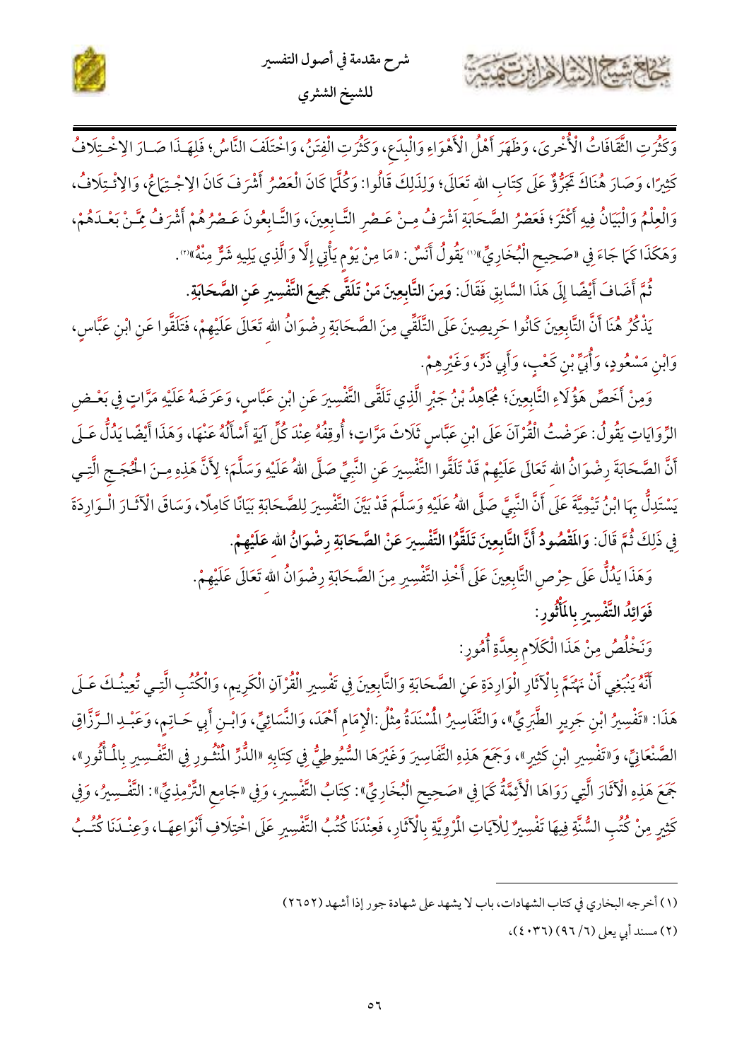وَكَثُرَتِ الثَّقَافَاتُ الْأُخْرَى، وَظَهَرَ أَهْلُ الْأَهْوَاءِ وَالْبِدَعِ، وَكَثُرَتِ الْفِتَنُ، وَاخْتَلَفَ النَّاسُ؛ فَلِهَـذَا صَـارَ الِاخْـتِلَافُ كَثِيرًا، وَصَارَ هُنَاكَ تَجَرُّؤٌ عَلَى كِتَابِ الله تَعَالَى؛ وَلِذَلِكَ قَالُوا: وَكُلَّمَا كَانَ الْعَصْرُ أَشْرَفَ كَانَ الِاجْتِمَاعُ، وَالِائْـتِلَافُ، وَالْعِلْمُ وَالْبَيَانُ فِيهِ أَكْثَرَ؛ فَعَصْرُ الصَّحَابَةِ أَشْرَفُ مِـنْ عَـصْرِ التَّـابِعِينَ، وَالتَّـابِعُونَ عَـصْرُهُمْ أَشْرَفُ مِمَّـنْ بَعْـدَهُمْ، وَهَكَذَا كَمَا جَاءَ فِي «صَحِيحِ الْبُخَارِيِّ»[1] يَقُولُ أَنَسٌ: «مَا مِنْ يَوْمٍ يَأْتِي إِلَّا وَالَّذِي يَلِيهِ شَرٌّ مِنْهُ»[2].

ثُمَّ أَضَافَ أَيْضًا إِلَى هَذَا السَّابِقِ فَقَالَ: **وَمِنَ التَّابِعِينَ مَنْ تَلَقَّى جَمِيعَ التَّفْسِيرِ عَنِ الصَّحَابَةِ.**

يَذْكُرُ هُنَا أَنَّ التَّابِعِينَ كَانُوا حَرِيصِينَ عَلَى التَّلَقِّي مِنَ الصَّحَابَةِ رِضْوَانُ الله تَعَالَى عَلَيْهِمْ، فَتَلَقَّوا عَنِ ابْنِ عَبَّاسٍ، وَابْنِ مَسْعُودٍ، وَأُبَيِّ بْنِ كَعْبٍ، وَأَبِي ذَرٍّ، وَغَيْرِهِمْ.

وَمِنْ أَخَصِّ هَؤُلَاءِ التَّابِعِينَ؛ مُجَاهِدُ بْنُ جَبْرٍ الَّذِي تَلَقَّى التَّفْسِيرَ عَنِ ابْنِ عَبَّاسٍ، وَعَرَضَهُ عَلَيْهِ مَرَّاتٍ فِي بَعْـضِ الرِّوَايَاتِ يَقُولُ: عَرَضْتُ الْقُرْآنَ عَلَى ابْنِ عَبَّاسٍ ثَلَاثَ مَرَّاتٍ؛ أُوقِفُهُ عِنْدَ كُلِّ آيَةٍ أَسْأَلُهُ عَنْهَا، وَهَذَا أَيْضًا يَدُلُّ عَـلَى أَنَّ الصَّحَابَةَ رِضْوَانُ الله تَعَالَى عَلَيْهِمْ قَدْ تَلَقَّوا التَّفْسِيرَ عَنِ النَّبِيِّ صَلَّى اللهُ عَلَيْهِ وَسَلَّمَ؛ لِأَنَّ هَذِهِ مِـنَ الْحُجَـجِ الَّتِـي يَسْتَدِلُّ بِهَا ابْنُ تَيْمِيَّةَ عَلَى أَنَّ النَّبِيَّ صَلَّى اللهُ عَلَيْهِ وَسَلَّمَ قَدْ بَيَّنَ التَّفْسِيرَ لِلصَّحَابَةِ بَيَانًا كَامِلًا، وَسَاقَ الْآثَـارَ الْـوَارِدَةَ فِي ذَلِكَ ثُمَّ قَالَ: **وَالْمَقْصُودُ أَنَّ التَّابِعِينَ تَلَقَّوْا التَّفْسِيرَ عَنْ الصَّحَابَةِ رِضْوَانُ الله عَلَيْهِمْ.**

وَهَذَا يَدُلُّ عَلَى حِرْصِ التَّابِعِينَ عَلَى أَخْذِ التَّفْسِيرِ مِنَ الصَّحَابَةِ رِضْوَانُ الله تَعَالَى عَلَيْهِمْ.

**فَوَائِدُ التَّفْسِيرِ بِالْمَأْثُورِ:**

وَنَخْلُصُ مِنْ هَذَا الْكَلَامِ بِعِدَّةِ أُمُورٍ:

أَنَّهُ يَنْبَغِي أَنْ نَهْتَمَّ بِالْآثَارِ الْوَارِدَةِ عَنِ الصَّحَابَةِ وَالتَّابِعِينَ فِي تَفْسِيرِ الْقُرْآنِ الْكَرِيمِ، وَالْكُتُبِ الَّتِـي تُعِينُـكَ عَـلَى هَذَا: «تَفْسِيرُ ابْنِ جَرِيرٍ الطَّبَرِيِّ»، وَالتَّفَاسِيرُ الْمُسْنَدَةُ مِثْلُ:الْإِمَامِ أَحْمَدَ، وَالنَّسَائِيِّ، وَابْـنِ أَبِي حَـاتِمٍ، وَعَبْـدِ الـرَّزَّاقِ الصَّنْعَانِيِّ، وَ«تَفْسِيرِ ابْنِ كَثِيرٍ»، وَجَمَعَ هَذِهِ التَّفَاسِيرَ وَغَيْرَهَا السُّيُوطِيُّ فِي كِتَابِهِ «الدُّرِّ الْمَنْثُـورِ فِي التَّفْـسِيرِ بِالْمَأْثُورِ»، جَمَعَ هَذِهِ الْآثَارَ الَّتِي رَوَاهَا الْأَئِمَّةُ كَمَا فِي «صَحِيحِ الْبُخَارِيِّ»: كِتَابُ التَّفْسِيرِ، وَفِي «جَامِعِ التِّرْمِذِيِّ»: التَّفْـسِيرُ، وَفِي كَثِيرٍ مِنْ كُتُبِ السُّنَّةِ فِيهَا تَفْسِيرٌ لِلْآيَاتِ الْمَرْوِيَّةِ بِالْآثَارِ، فَعِنْدَنَا كُتُبُ التَّفْسِيرِ عَلَى اخْتِلَافِ أَنْوَاعِهَـا، وَعِنْـدَنَا كُتُـبُ

---

(١) أخرجه البخاري في كتاب الشهادات، باب لا يشهد على شهادة جور إذا أشهد (٢٦٥٢)

(٢) مسند أبي يعلى (٦/ ٩٦) (٤٠٣٦)،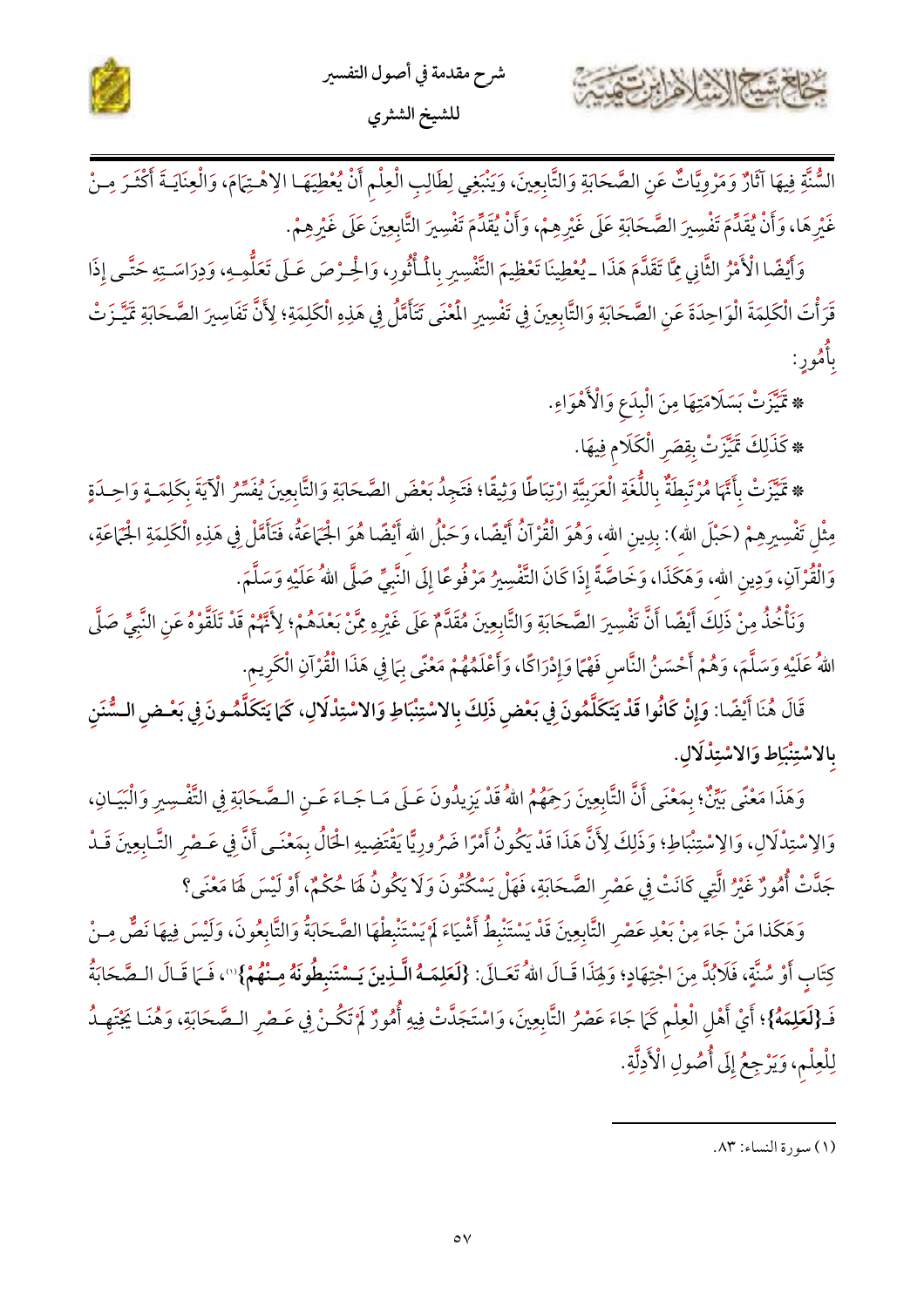السُّنَّةِ فِيهَا آثَارٌ وَمَرْوِيَّاتٌ عَنِ الصَّحَابَةِ وَالتَّابِعِينَ، وَيَنْبَغِي لِطَالِبِ الْعِلْمِ أَنْ يُعْطِيَهَا الاهْتِمَامَ، وَالْعِنَايَةَ أَكْثَرَ مِنْ غَيْرِهَا، وَأَنْ يُقَدِّمَ تَفْسِيرَ الصَّحَابَةِ عَلَى غَيْرِهِمْ، وَأَنْ يُقَدِّمَ تَفْسِيرَ التَّابِعِينَ عَلَى غَيْرِهِمْ.

وَأَيْضًا الْأَمْرُ الثَّانِي مِمَّا تَقَدَّمَ هَذَا ـ يُعْطِينَا تَعْظِيمَ التَّفْسِيرِ بِالْمَأْثُورِ، وَالْحِرْصَ عَلَى تَعَلُّمِهِ، وَدِرَاسَتِهِ حَتَّى إِذَا قَرَأْتَ الْكَلِمَةَ الْوَاحِدَةَ عَنِ الصَّحَابَةِ وَالتَّابِعِينَ فِي تَفْسِيرِ الْمَعْنَى تَتَأَمَّلُ فِي هَذِهِ الْكَلِمَةِ؛ لِأَنَّ تَفَاسِيرَ الصَّحَابَةِ تَمَيَّزَتْ بِأُمُورٍ:

* تَمَيَّزَتْ بِسَلَامَتِهَا مِنَ الْبِدَعِ وَالْأَهْوَاءِ.
* كَذَلِكَ تَمَيَّزَتْ بِقِصَرِ الْكَلَامِ فِيهَا.
* تَمَيَّزَتْ بِأَنَّهَا مُرْتَبِطَةٌ بِاللُّغَةِ الْعَرَبِيَّةِ ارْتِبَاطًا وَثِيقًا؛ فَتَجِدُ بَعْضَ الصَّحَابَةِ وَالتَّابِعِينَ يُفَسِّرُ الْآيَةَ بِكَلِمَةٍ وَاحِدَةٍ مِثْلِ تَفْسِيرِهِمْ (حَبْلَ اللهِ): بِدِينِ اللهِ، وَهُوَ الْقُرْآنُ أَيْضًا، وَحَبْلُ اللهِ أَيْضًا هُوَ الْجَمَاعَةُ، فَتَأَمَّلْ فِي هَذِهِ الْكَلِمَةِ الْجَمَاعَةِ، وَالْقُرْآنِ، وَدِينِ اللهِ، وَهَكَذَا، وَخَاصَّةً إِذَا كَانَ التَّفْسِيرُ مَرْفُوعًا إِلَى النَّبِيِّ صَلَّى اللهُ عَلَيْهِ وَسَلَّمَ.

وَنَأْخُذُ مِنْ ذَلِكَ أَيْضًا أَنَّ تَفْسِيرَ الصَّحَابَةِ وَالتَّابِعِينَ مُقَدَّمٌ عَلَى غَيْرِهِ مِمَّنْ بَعْدَهُمْ؛ لِأَنَّهُمْ قَدْ تَلَقَّوْهُ عَنِ النَّبِيِّ صَلَّى اللهُ عَلَيْهِ وَسَلَّمَ، وَهُمْ أَحْسَنُ النَّاسِ فَهْمًا وَإِدْرَاكًا، وَأَعْلَمُهُمْ مَعْنًى بِمَا فِي هَذَا الْقُرْآنِ الْكَرِيمِ.

**قَالَ هُنَا أَيْضًا: وَإِنْ كَانُوا قَدْ يَتَكَلَّمُونَ فِي بَعْضِ ذَلِكَ بِالاسْتِنْبَاطِ وَالاسْتِدْلَالِ، كَمَا يَتَكَلَّمُونَ فِي بَعْضِ السُّنَنِ بِالاسْتِنْبَاطِ وَالاسْتِدْلَالِ.**

وَهَذَا مَعْنًى بَيِّنٌ؛ بِمَعْنَى أَنَّ التَّابِعِينَ رَحِمَهُمُ اللهُ قَدْ يَزِيدُونَ عَلَى مَا جَاءَ عَنِ الصَّحَابَةِ فِي التَّفْسِيرِ وَالْبَيَانِ، وَالِاسْتِدْلَالِ، وَالِاسْتِنْبَاطِ؛ وَذَلِكَ لِأَنَّ هَذَا قَدْ يَكُونُ أَمْرًا ضَرُورِيًّا يَقْتَضِيهِ الْحَالُ بِمَعْنَى أَنَّ فِي عَصْرِ التَّابِعِينَ قَدْ جَدَّتْ أُمُورٌ غَيْرُ الَّتِي كَانَتْ فِي عَصْرِ الصَّحَابَةِ، فَهَلْ يَسْكُتُونَ وَلَا يَكُونُ لَهَا حُكْمٌ، أَوْ لَيْسَ لَهَا مَعْنًى؟

وَهَكَذَا مَنْ جَاءَ مِنْ بَعْدِ عَصْرِ التَّابِعِينَ قَدْ يَسْتَنْبِطُ أَشْيَاءَ لَمْ يَسْتَنْبِطْهَا الصَّحَابَةُ وَالتَّابِعُونَ، وَلَيْسَ فِيهَا نَصٌّ مِنْ كِتَابٍ أَوْ سُنَّةٍ، فَلَابُدَّ مِنَ اجْتِهَادٍ؛ وَلِهَذَا قَالَ اللهُ تَعَالَى: **﴿لَعَلِمَهُ الَّذِينَ يَسْتَنْبِطُونَهُ مِنْهُمْ﴾**[1]، فَمَا قَالَ الصَّحَابَةُ فَـ**﴿لَعَلِمَهُ﴾**؛ أَيْ أَهْلِ الْعِلْمِ كَمَا جَاءَ عَصْرُ التَّابِعِينَ، وَاسْتَجَدَّتْ فِيهِ أُمُورٌ لَمْ تَكُنْ فِي عَصْرِ الصَّحَابَةِ، وَهُنَا يَجْتَهِدُ لِلْعِلْمِ، وَيَرْجِعُ إِلَى أُصُولِ الْأَدِلَّةِ.

---

(١) سورة النساء: ٨٣.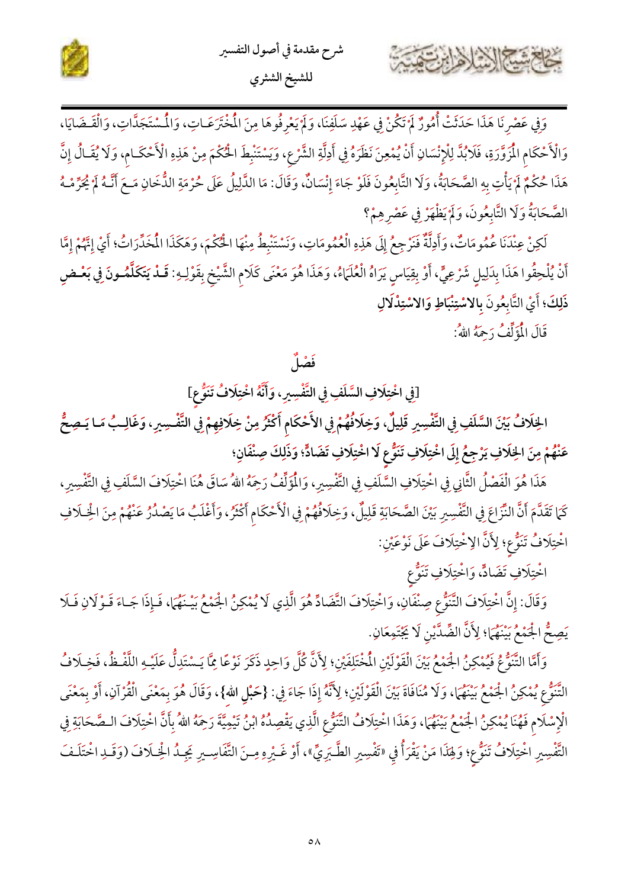وَفِي عَصْرِنَا هَذَا حَدَثَتْ أُمُورٌ لَمْ تَكُنْ فِي عَهْدِ سَلَفِنَا، وَلَمْ يَعْرِفُوهَا مِنَ الْمُخْتَرَعَاتِ، وَالْمُسْتَجَدَّاتِ، وَالْقَضَايَا، وَالْأَحْكَامِ الْمُزَوَّرَةِ، فَلَابُدَّ لِلْإِنْسَانِ أَنْ يُمْعِنَ نَظَرَهُ فِي أَدِلَّةِ الشَّرْعِ، وَيَسْتَنْبِطَ الْحُكْمَ مِنْ هَذِهِ الْأَحْكَامِ، وَلَا يُقَالُ إِنَّ هَذَا حُكْمٌ لَمْ يَأْتِ بِهِ الصَّحَابَةُ، وَلَا التَّابِعُونَ فَلَوْ جَاءَ إِنْسَانٌ، وَقَالَ: مَا الدَّلِيلُ عَلَى حُرْمَةِ الدُّخَانِ مَعَ أَنَّهُ لَمْ يُحَرِّمْهُ الصَّحَابَةُ وَلَا التَّابِعُونَ، وَلَمْ يَظْهَرْ فِي عَصْرِهِمْ؟

لَكِنْ عِنْدَنَا عُمُومَاتٌ، وَأَدِلَّةٌ نَرْجِعُ إِلَى هَذِهِ الْعُمُومَاتِ، وَنَسْتَنْبِطُ مِنْهَا الْحُكْمَ، وَهَكَذَا الْمُخَدِّرَاتُ؛ أَيْ إِنَّهُمْ إِمَّا أَنْ يُلْحِقُوا هَذَا بِدَلِيلٍ شَرْعِيٍّ، أَوْ بِقِيَاسٍ يَرَاهُ الْعُلَمَاءُ، وَهَذَا هُوَ مَعْنَى كَلَامِ الشَّيْخِ بِقَوْلِهِ: **قَدْ يَتَكَلَّمُونَ فِي بَعْضِ ذَلِكَ**؛ أَيِ التَّابِعُونَ **بِالاسْتِنْبَاطِ وَالاسْتِدْلَالِ**

قَالَ الْمُؤَلِّفُ رَحِمَهُ اللهُ:

## فَصْلٌ

## [فِي اخْتِلَافِ السَّلَفِ فِي التَّفْسِيرِ، وَأَنَّهُ اخْتِلَافُ تَنَوُّعٍ]

**الخِلَافُ بَيْنَ السَّلَفِ فِي التَّفْسِيرِ قَلِيلٌ، وَخِلَافُهُمْ فِي الأَحْكَامِ أَكْثَرُ مِنْ خِلَافِهِمْ فِي التَّفْسِيرِ، وَغَالِبُ مَا يَصِحُّ عَنْهُمْ مِنَ الخِلَافِ يَرْجِعُ إِلَى اخْتِلَافِ تَنَوُّعٍ لَا اخْتِلَافِ تَضَادٍّ؛ وَذَلِكَ صِنْفَانِ؛**

هَذَا هُوَ الْفَصْلُ الثَّانِي فِي اخْتِلَافِ السَّلَفِ فِي التَّفْسِيرِ، وَالْمُؤَلِّفُ رَحِمَهُ اللهُ سَاقَ هُنَا اخْتِلَافَ السَّلَفِ فِي التَّفْسِيرِ، كَمَا تَقَدَّمَ أَنَّ النِّزَاعَ فِي التَّفْسِيرِ بَيْنَ الصَّحَابَةِ قَلِيلٌ، وَخِلَافُهُمْ فِي الْأَحْكَامِ أَكْثَرُ، وَأَغْلَبُ مَا يَصْدُرُ عَنْهُمْ مِنَ الْخِلَافِ اخْتِلَافُ تَنَوُّعٍ؛ لِأَنَّ الِاخْتِلَافَ عَلَى نَوْعَيْنِ:

اخْتِلَافِ تَضَادٍّ، وَاخْتِلَافِ تَنَوُّعٍ

وَقَالَ: إِنَّ اخْتِلَافَ التَّنَوُّعِ صِنْفَانِ، وَاخْتِلَافَ التَّضَادِّ هُوَ الَّذِي لَا يُمْكِنُ الْجَمْعُ بَيْنَهُمَا، فَإِذَا جَاءَ قَوْلَانِ فَلَا يَصِحُّ الْجَمْعُ بَيْنَهُمَا؛ لِأَنَّ الضِّدَّيْنِ لَا يَجْتَمِعَانِ.

وَأَمَّا التَّنَوُّعُ فَيُمْكِنُ الْجَمْعُ بَيْنَ الْقَوْلَيْنِ الْمُخْتَلِفَيْنِ؛ لِأَنَّ كُلَّ وَاحِدٍ ذَكَرَ نَوْعًا مِمَّا يَسْتَدِلُّ عَلَيْهِ اللَّفْظُ، فَخِلَافُ التَّنَوُّعِ يُمْكِنُ الْجَمْعُ بَيْنَهُمَا، وَلَا مُنَافَاةَ بَيْنَ الْقَوْلَيْنِ؛ لِأَنَّهُ إِذَا جَاءَ فِي: ﴿حَبْلِ اللهِ﴾، وَقَالَ هُوَ بِمَعْنَى الْقُرْآنِ، أَوْ بِمَعْنَى الْإِسْلَامِ فَهُنَا يُمْكِنُ الْجَمْعُ بَيْنَهُمَا، وَهَذَا اخْتِلَافُ التَّنَوُّعِ الَّذِي يَقْصِدُهُ ابْنُ تَيْمِيَّةَ رَحِمَهُ اللهُ بِأَنَّ اخْتِلَافَ الصَّحَابَةِ فِي التَّفْسِيرِ اخْتِلَافُ تَنَوُّعٍ؛ وَلِهَذَا مَنْ يَقْرَأُ فِي «تَفْسِيرِ الطَّبَرِيِّ»، أَوْ غَيْرِهِ مِنَ التَّفَاسِيرِ يَجِدُ الْخِلَافَ (وَقَدِ اخْتَلَفَ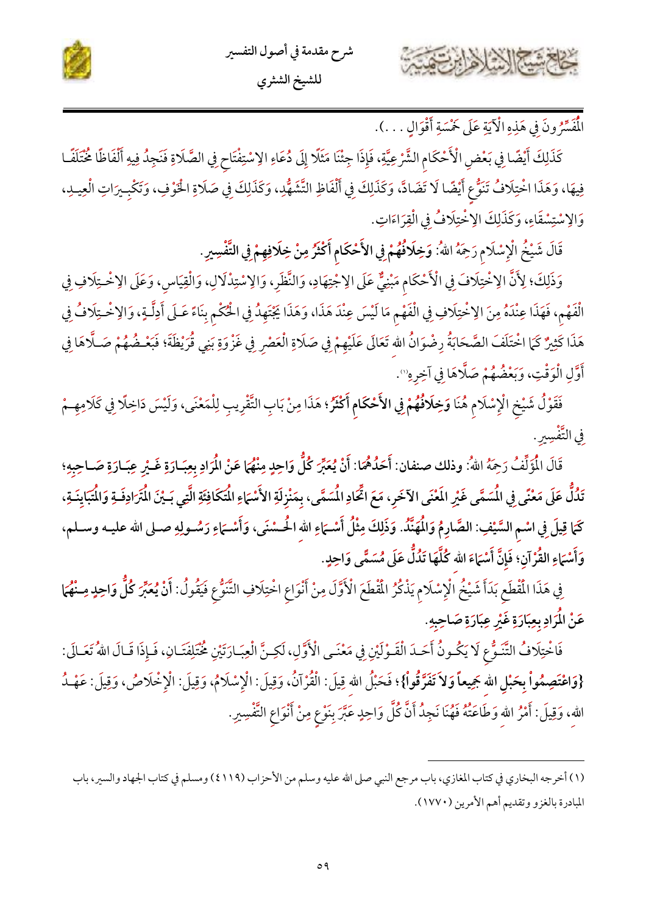الْمُفَسِّرُونَ فِي هَذِهِ الْآيَةِ عَلَى خَمْسَةِ أَقْوَالٍ . . .).

كَذَلِكَ أَيْضًا فِي بَعْضِ الْأَحْكَامِ الشَّرْعِيَّةِ، فَإِذَا جِئْنَا مَثَلًا إِلَى دُعَاءِ الِاسْتِفْتَاحِ فِي الصَّلَاةِ فَنَجِدُ فِيهِ أَلْفَاظًا مُخْتَلِفًا فِيهَا، وَهَذَا اخْتِلَافُ تَنَوُّعٍ أَيْضًا لَا تَضَادَّ، وَكَذَلِكَ فِي أَلْفَاظِ التَّشَهُّدِ، وَكَذَلِكَ فِي صَلَاةِ الْخَوْفِ، وَتَكْبِيرَاتِ الْعِيدِ، وَالِاسْتِسْقَاءِ، وَكَذَلِكَ الِاخْتِلَافُ فِي الْقِرَاءَاتِ.

قَالَ شَيْخُ الْإِسْلَامِ رَحِمَهُ اللهُ: **وَخِلَافُهُمْ فِي الْأَحْكَامِ أَكْثَرُ مِنْ خِلَافِهِمْ فِي التَّفْسِيرِ.**

وَذَلِكَ؛ لِأَنَّ الِاخْتِلَافَ فِي الْأَحْكَامِ مَبْنِيٌّ عَلَى الِاجْتِهَادِ، وَالنَّظَرِ، وَالِاسْتِدْلَالِ، وَالْقِيَاسِ، وَعَلَى الِاخْتِلَافِ فِي الْفَهْمِ، فَهَذَا عِنْدَهُ مِنَ الِاخْتِلَافِ فِي الْفَهْمِ مَا لَيْسَ عِنْدَ هَذَا، وَهَذَا يَجْتَهِدُ فِي الْحُكْمِ بِنَاءً عَلَى أَدِلَّةٍ، وَالِاخْتِلَافُ فِي هَذَا كَثِيرٌ كَمَا اخْتَلَفَ الصَّحَابَةُ رِضْوَانُ اللهِ تَعَالَى عَلَيْهِمْ فِي صَلَاةِ الْعَصْرِ فِي غَزْوَةِ بَنِي قُرَيْظَةَ؛ فَبَعْضُهُمْ صَلَّاهَا فِي أَوَّلِ الْوَقْتِ، وَبَعْضُهُمْ صَلَّاهَا فِي آخِرِهِ[1].

فَقَوْلُ شَيْخِ الْإِسْلَامِ هُنَا **وَخِلَافُهُمْ فِي الْأَحْكَامِ أَكْثَرُ**؛ هَذَا مِنْ بَابِ التَّقْرِيبِ لِلْمَعْنَى، وَلَيْسَ دَاخِلًا فِي كَلَامِهِمْ فِي التَّفْسِيرِ.

قَالَ الْمُؤَلِّفُ رَحِمَهُ اللهُ: **وذلك صنفان: أَحَدُهُمَا: أَنْ يُعَبِّرَ كُلُّ وَاحِدٍ مِنْهُمَا عَنْ الْمُرَادِ بِعِبَارَةٍ غَيْرِ عِبَارَةِ صَاحِبِهِ؛ تَدُلُّ عَلَى مَعْنًى فِي الْمُسَمَّى غَيْرِ الْمَعْنَى الْآخَرِ، مَعَ اتِّحَادِ الْمُسَمَّى، بِمَنْزِلَةِ الْأَسْمَاءِ الْمُتَكَافِئَةِ الَّتِي بَيْنَ الْمُتَرَادِفَةِ وَالْمُتَبَايِنَةِ، كَمَا قِيلَ فِي اسْمِ السَّيْفِ: الصَّارِمُ وَالْمُهَنَّدُ. وَذَلِكَ مِثْلُ أَسْمَاءِ اللهِ الْحُسْنَى، وَأَسْمَاءِ رَسُولِهِ صلى الله عليه وسلم، وَأَسْمَاءِ الْقُرْآنِ؛ فَإِنَّ أَسْمَاءَ اللهِ كُلَّهَا تَدُلُّ عَلَى مُسَمًّى وَاحِدٍ.**

فِي هَذَا الْمَقْطَعِ بَدَأَ شَيْخُ الْإِسْلَامِ يَذْكُرُ الْمَقْطَعَ الْأَوَّلَ مِنْ أَنْوَاعِ اخْتِلَافِ التَّنَوُّعِ فَيَقُولُ: **أَنْ يُعَبِّرَ كُلُّ وَاحِدٍ مِنْهُمَا عَنْ الْمُرَادِ بِعِبَارَةٍ غَيْرِ عِبَارَةِ صَاحِبِهِ.**

فَاخْتِلَافُ التَّنَوُّعِ لَا يَكُونُ أَحَدَ الْقَوْلَيْنِ فِي مَعْنَى الْأَوَّلِ، لَكِنَّ الْعِبَارَتَيْنِ مُخْتَلِفَتَانِ، فَإِذَا قَالَ اللهُ تَعَالَى: **{وَاعْتَصِمُواْ بِحَبْلِ اللهِ جَمِيعاً وَلاَ تَفَرَّقُواْ}**؛ فَحَبْلُ اللهِ قِيلَ: الْقُرْآنُ، وَقِيلَ: الْإِسْلَامُ، وَقِيلَ: الْإِخْلَاصُ، وَقِيلَ: عَهْدُ اللهِ، وَقِيلَ: أَمْرُ اللهِ وَطَاعَتُهُ فَهُنَا نَجِدُ أَنَّ كُلَّ وَاحِدٍ عَبَّرَ بِنَوْعٍ مِنْ أَنْوَاعِ التَّفْسِيرِ.

---

(١) أخرجه البخاري في كتاب المغازي، باب مرجع النبي صلى الله عليه وسلم من الأحزاب (٤١١٩) ومسلم في كتاب الجهاد والسير، باب المبادرة بالغزو وتقديم أهم الأمرين (١٧٧٠).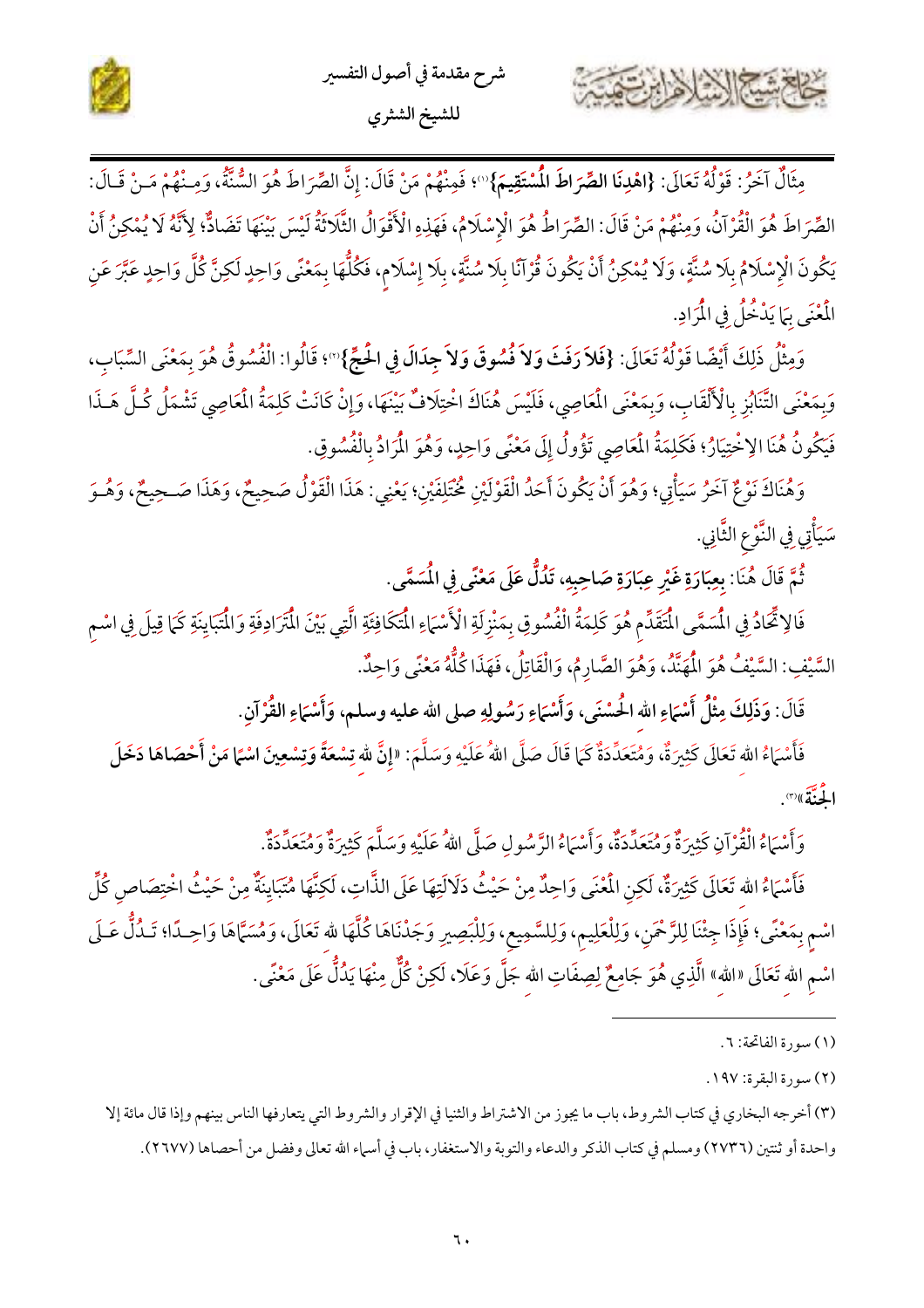مِثَالٌ آخَرُ: قَوْلُهُ تَعَالَى: **{اهْدِنَا الصِّرَاطَ الْمُسْتَقِيمَ}**(١)؛ فَمِنْهُمْ مَنْ قَالَ: إِنَّ الصِّرَاطَ هُوَ السُّنَّةُ، وَمِنْهُمْ مَنْ قَالَ: الصِّرَاطَ هُوَ الْقُرْآنُ، وَمِنْهُمْ مَنْ قَالَ: الصِّرَاطُ هُوَ الْإِسْلَامُ، فَهَذِهِ الْأَقْوَالُ الثَّلَاثَةُ لَيْسَ بَيْنَهَا تَضَادٌّ؛ لِأَنَّهُ لَا يُمْكِنُ أَنْ يَكُونَ الْإِسْلَامُ بِلَا سُنَّةٍ، وَلَا يُمْكِنُ أَنْ يَكُونَ قُرْآنًا بِلَا سُنَّةٍ، بِلَا إِسْلَامٍ، فَكُلُّهَا بِمَعْنًى وَاحِدٍ لَكِنَّ كُلَّ وَاحِدٍ عَبَّرَ عَنِ الْمَعْنَى بِمَا يَدْخُلُ فِي الْمُرَادِ.

وَمِثْلُ ذَلِكَ أَيْضًا قَوْلُهُ تَعَالَى: **{فَلاَ رَفَثَ وَلاَ فُسُوقَ وَلاَ جِدَالَ فِي الْحَجِّ}**(٢)؛ قَالُوا: الْفُسُوقُ هُوَ بِمَعْنَى السِّبَابِ، وَبِمَعْنَى التَّنَابُزِ بِالْأَلْقَابِ، وَبِمَعْنَى الْمَعَاصِي، فَلَيْسَ هُنَاكَ اخْتِلَافٌ بَيْنَهَا، وَإِنْ كَانَتْ كَلِمَةُ الْمَعَاصِي تَشْمَلُ كُلَّ هَذَا فَيَكُونُ هُنَا الِاخْتِيَارُ؛ فَكَلِمَةُ الْمَعَاصِي تَؤُولُ إِلَى مَعْنًى وَاحِدٍ، وَهُوَ الْمُرَادُ بِالْفُسُوقِ.

وَهُنَاكَ نَوْعٌ آخَرُ سَيَأْتِي؛ وَهُوَ أَنْ يَكُونَ أَحَدُ الْقَوْلَيْنِ مُخْتَلِفَيْنِ؛ يَعْنِي: هَذَا الْقَوْلُ صَحِيحٌ، وَهَذَا صَحِيحٌ، وَهُوَ سَيَأْتِي فِي النَّوْعِ الثَّانِي.

ثُمَّ قَالَ هُنَا: **بِعِبَارَةٍ غَيْرِ عِبَارَةِ صَاحِبِهِ، تَدُلُّ عَلَى مَعْنًى فِي الْمُسَمَّى.**

فَالِاتِّحَادُ فِي الْمُسَمَّى الْمُتَقَدِّمِ هُوَ كَلِمَةُ الْفُسُوقِ بِمَنْزِلَةِ الْأَسْمَاءِ الْمُتَكَافِئَةِ الَّتِي بَيْنَ الْمُتَرَادِفَةِ وَالْمُتَبَايِنَةِ كَمَا قِيلَ فِي اسْمِ السَّيْفِ: السَّيْفُ هُوَ الْمُهَنَّدُ، وَهُوَ الصَّارِمُ، وَالْقَاتِلُ، فَهَذَا كُلُّهُ مَعْنًى وَاحِدٌ.

قَالَ: **وَذَلِكَ مِثْلُ أَسْمَاءِ اللهِ الْحُسْنَى، وَأَسْمَاءِ رَسُولِهِ صلى الله عليه وسلم، وَأَسْمَاءِ الْقُرْآنِ.**

فَأَسْمَاءُ اللهِ تَعَالَى كَثِيرَةٌ، وَمُتَعَدِّدَةٌ كَمَا قَالَ صَلَّى اللهُ عَلَيْهِ وَسَلَّمَ: **«إِنَّ للهِ تِسْعَةً وَتِسْعِينَ اسْمًا مَنْ أَحْصَاهَا دَخَلَ الْجَنَّةَ»**(٣).

وَأَسْمَاءُ الْقُرْآنِ كَثِيرَةٌ وَمُتَعَدِّدَةٌ، وَأَسْمَاءُ الرَّسُولِ صَلَّى اللهُ عَلَيْهِ وَسَلَّمَ كَثِيرَةٌ وَمُتَعَدِّدَةٌ.

فَأَسْمَاءُ اللهِ تَعَالَى كَثِيرَةٌ، لَكِنِ الْمَعْنَى وَاحِدٌ مِنْ حَيْثُ دَلَالَتِهَا عَلَى الذَّاتِ، لَكِنَّهَا مُتَبَايِنَةٌ مِنْ حَيْثُ اخْتِصَاصِ كُلِّ اسْمٍ بِمَعْنًى؛ فَإِذَا جِئْنَا لِلرَّحْمَنِ، وَلِلْعَلِيمِ، وَلِلسَّمِيعِ، وَلِلْبَصِيرِ وَجَدْنَاهَا كُلَّهَا للهِ تَعَالَى، وَمُسَمَّاهَا وَاحِدًا؛ تَدُلُّ عَلَى اسْمِ اللهِ تَعَالَى «اللهِ» الَّذِي هُوَ جَامِعٌ لِصِفَاتِ اللهِ جَلَّ وَعَلَا، لَكِنْ كُلٌّ مِنْهَا يَدُلُّ عَلَى مَعْنًى.

---

(١) سورة الفاتحة: ٦.

(٢) سورة البقرة: ١٩٧.

(٣) أخرجه البخاري في كتاب الشروط، باب ما يجوز من الاشتراط والثنيا في الإقرار والشروط التي يتعارفها الناس بينهم وإذا قال مائة إلا واحدة أو ثنتين (٢٧٣٦) ومسلم في كتاب الذكر والدعاء والتوبة والاستغفار، باب في أسماء الله تعالى وفضل من أحصاها (٢٦٧٧).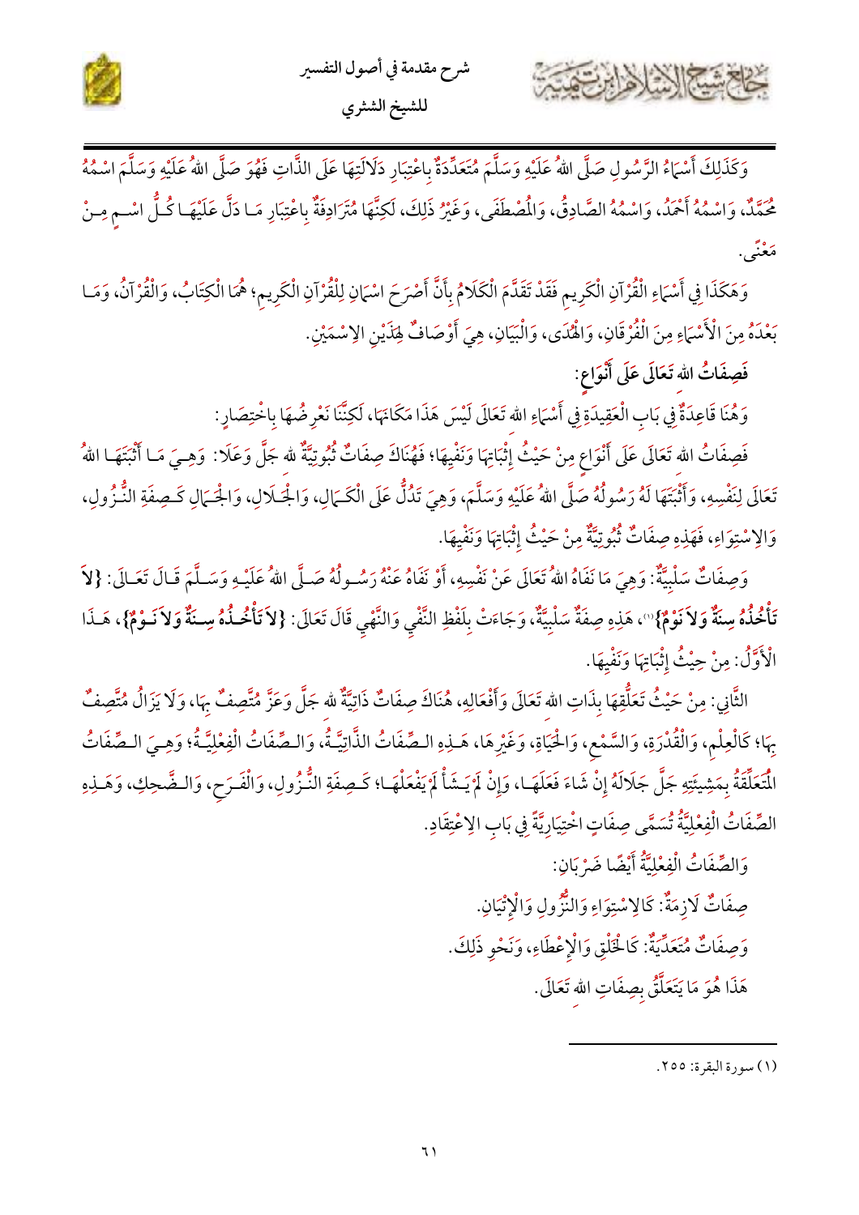وَكَذَلِكَ أَسْمَاءُ الرَّسُولِ صَلَّى اللهُ عَلَيْهِ وَسَلَّمَ مُتَعَدِّدَةٌ بِاعْتِبَارِ دَلَالَتِهَا عَلَى الذَّاتِ فَهُوَ صَلَّى اللهُ عَلَيْهِ وَسَلَّمَ اسْمُهُ مُحَمَّدٌ، وَاسْمُهُ أَحْمَدُ، وَاسْمُهُ الصَّادِقُ، وَالْمُصْطَفَى، وَغَيْرُ ذَلِكَ، لَكِنَّهَا مُتَرَادِفَةٌ بِاعْتِبَارِ مَا دَلَّ عَلَيْهَا كُلُّ اسْمٍ مِنْ مَعْنًى.

وَهَكَذَا فِي أَسْمَاءِ الْقُرْآنِ الْكَرِيمِ فَقَدْ تَقَدَّمَ الْكَلَامُ بِأَنَّ أَصْرَحَ اسْمَانِ لِلْقُرْآنِ الْكَرِيمِ؛ هُمَا الْكِتَابُ، وَالْقُرْآنُ، وَمَا بَعْدَهُ مِنَ الْأَسْمَاءِ مِنَ الْفُرْقَانِ، وَالْهُدَى، وَالْبَيَانِ، هِيَ أَوْصَافٌ لِهَذَيْنِ الِاسْمَيْنِ.

**فَصِفَاتُ الله تَعَالَى عَلَى أَنْوَاعٍ:**

وَهُنَا قَاعِدَةٌ فِي بَابِ الْعَقِيدَةِ فِي أَسْمَاءِ الله تَعَالَى لَيْسَ هَذَا مَكَانَهَا، لَكِنَّنَا نَعْرِضُهَا بِاخْتِصَارٍ:

فَصِفَاتُ الله تَعَالَى عَلَى أَنْوَاعٍ مِنْ حَيْثُ إِثْبَاتِهَا وَنَفْيِهَا؛ فَهُنَاكَ صِفَاتٌ ثُبُوتِيَّةٌ لله جَلَّ وَعَلَا: وَهِيَ مَا أَثْبَتَهَا اللهُ تَعَالَى لِنَفْسِهِ، وَأَثْبَتَهَا لَهُ رَسُولُهُ صَلَّى اللهُ عَلَيْهِ وَسَلَّمَ، وَهِيَ تَدُلُّ عَلَى الْكَمَالِ، وَالْجَلَالِ، وَالْجَمَالِ كَصِفَةِ النُّزُولِ، وَالِاسْتِوَاءِ، فَهَذِهِ صِفَاتٌ ثُبُوتِيَّةٌ مِنْ حَيْثُ إِثْبَاتِهَا وَنَفْيِهَا.

وَصِفَاتٌ سَلْبِيَّةٌ: وَهِيَ مَا نَفَاهُ اللهُ تَعَالَى عَنْ نَفْسِهِ، أَوْ نَفَاهُ عَنْهُ رَسُولُهُ صَلَّى اللهُ عَلَيْهِ وَسَلَّمَ قَالَ تَعَالَى: **{لاَ تَأْخُذُهُ سِنَةٌ وَلاَ نَوْمٌ}**[1]، هَذِهِ صِفَةٌ سَلْبِيَّةٌ، وَجَاءَتْ بِلَفْظِ النَّفْيِ وَالنَّهْيِ قَالَ تَعَالَى: **{لاَ تَأْخُذُهُ سِنَةٌ وَلاَ نَوْمٌ}**، هَذَا الْأَوَّلُ: مِنْ حَيْثُ إِثْبَاتِهَا وَنَفْيِهَا.

الثَّانِي: مِنْ حَيْثُ تَعَلُّقِهَا بِذَاتِ الله تَعَالَى وَأَفْعَالِهِ، هُنَاكَ صِفَاتٌ ذَاتِيَّةٌ لله جَلَّ وَعَزَّ مُتَّصِفٌ بِهَا، وَلَا يَزَالُ مُتَّصِفٌ بِهَا؛ كَالْعِلْمِ، وَالْقُدْرَةِ، وَالسَّمْعِ، وَالْحَيَاةِ، وَغَيْرِهَا، هَذِهِ الصِّفَاتُ الذَّاتِيَّةُ، وَالصِّفَاتُ الْفِعْلِيَّةُ؛ وَهِيَ الصِّفَاتُ الْمُتَعَلِّقَةُ بِمَشِيئَتِهِ جَلَّ جَلَالُهُ إِنْ شَاءَ فَعَلَهَا، وَإِنْ لَمْ يَشَأْ لَمْ يَفْعَلْهَا؛ كَصِفَةِ النُّزُولِ، وَالْفَرَحِ، وَالضَّحِكِ، وَهَذِهِ الصِّفَاتُ الْفِعْلِيَّةُ تُسَمَّى صِفَاتٍ اخْتِيَارِيَّةً فِي بَابِ الِاعْتِقَادِ.

وَالصِّفَاتُ الْفِعْلِيَّةُ أَيْضًا ضَرْبَانِ:

صِفَاتٌ لَازِمَةٌ: كَالِاسْتِوَاءِ وَالنُّزُولِ وَالْإِتْيَانِ.

وَصِفَاتٌ مُتَعَدِّيَةٌ: كَالْخَلْقِ وَالْإِعْطَاءِ، وَنَحْوِ ذَلِكَ.

هَذَا هُوَ مَا يَتَعَلَّقُ بِصِفَاتِ الله تَعَالَى.

---

(١) سورة البقرة: ٢٥٥.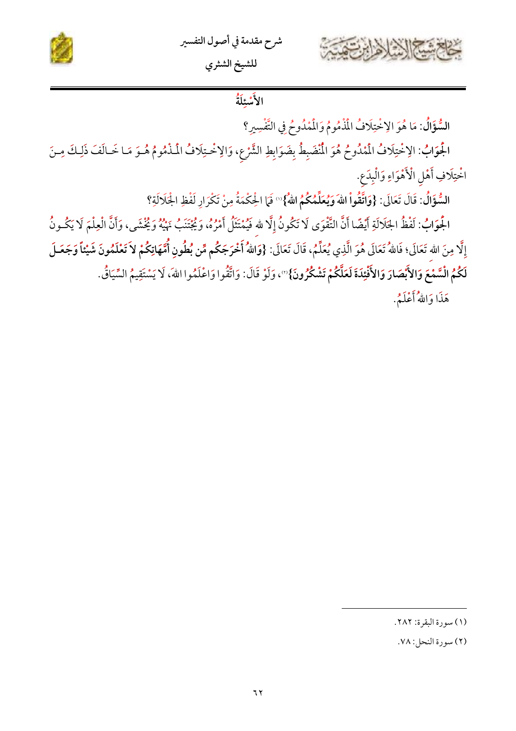## الأَسْئِلَةُ

**السُّؤَالُ**: مَا هُوَ الِاخْتِلَافُ الْمَذْمُومُ وَالْمَمْدُوحُ فِي التَّفْسِيرِ؟

**الْجَوَابُ**: الِاخْتِلَافُ الْمَمْدُوحُ هُوَ الْمُنْضَبِطُ بِضَوَابِطِ الشَّرْعِ، وَالِاخْتِلَافُ الْمَذْمُومُ هُوَ مَا خَالَفَ ذَلِكَ مِنَ اخْتِلَافِ أَهْلِ الْأَهْوَاءِ وَالْبِدَعِ.

**السُّؤَالُ**: قَالَ تَعَالَى: **{وَاتَّقُواْ اللهَ وَيُعَلِّمُكُمُ اللهُ}**[1] فَمَا الْحِكْمَةُ مِنْ تَكَرَارِ لَفْظِ الْجَلَالَةِ؟

**الْجَوَابُ**: لَفْظُ الْجَلَالَةِ أَيْضًا أَنَّ التَّقْوَى لَا تَكُونُ إِلَّا للهِ فَيُمْتَثَلُ أَمْرُهُ، وَيُجْتَنَبُ نَهْيُهُ وَيُخْشَى، وَأَنَّ الْعِلْمَ لَا يَكُونُ إِلَّا مِنَ اللهِ تَعَالَى؛ فَاللهُ تَعَالَى هُوَ الَّذِي يُعَلِّمُ، قَالَ تَعَالَى: **{وَاللهُ أَخْرَجَكُم مِّن بُطُونِ أُمَّهَاتِكُمْ لاَ تَعْلَمُونَ شَيْئاً وَجَعَلَ لَكُمُ الْسَّمْعَ وَالأَبْصَارَ وَالأَفْئِدَةَ لَعَلَّكُمْ تَشْكُرُونَ}**[2]، وَلَوْ قَالَ: وَاتَّقُوا وَاعْلَمُوا اللهَ، لَا يَسْتَقِيمُ السِّيَاقُ.

هَذَا وَاللهُ أَعْلَمُ.

---

(١) سورة البقرة: ٢٨٢.

(٢) سورة النحل: ٧٨.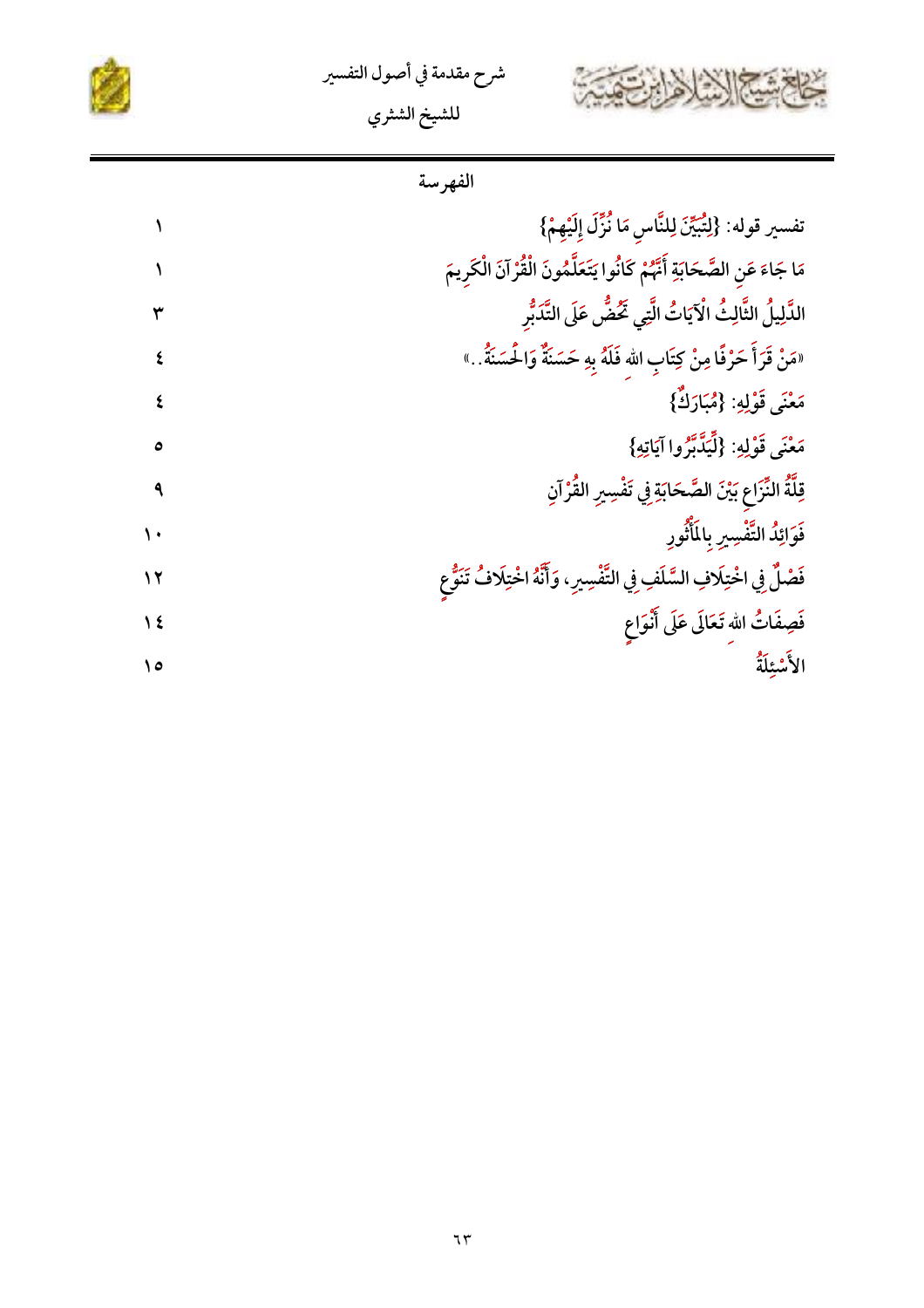## الفهرسة

| | |
|---|---|
| تفسير قوله: {لِتُبَيِّنَ لِلنَّاسِ مَا نُزِّلَ إِلَيْهِمْ} | ١ |
| مَا جَاءَ عَنِ الصَّحَابَةِ أَنَّهُمْ كَانُوا يَتَعَلَّمُونَ الْقُرْآنَ الْكَرِيمَ | ١ |
| الدَّلِيلُ الثَّالِثُ الْآيَاتُ الَّتِي تَحُضُّ عَلَى التَّدَبُّرِ | ٣ |
| «مَنْ قَرَأَ حَرْفًا مِنْ كِتَابِ الله فَلَهُ بِهِ حَسَنَةٌ وَالْحَسَنَةُ..» | ٤ |
| مَعْنَى قَوْلِهِ: {مُبَارَكٌ} | ٤ |
| مَعْنَى قَوْلِهِ: {لِيَدَّبَّرُوا آيَاتِهِ} | ٥ |
| قِلَّةُ النِّزَاعِ بَيْنَ الصَّحَابَةِ فِي تَفْسِيرِ الْقُرْآنِ | ٩ |
| فَوَائِدُ التَّفْسِيرِ بِالْمَأْثُورِ | ١٠ |
| فَصْلٌ فِي اخْتِلَافِ السَّلَفِ فِي التَّفْسِيرِ، وَأَنَّهُ اخْتِلَافُ تَنَوُّعٍ | ١٢ |
| فَصِفَاتُ الله تَعَالَى عَلَى أَنْوَاعٍ | ١٤ |
| الأَسْئِلَةُ | ١٥ |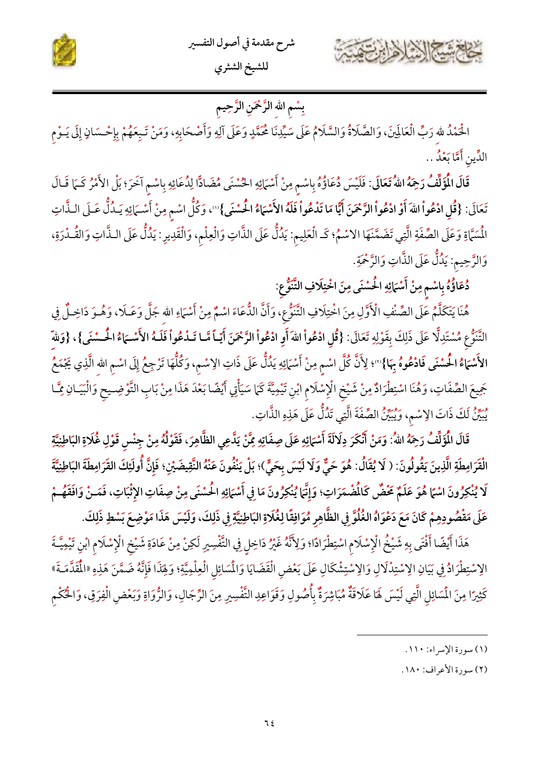بِسْمِ اللهِ الرَّحْمَنِ الرَّحِيمِ

الْحَمْدُ للهِ رَبِّ الْعَالَمِينَ، وَالصَّلَاةُ وَالسَّلَامُ عَلَى سَيِّدِنَا مُحَمَّدٍ وَعَلَى آلِهِ وَأَصْحَابِهِ، وَمَنْ تَبِعَهُمْ بِإِحْسَانٍ إِلَى يَوْمِ الدِّينِ أَمَّا بَعْدُ..

**قَالَ الْمُؤَلِّفُ رَحِمَهُ اللهُ تَعَالَى**: فَلَيْسَ دُعَاؤُهُ بِاسْمٍ مِنْ أَسْمَائِهِ الْحُسْنَى مُضَادًّا لِدُعَائِهِ بِاسْمٍ آخَرَ؛ بَلْ الْأَمْرُ كَمَا قَالَ تَعَالَى: **{قُلِ ادْعُواْ اللهَ أَوِ ادْعُواْ الرَّحْمَنَ أَيًّا مَا تَدْعُواْ فَلَهُ الأَسْمَاءُ الْحُسْنَى}**(١)، وَكُلُّ اسْمٍ مِنْ أَسْمَائِهِ يَدُلُّ عَلَى الذَّاتِ الْمُسَمَّاةِ وَعَلَى الصِّفَةِ الَّتِي تَضَمَّنَهَا الاسْمُ؛ كَـ الْعَلِيمِ: يَدُلُّ عَلَى الذَّاتِ وَالْعِلْمِ، وَالْقَدِيرِ: يَدُلُّ عَلَى الذَّاتِ وَالْقُدْرَةِ، وَالرَّحِيمِ: يَدُلُّ عَلَى الذَّاتِ وَالرَّحْمَةِ.

**دُعَاؤُهُ بِاسْمٍ مِنْ أَسْمَائِهِ الْحُسْنَى مِنَ اخْتِلَافِ التَّنَوُّعِ:**

هُنَا يَتَكَلَّمُ عَلَى الصِّنْفِ الْأَوَّلِ مِنَ اخْتِلَافِ التَّنَوُّعِ، وَأَنَّ الدُّعَاءَ اسْمٌ مِنْ أَسْمَاءِ اللهِ جَلَّ وَعَلَا، وَهُوَ دَاخِلٌ فِي التَّنَوُّعِ مُسْتَدِلًّا عَلَى ذَلِكَ بِقَوْلِهِ تَعَالَى: **{قُلِ ادْعُواْ اللهَ أَوِ ادْعُواْ الرَّحْمَنَ أَيًّا مَّا تَدْعُواْ فَلَهُ الأَسْمَاءُ الْحُسْنَى}**، **{وَللهِ الأَسْمَاءُ الْحُسْنَى فَادْعُوهُ بِهَا}**(٢)؛ لِأَنَّ كُلَّ اسْمٍ مِنْ أَسْمَائِهِ يَدُلُّ عَلَى ذَاتِ الاسْمِ، وَكُلُّهَا تَرْجِعُ إِلَى اسْمِ اللهِ الَّذِي يَجْمَعُ جَمِيعَ الصِّفَاتِ، وَهُنَا اسْتِطْرَادٌ مِنْ شَيْخِ الْإِسْلَامِ ابْنِ تَيْمِيَّةَ كَمَا سَيَأْتِي أَيْضًا بَعْدَ هَذَا مِنْ بَابِ التَّوْضِيحِ وَالْبَيَانِ مِمَّا يُبَيِّنُ لَكَ ذَاتَ الاسْمِ، وَيُبَيِّنُ الصِّفَةَ الَّتِي تَدُلُّ عَلَى هَذِهِ الذَّاتِ.

**قَالَ الْمُؤَلِّفُ رَحِمَهُ اللهُ: وَمَنْ أَنْكَرَ دِلَالَةَ أَسْمَائِهِ عَلَى صِفَاتِهِ مِمَّنْ يَدَّعِي الظَّاهِرَ، فَقَوْلُهُ مِنْ جِنْسِ قَوْلِ غُلَاةِ الْبَاطِنِيَّةِ الْقَرَامِطَةِ الَّذِينَ يَقُولُونَ: (لَا يُقَالُ: هُوَ حَيٌّ وَلَا لَيْسَ بِحَيٍّ)؛ بَلْ يَنْفُونَ عَنْهُ النَّقِيضَيْنِ؛ فَإِنَّ أُولَئِكَ الْقَرَامِطَةَ الْبَاطِنِيَّةَ لَا يُنْكِرُونَ اسْمًا هُوَ عَلَمٌ مَحْضٌ كَالْمُضْمَرَاتِ؛ وَإِنَّمَا يُنْكِرُونَ مَا فِي أَسْمَائِهِ الْحُسْنَى مِنْ صِفَاتِ الْإِثْبَاتِ، فَمَنْ وَافَقَهُمْ عَلَى مَقْصُودِهِمْ كَانَ مَعَ دَعْوَاهُ الْغُلُوَّ فِي الظَّاهِرِ مُوَافِقًا لِغُلَاةِ الْبَاطِنِيَّةِ فِي ذَلِكَ، وَلَيْسَ هَذَا مَوْضِعَ بَسْطِ ذَلِكَ.**

هَذَا أَيْضًا أَفْتَى بِهِ شَيْخُ الْإِسْلَامِ اسْتِطْرَادًا؛ وَلِأَنَّهُ غَيْرُ دَاخِلٍ فِي التَّفْسِيرِ لَكِنْ مِنْ عَادَةِ شَيْخِ الْإِسْلَامِ ابْنِ تَيْمِيَّةَ الِاسْتِطْرَادُ فِي بَيَانِ الِاسْتِدْلَالِ وَالِاسْتِشْكَالِ عَلَى بَعْضِ الْقَضَايَا وَالْمَسَائِلِ الْعِلْمِيَّةِ؛ وَلِهَذَا فَإِنَّهُ ضَمَّنَ هَذِهِ «الْمُقَدِّمَةَ» كَثِيرًا مِنَ الْمَسَائِلِ الَّتِي لَيْسَ لَهَا عَلَاقَةٌ مُبَاشِرَةٌ بِأُصُولِ وَقَوَاعِدِ التَّفْسِيرِ مِنَ الرِّجَالِ، وَالرُّوَاةِ وَبَعْضِ الْفِرَقِ، وَالْحُكْمِ

---

(١) سورة الإسراء: ١١٠.

(٢) سورة الأعراف: ١٨٠.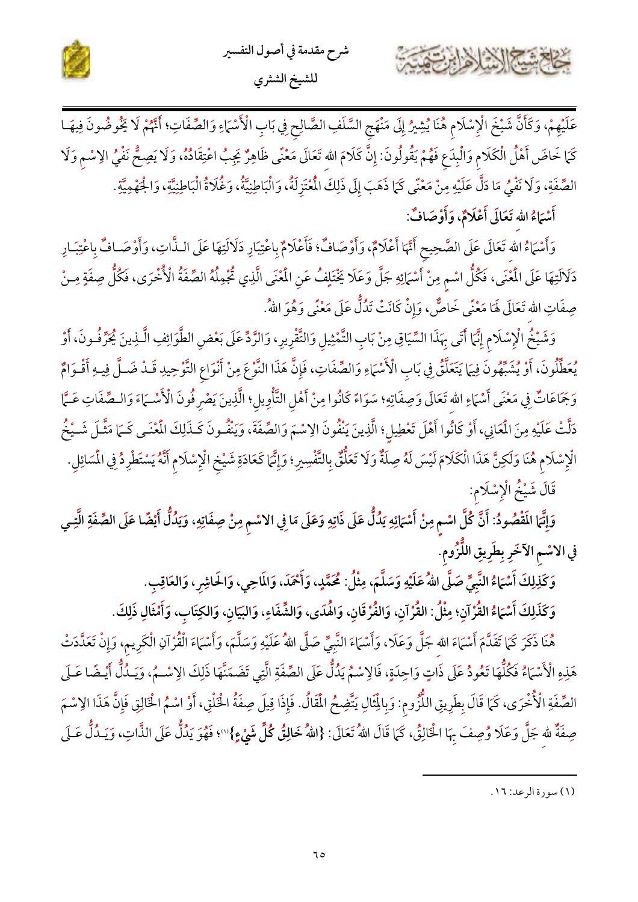عَلَيْهِمْ، وَكَأَنَّ شَيْخَ الْإِسْلَامِ هُنَا يُشِيرُ إِلَى مَنْهَجِ السَّلَفِ الصَّالِحِ فِي بَابِ الْأَسْمَاءِ وَالصِّفَاتِ؛ أَنَّهُمْ لَا يَخُوضُونَ فِيهَا كَمَا خَاضَ أَهْلُ الْكَلَامِ وَالْبِدَعِ فَهُمْ يَقُولُونَ: إِنَّ كَلَامَ اللهِ تَعَالَى مَعْنًى ظَاهِرٌ يَجِبُ اعْتِقَادُهُ، وَلَا يَصِحُّ نَفْيُ الِاسْمِ وَلَا الصِّفَةِ، وَلَا نَفْيُ مَا دَلَّ عَلَيْهِ مِنْ مَعْنًى كَمَا ذَهَبَ إِلَى ذَلِكَ الْمُعْتَزِلَةُ، وَالْبَاطِنِيَّةُ، وَغُلَاةُ الْبَاطِنِيَّةِ، وَالْجَهْمِيَّةِ.

**أَسْمَاءُ اللهِ تَعَالَى أَعْلَامٌ، وَأَوْصَافٌ:**

وَأَسْمَاءُ اللهِ تَعَالَى عَلَى الصَّحِيحِ أَنَّهَا أَعْلَامٌ، وَأَوْصَافٌ؛ فَأَعْلَامٌ بِاعْتِبَارِ دَلَالَتِهَا عَلَى الذَّاتِ، وَأَوْصَافٌ بِاعْتِبَارِ دَلَالَتِهَا عَلَى الْمَعْنَى، فَكُلُّ اسْمٍ مِنْ أَسْمَائِهِ جَلَّ وَعَلَا يَخْتَلِفُ عَنِ الْمَعْنَى الَّذِي تُجْمِلُهُ الصِّفَةُ الْأُخْرَى، فَكُلُّ صِفَةٍ مِنْ صِفَاتِ اللهِ تَعَالَى لَهَا مَعْنًى خَاصٌّ، وَإِنْ كَانَتْ تَدُلُّ عَلَى مَعْنًى وَهُوَ اللهُ.

وَشَيْخُ الْإِسْلَامِ إِنَّمَا أَتَى بِهَذَا السِّيَاقِ مِنْ بَابِ التَّمْثِيلِ وَالتَّقْرِيرِ، وَالرَّدِّ عَلَى بَعْضِ الطَّوَائِفِ الَّذِينَ يُحَرِّفُونَ، أَوْ يُعَطِّلُونَ، أَوْ يُشَبِّهُونَ فِيمَا يَتَعَلَّقُ فِي بَابِ الْأَسْمَاءِ وَالصِّفَاتِ، فَإِنَّ هَذَا النَّوْعَ مِنْ أَنْوَاعِ التَّوْحِيدِ قَدْ ضَلَّ فِيهِ أَقْوَامٌ وَجَمَاعَاتٌ فِي مَعْنَى أَسْمَاءِ اللهِ تَعَالَى وَصِفَاتِهِ؛ سَوَاءً كَانُوا مِنْ أَهْلِ التَّأْوِيلِ؛ الَّذِينَ يَصْرِفُونَ الْأَسْمَاءَ وَالصِّفَاتِ عَمَّا دَلَّتْ عَلَيْهِ مِنَ الْمَعَانِي، أَوْ كَانُوا أَهْلَ تَعْطِيلٍ؛ الَّذِينَ يَنْفُونَ الِاسْمَ وَالصِّفَةَ، وَيَنْفُونَ كَذَلِكَ الْمَعْنَى كَمَا مَثَّلَ شَيْخُ الْإِسْلَامِ هُنَا وَلَكِنَّ هَذَا الْكَلَامَ لَيْسَ لَهُ صِلَةٌ وَلَا تَعَلُّقٌ بِالتَّفْسِيرِ؛ وَإِنَّمَا كَعَادَةِ شَيْخِ الْإِسْلَامِ أَنَّهُ يَسْتَطْرِدُ فِي الْمَسَائِلِ.

قَالَ شَيْخُ الْإِسْلَامِ:

**وَإِنَّمَا الْمَقْصُودُ: أَنَّ كُلَّ اسْمٍ مِنْ أَسْمَائِهِ يَدُلُّ عَلَى ذَاتِهِ وَعَلَى مَا فِي الِاسْمِ مِنْ صِفَاتِهِ، وَيَدُلُّ أَيْضًا عَلَى الصِّفَةِ الَّتِي فِي الِاسْمِ الْآخَرِ بِطَرِيقِ اللُّزُومِ.**

**وَكَذَلِكَ أَسْمَاءُ النَّبِيِّ صَلَّى اللهُ عَلَيْهِ وَسَلَّمَ، مِثْلُ: مُحَمَّدٍ، وَأَحْمَدَ، وَالْمَاحِي، وَالْحَاشِرِ، وَالْعَاقِبِ.**

**وَكَذَلِكَ أَسْمَاءُ الْقُرْآنِ؛ مِثْلُ: الْقُرْآنِ، وَالْفُرْقَانِ، وَالْهُدَى، وَالشِّفَاءِ، وَالْبَيَانِ، وَالْكِتَابِ، وَأَمْثَالِ ذَلِكَ.**

هُنَا ذَكَرَ كَمَا تَقَدَّمَ أَسْمَاءَ اللهِ جَلَّ وَعَلَا، وَأَسْمَاءَ النَّبِيِّ صَلَّى اللهُ عَلَيْهِ وَسَلَّمَ، وَأَسْمَاءَ الْقُرْآنِ الْكَرِيمِ، وَإِنْ تَعَدَّدَتْ هَذِهِ الْأَسْمَاءُ فَكُلُّهَا تَعُودُ عَلَى ذَاتٍ وَاحِدَةٍ، فَالِاسْمُ يَدُلُّ عَلَى الصِّفَةِ الَّتِي تَضَمَّنَهَا ذَلِكَ الِاسْمُ، وَيَدُلُّ أَيْضًا عَلَى الصِّفَةِ الْأُخْرَى، كَمَا قَالَ بِطَرِيقِ اللُّزُومِ: وَبِالْمِثَالِ يَتَّضِحُ الْمَقَالُ. فَإِذَا قِيلَ صِفَةُ الْخَلْقِ، أَوْ اسْمُ الْخَالِقِ فَإِنَّ هَذَا الِاسْمَ صِفَةٌ للهِ جَلَّ وَعَلَا وُصِفَ بِهَا الْخَالِقُ، كَمَا قَالَ اللهُ تَعَالَى: {اللهُ خَالِقُ كُلِّ شَيْءٍ}[1]؛ فَهُوَ يَدُلُّ عَلَى الذَّاتِ، وَيَدُلُّ عَلَى

---

(١) سورة الرعد: ١٦.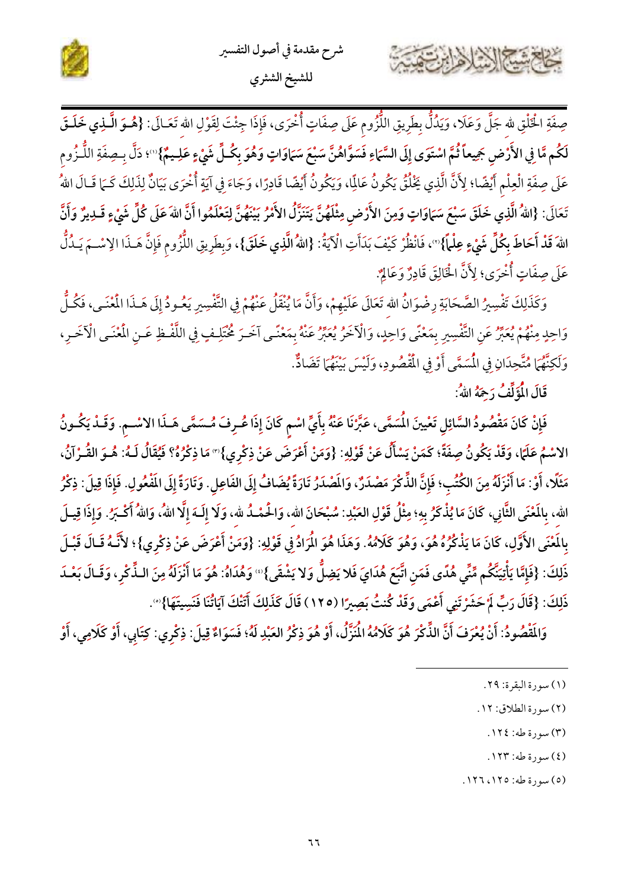صِفَةِ الْخَلْقِ للهِ جَلَّ وَعَلَا، وَيَدُلُّ بِطَرِيقِ اللُّزُومِ عَلَى صِفَاتٍ أُخْرَى، فَإِذَا جِئْتَ لِقَوْلِ اللهِ تَعَالَى: {هُوَ الَّذِي خَلَقَ لَكُم مَّا فِي الأَرْضِ جَمِيعاً ثُمَّ اسْتَوَى إِلَى السَّمَاءِ فَسَوَّاهُنَّ سَبْعَ سَمَاوَاتٍ وَهُوَ بِكُلِّ شَيْءٍ عَلِيمٌ}[1]؛ دَلَّ بِصِفَةِ اللُّزُومِ عَلَى صِفَةِ الْعِلْمِ أَيْضًا؛ لِأَنَّ الَّذِي يَخْلُقُ يَكُونُ عَالِمًا، وَيَكُونُ أَيْضًا قَادِرًا، وَجَاءَ فِي آيَةٍ أُخْرَى بَيَانٌ لِذَلِكَ كَمَا قَالَ اللهُ تَعَالَى: {اللهُ الَّذِي خَلَقَ سَبْعَ سَمَاوَاتٍ وَمِنَ الأَرْضِ مِثْلَهُنَّ يَتَنَزَّلُ الأَمْرُ بَيْنَهُنَّ لِتَعْلَمُوا أَنَّ اللهَ عَلَى كُلِّ شَيْءٍ قَدِيرٌ وَأَنَّ اللهَ قَدْ أَحَاطَ بِكُلِّ شَيْءٍ عِلْماً}[2]، فَانْظُرْ كَيْفَ بَدَأَتِ الْآيَةُ: {اللهُ الَّذِي خَلَقَ}، وَبِطَرِيقِ اللُّزُومِ فَإِنَّ هَذَا الِاسْمَ يَدُلُّ عَلَى صِفَاتٍ أُخْرَى؛ لِأَنَّ الْخَالِقَ قَادِرٌ وَعَالِمٌ.

وَكَذَلِكَ تَفْسِيرُ الصَّحَابَةِ رِضْوَانُ اللهِ تَعَالَى عَلَيْهِمْ، وَأَنَّ مَا يُنْقَلُ عَنْهُمْ فِي التَّفْسِيرِ يَعُودُ إِلَى هَذَا الْمَعْنَى، فَكُلُّ وَاحِدٍ مِنْهُمْ يُعَبِّرُ عَنِ التَّفْسِيرِ بِمَعْنًى وَاحِدٍ، وَالْآخَرُ يُعَبِّرُ عَنْهُ بِمَعْنًى آخَرَ مُخْتَلِفٍ فِي اللَّفْظِ عَنِ الْمَعْنَى الْآخَرِ، وَلَكِنَّهُمَا مُتَّحِدَانِ فِي الْمُسَمَّى أَوْ فِي الْمَقْصُودِ، وَلَيْسَ بَيْنَهُمَا تَضَادٌّ.

**قَالَ الْمُؤَلِّفُ رَحِمَهُ اللهُ:**

**فَإِنْ كَانَ مَقْصُودُ السَّائِلِ تَعْيِينَ الْمُسَمَّى، عَبَّرْنَا عَنْهُ بِأَيِّ اسْمٍ كَانَ إِذَا عُرِفَ مُسَمَّى هَذَا الِاسْمِ. وَقَدْ يَكُونُ الِاسْمُ عَلَمًا، وَقَدْ يَكُونُ صِفَةً؛ كَمَنْ يَسْأَلُ عَنْ قَوْلِهِ: {وَمَنْ أَعْرَضَ عَنْ ذِكْرِي}[3] مَا ذِكْرُهُ؟ فَيُقَالُ لَهُ: هُوَ الْقُرْآنُ، مَثَلًا، أَوْ: مَا أَنْزَلَهُ مِنَ الكُتُبِ؛ فَإِنَّ الذِّكْرَ مَصْدَرٌ، وَالمَصْدَرُ تَارَةً يُضَافُ إِلَى الفَاعِلِ. وَتَارَةً إِلَى المَفْعُولِ. فَإِذَا قِيلَ: ذِكْرُ اللهِ، بِالْمَعْنَى الثَّانِي، كَانَ مَا يُذْكَرُ بِهِ؛ مِثْلُ قَوْلِ العَبْدِ: سُبْحَانَ اللهِ، وَالْحَمْدُ للهِ، وَلَا إِلَهَ إِلَّا اللهُ، وَاللهُ أَكْبَرُ. وَإِذَا قِيلَ بِالْمَعْنَى الأَوَّلِ، كَانَ مَا يَذْكُرُهُ هُوَ، وَهُوَ كَلَامُهُ. وَهَذَا هُوَ الْمُرَادُ فِي قَوْلِهِ: {وَمَنْ أَعْرَضَ عَنْ ذِكْرِي}؛ لِأَنَّهُ قَالَ قَبْلَ ذَلِكَ: {فَإِمَّا يَأْتِيَنَّكُم مِّنِّي هُدًى فَمَنِ اتَّبَعَ هُدَايَ فَلا يَضِلُّ وَلا يَشْقَى}[4] وَهُدَاهُ: هُوَ مَا أَنْزَلَهُ مِنَ الذِّكْرِ، وَقَالَ بَعْدَ ذَلِكَ: {قَالَ رَبِّ لِمَ حَشَرْتَنِي أَعْمَى وَقَدْ كُنتُ بَصِيرًا (١٢٥) قَالَ كَذَلِكَ أَتَتْكَ آيَاتُنَا فَنَسِيتَهَا}[5].**

**وَالمَقْصُودُ: أَنْ يُعْرَفَ أَنَّ الذِّكْرَ هُوَ كَلَامُهُ الْمُنَزَّلُ، أَوْ هُوَ ذِكْرُ العَبْدِ لَهُ؛ فَسَوَاءٌ قِيلَ: ذِكْرِي: كِتَابِي، أَوْ كَلَامِي، أَوْ**

---

(١) سورة البقرة: ٢٩.

(٢) سورة الطلاق: ١٢.

(٣) سورة طه: ١٢٤.

(٤) سورة طه: ١٢٣.

(٥) سورة طه: ١٢٥، ١٢٦.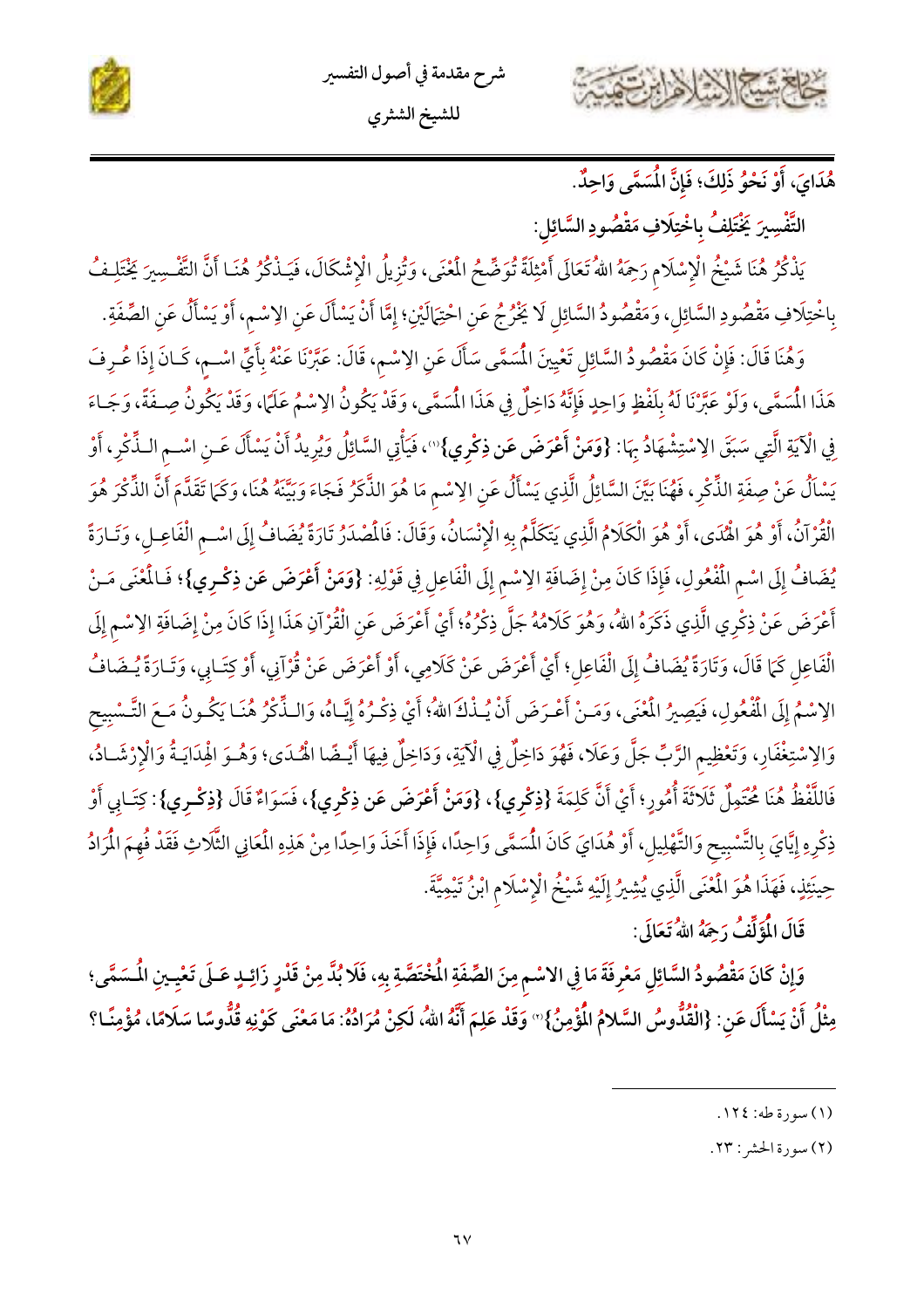هُدَايَ، أَوْ نَحْوُ ذَلِكَ؛ فَإِنَّ الْمُسَمَّى وَاحِدٌ.

**التَّفْسِيرَ يَخْتَلِفُ بِاخْتِلَافِ مَقْصُودِ السَّائِلِ:**

يَذْكُرُ هُنَا شَيْخُ الْإِسْلَامِ رَحِمَهُ اللهُ تَعَالَى أَمْثِلَةً تُوَضِّحُ الْمَعْنَى، وَتُزِيلُ الْإِشْكَالَ، فَيَذْكُرُ هُنَا أَنَّ التَّفْسِيرَ يَخْتَلِفُ بِاخْتِلَافِ مَقْصُودِ السَّائِلِ، وَمَقْصُودُ السَّائِلِ لَا يَخْرُجُ عَنِ احْتِمَالَيْنِ؛ إِمَّا أَنْ يَسْأَلَ عَنِ الِاسْمِ، أَوْ يَسْأَلَ عَنِ الصِّفَةِ.

وَهُنَا قَالَ: فَإِنْ كَانَ مَقْصُودُ السَّائِلِ تَعْيِينَ الْمُسَمَّى سَأَلَ عَنِ الِاسْمِ، قَالَ: عَبَّرْنَا عَنْهُ بِأَيِّ اسْمٍ، كَانَ إِذَا عُرِفَ هَذَا الْمُسَمَّى، وَلَوْ عَبَّرْنَا لَهُ بِلَفْظٍ وَاحِدٍ فَإِنَّهُ دَاخِلٌ فِي هَذَا الْمُسَمَّى، وَقَدْ يَكُونُ الِاسْمُ عَلَمًا، وَقَدْ يَكُونُ صِفَةً، وَجَاءَ فِي الْآيَةِ الَّتِي سَبَقَ الِاسْتِشْهَادُ بِهَا: **{وَمَنْ أَعْرَضَ عَن ذِكْرِي}**(١)، فَيَأْتِي السَّائِلُ وَيُرِيدُ أَنْ يَسْأَلَ عَنِ اسْمِ الذِّكْرِ، أَوْ يَسْأَلُ عَنْ صِفَةِ الذِّكْرِ، فَهُنَا بَيَّنَ السَّائِلُ الَّذِي يَسْأَلُ عَنِ الِاسْمِ مَا هُوَ الذِّكْرُ فَجَاءَ وَبَيَّنَهُ هُنَا، وَكَمَا تَقَدَّمَ أَنَّ الذِّكْرَ هُوَ الْقُرْآنُ، أَوْ هُوَ الْهُدَى، أَوْ هُوَ الْكَلَامُ الَّذِي يَتَكَلَّمُ بِهِ الْإِنْسَانُ، وَقَالَ: فَالْمَصْدَرُ تَارَةً يُضَافُ إِلَى اسْمِ الْفَاعِلِ، وَتَارَةً يُضَافُ إِلَى اسْمِ الْمَفْعُولِ، فَإِذَا كَانَ مِنْ إِضَافَةِ الِاسْمِ إِلَى الْفَاعِلِ فِي قَوْلِهِ: **{وَمَنْ أَعْرَضَ عَن ذِكْرِي}**؛ فَالْمَعْنَى مَنْ أَعْرَضَ عَنْ ذِكْرِي الَّذِي ذَكَرَهُ اللهُ، وَهُوَ كَلَامُهُ جَلَّ ذِكْرُهُ؛ أَيْ أَعْرَضَ عَنِ الْقُرْآنِ هَذَا إِذَا كَانَ مِنْ إِضَافَةِ الِاسْمِ إِلَى الْفَاعِلِ كَمَا قَالَ، وَتَارَةً يُضَافُ إِلَى الْفَاعِلِ؛ أَيْ أَعْرَضَ عَنْ كَلَامِي، أَوْ أَعْرَضَ عَنْ قُرْآنِي، أَوْ كِتَابِي، وَتَارَةً يُضَافُ الِاسْمُ إِلَى الْمَفْعُولِ، فَيَصِيرُ الْمَعْنَى، وَمَنْ أَعْرَضَ أَنْ يَذْكُرَ اللهَ؛ أَيْ ذِكْرُهُ إِيَّاهُ، وَالذِّكْرُ هُنَا يَكُونُ مَعَ التَّسْبِيحِ وَالِاسْتِغْفَارِ، وَتَعْظِيمِ الرَّبِّ جَلَّ وَعَلَا، فَهُوَ دَاخِلٌ فِي الْآيَةِ، وَدَاخِلٌ فِيهَا أَيْضًا الْهُدَى؛ وَهُوَ الْهِدَايَةُ وَالْإِرْشَادُ، فَاللَّفْظُ هُنَا مُحْتَمِلٌ ثَلَاثَةَ أُمُورٍ؛ أَيْ أَنَّ كَلِمَةَ **{ذِكْرِي}**، **{وَمَنْ أَعْرَضَ عَن ذِكْرِي}**، فَسَوَاءٌ قَالَ **{ذِكْرِي}**: كِتَابِي أَوْ ذِكْرِهِ إِيَّايَ بِالتَّسْبِيحِ وَالتَّهْلِيلِ، أَوْ هُدَايَ كَانَ الْمُسَمَّى وَاحِدًا، فَإِذَا أَخَذَ وَاحِدًا مِنْ هَذِهِ الْمَعَانِي الثَّلَاثِ فَقَدْ فُهِمَ الْمُرَادُ حِينَئِذٍ، فَهَذَا هُوَ الْمَعْنَى الَّذِي يُشِيرُ إِلَيْهِ شَيْخُ الْإِسْلَامِ ابْنُ تَيْمِيَّةَ.

**قَالَ الْمُؤَلِّفُ رَحِمَهُ اللهُ تَعَالَى:**

**وَإِنْ كَانَ مَقْصُودُ السَّائِلِ مَعْرِفَةَ مَا فِي الِاسْمِ مِنَ الصِّفَةِ الْمُخْتَصَّةِ بِهِ، فَلَا بُدَّ مِنْ قَدْرٍ زَائِدٍ عَلَى تَعْيِينِ الْمُسَمَّى؛ مِثْلُ أَنْ يَسْأَلَ عَنْ: {الْقُدُّوسُ السَّلَامُ الْمُؤْمِنُ}(٢) وَقَدْ عَلِمَ أَنَّهُ اللهُ، لَكِنْ مُرَادُهُ: مَا مَعْنَى كَوْنِهِ قُدُّوسًا سَلَامًا، مُؤْمِنًا؟**

---

(١) سورة طه: ١٢٤.

(٢) سورة الحشر: ٢٣.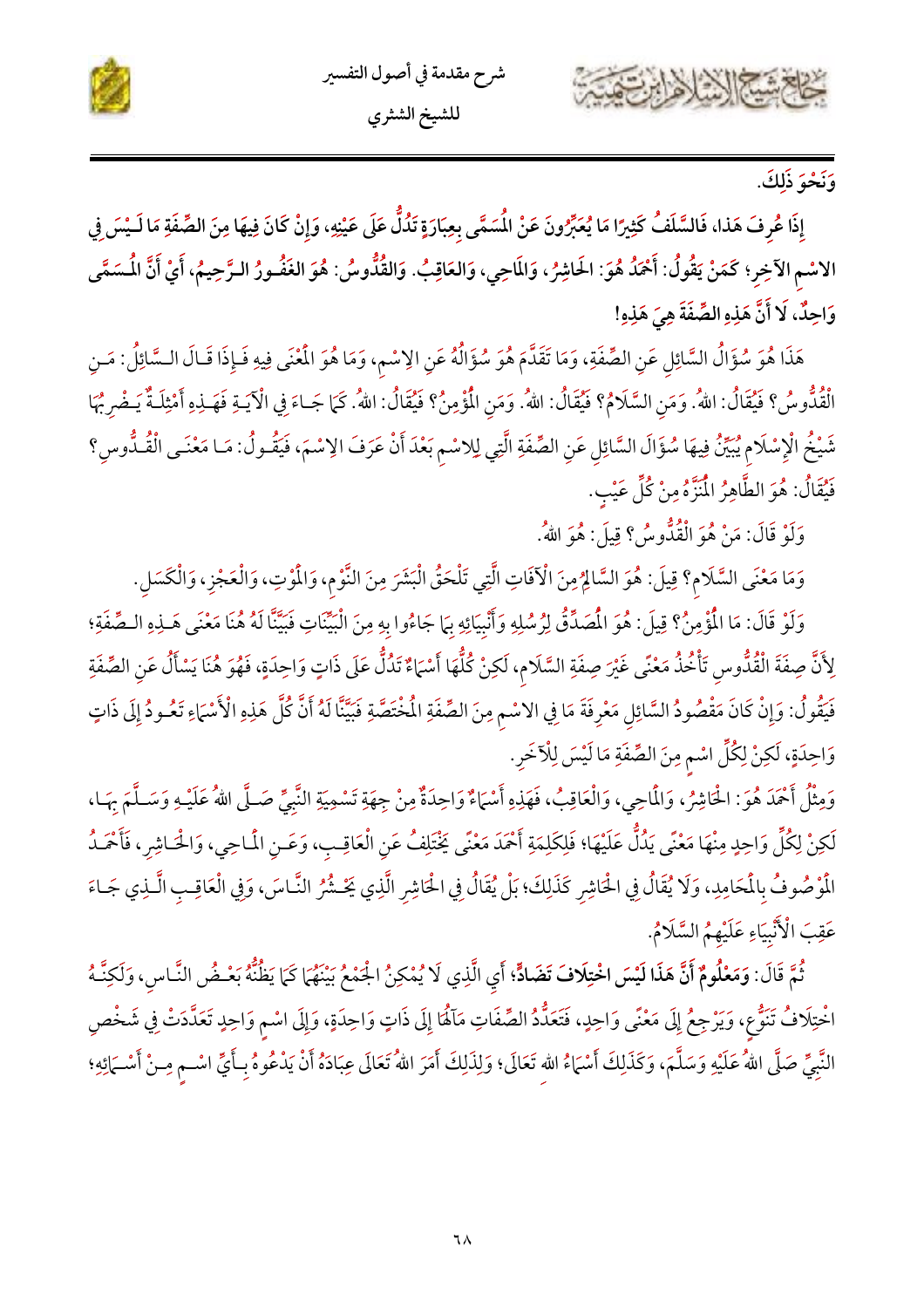وَنَحْوَ ذَلِكَ.

**إِذَا عُرِفَ هَذَا، فَالسَّلَفُ كَثِيرًا مَا يُعَبِّرُونَ عَنْ الْمُسَمَّى بِعِبَارَةٍ تَدُلُّ عَلَى عَيْنِهِ، وَإِنْ كَانَ فِيهَا مِنَ الصِّفَةِ مَا لَيْسَ فِي الاسْمِ الآخَرِ؛ كَمَنْ يَقُولُ: أَحْمَدُ هُوَ: الحَاشِرُ، وَالمَاحِي، وَالعَاقِبُ. وَالقُدُّوسُ: هُوَ الغَفُورُ الرَّحِيمُ، أَيْ أَنَّ الْمُسَمَّى وَاحِدٌ، لا أَنَّ هَذِهِ الصِّفَةَ هِيَ هَذِهِ!**

هَذَا هُوَ سُؤَالُ السَّائِلِ عَنِ الصِّفَةِ، وَمَا تَقَدَّمَ هُوَ سُؤَالُهُ عَنِ الاِسْمِ، وَمَا هُوَ الْمَعْنَى فِيهِ فَإِذَا قَالَ السَّائِلُ: مَنِ الْقُدُّوسُ؟ فَيُقَالُ: اللهُ. وَمَنِ السَّلامُ؟ فَيُقَالُ: اللهُ. وَمَنِ الْمُؤْمِنُ؟ فَيُقَالُ: اللهُ. كَمَا جَاءَ فِي الْآيَةِ فَهَذِهِ أَمْثِلَةٌ يَضْرِبُهَا شَيْخُ الْإِسْلَامِ يُبَيِّنُ فِيهَا سُؤَالَ السَّائِلِ عَنِ الصِّفَةِ الَّتِي لِلاسْمِ بَعْدَ أَنْ عَرَفَ الاِسْمَ، فَيَقُولُ: مَا مَعْنَى الْقُدُّوسِ؟ فَيُقَالُ: هُوَ الطَّاهِرُ الْمُنَزَّهُ مِنْ كُلِّ عَيْبٍ.

وَلَوْ قَالَ: مَنْ هُوَ الْقُدُّوسُ؟ قِيلَ: هُوَ اللهُ.

وَمَا مَعْنَى السَّلَامِ؟ قِيلَ: هُوَ السَّالِمُ مِنَ الْآفَاتِ الَّتِي تَلْحَقُ الْبَشَرَ مِنَ النَّوْمِ، وَالْمَوْتِ، وَالْعَجْزِ، وَالْكَسَلِ.

وَلَوْ قَالَ: مَا الْمُؤْمِنُ؟ قِيلَ: هُوَ الْمُصَدِّقُ لِرُسُلِهِ وَأَنْبِيَائِهِ بِمَا جَاءُوا بِهِ مِنَ الْبَيِّنَاتِ فَبَيَّنَّا لَهُ هُنَا مَعْنَى هَذِهِ الصِّفَةِ؛ لِأَنَّ صِفَةَ الْقُدُّوسِ تَأْخُذُ مَعْنًى غَيْرَ صِفَةِ السَّلَامِ، لَكِنْ كُلُّهَا أَسْمَاءٌ تَدُلُّ عَلَى ذَاتٍ وَاحِدَةٍ، فَهُوَ هُنَا يَسْأَلُ عَنِ الصِّفَةِ فَيَقُولُ: وَإِنْ كَانَ مَقْصُودُ السَّائِلِ مَعْرِفَةَ مَا فِي الاسْمِ مِنَ الصِّفَةِ الْمُخْتَصَّةِ فَبَيَّنَّا لَهُ أَنَّ كُلَّ هَذِهِ الْأَسْمَاءِ تَعُودُ إِلَى ذَاتٍ وَاحِدَةٍ، لَكِنْ لِكُلِّ اسْمٍ مِنَ الصِّفَةِ مَا لَيْسَ لِلْآخَرِ.

وَمِثْلُ أَحْمَدَ هُوَ: الْحَاشِرُ، وَالْمَاحِي، وَالْعَاقِبُ، فَهَذِهِ أَسْمَاءٌ وَاحِدَةٌ مِنْ جِهَةِ تَسْمِيَةِ النَّبِيِّ صَلَّى اللهُ عَلَيْهِ وَسَلَّمَ بِهَا، لَكِنْ لِكُلِّ وَاحِدٍ مِنْهَا مَعْنًى يَدُلُّ عَلَيْهَا؛ فَلِكَلِمَةِ أَحْمَدَ مَعْنًى يَخْتَلِفُ عَنِ الْعَاقِبِ، وَعَنِ الْمَاحِي، وَالْحَاشِرِ، فَأَحْمَدُ الْمَوْصُوفُ بِالْمَحَامِدِ، وَلَا يُقَالُ فِي الْحَاشِرِ كَذَلِكَ؛ بَلْ يُقَالُ فِي الْحَاشِرِ الَّذِي يَحْشُرُ النَّاسَ، وَفِي الْعَاقِبِ الَّذِي جَاءَ عَقِبَ الْأَنْبِيَاءِ عَلَيْهِمُ السَّلَامُ.

ثُمَّ قَالَ: **وَمَعْلُومٌ أَنَّ هَذَا لَيْسَ اخْتِلَافَ تَضَادٍّ**؛ أَيِ الَّذِي لَا يُمْكِنُ الْجَمْعُ بَيْنَهُمَا كَمَا يَظُنُّهُ بَعْضُ النَّاسِ، وَلَكِنَّهُ اخْتِلَافُ تَنَوُّعٍ، وَيَرْجِعُ إِلَى مَعْنًى وَاحِدٍ، فَتَعَدُّدُ الصِّفَاتِ مَآلُهَا إِلَى ذَاتٍ وَاحِدَةٍ، وَإِلَى اسْمٍ وَاحِدٍ تَعَدَّدَتْ فِي شَخْصِ النَّبِيِّ صَلَّى اللهُ عَلَيْهِ وَسَلَّمَ، وَكَذَلِكَ أَسْمَاءُ اللهِ تَعَالَى؛ وَلِذَلِكَ أَمَرَ اللهُ تَعَالَى عِبَادَهُ أَنْ يَدْعُوهُ بِأَيِّ اسْمٍ مِنْ أَسْمَائِهِ؛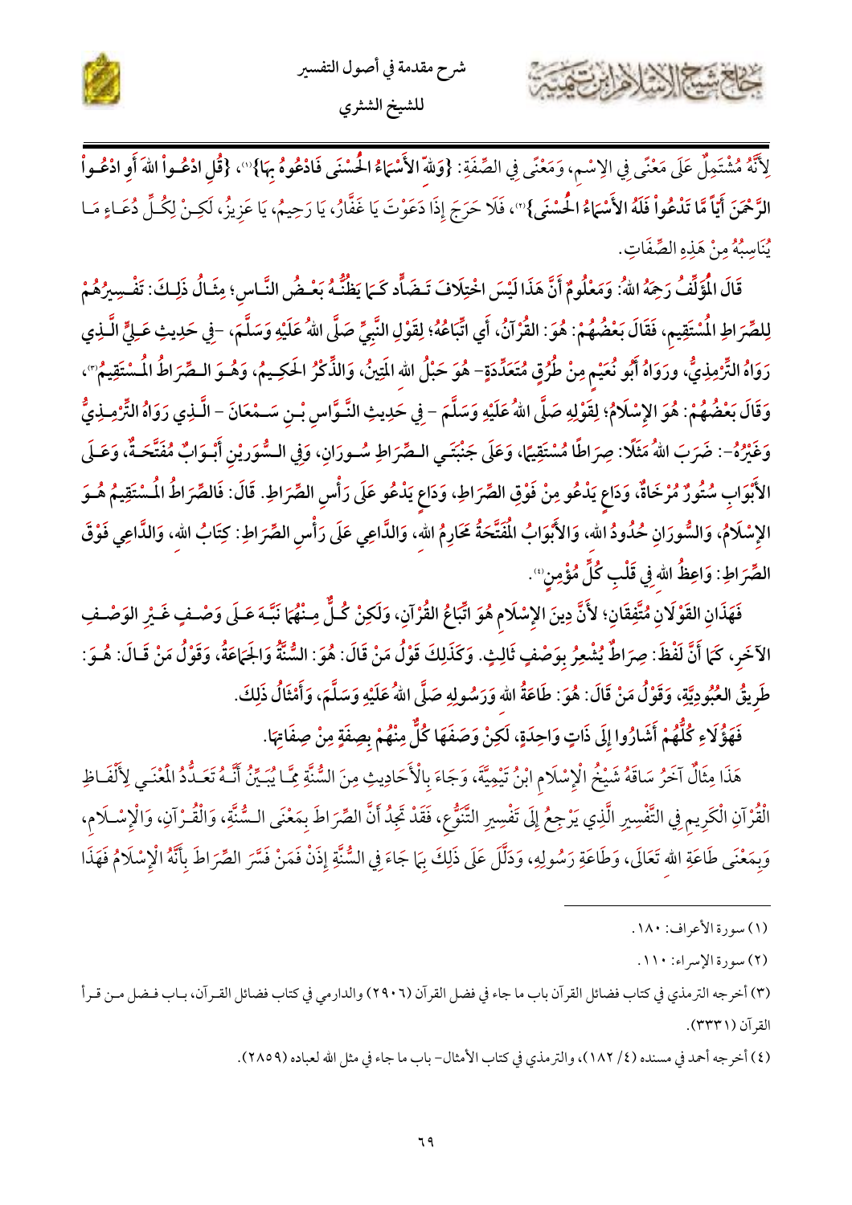لِأَنَّهُ مُشْتَمِلٌ عَلَى مَعْنًى فِي الِاسْمِ، وَمَعْنًى فِي الصِّفَةِ: {وَلِلَّهِ الأَسْمَاءُ الْحُسْنَى فَادْعُوهُ بِهَا}(١)، {قُلِ ادْعُواْ اللهَ أَوِ ادْعُواْ الرَّحْمَنَ أَيًّا مَّا تَدْعُواْ فَلَهُ الأَسْمَاءُ الْحُسْنَى}(٢)، فَلَا حَرَجَ إِذَا دَعَوْتَ يَا غَفَّارُ، يَا رَحِيمُ، يَا عَزِيزُ، لَكِنْ لِكُلِّ دُعَاءٍ مَا يُنَاسِبُهُ مِنْ هَذِهِ الصِّفَاتِ.

قَالَ الْمُؤَلِّفُ رَحِمَهُ اللهُ: وَمَعْلُومٌ أَنَّ هَذَا لَيْسَ اخْتِلَافَ تَضَادٍّ كَمَا يَظُنُّهُ بَعْضُ النَّاسِ؛ مِثَالُ ذَلِكَ: تَفْسِيرُهُمْ لِلصِّرَاطِ الْمُسْتَقِيمِ، فَقَالَ بَعْضُهُمْ: هُوَ: الْقُرْآنُ، أَيِ اتِّبَاعُهُ؛ لِقَوْلِ النَّبِيِّ صَلَّى اللهُ عَلَيْهِ وَسَلَّمَ، -فِي حَدِيثِ عَلِيٍّ الَّذِي رَوَاهُ التِّرْمِذِيُّ، وَرَوَاهُ أَبُو نُعَيْمٍ مِنْ طُرُقٍ مُتَعَدِّدَةٍ- هُوَ حَبْلُ اللهِ الْمَتِينُ، وَالذِّكْرُ الْحَكِيمُ، وَهُوَ الصِّرَاطُ الْمُسْتَقِيمُ(٣)، وَقَالَ بَعْضُهُمْ: هُوَ الْإِسْلَامُ؛ لِقَوْلِهِ صَلَّى اللهُ عَلَيْهِ وَسَلَّمَ - فِي حَدِيثِ النَّوَّاسِ بْنِ سَمْعَانَ - الَّذِي رَوَاهُ التِّرْمِذِيُّ وَغَيْرُهُ-: ضَرَبَ اللهُ مَثَلًا: صِرَاطًا مُسْتَقِيمًا، وَعَلَى جَنْبَتَيِ الصِّرَاطِ سُورَانِ، وَفِي السُّورَيْنِ أَبْوَابٌ مُفَتَّحَةٌ، وَعَلَى الْأَبْوَابِ سُتُورٌ مُرْخَاةٌ، وَدَاعٍ يَدْعُو مِنْ فَوْقِ الصِّرَاطِ، وَدَاعٍ يَدْعُو عَلَى رَأْسِ الصِّرَاطِ. قَالَ: فَالصِّرَاطُ الْمُسْتَقِيمُ هُوَ الْإِسْلَامُ، وَالسُّورَانِ حُدُودُ اللهِ، وَالْأَبْوَابُ الْمُفَتَّحَةُ مَحَارِمُ اللهِ، وَالدَّاعِي عَلَى رَأْسِ الصِّرَاطِ: كِتَابُ اللهِ، وَالدَّاعِي فَوْقَ الصِّرَاطِ: وَاعِظُ اللهِ فِي قَلْبِ كُلِّ مُؤْمِنٍ(٤).

فَهَذَانِ الْقَوْلَانِ مُتَّفِقَانِ؛ لِأَنَّ دِينَ الْإِسْلَامِ هُوَ اتِّبَاعُ الْقُرْآنِ، وَلَكِنْ كُلٌّ مِنْهُمَا نَبَّهَ عَلَى وَصْفٍ غَيْرِ الْوَصْفِ الْآخَرِ، كَمَا أَنَّ لَفْظَ: صِرَاطٌ يُشْعِرُ بِوَصْفٍ ثَالِثٍ. وَكَذَلِكَ قَوْلُ مَنْ قَالَ: هُوَ: السُّنَّةُ وَالْجَمَاعَةُ، وَقَوْلُ مَنْ قَالَ: هُوَ: طَرِيقُ الْعُبُودِيَّةِ، وَقَوْلُ مَنْ قَالَ: هُوَ: طَاعَةُ اللهِ وَرَسُولِهِ صَلَّى اللهُ عَلَيْهِ وَسَلَّمَ، وَأَمْثَالُ ذَلِكَ.

فَهَؤُلَاءِ كُلُّهُمْ أَشَارُوا إِلَى ذَاتٍ وَاحِدَةٍ، لَكِنْ وَصَفَهَا كُلٌّ مِنْهُمْ بِصِفَةٍ مِنْ صِفَاتِهَا.

هَذَا مِثَالٌ آخَرُ سَاقَهُ شَيْخُ الْإِسْلَامِ ابْنُ تَيْمِيَّةَ، وَجَاءَ بِالْأَحَادِيثِ مِنَ السُّنَّةِ مِمَّا يُبَيِّنُ أَنَّهُ تَعَدُّدُ الْمَعْنَى لِأَلْفَاظِ الْقُرْآنِ الْكَرِيمِ فِي التَّفْسِيرِ الَّذِي يَرْجِعُ إِلَى تَفْسِيرِ التَّنَوُّعِ، فَقَدْ تَجِدُ أَنَّ الصِّرَاطَ بِمَعْنَى السُّنَّةِ، وَالْقُرْآنِ، وَالْإِسْلَامِ، وَبِمَعْنَى طَاعَةِ اللهِ تَعَالَى، وَطَاعَةِ رَسُولِهِ، وَدَلَّلَ عَلَى ذَلِكَ بِمَا جَاءَ فِي السُّنَّةِ إِذَنْ فَمَنْ فَسَّرَ الصِّرَاطَ بِأَنَّهُ الْإِسْلَامُ فَهَذَا

---

(١) سورة الأعراف: ١٨٠.

(٢) سورة الإسراء: ١١٠.

(٣) أخرجه الترمذي في كتاب فضائل القرآن باب ما جاء في فضل القرآن (٢٩٠٦) والدارمي في كتاب فضائل القرآن، باب فضل من قرأ القرآن (٣٣٣١).

(٤) أخرجه أحمد في مسنده (٤/ ١٨٢)، والترمذي في كتاب الأمثال- باب ما جاء في مثل الله لعباده (٢٨٥٩).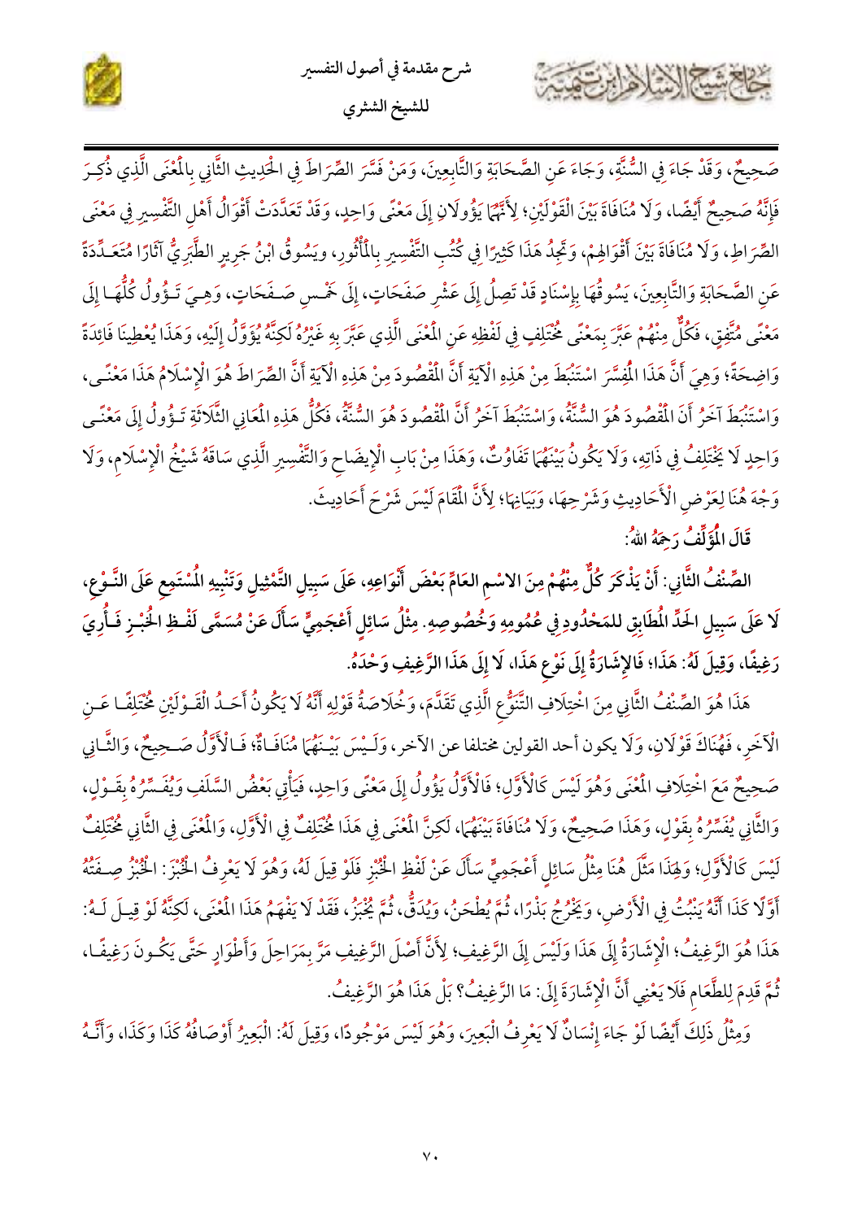صَحِيحٌ، وَقَدْ جَاءَ فِي السُّنَّةِ، وَجَاءَ عَنِ الصَّحَابَةِ وَالتَّابِعِينَ، وَمَنْ فَسَّرَ الصِّرَاطَ فِي الْحَدِيثِ الثَّانِي بِالْمَعْنَى الَّذِي ذُكِرَ فَإِنَّهُ صَحِيحٌ أَيْضًا، وَلَا مُنَافَاةَ بَيْنَ الْقَوْلَيْنِ؛ لِأَنَّهُمَا يَؤُولَانِ إِلَى مَعْنًى وَاحِدٍ، وَقَدْ تَعَدَّدَتْ أَقْوَالُ أَهْلِ التَّفْسِيرِ فِي مَعْنَى الصِّرَاطِ، وَلَا مُنَافَاةَ بَيْنَ أَقْوَالِهِمْ، وَتَجِدُ هَذَا كَثِيرًا فِي كُتُبِ التَّفْسِيرِ بِالْمَأْثُورِ، وَيَسُوقُ ابْنُ جَرِيرٍ الطَّبَرِيُّ آثَارًا مُتَعَدِّدَةً عَنِ الصَّحَابَةِ وَالتَّابِعِينَ، يَسُوقُهَا بِإِسْنَادٍ قَدْ تَصِلُ إِلَى عَشْرِ صَفَحَاتٍ، إِلَى خَمْسِ صَفَحَاتٍ، وَهِيَ تَؤُولُ كُلُّهَا إِلَى مَعْنًى مُتَّفِقٍ، فَكُلٌّ مِنْهُمْ عَبَّرَ بِمَعْنًى مُخْتَلِفٍ فِي لَفْظِهِ عَنِ الْمَعْنَى الَّذِي عَبَّرَ بِهِ غَيْرُهُ لَكِنَّهُ يُؤَوَّلُ إِلَيْهِ، وَهَذَا يُعْطِينَا فَائِدَةً وَاضِحَةً؛ وَهِيَ أَنَّ هَذَا الْمُفَسِّرَ اسْتَنْبَطَ مِنْ هَذِهِ الْآيَةِ أَنَّ الْمَقْصُودَ مِنْ هَذِهِ الْآيَةِ أَنَّ الصِّرَاطَ هُوَ الْإِسْلَامُ هَذَا مَعْنًى، وَاسْتَنْبَطَ آخَرُ أَنَ الْمَقْصُودَ هُوَ السُّنَّةُ، وَاسْتَنْبَطَ آخَرُ أَنَّ الْمَقْصُودَ هُوَ السُّنَّةُ، فَكُلُّ هَذِهِ الْمَعَانِي الثَّلَاثَةِ تَؤُولُ إِلَى مَعْنًى وَاحِدٍ لَا يَخْتَلِفُ فِي ذَاتِهِ، وَلَا يَكُونُ بَيْنَهُمَا تَفَاوُتٌ، وَهَذَا مِنْ بَابِ الْإِيضَاحِ وَالتَّفْسِيرِ الَّذِي سَاقَهُ شَيْخُ الْإِسْلَامِ، وَلَا وَجْهَ هُنَا لِعَرْضِ الْأَحَادِيثِ وَشَرْحِهَا، وَبَيَانِهَا؛ لِأَنَّ الْمَقَامَ لَيْسَ شَرْحَ أَحَادِيثَ.

**قَالَ الْمُؤَلِّفُ رَحِمَهُ اللهُ:**

**الصِّنْفُ الثَّانِي: أَنْ يَذْكُرَ كُلٌّ مِنْهُمْ مِنَ الاسْمِ العَامِّ بَعْضَ أَنْوَاعِهِ، عَلَى سَبِيلِ التَّمْثِيلِ وَتَنْبِيهِ الْمُسْتَمِعِ عَلَى النَّوْعِ، لَا عَلَى سَبِيلِ الحَدِّ الْمُطَابِقِ للمَحْدُودِ فِي عُمُومِهِ وَخُصُوصِهِ. مِثْلُ سَائِلٍ أَعْجَمِيٍّ سَأَلَ عَنْ مُسَمَّى لَفْظِ الخُبْزِ فَأُرِيَ رَغِيفًا، وَقِيلَ لَهُ: هَذَا؛ فَالإِشَارَةُ إِلَى نَوْعِ هَذَا، لَا إِلَى هَذَا الرَّغِيفِ وَحْدَهُ.**

هَذَا هُوَ الصِّنْفُ الثَّانِي مِنَ اخْتِلَافِ التَّنَوُّعِ الَّذِي تَقَدَّمَ، وَخُلَاصَةُ قَوْلِهِ أَنَّهُ لَا يَكُونُ أَحَدُ الْقَوْلَيْنِ مُخْتَلِفًا عَنِ الْآخَرِ، فَهُنَاكَ قَوْلَانِ، وَلَا يكون أحد القولين مختلفا عن الآخر، وَلَيْسَ بَيْنَهُمَا مُنَافَاةٌ؛ فَالْأَوَّلُ صَحِيحٌ، وَالثَّانِي صَحِيحٌ مَعَ اخْتِلَافِ الْمَعْنَى وَهُوَ لَيْسَ كَالْأَوَّلِ؛ فَالْأَوَّلُ يَؤُولُ إِلَى مَعْنًى وَاحِدٍ، فَيَأْتِي بَعْضُ السَّلَفِ وَيُفَسِّرُهُ بِقَوْلٍ، وَالثَّانِي يُفَسِّرُهُ بِقَوْلٍ، وَهَذَا صَحِيحٌ، وَلَا مُنَافَاةَ بَيْنَهُمَا، لَكِنَّ الْمَعْنَى فِي هَذَا مُخْتَلِفٌ فِي الْأَوَّلِ، وَالْمَعْنَى فِي الثَّانِي مُخْتَلِفٌ لَيْسَ كَالْأَوَّلِ؛ وَلِهَذَا مَثَّلَ هُنَا مِثْلَ سَائِلٍ أَعْجَمِيٍّ سَأَلَ عَنْ لَفْظِ الْخُبْزِ فَلَوْ قِيلَ لَهُ، وَهُوَ لَا يَعْرِفُ الْخُبْزَ: الْخُبْزُ صِفَتُهُ أَوَّلًا كَذَا أَنَّهُ يَنْبُتُ فِي الْأَرْضِ، وَيَخْرُجُ بِذْرًا، ثُمَّ يُطْحَنُ، وَيُدَقُّ، ثُمَّ يُخْبَزُ، فَقَدْ لَا يَفْهَمُ هَذَا الْمَعْنَى، لَكِنَّهُ لَوْ قِيلَ لَهُ: هَذَا هُوَ الرَّغِيفُ؛ الْإِشَارَةُ إِلَى هَذَا وَلَيْسَ إِلَى الرَّغِيفِ؛ لِأَنَّ أَصْلَ الرَّغِيفِ مَرَّ بِمَرَاحِلَ وَأَطْوَارٍ حَتَّى يَكُونَ رَغِيفًا، ثُمَّ قَدِمَ لِلطَّعَامِ فَلَا يَعْنِي أَنَّ الْإِشَارَةَ إِلَى: مَا الرَّغِيفُ؟ بَلْ هَذَا هُوَ الرَّغِيفُ.

وَمِثْلُ ذَلِكَ أَيْضًا لَوْ جَاءَ إِنْسَانٌ لَا يَعْرِفُ الْبَعِيرَ، وَهُوَ لَيْسَ مَوْجُودًا، وَقِيلَ لَهُ: الْبَعِيرُ أَوْصَافُهُ كَذَا وَكَذَا، وَأَنَّهُ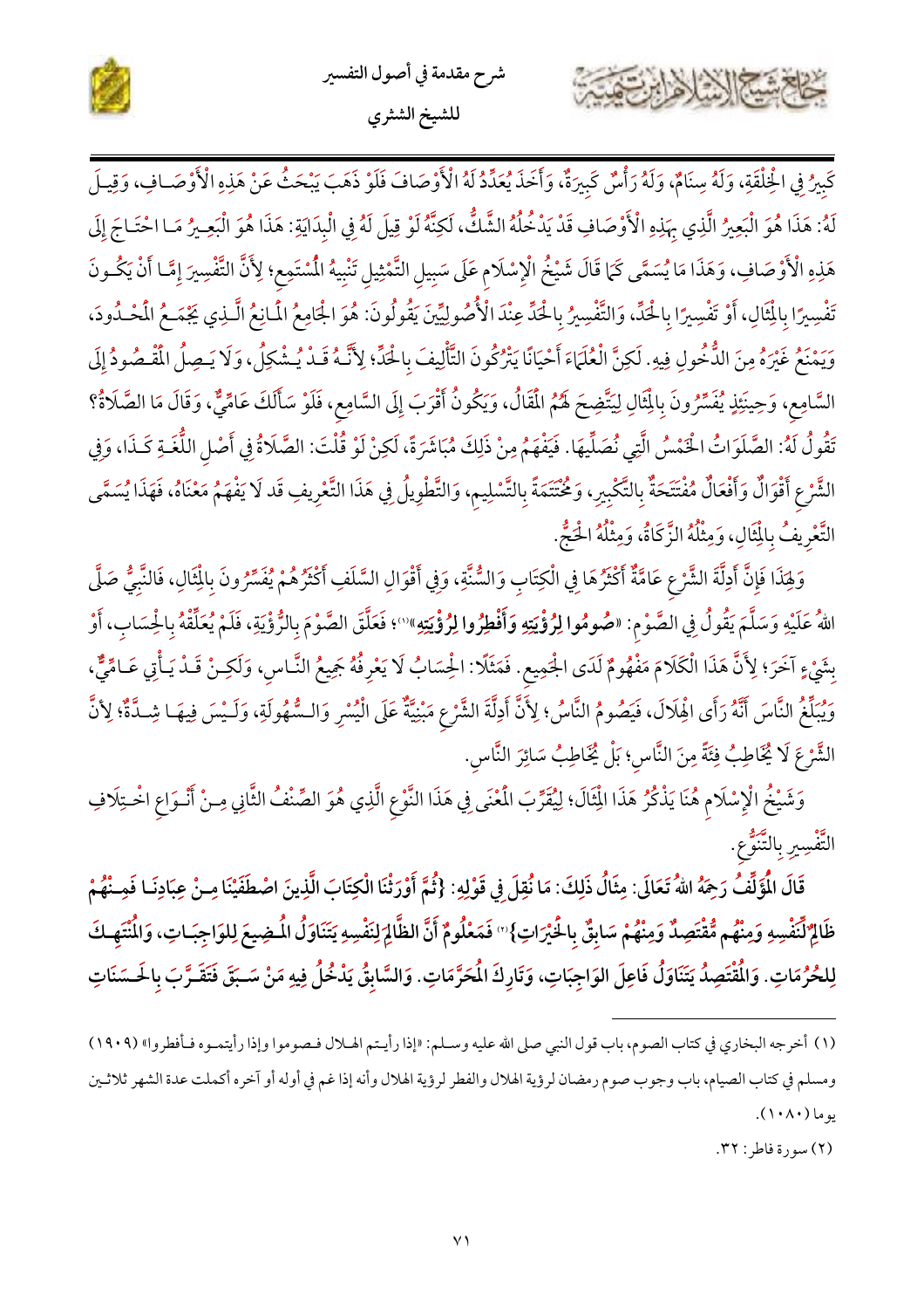كَبِيرٌ فِي الْخِلْقَةِ، وَلَهُ سِنَامٌ، وَلَهُ رَأْسٌ كَبِيرَةٌ، وَأَخَذَ يُعَدِّدُ لَهُ الْأَوْصَافَ فَلَوْ ذَهَبَ يَبْحَثُ عَنْ هَذِهِ الْأَوْصَافِ، وَقِيلَ لَهُ: هَذَا هُوَ الْبَعِيرُ الَّذِي بِهَذِهِ الْأَوْصَافِ قَدْ يَدْخُلُهُ الشَّكُّ، لَكِنَّهُ لَوْ قِيلَ لَهُ فِي الْبِدَايَةِ: هَذَا هُوَ الْبَعِيرُ مَا احْتَاجَ إِلَى هَذِهِ الْأَوْصَافِ، وَهَذَا مَا يُسَمَّى كَمَا قَالَ شَيْخُ الْإِسْلَامِ عَلَى سَبِيلِ التَّمْثِيلِ تَنْبِيهُ الْمُسْتَمِعِ؛ لِأَنَّ التَّفْسِيرَ إِمَّا أَنْ يَكُونَ تَفْسِيرًا بِالْمِثَالِ، أَوْ تَفْسِيرًا بِالْحَدِّ، وَالتَّفْسِيرُ بِالْحَدِّ عِنْدَ الْأُصُولِيِّينَ يَقُولُونَ: هُوَ الْجَامِعُ الْمَانِعُ الَّذِي يَجْمَعُ الْمَحْدُودَ، وَيَمْنَعُ غَيْرَهُ مِنَ الدُّخُولِ فِيهِ. لَكِنَّ الْعُلَمَاءَ أَحْيَانًا يَتْرُكُونَ التَّأْلِيفَ بِالْحَدِّ؛ لِأَنَّهُ قَدْ يُشْكِلُ، وَلَا يَصِلُ الْمَقْصُودُ إِلَى السَّامِعِ، وَحِينَئِذٍ يُفَسِّرُونَ بِالْمِثَالِ لِيَتَّضِحَ لَهُمُ الْمَقَالُ، وَيَكُونُ أَقْرَبَ إِلَى السَّامِعِ، فَلَوْ سَأَلَكَ عَامِّيٌّ، وَقَالَ مَا الصَّلَاةُ؟ تَقُولُ لَهُ: الصَّلَوَاتُ الْخَمْسُ الَّتِي نُصَلِّيهَا. فَيَفْهَمُ مِنْ ذَلِكَ مُبَاشَرَةً، لَكِنْ لَوْ قُلْتَ: الصَّلَاةُ فِي أَصْلِ اللُّغَةِ كَذَا، وَفِي الشَّرْعِ أَقْوَالٌ وَأَفْعَالٌ مُفْتَتَحَةٌ بِالتَّكْبِيرِ، وَمُخْتَتَمَةٌ بِالتَّسْلِيمِ، وَالتَّطْوِيلُ فِي هَذَا التَّعْرِيفِ قَد لَا يَفْهَمُ مَعْنَاهُ، فَهَذَا يُسَمَّى التَّعْرِيفُ بِالْمِثَالِ، وَمِثْلُهُ الزَّكَاةُ، وَمِثْلُهُ الْحَجُّ.

وَلِهَذَا فَإِنَّ أَدِلَّةَ الشَّرْعِ عَامَّةٌ أَكْثَرُهَا فِي الْكِتَابِ وَالسُّنَّةِ، وَفِي أَقْوَالِ السَّلَفِ أَكْثَرُهُمْ يُفَسِّرُونَ بِالْمِثَالِ، فَالنَّبِيُّ صَلَّى اللهُ عَلَيْهِ وَسَلَّمَ يَقُولُ فِي الصَّوْمِ: «**صُومُوا لِرُؤْيَتِهِ وَأَفْطِرُوا لِرُؤْيَتِهِ**»(1)؛ فَعَلَّقَ الصَّوْمَ بِالرُّؤْيَةِ، فَلَمْ يُعَلِّقْهُ بِالْحِسَابِ، أَوْ بِشَيْءٍ آخَرَ؛ لِأَنَّ هَذَا الْكَلَامَ مَفْهُومٌ لَدَى الْجَمِيعِ. فَمَثَلًا: الْحِسَابُ لَا يَعْرِفُهُ جَمِيعُ النَّاسِ، وَلَكِنْ قَدْ يَأْتِي عَامِّيٌّ، وَيُبَلِّغُ النَّاسَ أَنَّهُ رَأَى الْهِلَالَ، فَيَصُومُ النَّاسُ؛ لِأَنَّ أَدِلَّةَ الشَّرْعِ مَبْنِيَّةٌ عَلَى الْيُسْرِ وَالسُّهُولَةِ، وَلَيْسَ فِيهَا شِدَّةٌ؛ لِأَنَّ الشَّرْعَ لَا يُخَاطِبُ فِئَةً مِنَ النَّاسِ؛ بَلْ يُخَاطِبُ سَائِرَ النَّاسِ.

وَشَيْخُ الْإِسْلَامِ هُنَا يَذْكُرُ هَذَا الْمِثَالَ؛ لِيُقَرِّبَ الْمَعْنَى فِي هَذَا النَّوْعِ الَّذِي هُوَ الصِّنْفُ الثَّانِي مِنْ أَنْوَاعِ اخْتِلَافِ التَّفْسِيرِ بِالتَّنَوُّعِ.

**قَالَ الْمُؤَلِّفُ رَحِمَهُ اللهُ تَعَالَى: مِثَالُ ذَلِكَ: مَا نُقِلَ فِي قَوْلِهِ: {ثُمَّ أَوْرَثْنَا الْكِتَابَ الَّذِينَ اصْطَفَيْنَا مِنْ عِبَادِنَا فَمِنْهُمْ ظَالِمٌ لِّنَفْسِهِ وَمِنْهُم مُّقْتَصِدٌ وَمِنْهُمْ سَابِقٌ بِالْخَيْرَاتِ}(2) فَمَعْلُومٌ أَنَّ الظَّالِمَ لِنَفْسِهِ يَتَنَاوَلُ الْمُضِيعَ لِلوَاجِبَاتِ، وَالْمُنْتَهِكَ لِلحُرُمَاتِ. وَالْمُقْتَصِدُ يَتَنَاوَلُ فَاعِلَ الوَاجِبَاتِ، وَتَارِكَ الْمُحَرَّمَاتِ. وَالسَّابِقُ يَدْخُلُ فِيهِ مَنْ سَبَقَ فَتَقَرَّبَ بِالْحَسَنَاتِ**

---

(1) أخرجه البخاري في كتاب الصوم، باب قول النبي صلى الله عليه وسلم: «إذا رأيتم الهلال فصوموا وإذا رأيتموه فأفطروا» (1909) ومسلم في كتاب الصيام، باب وجوب صوم رمضان لرؤية الهلال والفطر لرؤية الهلال وأنه إذا غم في أوله أو آخره أكملت عدة الشهر ثلاثين يوما (1080).

(2) سورة فاطر: 32.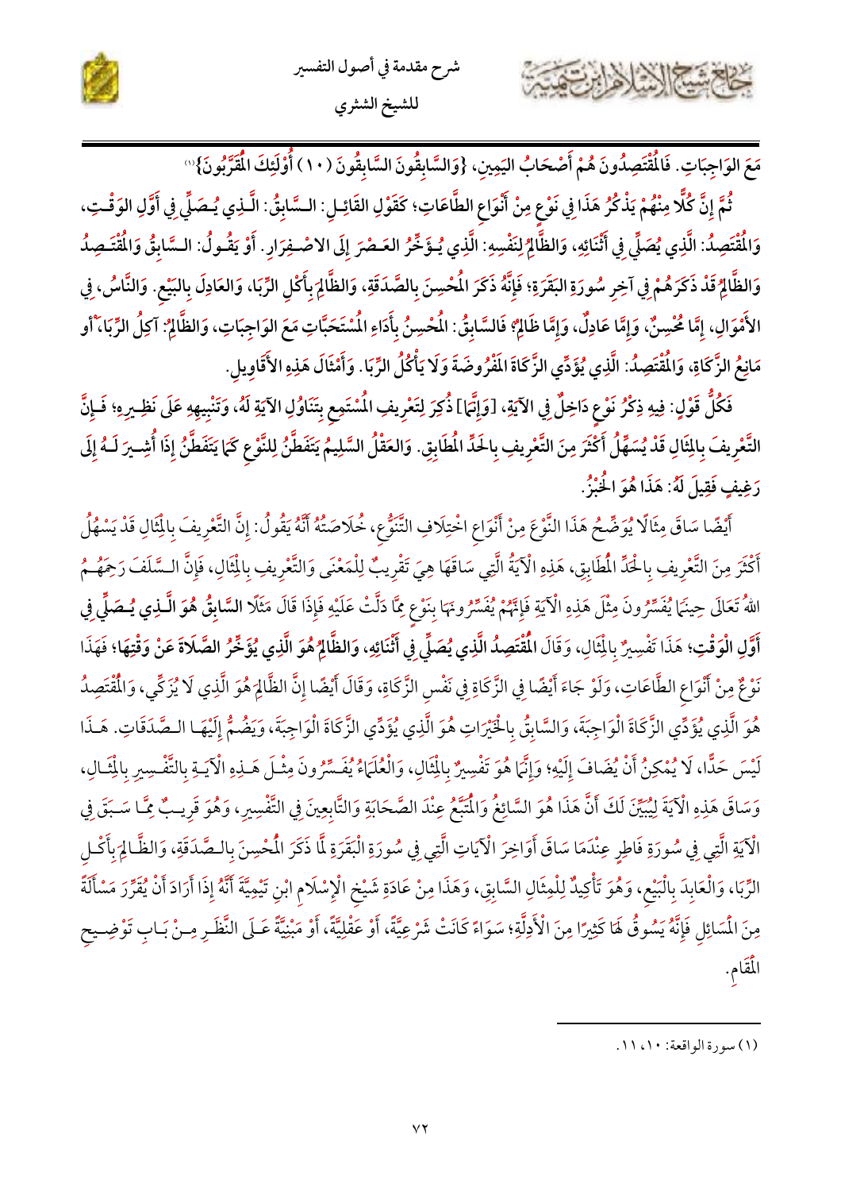مَعَ الوَاجِبَاتِ. فَالْمُقْتَصِدُونَ هُمْ أَصْحَابُ اليَمِينِ، {وَالسَّابِقُونَ السَّابِقُونَ (١٠) أُوْلَئِكَ الْمُقَرَّبُونَ}(١)

ثُمَّ إِنَّ كُلًّا مِنْهُمْ يَذْكُرُ هَذَا فِي نَوْعٍ مِنْ أَنْوَاعِ الطَّاعَاتِ؛ كَقَوْلِ القَائِلِ: السَّابِقُ: الَّذِي يُصَلِّي فِي أَوَّلِ الوَقْتِ، وَالْمُقْتَصِدُ: الَّذِي يُصَلِّي فِي أَثْنَائِهِ، وَالظَّالِمُ لِنَفْسِهِ: الَّذِي يُؤَخِّرُ العَصْرَ إِلَى الاصْفِرَارِ. أَوْ يَقُولُ: السَّابِقُ وَالْمُقْتَصِدُ وَالظَّالِمُ قَدْ ذَكَرَهُمْ فِي آخِرِ سُورَةِ البَقَرَةِ؛ فَإِنَّهُ ذَكَرَ الْمُحْسِنَ بِالصَّدَقَةِ، وَالظَّالِمَ بِأَكْلِ الرِّبَا، وَالعَادِلَ بِالبَيْعِ. وَالنَّاسُ، فِي الأَمْوَالِ، إِمَّا مُحْسِنٌ، وَإِمَّا عَادِلٌ، وَإِمَّا ظَالِمٌ؛ فَالسَّابِقُ: الْمُحْسِنُ بِأَدَاءِ الْمُسْتَحَبَّاتِ مَعَ الوَاجِبَاتِ، وَالظَّالِمُ: آكِلُ الرِّبَا، أَوْ مَانِعُ الزَّكَاةِ، وَالْمُقْتَصِدُ: الَّذِي يُؤَدِّي الزَّكَاةَ المَفْرُوضَةَ وَلَا يَأْكُلُ الرِّبَا. وَأَمْثَالَ هَذِهِ الأَقَاوِيلِ.

فَكُلُّ قَوْلٍ: فِيهِ ذِكْرُ نَوْعٍ دَاخِلٍ فِي الآيَةِ، [وَإِنَّمَا] ذُكِرَ لِتَعْرِيفِ الْمُسْتَمِعِ بِتَنَاوُلِ الآيَةِ لَهُ، وَتَنْبِيهِهِ عَلَى نَظِيرِهِ؛ فَإِنَّ التَّعْرِيفَ بِالمِثَالِ قَدْ يُسَهِّلُ أَكْثَرَ مِنَ التَّعْرِيفِ بِالحَدِّ المُطَابِقِ. وَالعَقْلُ السَّلِيمُ يَتَفَطَّنُ لِلنَّوْعِ كَمَا يَتَفَطَّنُ إِذَا أُشِيرَ لَهُ إِلَى رَغِيفٍ فَقِيلَ لَهُ: هَذَا هُوَ الخُبْزُ.

أَيْضًا سَاقَ مِثَالًا يُوَضِّحُ هَذَا النَّوْعَ مِنْ أَنْوَاعِ اخْتِلَافِ التَّنَوُّعِ، خُلَاصَتُهُ أَنَّهُ يَقُولُ: إِنَّ التَّعْرِيفَ بِالْمِثَالِ قَدْ يَسْهُلُ أَكْثَرَ مِنَ التَّعْرِيفِ بِالْحَدِّ الْمُطَابِقِ، هَذِهِ الْآيَةُ الَّتِي سَاقَهَا هِيَ تَقْرِيبٌ لِلْمَعْنَى وَالتَّعْرِيفِ بِالْمِثَالِ، فَإِنَّ السَّلَفَ رَحِمَهُمُ اللهُ تَعَالَى حِينَمَا يُفَسِّرُونَ مِثْلَ هَذِهِ الْآيَةِ فَإِنَّهُمْ يُفَسِّرُونَهَا بِنَوْعٍ مِمَّا دَلَّتْ عَلَيْهِ فَإِذَا قَالَ مَثَلًا **السَّابِقُ هُوَ الَّذِي يُصَلِّي فِي أَوَّلِ الْوَقْتِ**؛ هَذَا تَفْسِيرٌ بِالْمِثَالِ، وَقَالَ **الْمُقْتَصِدُ الَّذِي يُصَلِّي فِي أَثْنَائِهِ، وَالظَّالِمُ هُوَ الَّذِي يُؤَخِّرُ الصَّلَاةَ عَنْ وَقْتِهَا**؛ فَهَذَا نَوْعٌ مِنْ أَنْوَاعِ الطَّاعَاتِ، وَلَوْ جَاءَ أَيْضًا فِي الزَّكَاةِ فِي نَفْسِ الزَّكَاةِ، وَقَالَ أَيْضًا إِنَّ الظَّالِمَ هُوَ الَّذِي لَا يُزَكِّي، وَالْمُقْتَصِدُ هُوَ الَّذِي يُؤَدِّي الزَّكَاةَ الْوَاجِبَةَ، وَالسَّابِقُ بِالْخَيْرَاتِ هُوَ الَّذِي يُؤَدِّي الزَّكَاةَ الْوَاجِبَةَ، وَيَضُمُّ إِلَيْهَا الصَّدَقَاتِ. هَذَا لَيْسَ حَدًّا، لَا يُمْكِنُ أَنْ يُضَافَ إِلَيْهِ؛ وَإِنَّمَا هُوَ تَفْسِيرٌ بِالْمِثَالِ، وَالْعُلَمَاءُ يُفَسِّرُونَ مِثْلَ هَذِهِ الْآيَةِ بِالتَّفْسِيرِ بِالْمِثَالِ، وَسَاقَ هَذِهِ الْآيَةَ لِيُبَيِّنَ لَكَ أَنَّ هَذَا هُوَ السَّائِغُ وَالْمُتَّبَعُ عِنْدَ الصَّحَابَةِ وَالتَّابِعِينَ فِي التَّفْسِيرِ، وَهُوَ قَرِيبٌ مِمَّا سَبَقَ فِي الْآيَةِ الَّتِي فِي سُورَةِ فَاطِرٍ عِنْدَمَا سَاقَ أَوَاخِرَ الْآيَاتِ الَّتِي فِي سُورَةِ الْبَقَرَةِ لَمَّا ذَكَرَ الْمُحْسِنَ بِالصَّدَقَةِ، وَالظَّالِمَ بِأَكْلِ الرِّبَا، وَالْعَابِدَ بِالْبَيْعِ، وَهُوَ تَأْكِيدٌ لِلْمِثَالِ السَّابِقِ، وَهَذَا مِنْ عَادَةِ شَيْخِ الْإِسْلَامِ ابْنِ تَيْمِيَّةَ أَنَّهُ إِذَا أَرَادَ أَنْ يُقَرِّرَ مَسْأَلَةً مِنَ الْمَسَائِلِ فَإِنَّهُ يَسُوقُ لَهَا كَثِيرًا مِنَ الْأَدِلَّةِ؛ سَوَاءٌ كَانَتْ شَرْعِيَّةً، أَوْ عَقْلِيَّةً، أَوْ مَبْنِيَّةً عَلَى النَّظَرِ مِنْ بَابِ تَوْضِيحِ الْمَقَامِ.

---

(١) سورة الواقعة: ١٠، ١١.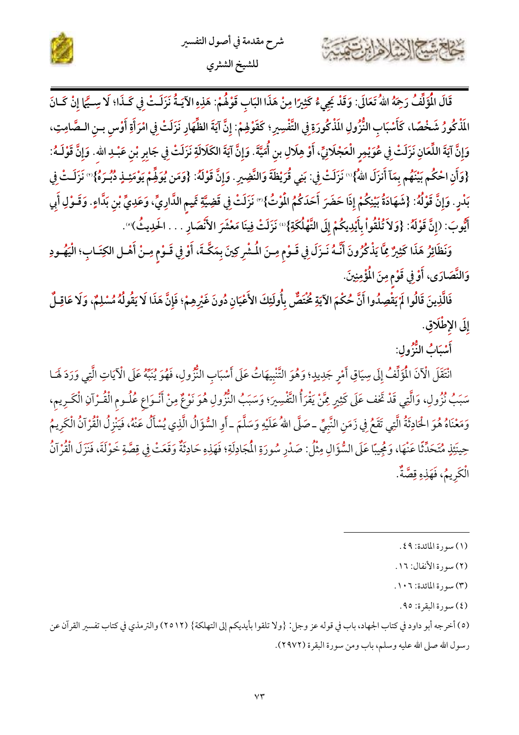قَالَ الْمُؤَلِّفُ رَحِمَهُ اللهُ تَعَالَى: وَقَدْ يَجِيءُ كَثِيرًا مِنْ هَذَا البَابِ قَوْلُهُمْ: هَذِهِ الآيَةُ نَزَلَتْ فِي كَذَا؛ لَا سِيَّمَا إِنْ كَانَ الْمَذْكُورُ شَخْصًا، كَأَسْبَابِ النُّزُولِ الْمَذْكُورَةِ فِي التَّفْسِيرِ؛ كَقَوْلِهِمْ: إِنَّ آيَةَ الظِّهَارِ نَزَلَتْ فِي امْرَأَةِ أَوْسِ بنِ الصَّامِتِ، وَإِنَّ آيَةَ اللِّعَانِ نَزَلَتْ فِي عُوَيْمِرٍ الْعَجْلَانِيِّ، أَوْ هِلَالِ بنِ أُمَيَّةَ. وَإِنَّ آيَةَ الكَلَالَةِ نَزَلَتْ فِي جَابِرِ بْنِ عَبْدِ الله. وَإِنَّ قَوْلَهُ: {وَأَنِ احْكُم بَيْنَهُم بِمَآ أَنزَلَ اللهُ}(١) نَزَلَتْ فِي: بَنِي قُرَيْظَةَ وَالنَّضِيرِ. وَإِنَّ قَوْلَهُ: {وَمَن يُوَلِّهِمْ يَوْمَئِذٍ دُبُرَهُ}(٢) نَزَلَتْ فِي بَدْرٍ. وَإِنَّ قَوْلَهُ: {شَهَادَةُ بَيْنِكُمْ إِذَا حَضَرَ أَحَدَكُمُ الْمَوْتُ}(٣) نَزَلَتْ فِي قَضِيَّةِ تَمِيمٍ الدَّارِيِّ، وَعَدِيِّ بْنِ بَدَّاءٍ. وَقَوْلِ أَبِي أَيُّوبَ: (إِنَّ قَوْلَهُ: {وَلاَ تُلْقُواْ بِأَيْدِيكُمْ إِلَى التَّهْلُكَةِ}(٤) نَزَلَتْ فِينَا مَعْشَرَ الأَنْصَارِ . . . الحَدِيثُ)(٥).

وَنَظَائِرُ هَذَا كَثِيرٌ مِمَّا يَذْكُرُونَ أَنَّهُ نَزَلَ فِي قَوْمٍ مِنَ الْمُشْرِكِينَ بِمَكَّةَ، أَوْ فِي قَوْمٍ مِنْ أَهْلِ الكِتَابِ؛ الْيَهُودِ وَالنَّصَارَى، أَوْ فِي قَوْمٍ مِنَ الْمُؤْمِنِينَ.

فَالَّذِينَ قَالُوا لَمْ يَقْصِدُوا أَنَّ حُكْمَ الآيَةِ مُخْتَصٌّ بِأُولَئِكَ الأَعْيَانِ دُونَ غَيْرِهِمْ؛ فَإِنَّ هَذَا لَا يَقُولُهُ مُسْلِمٌ، وَلَا عَاقِلٌ إِلَى الإِطْلَاقِ.

## أَسْبَابُ النُّزُولِ:

انْتَقَلَ الْآنَ الْمُؤَلِّفُ إِلَى سِيَاقِ أَمْرٍ جَدِيدٍ؛ وَهُوَ التَّنْبِيهَاتُ عَلَى أَسْبَابِ النُّزُولِ، فَهُوَ يُنَبِّهُ عَلَى الْآيَاتِ الَّتِي وَرَدَ لَهَا سَبَبُ نُزُولٍ، وَالَّتِي قَدْ تَخْفَ عَلَى كَثِيرٍ مِمَّنْ يَقْرَأُ التَّفْسِيرَ؛ وَسَبَبُ النُّزُولِ هُوَ نَوْعٌ مِنْ أَنْوَاعِ عُلُومِ الْقُرْآنِ الْكَرِيمِ، وَمَعْنَاهُ هُوَ الْحَادِثَةُ الَّتِي تَقَعُ فِي زَمَنِ النَّبِيِّ ـ صَلَّى اللهُ عَلَيْهِ وَسَلَّمَ ـ أَوِ السُّؤَالُ الَّذِي يُسْأَلُ عَنْهُ، فَيَنْزِلُ الْقُرْآنُ الْكَرِيمُ حِينَئِذٍ مُتَحَدِّثًا عَنْهَا، وَمُجِيبًا عَلَى السُّؤَالِ مِثْلُ: صَدْرِ سُورَةِ الْمُجَادِلَةِ؛ فَهَذِهِ حَادِثَةٌ وَقَعَتْ فِي قِصَّةِ خَوْلَةَ، فَنَزَلَ الْقُرْآنُ الْكَرِيمُ، فَهَذِهِ قِصَّةٌ.

---

(١) سورة المائدة: ٤٩.

(٢) سورة الأنفال: ١٦.

(٣) سورة المائدة: ١٠٦.

(٤) سورة البقرة: ٩٥.

(٥) أخرجه أبو داود في كتاب الجهاد، باب في قوله عز وجل: {ولا تلقوا بأيديكم إلى التهلكة} (٢٥١٢) والترمذي في كتاب تفسير القرآن عن رسول الله صلى الله عليه وسلم، باب ومن سورة البقرة (٢٩٧٢).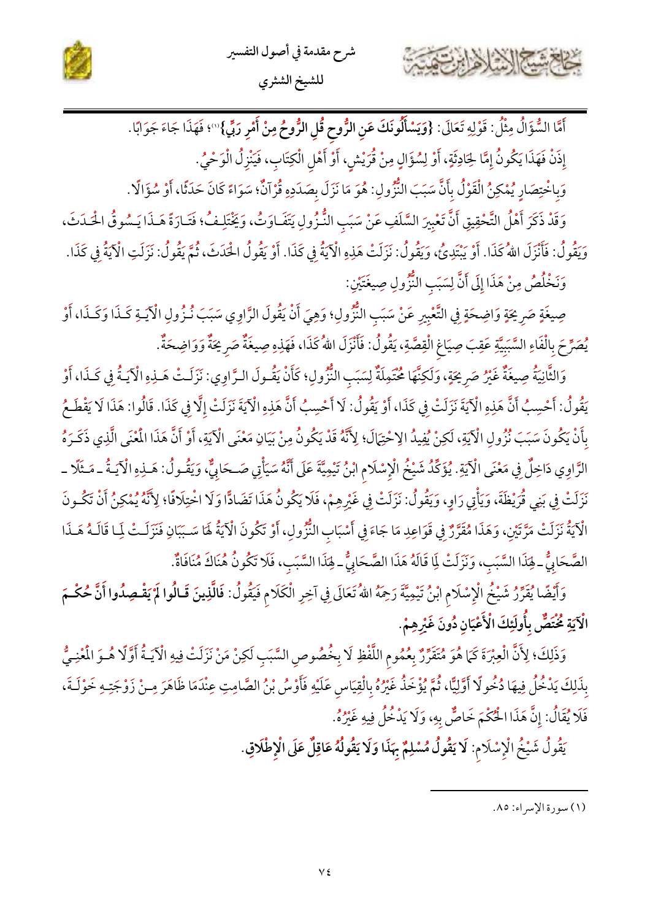أَمَّا السُّؤَالُ مِثْلُ: قَوْلِهِ تَعَالَى: **{وَيَسْأَلُونَكَ عَنِ الرُّوحِ قُلِ الرُّوحُ مِنْ أَمْرِ رَبِّي}**[1]؛ فَهَذَا جَاءَ جَوَابًا.

إِذَنْ فَهَذَا يَكُونُ إِمَّا لِحَادِثَةٍ، أَوْ لِسُؤَالٍ مِنْ قُرَيْشٍ، أَوْ أَهْلِ الْكِتَابِ، فَيَنْزِلُ الْوَحْيُ.

وَبِاخْتِصَارٍ يُمْكِنُ الْقَوْلُ بِأَنَّ سَبَبَ النُّزُولِ: هُوَ مَا نَزَلَ بِصَدَدِهِ قُرْآنٌ؛ سَوَاءٌ كَانَ حَدَثًا، أَوْ سُؤَالًا.

وَقَدْ ذَكَرَ أَهْلُ التَّحْقِيقِ أَنَّ تَعْبِيرَ السَّلَفِ عَنْ سَبَبِ النُّزُولِ يَتَفَاوَتُ، وَيَخْتَلِفُ؛ فَتَارَةً هَذَا يَسُوقُ الْحَدَثَ، وَيَقُولُ: فَأَنْزَلَ اللهُ كَذَا. أَوْ يَبْتَدِئُ، وَيَقُولُ: نَزَلَتْ هَذِهِ الْآيَةُ فِي كَذَا. أَوْ يَقُولُ الْحَدَثَ، ثُمَّ يَقُولُ: نَزَلَتِ الْآيَةُ فِي كَذَا.

وَنَخْلُصُ مِنْ هَذَا إِلَى أَنَّ لِسَبَبِ النُّزُولِ صِيغَتَيْنِ:

صِيغَةٍ صَرِيحَةٍ وَاضِحَةٍ فِي التَّعْبِيرِ عَنْ سَبَبِ النُّزُولِ؛ وَهِيَ أَنْ يَقُولَ الرَّاوِي سَبَبَ نُزُولِ الْآيَةِ كَذَا وَكَذَا، أَوْ يُصَرِّحَ بِالْفَاءِ السَّبَبِيَّةِ عَقِبَ صِيَاغِ الْقِصَّةِ، يَقُولُ: فَأَنْزَلَ اللهُ كَذَا، فَهَذِهِ صِيغَةٌ صَرِيحَةٌ وَوَاضِحَةٌ.

وَالثَّانِيَةُ صِيغَةٌ غَيْرُ صَرِيحَةٍ، وَلَكِنَّهَا مُحْتَمِلَةٌ لِسَبَبِ النُّزُولِ؛ كَأَنْ يَقُولَ الرَّاوِي: نَزَلَتْ هَذِهِ الْآيَةُ فِي كَذَا، أَوْ يَقُولُ: أَحْسِبُ أَنَّ هَذِهِ الْآيَةَ نَزَلَتْ فِي كَذَا، أَوْ يَقُولُ: لَا أَحْسِبُ أَنَّ هَذِهِ الْآيَةَ نَزَلَتْ إِلَّا فِي كَذَا. قَالُوا: هَذَا لَا يَقْطَعُ بِأَنْ يَكُونَ سَبَبَ نُزُولِ الْآيَةِ، لَكِنْ يُفِيدُ الِاحْتِمَالَ؛ لِأَنَّهُ قَدْ يَكُونُ مِنْ بَيَانِ مَعْنَى الْآيَةِ، أَوْ أَنَّ هَذَا الْمَعْنَى الَّذِي ذَكَرَهُ الرَّاوِي دَاخِلٌ فِي مَعْنَى الْآيَةِ. يُؤَكِّدُ شَيْخُ الْإِسْلَامِ ابْنُ تَيْمِيَّةَ عَلَى أَنَّهُ سَيَأْتِي صَحَابِيٌّ، وَيَقُولُ: هَذِهِ الْآيَةُ - مَثَلًا - نَزَلَتْ فِي بَنِي قُرَيْظَةَ، وَيَأْتِي رَاوٍ، وَيَقُولُ: نَزَلَتْ فِي غَيْرِهِمْ، فَلَا يَكُونُ هَذَا تَضَادًّا وَلَا اخْتِلَافًا؛ لِأَنَّهُ يُمْكِنُ أَنْ تَكُونَ الْآيَةُ نَزَلَتْ مَرَّتَيْنِ، وَهَذَا مُقَرَّرٌ فِي قَوَاعِدِ مَا جَاءَ فِي أَسْبَابِ النُّزُولِ، أَوْ تَكُونَ الْآيَةُ لَهَا سَبَبَانِ فَنَزَلَتْ لِمَا قَالَهُ هَذَا الصَّحَابِيُّ - لِهَذَا السَّبَبِ، وَنَزَلَتْ لِمَا قَالَهُ هَذَا الصَّحَابِيُّ - لِهَذَا السَّبَبِ، فَلَا تَكُونُ هُنَاكَ مُنَافَاةٌ.

وَأَيْضًا يُقَرِّرُ شَيْخُ الْإِسْلَامِ ابْنُ تَيْمِيَّةَ رَحِمَهُ اللهُ تَعَالَى فِي آخِرِ الْكَلَامِ فَيَقُولُ: **فَالَّذِينَ قَالُوا لَمْ يَقْصِدُوا أَنَّ حُكْمَ الْآيَةِ مُخْتَصٌّ بِأُولَئِكَ الْأَعْيَانِ دُونَ غَيْرِهِمْ.**

وَذَلِكَ؛ لِأَنَّ الْعِبْرَةَ كَمَا هُوَ مُتَقَرِّرٌ بِعُمُومِ اللَّفْظِ لَا بِخُصُوصِ السَّبَبِ لَكِنْ مَنْ نَزَلَتْ فِيهِ الْآيَةُ أَوَّلًا هُوَ الْمَعْنِيُّ بِذَلِكَ يَدْخُلُ فِيهَا دُخُولًا أَوَّلِيًّا، ثُمَّ يُؤْخَذُ غَيْرُهُ بِالْقِيَاسِ عَلَيْهِ فَأَوْسُ بْنُ الصَّامِتِ عِنْدَمَا ظَاهَرَ مِنْ زَوْجَتِهِ خَوْلَةَ، فَلَا يُقَالُ: إِنَّ هَذَا الْحُكْمَ خَاصٌّ بِهِ، وَلَا يَدْخُلُ فِيهِ غَيْرُهُ.

يَقُولُ شَيْخُ الْإِسْلَامِ: **لَا يَقُولُ مُسْلِمٌ بِهَذَا وَلَا يَقُولُهُ عَاقِلٌ عَلَى الْإِطْلَاقِ.**

---

[1] سورة الإسراء: ٨٥.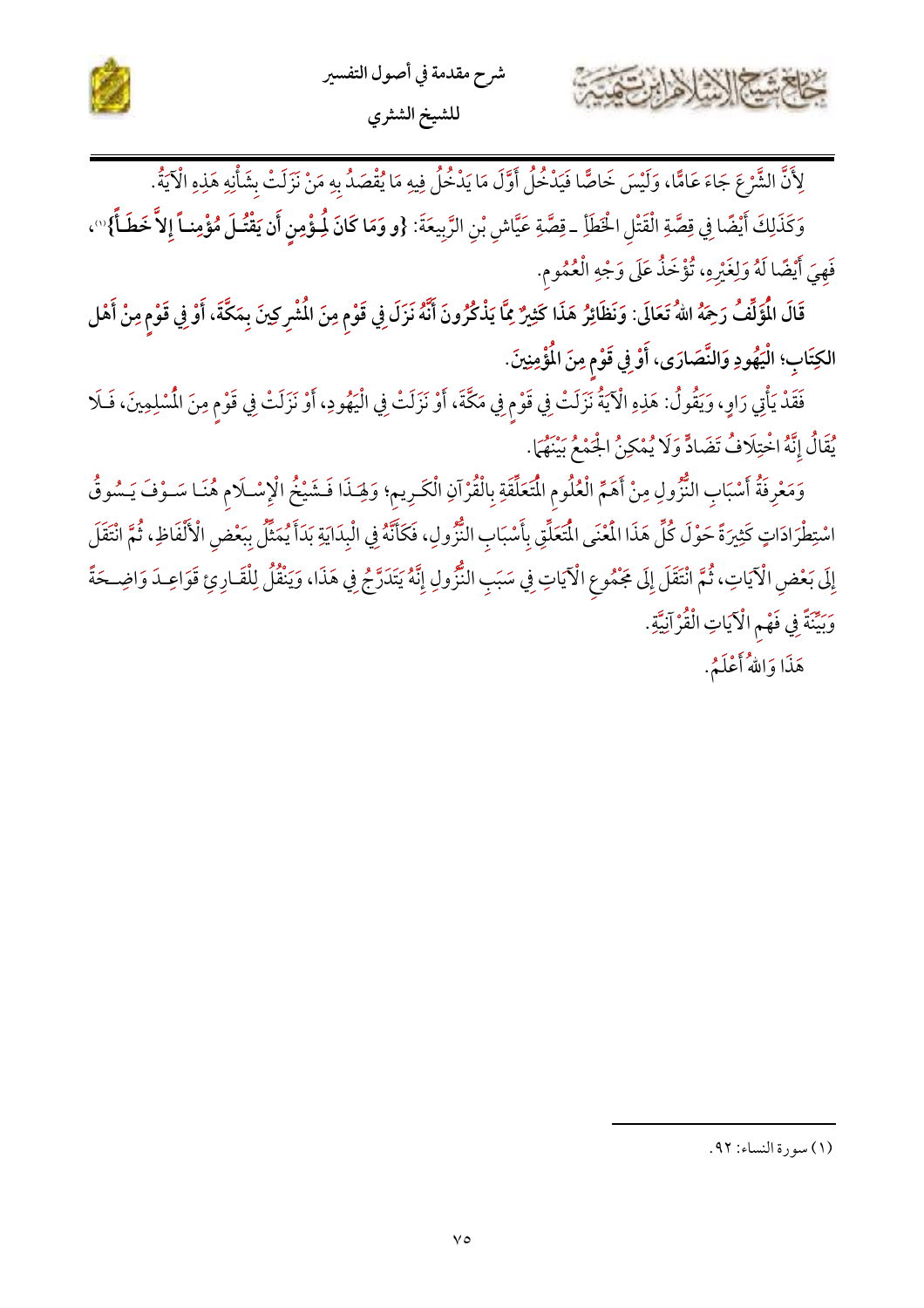لِأَنَّ الشَّرْعَ جَاءَ عَامًّا، وَلَيْسَ خَاصًّا فَيَدْخُلُ أَوَّلَ مَا يَدْخُلُ فِيهِ مَا يُقْصَدُ بِهِ مَنْ نَزَلَتْ بِشَأْنِهِ هَذِهِ الْآيَةُ.

وَكَذَلِكَ أَيْضًا فِي قِصَّةِ الْقَتْلِ الْخَطَأِ - قِصَّةِ عَيَّاشِ بْنِ الرَّبِيعَةِ: **{وَمَا كَانَ لِمُؤْمِنٍ أَن يَقْتُلَ مُؤْمِناً إِلاَّ خَطَأً}**[1]، فَهِيَ أَيْضًا لَهُ وَلِغَيْرِهِ، تُؤْخَذُ عَلَى وَجْهِ الْعُمُومِ.

**قَالَ الْمُؤَلِّفُ رَحِمَهُ اللهُ تَعَالَى: وَنَظَائِرُ هَذَا كَثِيرٌ مِمَّا يَذْكُرُونَ أَنَّهُ نَزَلَ فِي قَوْمٍ مِنَ الْمُشْرِكِينَ بِمَكَّةَ، أَوْ فِي قَوْمٍ مِنْ أَهْلِ الْكِتَابِ؛ الْيَهُودِ وَالنَّصَارَى، أَوْ فِي قَوْمٍ مِنَ الْمُؤْمِنِينَ.**

فَقَدْ يَأْتِي رَاوٍ، وَيَقُولُ: هَذِهِ الْآيَةُ نَزَلَتْ فِي قَوْمٍ فِي مَكَّةَ، أَوْ نَزَلَتْ فِي الْيَهُودِ، أَوْ نَزَلَتْ فِي قَوْمٍ مِنَ الْمُسْلِمِينَ، فَلَا يُقَالُ إِنَّهُ اخْتِلَافُ تَضَادٍّ وَلَا يُمْكِنُ الْجَمْعُ بَيْنَهُمَا.

وَمَعْرِفَةُ أَسْبَابِ النُّزُولِ مِنْ أَهَمِّ الْعُلُومِ الْمُتَعَلِّقَةِ بِالْقُرْآنِ الْكَرِيمِ؛ وَهَذَا فَشَيْخُ الْإِسْلَامِ هُنَا سَوْفَ يَسُوقُ اسْتِطْرَادَاتٍ كَثِيرَةً حَوْلَ كُلِّ هَذَا الْمَعْنَى الْمُتَعَلِّقِ بِأَسْبَابِ النُّزُولِ، فَكَأَنَّهُ فِي الْبِدَايَةِ بَدَأَ يُمَثِّلُ بِبَعْضِ الْأَلْفَاظِ، ثُمَّ انْتَقَلَ إِلَى بَعْضِ الْآيَاتِ، ثُمَّ انْتَقَلَ إِلَى مَجْمُوعِ الْآيَاتِ فِي سَبَبِ النُّزُولِ إِنَّهُ يَتَدَرَّجُ فِي هَذَا، وَيَنْقُلُ لِلْقَارِئِ قَوَاعِدَ وَاضِحَةً وَبَيِّنَةً فِي فَهْمِ الْآيَاتِ الْقُرْآنِيَّةِ.

هَذَا وَاللهُ أَعْلَمُ.

---

(١) سورة النساء: ٩٢.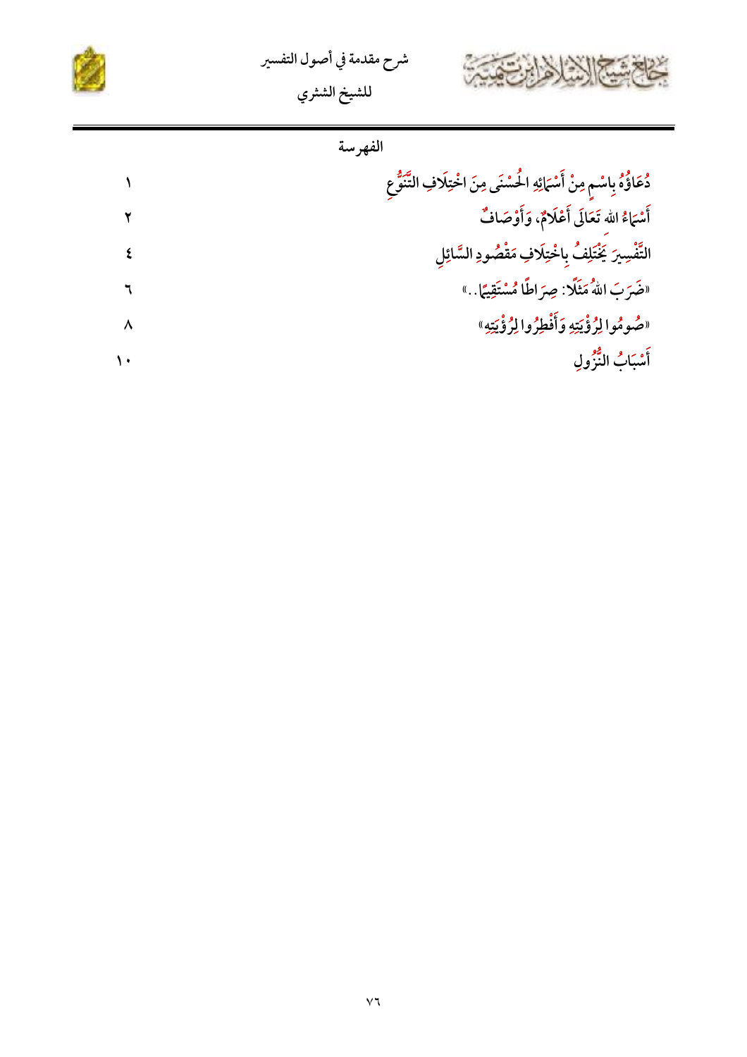## الفهرسة

| | |
|---|---|
| دُعَاؤُهُ بِاسْمٍ مِنْ أَسْمَائِهِ الْحُسْنَى مِنَ اخْتِلَافِ التَّنَوُّعِ | ١ |
| أَسْمَاءُ الله تَعَالَى أَعْلَامٌ، وَأَوْصَافٌ | ٢ |
| التَّفْسِيرَ يَخْتَلِفُ بِاخْتِلَافِ مَقْصُودِ السَّائِلِ | ٤ |
| «ضَرَبَ اللهُ مَثَلًا: صِرَاطًا مُسْتَقِيمًا..» | ٦ |
| «صُومُوا لِرُؤْيَتِهِ وَأَفْطِرُوا لِرُؤْيَتِهِ» | ٨ |
| أَسْبَابُ النُّزُولِ | ١٠ |